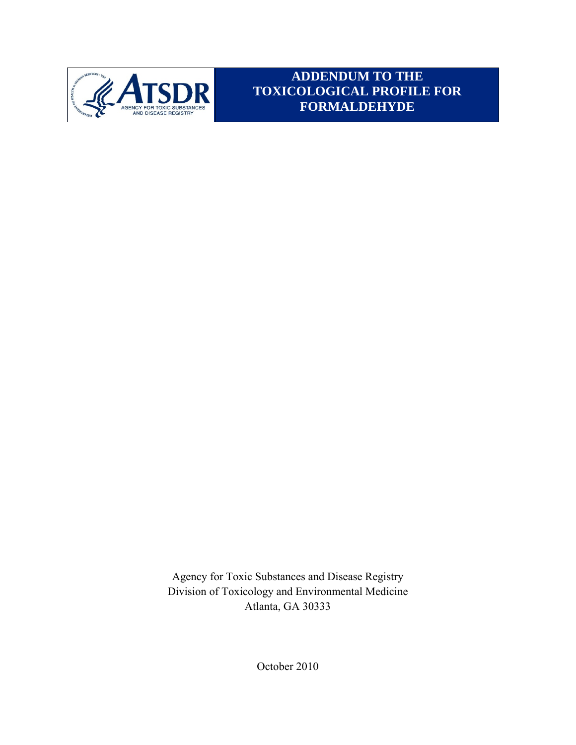# ADDENDUM TO THE TOXICOLOGICAL PROFILE FOR FORMALDEHYDE

Agency for Toxic Substances and Disease Registry
Division of Toxicology and Environmental Medicine
Atlanta, GA 30333

October 2010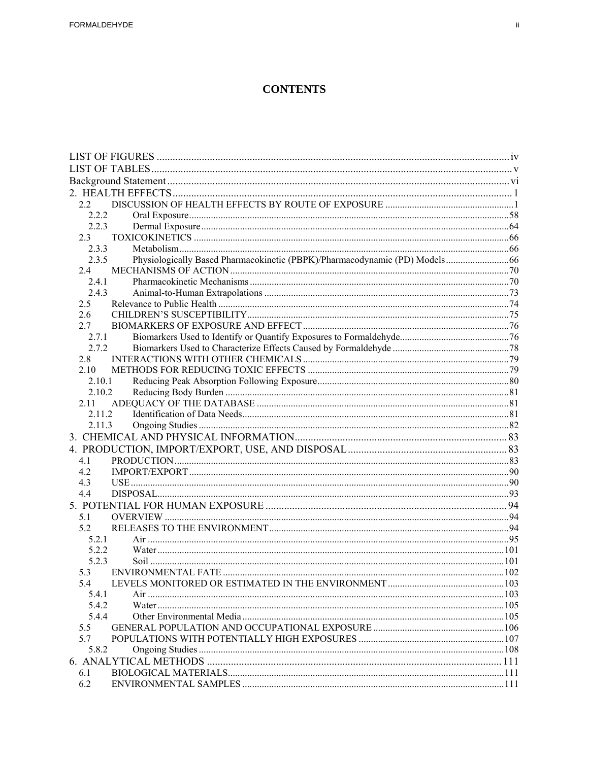# CONTENTS

LIST OF FIGURES ..................................................................................................................................iv
LIST OF TABLES.......................................................................................................................................v
Background Statement ..............................................................................................................................vi
2. HEALTH EFFECTS.................................................................................................................................1
  2.2 DISCUSSION OF HEALTH EFFECTS BY ROUTE OF EXPOSURE .....................................................1
    2.2.2 Oral Exposure......................................................................................................................58
    2.2.3 Dermal Exposure..................................................................................................................64
  2.3 TOXICOKINETICS ..................................................................................................................66
    2.3.3 Metabolism.........................................................................................................................66
    2.3.5 Physiologically Based Pharmacokinetic (PBPK)/Pharmacodynamic (PD) Models ..........................66
  2.4 MECHANISMS OF ACTION.......................................................................................................70
    2.4.1 Pharmacokinetic Mechanisms .................................................................................................70
    2.4.3 Animal-to-Human Extrapolations ............................................................................................73
  2.5 Relevance to Public Health .........................................................................................................74
  2.6 CHILDREN'S SUSCEPTIBILITY..................................................................................................75
  2.7 BIOMARKERS OF EXPOSURE AND EFFECT .................................................................................76
    2.7.1 Biomarkers Used to Identify or Quantify Exposures to Formaldehyde.............................................76
    2.7.2 Biomarkers Used to Characterize Effects Caused by Formaldehyde ...............................................78
  2.8 INTERACTIONS WITH OTHER CHEMICALS ...............................................................................79
  2.10 METHODS FOR REDUCING TOXIC EFFECTS ...........................................................................79
    2.10.1 Reducing Peak Absorption Following Exposure.........................................................................80
    2.10.2 Reducing Body Burden .......................................................................................................81
  2.11 ADEQUACY OF THE DATABASE .............................................................................................81
    2.11.2 Identification of Data Needs..................................................................................................81
    2.11.3 Ongoing Studies ...............................................................................................................82
3. CHEMICAL AND PHYSICAL INFORMATION...................................................................................83
4. PRODUCTION, IMPORT/EXPORT, USE, AND DISPOSAL ...............................................................83
  4.1 PRODUCTION..........................................................................................................................83
  4.2 IMPORT/EXPORT ....................................................................................................................90
  4.3 USE.........................................................................................................................................90
  4.4 DISPOSAL................................................................................................................................93
5. POTENTIAL FOR HUMAN EXPOSURE .............................................................................................94
  5.1 OVERVIEW ..............................................................................................................................94
  5.2 RELEASES TO THE ENVIRONMENT...........................................................................................94
    5.2.1 Air ...................................................................................................................................95
    5.2.2 Water ...............................................................................................................................101
    5.2.3 Soil .................................................................................................................................101
  5.3 ENVIRONMENTAL FATE .........................................................................................................102
  5.4 LEVELS MONITORED OR ESTIMATED IN THE ENVIRONMENT ....................................................103
    5.4.1 Air ...................................................................................................................................103
    5.4.2 Water ...............................................................................................................................105
    5.4.4 Other Environmental Media ..................................................................................................105
  5.5 GENERAL POPULATION AND OCCUPATIONAL EXPOSURE ........................................................106
  5.7 POPULATIONS WITH POTENTIALLY HIGH EXPOSURES ..............................................................107
    5.8.2 Ongoing Studies .................................................................................................................108
6. ANALYTICAL METHODS ..............................................................................................................111
  6.1 BIOLOGICAL MATERIALS.........................................................................................................111
  6.2 ENVIRONMENTAL SAMPLES ....................................................................................................111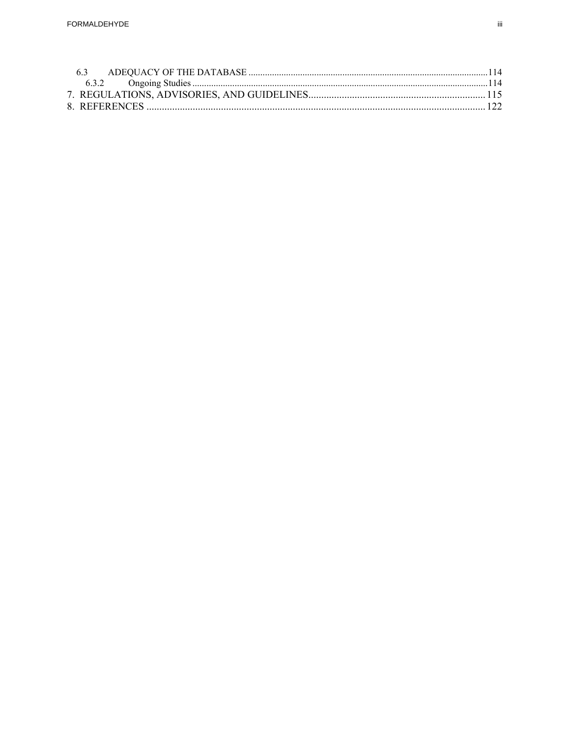6.3 ADEQUACY OF THE DATABASE ......................................................114

6.3.2 Ongoing Studies ......................................................114

7. REGULATIONS, ADVISORIES, AND GUIDELINES......................................................115

8. REFERENCES ......................................................122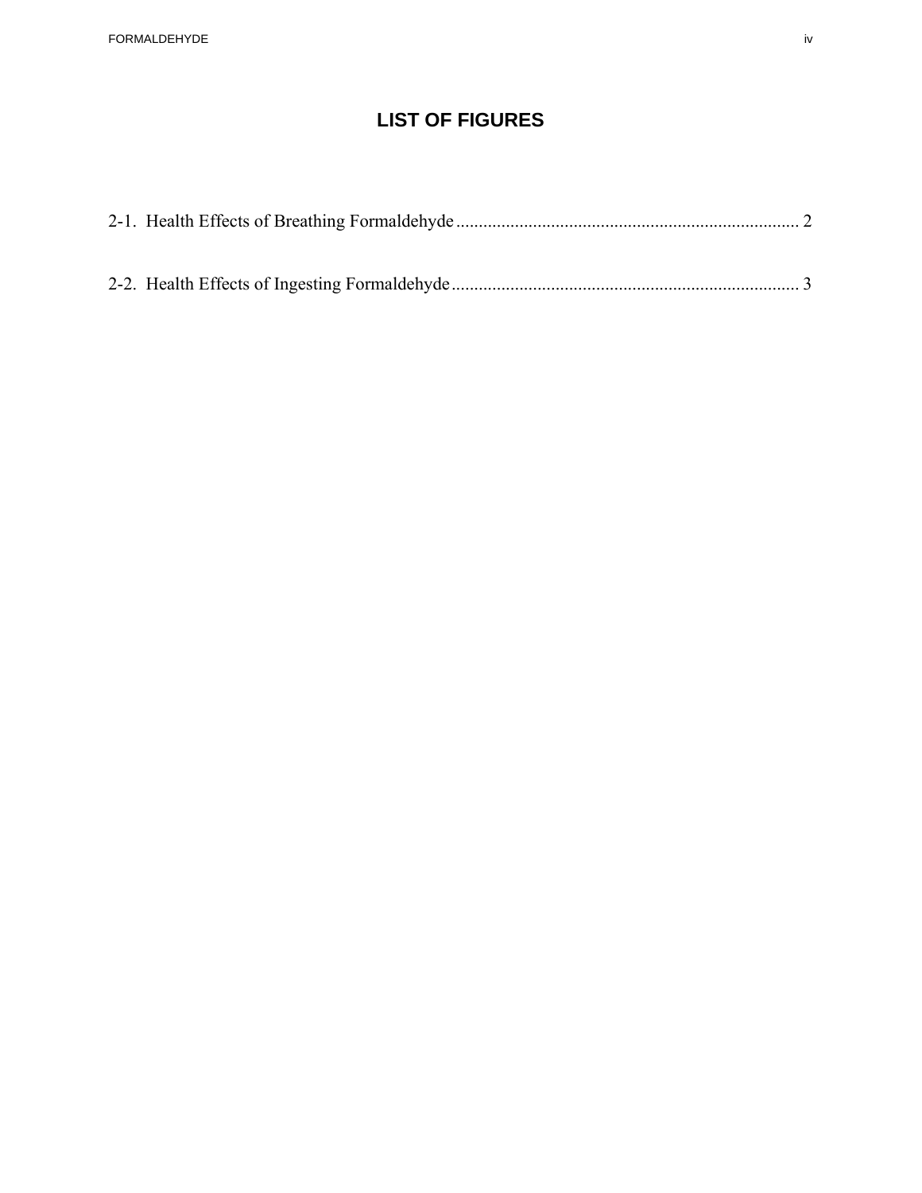# LIST OF FIGURES

2-1. Health Effects of Breathing Formaldehyde ........................................................................... 2

2-2. Health Effects of Ingesting Formaldehyde ............................................................................ 3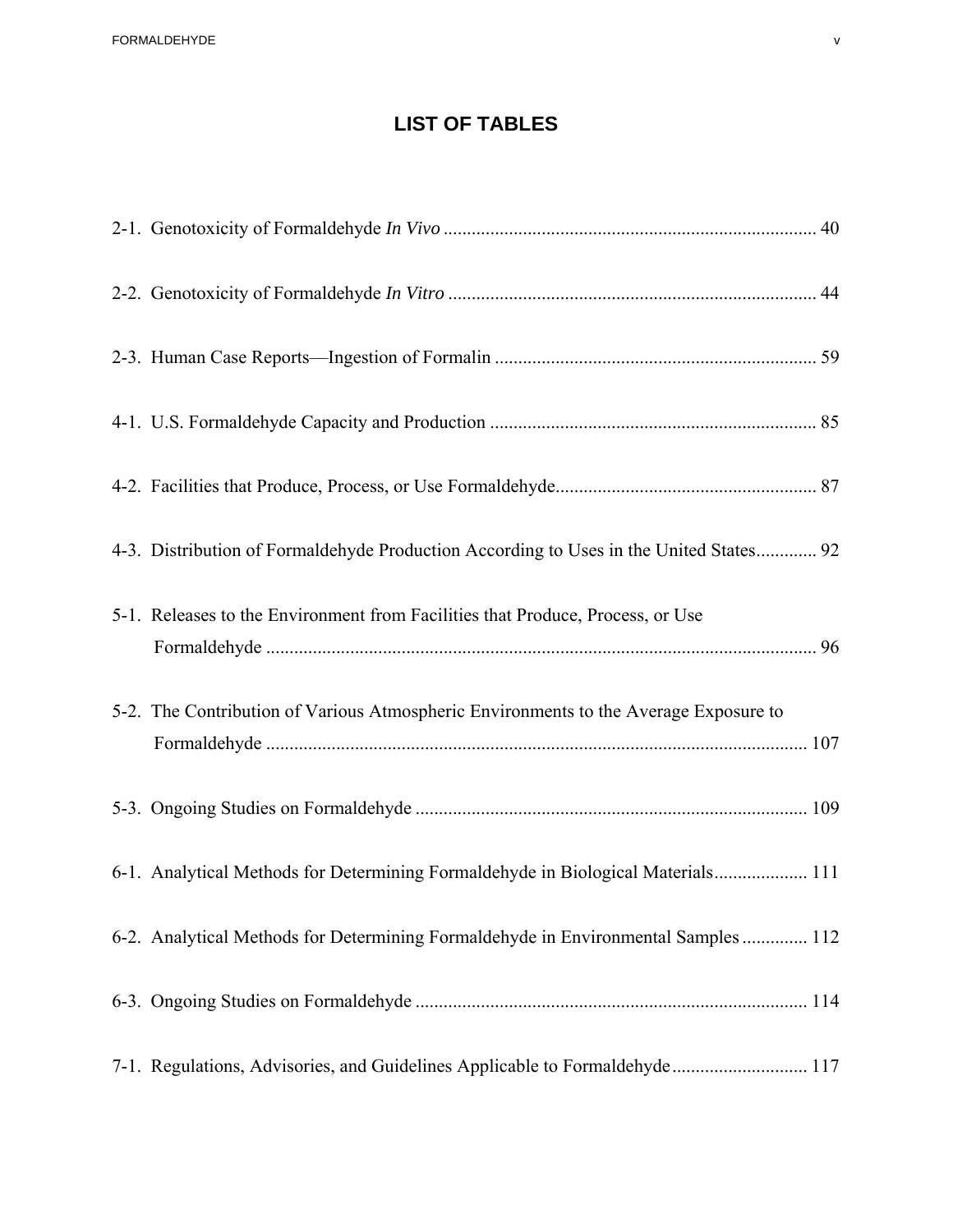# LIST OF TABLES

2-1. Genotoxicity of Formaldehyde *In Vivo* ............................................................................. 40

2-2. Genotoxicity of Formaldehyde *In Vitro* ............................................................................ 44

2-3. Human Case Reports—Ingestion of Formalin .................................................................... 59

4-1. U.S. Formaldehyde Capacity and Production ..................................................................... 85

4-2. Facilities that Produce, Process, or Use Formaldehyde....................................................... 87

4-3. Distribution of Formaldehyde Production According to Uses in the United States............. 92

5-1. Releases to the Environment from Facilities that Produce, Process, or Use Formaldehyde ...................................................................................................................... 96

5-2. The Contribution of Various Atmospheric Environments to the Average Exposure to Formaldehyde .................................................................................................................... 107

5-3. Ongoing Studies on Formaldehyde .................................................................................... 109

6-1. Analytical Methods for Determining Formaldehyde in Biological Materials.................... 111

6-2. Analytical Methods for Determining Formaldehyde in Environmental Samples .............. 112

6-3. Ongoing Studies on Formaldehyde .................................................................................... 114

7-1. Regulations, Advisories, and Guidelines Applicable to Formaldehyde............................. 117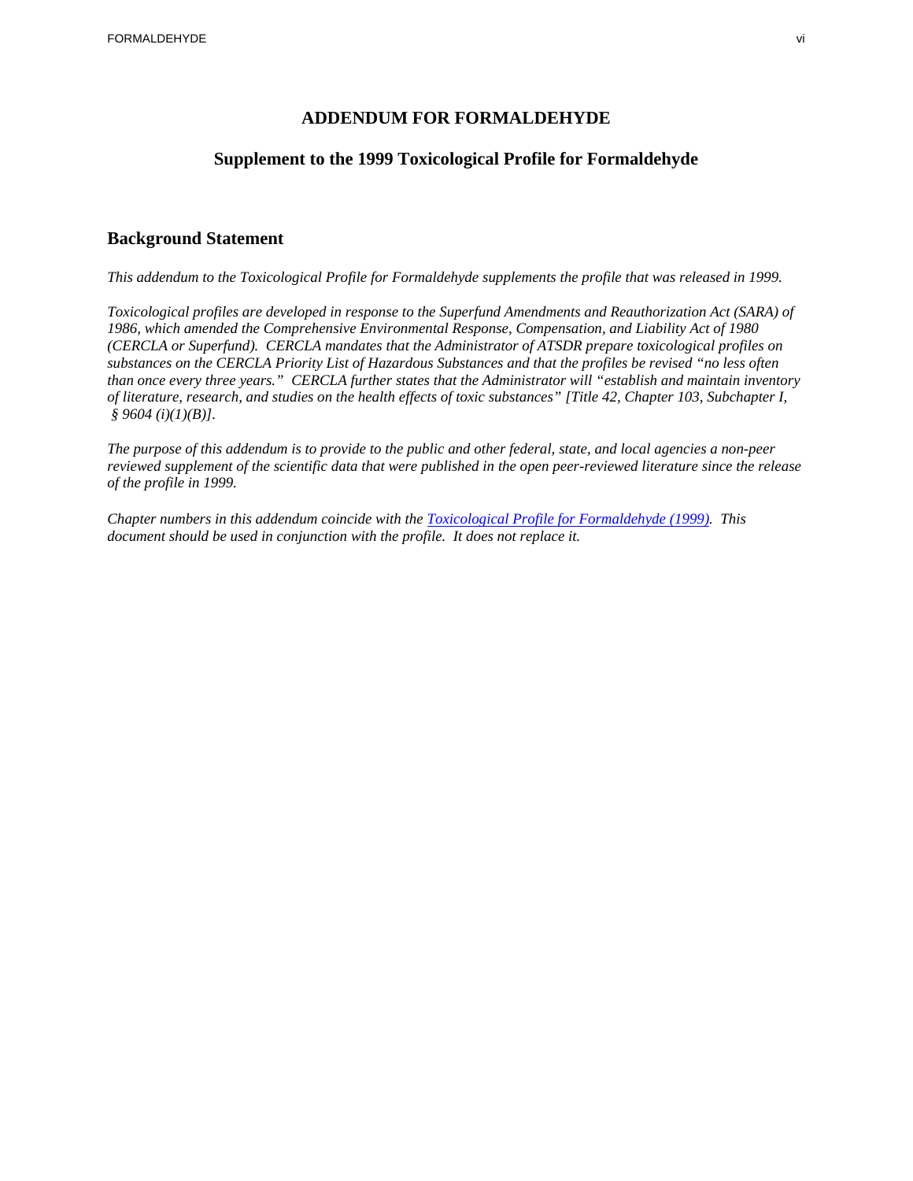# ADDENDUM FOR FORMALDEHYDE

## Supplement to the 1999 Toxicological Profile for Formaldehyde

## Background Statement

*This addendum to the Toxicological Profile for Formaldehyde supplements the profile that was released in 1999.*

*Toxicological profiles are developed in response to the Superfund Amendments and Reauthorization Act (SARA) of 1986, which amended the Comprehensive Environmental Response, Compensation, and Liability Act of 1980 (CERCLA or Superfund). CERCLA mandates that the Administrator of ATSDR prepare toxicological profiles on substances on the CERCLA Priority List of Hazardous Substances and that the profiles be revised "no less often than once every three years." CERCLA further states that the Administrator will "establish and maintain inventory of literature, research, and studies on the health effects of toxic substances" [Title 42, Chapter 103, Subchapter I, § 9604 (i)(1)(B)].*

*The purpose of this addendum is to provide to the public and other federal, state, and local agencies a non-peer reviewed supplement of the scientific data that were published in the open peer-reviewed literature since the release of the profile in 1999.*

*Chapter numbers in this addendum coincide with the Toxicological Profile for Formaldehyde (1999). This document should be used in conjunction with the profile. It does not replace it.*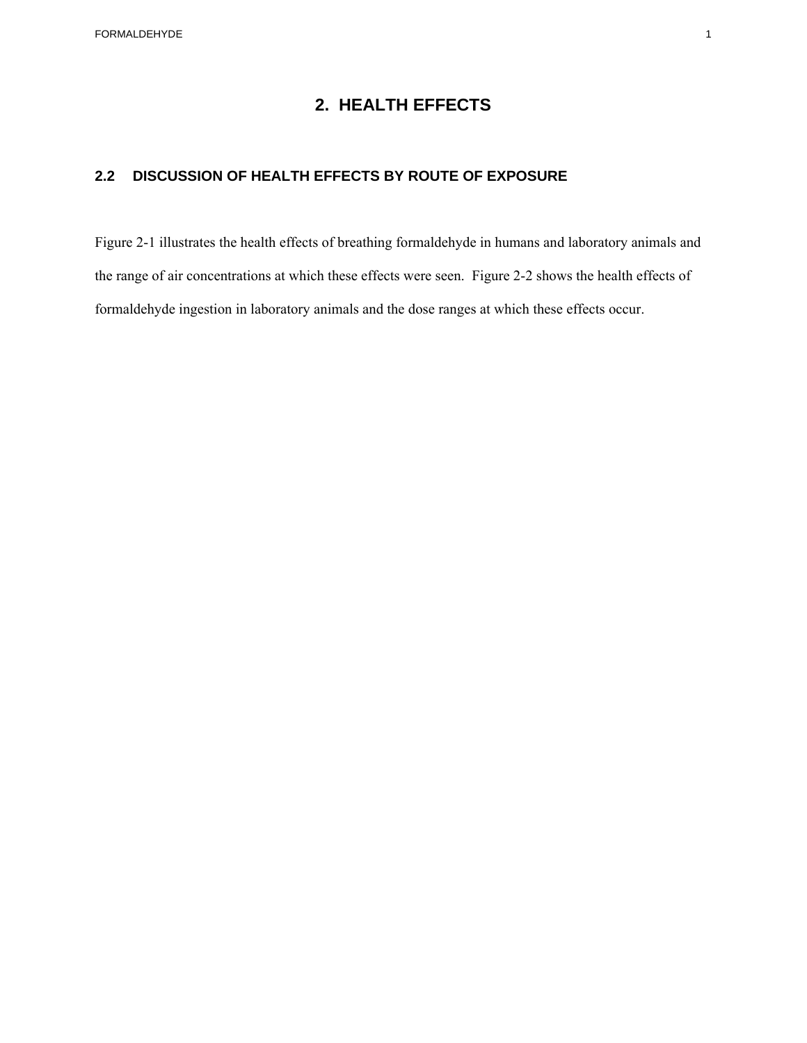# 2. HEALTH EFFECTS

## 2.2 DISCUSSION OF HEALTH EFFECTS BY ROUTE OF EXPOSURE

Figure 2-1 illustrates the health effects of breathing formaldehyde in humans and laboratory animals and the range of air concentrations at which these effects were seen. Figure 2-2 shows the health effects of formaldehyde ingestion in laboratory animals and the dose ranges at which these effects occur.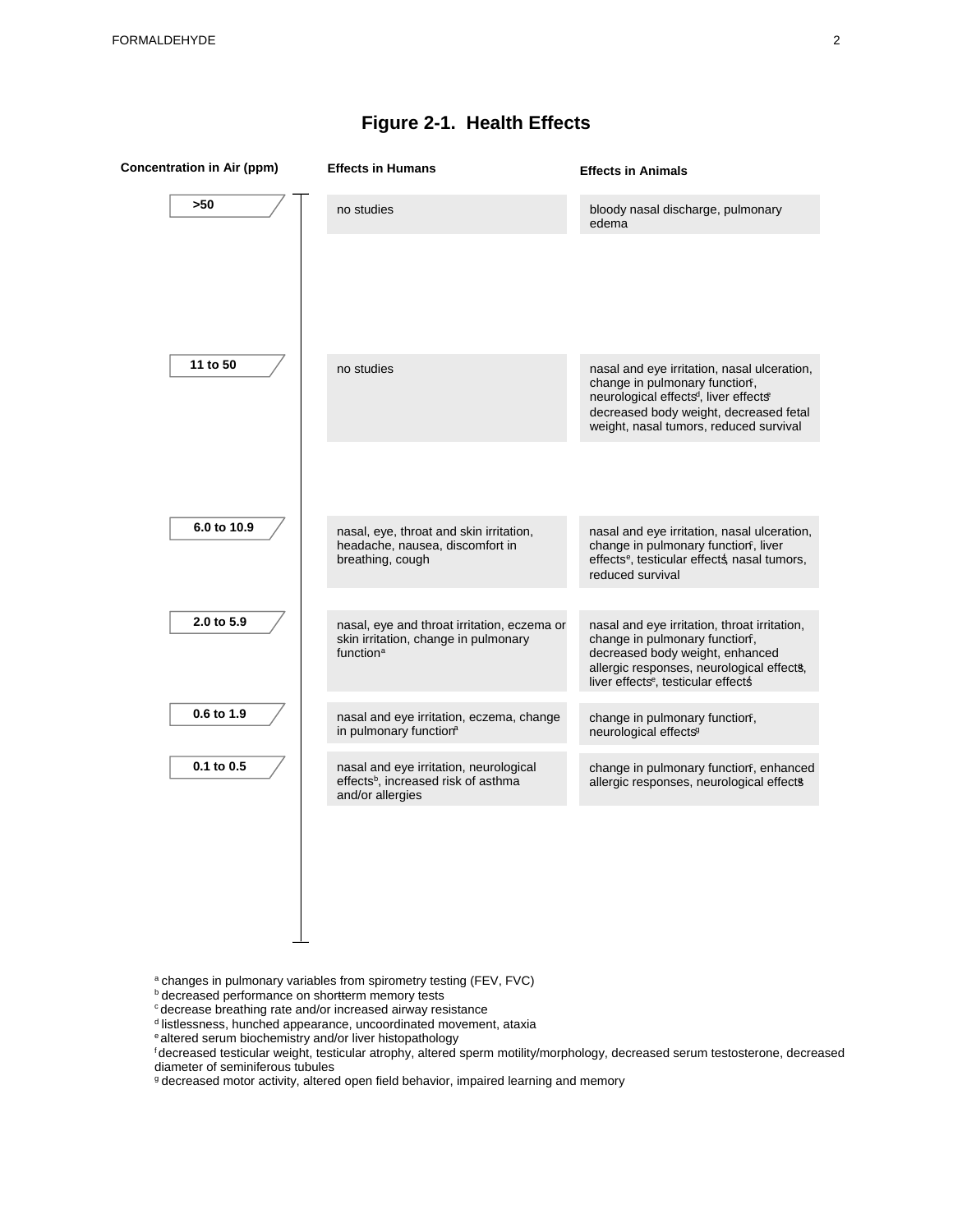# Figure 2-1. Health Effects

| Concentration in Air (ppm) | Effects in Humans | Effects in Animals |
|---|---|---|
| >50 | no studies | bloody nasal discharge, pulmonary edema |
| 11 to 50 | no studies | nasal and eye irritation, nasal ulceration, change in pulmonary function[c], neurological effects[d], liver effects[e] decreased body weight, decreased fetal weight, nasal tumors, reduced survival |
| 6.0 to 10.9 | nasal, eye, throat and skin irritation, headache, nausea, discomfort in breathing, cough | nasal and eye irritation, nasal ulceration, change in pulmonary function[c], liver effects[e], testicular effects[f], nasal tumors, reduced survival |
| 2.0 to 5.9 | nasal, eye and throat irritation, eczema or skin irritation, change in pulmonary function[a] | nasal and eye irritation, throat irritation, change in pulmonary function[c], decreased body weight, enhanced allergic responses, neurological effects[g], liver effects[e], testicular effects[f] |
| 0.6 to 1.9 | nasal and eye irritation, eczema, change in pulmonary function[a] | change in pulmonary function[c], neurological effects[g] |
| 0.1 to 0.5 | nasal and eye irritation, neurological effects[b], increased risk of asthma and/or allergies | change in pulmonary function[c], enhanced allergic responses, neurological effects[g] |

[a] changes in pulmonary variables from spirometry testing (FEV, FVC)
[b] decreased performance on short-term memory tests
[c] decrease breathing rate and/or increased airway resistance
[d] listlessness, hunched appearance, uncoordinated movement, ataxia
[e] altered serum biochemistry and/or liver histopathology
[f] decreased testicular weight, testicular atrophy, altered sperm motility/morphology, decreased serum testosterone, decreased diameter of seminiferous tubules
[g] decreased motor activity, altered open field behavior, impaired learning and memory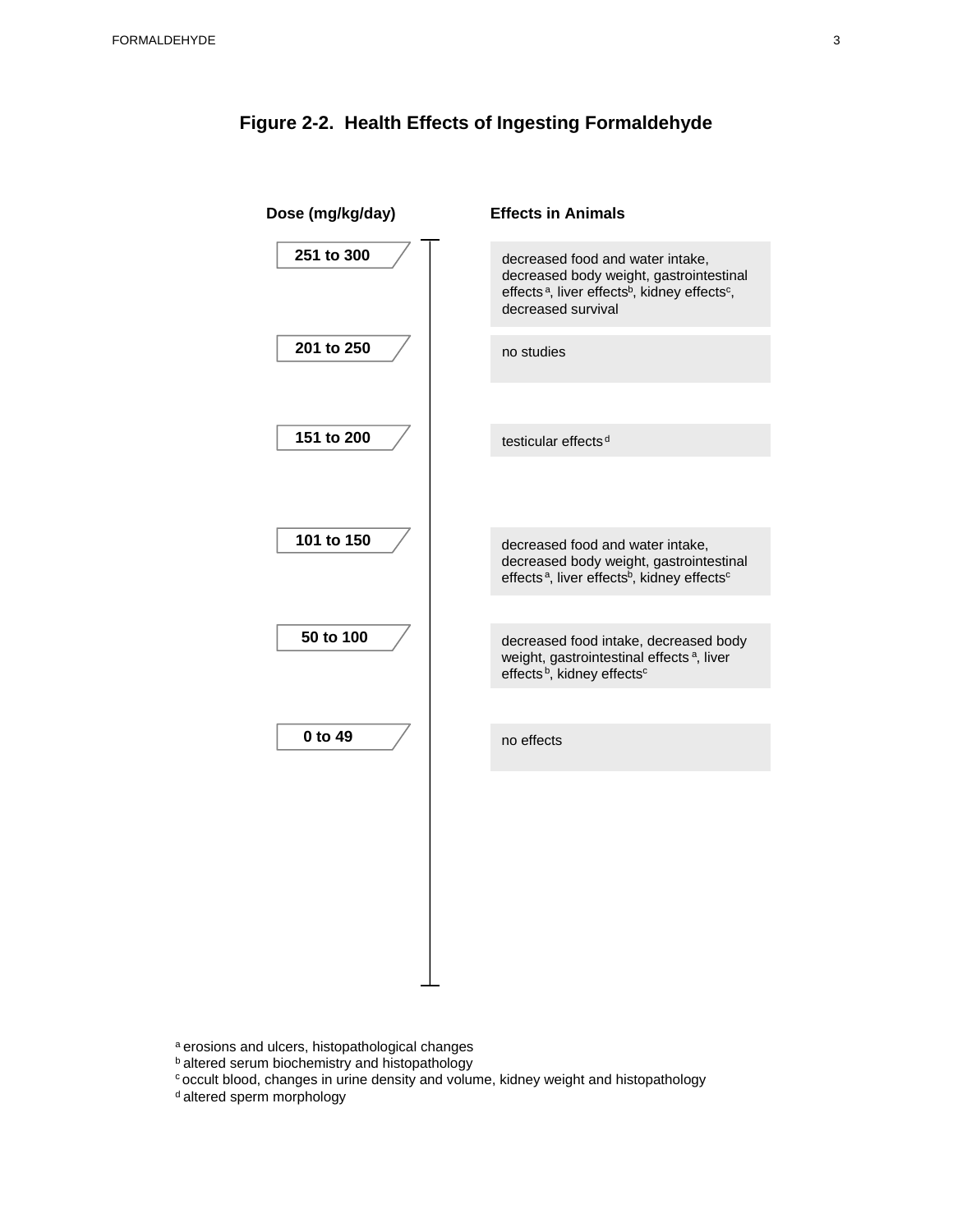## Figure 2-2. Health Effects of Ingesting Formaldehyde

| Dose (mg/kg/day) | Effects in Animals |
|---|---|
| 251 to 300 | decreased food and water intake, decreased body weight, gastrointestinal effects [a], liver effects[b], kidney effects[c], decreased survival |
| 201 to 250 | no studies |
| 151 to 200 | testicular effects [d] |
| 101 to 150 | decreased food and water intake, decreased body weight, gastrointestinal effects [a], liver effects[b], kidney effects[c] |
| 50 to 100 | decreased food intake, decreased body weight, gastrointestinal effects [a], liver effects [b], kidney effects[c] |
| 0 to 49 | no effects |

[a] erosions and ulcers, histopathological changes
[b] altered serum biochemistry and histopathology
[c] occult blood, changes in urine density and volume, kidney weight and histopathology
[d] altered sperm morphology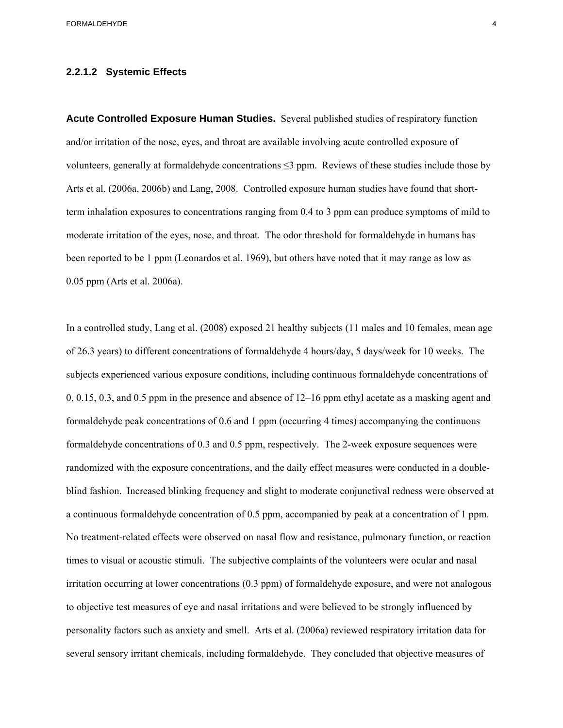### 2.2.1.2 Systemic Effects

**Acute Controlled Exposure Human Studies.** Several published studies of respiratory function and/or irritation of the nose, eyes, and throat are available involving acute controlled exposure of volunteers, generally at formaldehyde concentrations ≤3 ppm. Reviews of these studies include those by Arts et al. (2006a, 2006b) and Lang, 2008. Controlled exposure human studies have found that short-term inhalation exposures to concentrations ranging from 0.4 to 3 ppm can produce symptoms of mild to moderate irritation of the eyes, nose, and throat. The odor threshold for formaldehyde in humans has been reported to be 1 ppm (Leonardos et al. 1969), but others have noted that it may range as low as 0.05 ppm (Arts et al. 2006a).

In a controlled study, Lang et al. (2008) exposed 21 healthy subjects (11 males and 10 females, mean age of 26.3 years) to different concentrations of formaldehyde 4 hours/day, 5 days/week for 10 weeks. The subjects experienced various exposure conditions, including continuous formaldehyde concentrations of 0, 0.15, 0.3, and 0.5 ppm in the presence and absence of 12–16 ppm ethyl acetate as a masking agent and formaldehyde peak concentrations of 0.6 and 1 ppm (occurring 4 times) accompanying the continuous formaldehyde concentrations of 0.3 and 0.5 ppm, respectively. The 2-week exposure sequences were randomized with the exposure concentrations, and the daily effect measures were conducted in a double-blind fashion. Increased blinking frequency and slight to moderate conjunctival redness were observed at a continuous formaldehyde concentration of 0.5 ppm, accompanied by peak at a concentration of 1 ppm. No treatment-related effects were observed on nasal flow and resistance, pulmonary function, or reaction times to visual or acoustic stimuli. The subjective complaints of the volunteers were ocular and nasal irritation occurring at lower concentrations (0.3 ppm) of formaldehyde exposure, and were not analogous to objective test measures of eye and nasal irritations and were believed to be strongly influenced by personality factors such as anxiety and smell. Arts et al. (2006a) reviewed respiratory irritation data for several sensory irritant chemicals, including formaldehyde. They concluded that objective measures of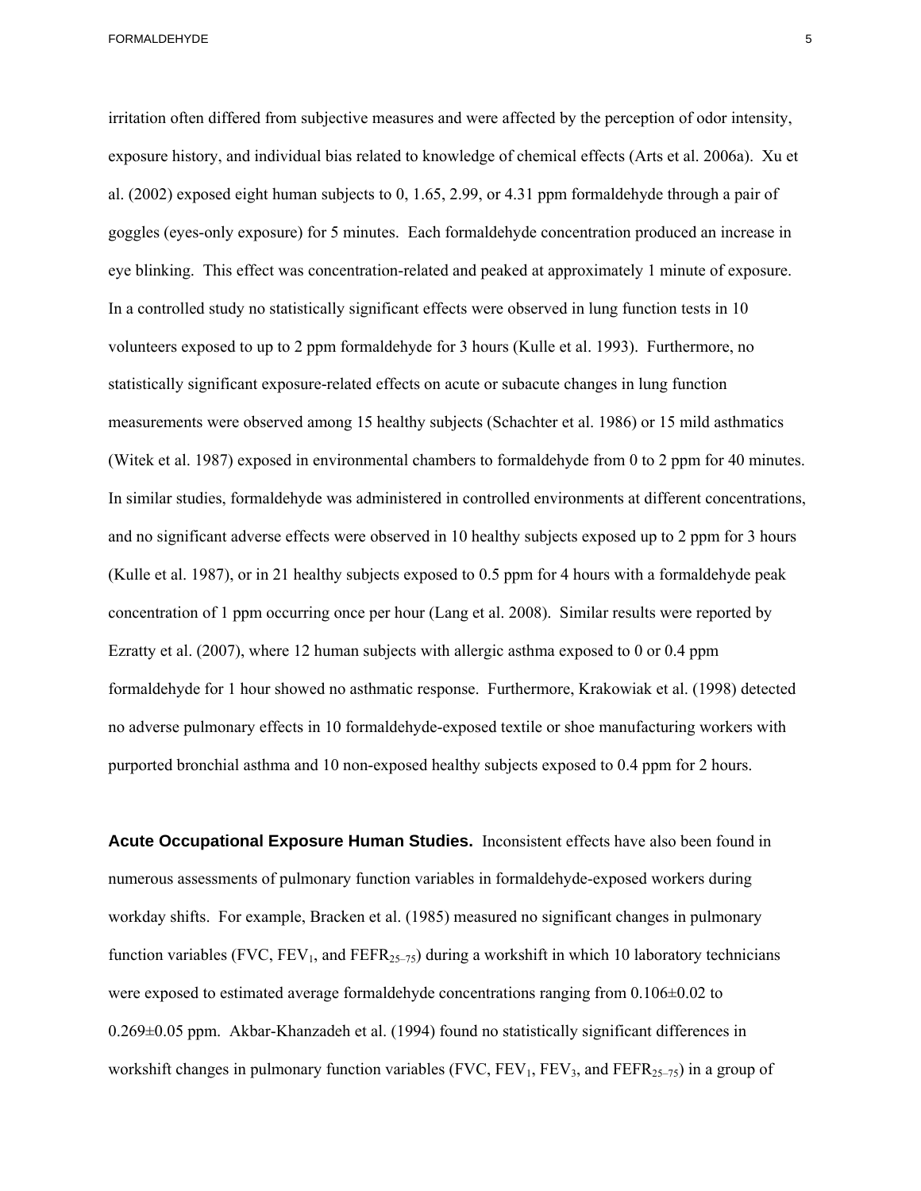irritation often differed from subjective measures and were affected by the perception of odor intensity, exposure history, and individual bias related to knowledge of chemical effects (Arts et al. 2006a). Xu et al. (2002) exposed eight human subjects to 0, 1.65, 2.99, or 4.31 ppm formaldehyde through a pair of goggles (eyes-only exposure) for 5 minutes. Each formaldehyde concentration produced an increase in eye blinking. This effect was concentration-related and peaked at approximately 1 minute of exposure. In a controlled study no statistically significant effects were observed in lung function tests in 10 volunteers exposed to up to 2 ppm formaldehyde for 3 hours (Kulle et al. 1993). Furthermore, no statistically significant exposure-related effects on acute or subacute changes in lung function measurements were observed among 15 healthy subjects (Schachter et al. 1986) or 15 mild asthmatics (Witek et al. 1987) exposed in environmental chambers to formaldehyde from 0 to 2 ppm for 40 minutes. In similar studies, formaldehyde was administered in controlled environments at different concentrations, and no significant adverse effects were observed in 10 healthy subjects exposed up to 2 ppm for 3 hours (Kulle et al. 1987), or in 21 healthy subjects exposed to 0.5 ppm for 4 hours with a formaldehyde peak concentration of 1 ppm occurring once per hour (Lang et al. 2008). Similar results were reported by Ezratty et al. (2007), where 12 human subjects with allergic asthma exposed to 0 or 0.4 ppm formaldehyde for 1 hour showed no asthmatic response. Furthermore, Krakowiak et al. (1998) detected no adverse pulmonary effects in 10 formaldehyde-exposed textile or shoe manufacturing workers with purported bronchial asthma and 10 non-exposed healthy subjects exposed to 0.4 ppm for 2 hours.

**Acute Occupational Exposure Human Studies.** Inconsistent effects have also been found in numerous assessments of pulmonary function variables in formaldehyde-exposed workers during workday shifts. For example, Bracken et al. (1985) measured no significant changes in pulmonary function variables (FVC, $FEV_1$, and $FEFR_{25-75}$) during a workshift in which 10 laboratory technicians were exposed to estimated average formaldehyde concentrations ranging from 0.106±0.02 to 0.269±0.05 ppm. Akbar-Khanzadeh et al. (1994) found no statistically significant differences in workshift changes in pulmonary function variables (FVC, $FEV_1$, $FEV_3$, and $FEFR_{25-75}$) in a group of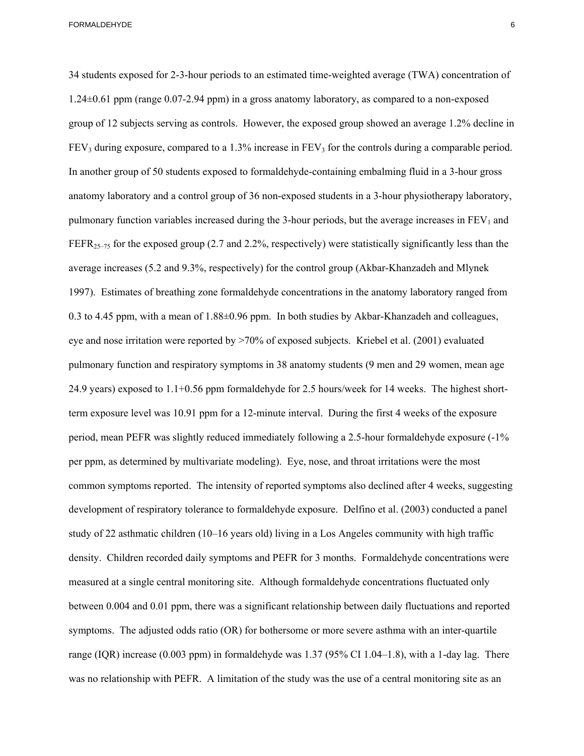34 students exposed for 2-3-hour periods to an estimated time-weighted average (TWA) concentration of 1.24±0.61 ppm (range 0.07-2.94 ppm) in a gross anatomy laboratory, as compared to a non-exposed group of 12 subjects serving as controls. However, the exposed group showed an average 1.2% decline in $FEV_3$ during exposure, compared to a 1.3% increase in $FEV_3$ for the controls during a comparable period. In another group of 50 students exposed to formaldehyde-containing embalming fluid in a 3-hour gross anatomy laboratory and a control group of 36 non-exposed students in a 3-hour physiotherapy laboratory, pulmonary function variables increased during the 3-hour periods, but the average increases in $FEV_1$ and $FEFR_{25–75}$ for the exposed group (2.7 and 2.2%, respectively) were statistically significantly less than the average increases (5.2 and 9.3%, respectively) for the control group (Akbar-Khanzadeh and Mlynek 1997). Estimates of breathing zone formaldehyde concentrations in the anatomy laboratory ranged from 0.3 to 4.45 ppm, with a mean of 1.88±0.96 ppm. In both studies by Akbar-Khanzadeh and colleagues, eye and nose irritation were reported by >70% of exposed subjects. Kriebel et al. (2001) evaluated pulmonary function and respiratory symptoms in 38 anatomy students (9 men and 29 women, mean age 24.9 years) exposed to 1.1+0.56 ppm formaldehyde for 2.5 hours/week for 14 weeks. The highest short-term exposure level was 10.91 ppm for a 12-minute interval. During the first 4 weeks of the exposure period, mean PEFR was slightly reduced immediately following a 2.5-hour formaldehyde exposure (-1% per ppm, as determined by multivariate modeling). Eye, nose, and throat irritations were the most common symptoms reported. The intensity of reported symptoms also declined after 4 weeks, suggesting development of respiratory tolerance to formaldehyde exposure. Delfino et al. (2003) conducted a panel study of 22 asthmatic children (10–16 years old) living in a Los Angeles community with high traffic density. Children recorded daily symptoms and PEFR for 3 months. Formaldehyde concentrations were measured at a single central monitoring site. Although formaldehyde concentrations fluctuated only between 0.004 and 0.01 ppm, there was a significant relationship between daily fluctuations and reported symptoms. The adjusted odds ratio (OR) for bothersome or more severe asthma with an inter-quartile range (IQR) increase (0.003 ppm) in formaldehyde was 1.37 (95% CI 1.04–1.8), with a 1-day lag. There was no relationship with PEFR. A limitation of the study was the use of a central monitoring site as an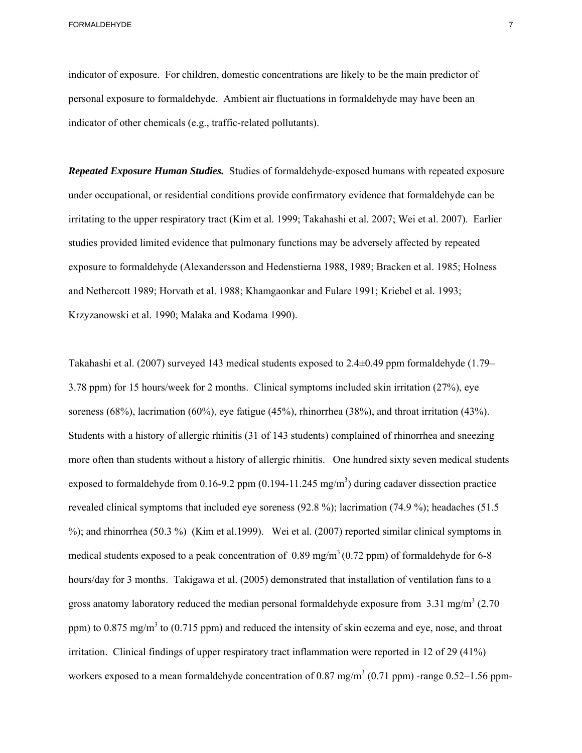indicator of exposure. For children, domestic concentrations are likely to be the main predictor of personal exposure to formaldehyde. Ambient air fluctuations in formaldehyde may have been an indicator of other chemicals (e.g., traffic-related pollutants).

***Repeated Exposure Human Studies.*** Studies of formaldehyde-exposed humans with repeated exposure under occupational, or residential conditions provide confirmatory evidence that formaldehyde can be irritating to the upper respiratory tract (Kim et al. 1999; Takahashi et al. 2007; Wei et al. 2007). Earlier studies provided limited evidence that pulmonary functions may be adversely affected by repeated exposure to formaldehyde (Alexandersson and Hedenstierna 1988, 1989; Bracken et al. 1985; Holness and Nethercott 1989; Horvath et al. 1988; Khamgaonkar and Fulare 1991; Kriebel et al. 1993; Krzyzanowski et al. 1990; Malaka and Kodama 1990).

Takahashi et al. (2007) surveyed 143 medical students exposed to 2.4±0.49 ppm formaldehyde (1.79–3.78 ppm) for 15 hours/week for 2 months. Clinical symptoms included skin irritation (27%), eye soreness (68%), lacrimation (60%), eye fatigue (45%), rhinorrhea (38%), and throat irritation (43%). Students with a history of allergic rhinitis (31 of 143 students) complained of rhinorrhea and sneezing more often than students without a history of allergic rhinitis. One hundred sixty seven medical students exposed to formaldehyde from 0.16-9.2 ppm (0.194-11.245 mg/m$^3$) during cadaver dissection practice revealed clinical symptoms that included eye soreness (92.8 %); lacrimation (74.9 %); headaches (51.5 %); and rhinorrhea (50.3 %) (Kim et al.1999). Wei et al. (2007) reported similar clinical symptoms in medical students exposed to a peak concentration of 0.89 mg/m$^3$ (0.72 ppm) of formaldehyde for 6-8 hours/day for 3 months. Takigawa et al. (2005) demonstrated that installation of ventilation fans to a gross anatomy laboratory reduced the median personal formaldehyde exposure from 3.31 mg/m$^3$ (2.70 ppm) to 0.875 mg/m$^3$ to (0.715 ppm) and reduced the intensity of skin eczema and eye, nose, and throat irritation. Clinical findings of upper respiratory tract inflammation were reported in 12 of 29 (41%) workers exposed to a mean formaldehyde concentration of 0.87 mg/m$^3$ (0.71 ppm) -range 0.52–1.56 ppm-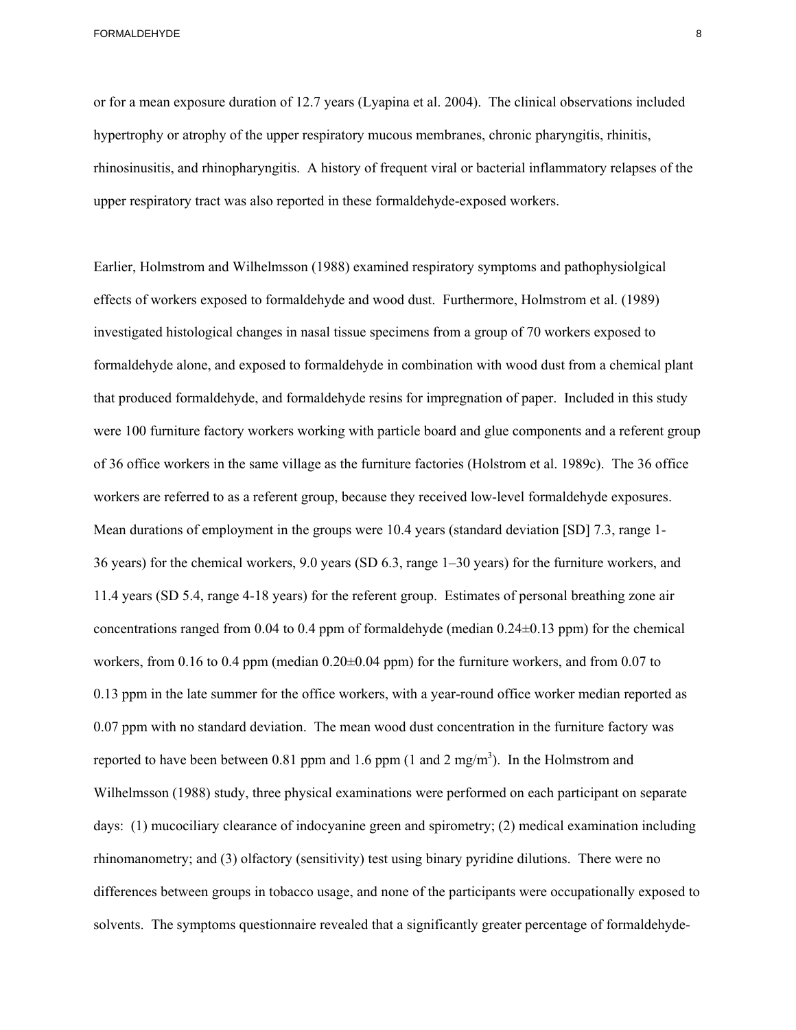or for a mean exposure duration of 12.7 years (Lyapina et al. 2004). The clinical observations included hypertrophy or atrophy of the upper respiratory mucous membranes, chronic pharyngitis, rhinitis, rhinosinusitis, and rhinopharyngitis. A history of frequent viral or bacterial inflammatory relapses of the upper respiratory tract was also reported in these formaldehyde-exposed workers.

Earlier, Holmstrom and Wilhelmsson (1988) examined respiratory symptoms and pathophysiolgical effects of workers exposed to formaldehyde and wood dust. Furthermore, Holmstrom et al. (1989) investigated histological changes in nasal tissue specimens from a group of 70 workers exposed to formaldehyde alone, and exposed to formaldehyde in combination with wood dust from a chemical plant that produced formaldehyde, and formaldehyde resins for impregnation of paper. Included in this study were 100 furniture factory workers working with particle board and glue components and a referent group of 36 office workers in the same village as the furniture factories (Holstrom et al. 1989c). The 36 office workers are referred to as a referent group, because they received low-level formaldehyde exposures. Mean durations of employment in the groups were 10.4 years (standard deviation [SD] 7.3, range 1-36 years) for the chemical workers, 9.0 years (SD 6.3, range 1–30 years) for the furniture workers, and 11.4 years (SD 5.4, range 4-18 years) for the referent group. Estimates of personal breathing zone air concentrations ranged from 0.04 to 0.4 ppm of formaldehyde (median 0.24±0.13 ppm) for the chemical workers, from 0.16 to 0.4 ppm (median 0.20±0.04 ppm) for the furniture workers, and from 0.07 to 0.13 ppm in the late summer for the office workers, with a year-round office worker median reported as 0.07 ppm with no standard deviation. The mean wood dust concentration in the furniture factory was reported to have been between 0.81 ppm and 1.6 ppm (1 and 2 $mg/m^3$). In the Holmstrom and Wilhelmsson (1988) study, three physical examinations were performed on each participant on separate days: (1) mucociliary clearance of indocyanine green and spirometry; (2) medical examination including rhinomanometry; and (3) olfactory (sensitivity) test using binary pyridine dilutions. There were no differences between groups in tobacco usage, and none of the participants were occupationally exposed to solvents. The symptoms questionnaire revealed that a significantly greater percentage of formaldehyde-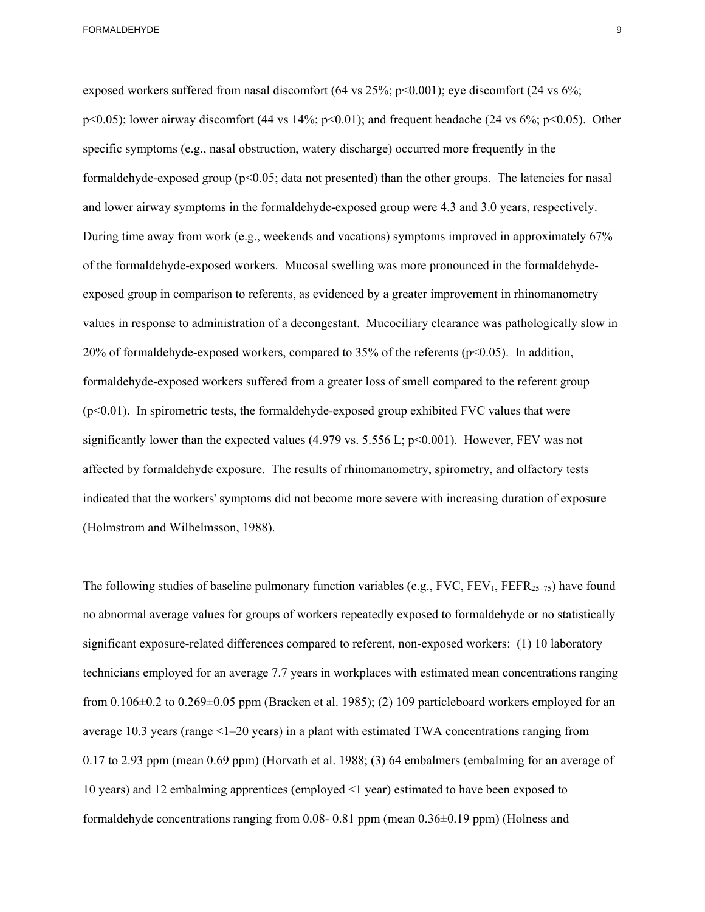exposed workers suffered from nasal discomfort (64 vs 25%; $p<0.001$); eye discomfort (24 vs 6%; $p<0.05$); lower airway discomfort (44 vs 14%; $p<0.01$); and frequent headache (24 vs 6%; $p<0.05$). Other specific symptoms (e.g., nasal obstruction, watery discharge) occurred more frequently in the formaldehyde-exposed group ($p<0.05$; data not presented) than the other groups. The latencies for nasal and lower airway symptoms in the formaldehyde-exposed group were 4.3 and 3.0 years, respectively. During time away from work (e.g., weekends and vacations) symptoms improved in approximately 67% of the formaldehyde-exposed workers. Mucosal swelling was more pronounced in the formaldehyde-exposed group in comparison to referents, as evidenced by a greater improvement in rhinomanometry values in response to administration of a decongestant. Mucociliary clearance was pathologically slow in 20% of formaldehyde-exposed workers, compared to 35% of the referents ($p<0.05$). In addition, formaldehyde-exposed workers suffered from a greater loss of smell compared to the referent group ($p<0.01$). In spirometric tests, the formaldehyde-exposed group exhibited FVC values that were significantly lower than the expected values (4.979 vs. 5.556 L; $p<0.001$). However, FEV was not affected by formaldehyde exposure. The results of rhinomanometry, spirometry, and olfactory tests indicated that the workers' symptoms did not become more severe with increasing duration of exposure (Holmstrom and Wilhelmsson, 1988).

The following studies of baseline pulmonary function variables (e.g., FVC, $FEV_1$, $FEFR_{25–75}$) have found no abnormal average values for groups of workers repeatedly exposed to formaldehyde or no statistically significant exposure-related differences compared to referent, non-exposed workers: (1) 10 laboratory technicians employed for an average 7.7 years in workplaces with estimated mean concentrations ranging from 0.106±0.2 to 0.269±0.05 ppm (Bracken et al. 1985); (2) 109 particleboard workers employed for an average 10.3 years (range <1–20 years) in a plant with estimated TWA concentrations ranging from 0.17 to 2.93 ppm (mean 0.69 ppm) (Horvath et al. 1988; (3) 64 embalmers (embalming for an average of 10 years) and 12 embalming apprentices (employed <1 year) estimated to have been exposed to formaldehyde concentrations ranging from 0.08- 0.81 ppm (mean 0.36±0.19 ppm) (Holness and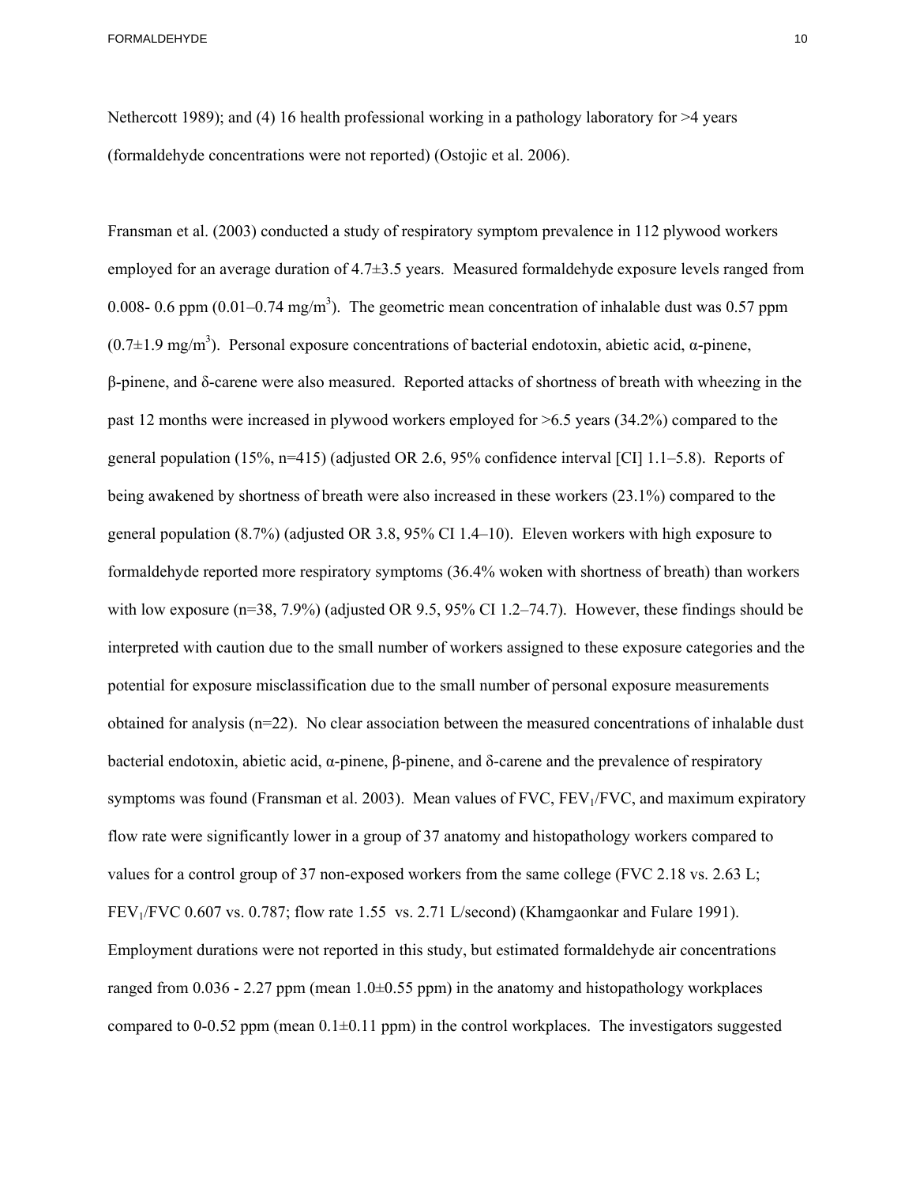Nethercott 1989); and (4) 16 health professional working in a pathology laboratory for >4 years (formaldehyde concentrations were not reported) (Ostojic et al. 2006).

Fransman et al. (2003) conducted a study of respiratory symptom prevalence in 112 plywood workers employed for an average duration of 4.7±3.5 years. Measured formaldehyde exposure levels ranged from 0.008- 0.6 ppm (0.01–0.74 mg/m$^3$). The geometric mean concentration of inhalable dust was 0.57 ppm (0.7±1.9 mg/m$^3$). Personal exposure concentrations of bacterial endotoxin, abietic acid, α-pinene, β-pinene, and δ-carene were also measured. Reported attacks of shortness of breath with wheezing in the past 12 months were increased in plywood workers employed for >6.5 years (34.2%) compared to the general population (15%, n=415) (adjusted OR 2.6, 95% confidence interval [CI] 1.1–5.8). Reports of being awakened by shortness of breath were also increased in these workers (23.1%) compared to the general population (8.7%) (adjusted OR 3.8, 95% CI 1.4–10). Eleven workers with high exposure to formaldehyde reported more respiratory symptoms (36.4% woken with shortness of breath) than workers with low exposure (n=38, 7.9%) (adjusted OR 9.5, 95% CI 1.2–74.7). However, these findings should be interpreted with caution due to the small number of workers assigned to these exposure categories and the potential for exposure misclassification due to the small number of personal exposure measurements obtained for analysis (n=22). No clear association between the measured concentrations of inhalable dust bacterial endotoxin, abietic acid, α-pinene, β-pinene, and δ-carene and the prevalence of respiratory symptoms was found (Fransman et al. 2003). Mean values of FVC, $FEV_1$/FVC, and maximum expiratory flow rate were significantly lower in a group of 37 anatomy and histopathology workers compared to values for a control group of 37 non-exposed workers from the same college (FVC 2.18 vs. 2.63 L; $FEV_1$/FVC 0.607 vs. 0.787; flow rate 1.55 vs. 2.71 L/second) (Khamgaonkar and Fulare 1991). Employment durations were not reported in this study, but estimated formaldehyde air concentrations ranged from 0.036 - 2.27 ppm (mean 1.0±0.55 ppm) in the anatomy and histopathology workplaces compared to 0-0.52 ppm (mean 0.1±0.11 ppm) in the control workplaces. The investigators suggested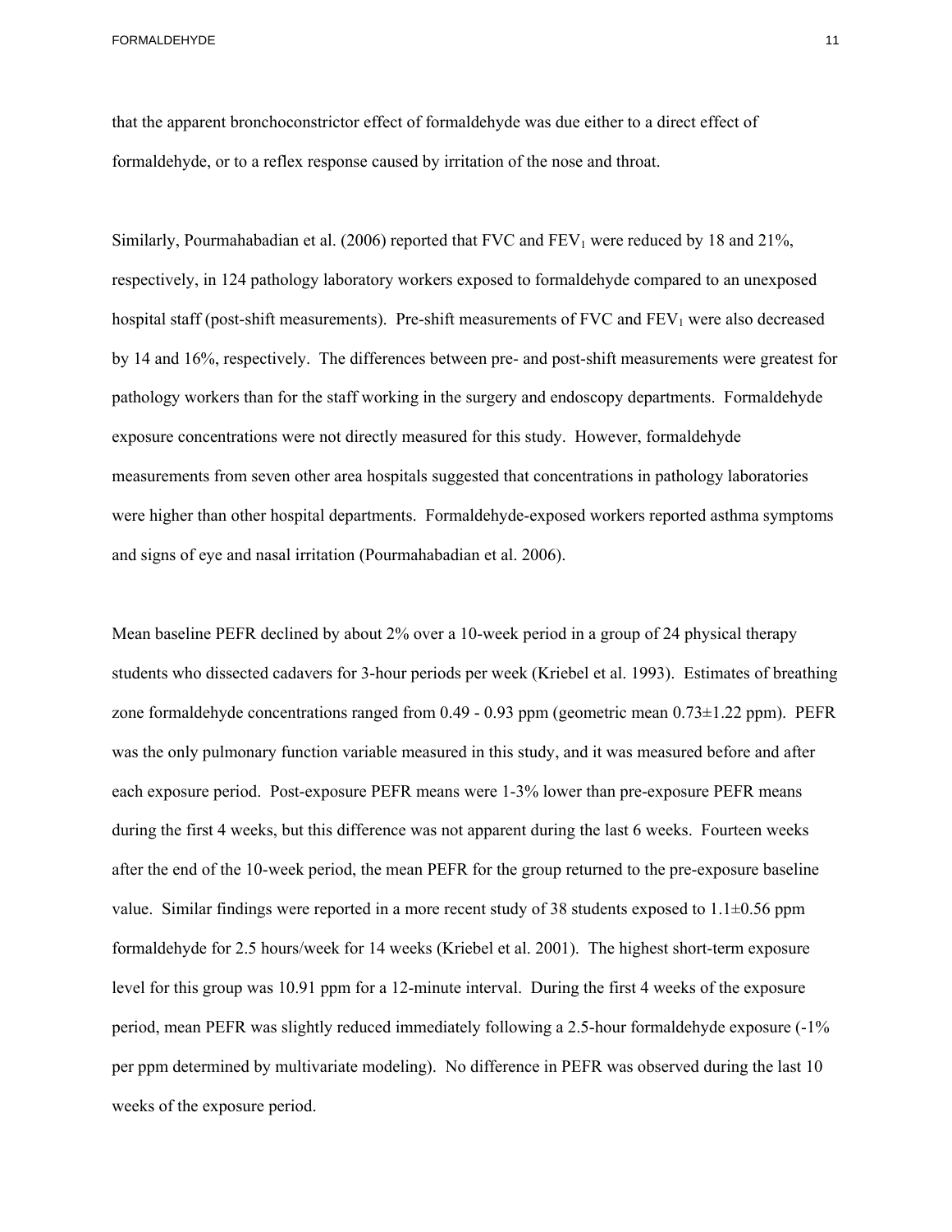that the apparent bronchoconstrictor effect of formaldehyde was due either to a direct effect of formaldehyde, or to a reflex response caused by irritation of the nose and throat.

Similarly, Pourmahabadian et al. (2006) reported that FVC and $FEV_1$ were reduced by 18 and 21%, respectively, in 124 pathology laboratory workers exposed to formaldehyde compared to an unexposed hospital staff (post-shift measurements). Pre-shift measurements of FVC and $FEV_1$ were also decreased by 14 and 16%, respectively. The differences between pre- and post-shift measurements were greatest for pathology workers than for the staff working in the surgery and endoscopy departments. Formaldehyde exposure concentrations were not directly measured for this study. However, formaldehyde measurements from seven other area hospitals suggested that concentrations in pathology laboratories were higher than other hospital departments. Formaldehyde-exposed workers reported asthma symptoms and signs of eye and nasal irritation (Pourmahabadian et al. 2006).

Mean baseline PEFR declined by about 2% over a 10-week period in a group of 24 physical therapy students who dissected cadavers for 3-hour periods per week (Kriebel et al. 1993). Estimates of breathing zone formaldehyde concentrations ranged from 0.49 - 0.93 ppm (geometric mean 0.73±1.22 ppm). PEFR was the only pulmonary function variable measured in this study, and it was measured before and after each exposure period. Post-exposure PEFR means were 1-3% lower than pre-exposure PEFR means during the first 4 weeks, but this difference was not apparent during the last 6 weeks. Fourteen weeks after the end of the 10-week period, the mean PEFR for the group returned to the pre-exposure baseline value. Similar findings were reported in a more recent study of 38 students exposed to 1.1±0.56 ppm formaldehyde for 2.5 hours/week for 14 weeks (Kriebel et al. 2001). The highest short-term exposure level for this group was 10.91 ppm for a 12-minute interval. During the first 4 weeks of the exposure period, mean PEFR was slightly reduced immediately following a 2.5-hour formaldehyde exposure (-1% per ppm determined by multivariate modeling). No difference in PEFR was observed during the last 10 weeks of the exposure period.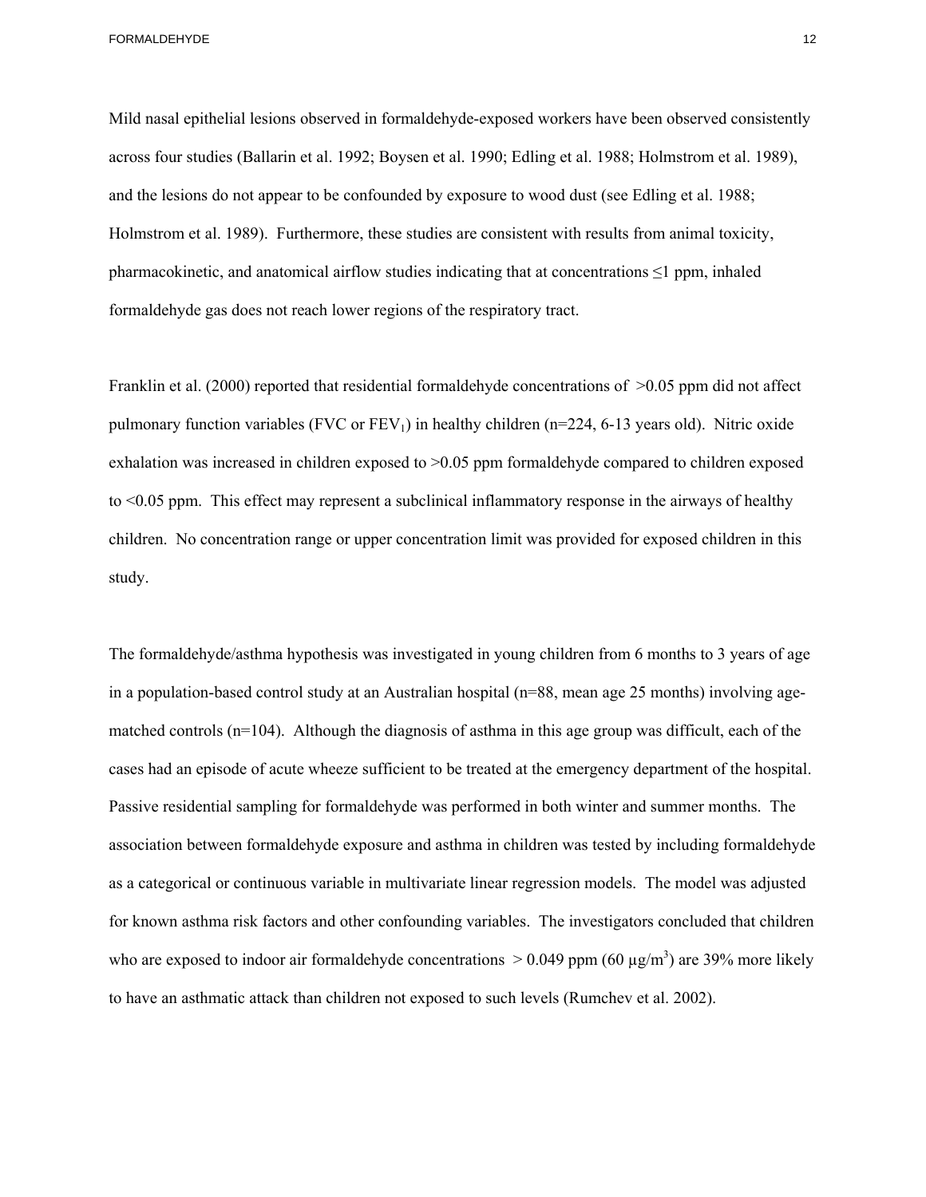Mild nasal epithelial lesions observed in formaldehyde-exposed workers have been observed consistently across four studies (Ballarin et al. 1992; Boysen et al. 1990; Edling et al. 1988; Holmstrom et al. 1989), and the lesions do not appear to be confounded by exposure to wood dust (see Edling et al. 1988; Holmstrom et al. 1989). Furthermore, these studies are consistent with results from animal toxicity, pharmacokinetic, and anatomical airflow studies indicating that at concentrations ≤1 ppm, inhaled formaldehyde gas does not reach lower regions of the respiratory tract.

Franklin et al. (2000) reported that residential formaldehyde concentrations of >0.05 ppm did not affect pulmonary function variables (FVC or $FEV_1$) in healthy children (n=224, 6-13 years old). Nitric oxide exhalation was increased in children exposed to >0.05 ppm formaldehyde compared to children exposed to <0.05 ppm. This effect may represent a subclinical inflammatory response in the airways of healthy children. No concentration range or upper concentration limit was provided for exposed children in this study.

The formaldehyde/asthma hypothesis was investigated in young children from 6 months to 3 years of age in a population-based control study at an Australian hospital (n=88, mean age 25 months) involving age-matched controls (n=104). Although the diagnosis of asthma in this age group was difficult, each of the cases had an episode of acute wheeze sufficient to be treated at the emergency department of the hospital. Passive residential sampling for formaldehyde was performed in both winter and summer months. The association between formaldehyde exposure and asthma in children was tested by including formaldehyde as a categorical or continuous variable in multivariate linear regression models. The model was adjusted for known asthma risk factors and other confounding variables. The investigators concluded that children who are exposed to indoor air formaldehyde concentrations > 0.049 ppm (60 $\mu g/m^3$) are 39% more likely to have an asthmatic attack than children not exposed to such levels (Rumchev et al. 2002).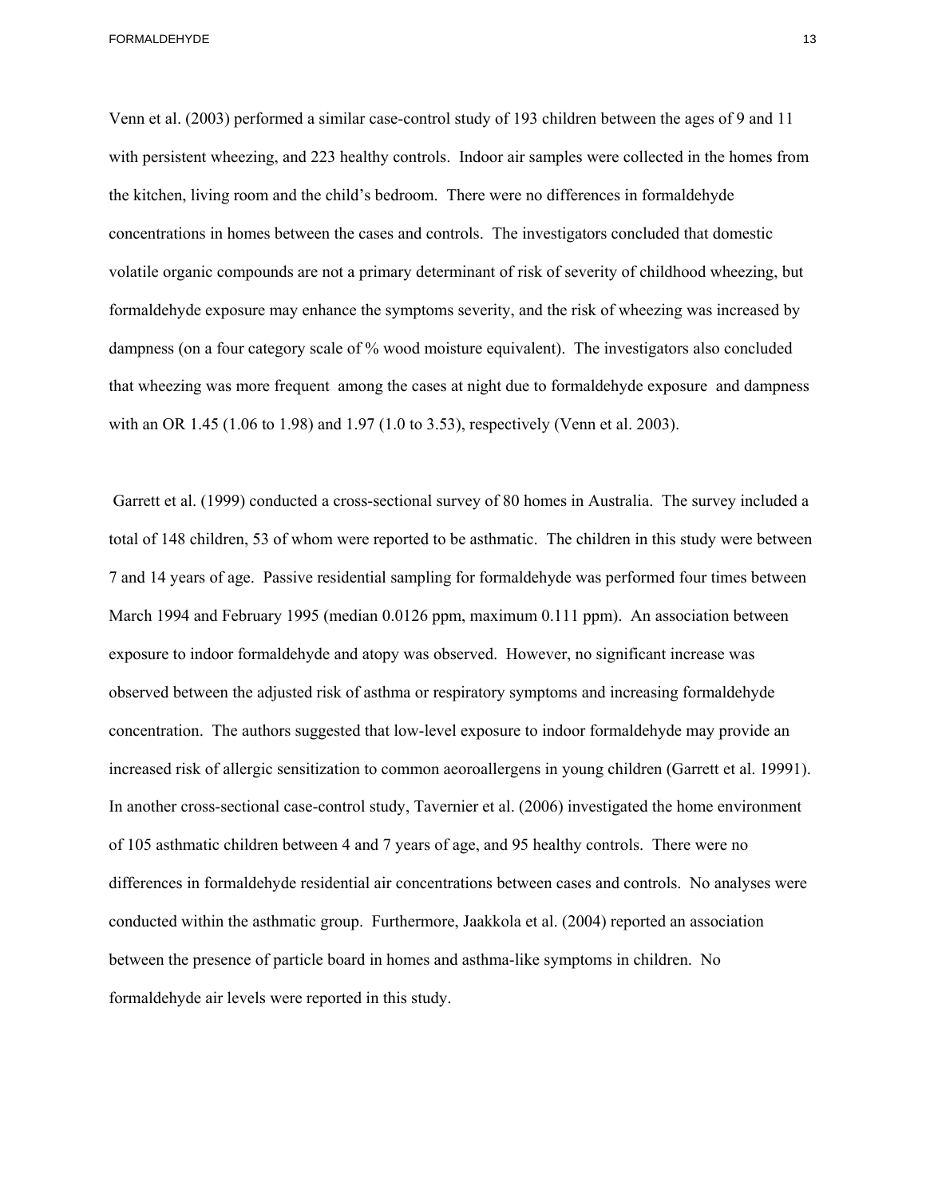Venn et al. (2003) performed a similar case-control study of 193 children between the ages of 9 and 11 with persistent wheezing, and 223 healthy controls. Indoor air samples were collected in the homes from the kitchen, living room and the child's bedroom. There were no differences in formaldehyde concentrations in homes between the cases and controls. The investigators concluded that domestic volatile organic compounds are not a primary determinant of risk of severity of childhood wheezing, but formaldehyde exposure may enhance the symptoms severity, and the risk of wheezing was increased by dampness (on a four category scale of % wood moisture equivalent). The investigators also concluded that wheezing was more frequent among the cases at night due to formaldehyde exposure and dampness with an OR 1.45 (1.06 to 1.98) and 1.97 (1.0 to 3.53), respectively (Venn et al. 2003).

Garrett et al. (1999) conducted a cross-sectional survey of 80 homes in Australia. The survey included a total of 148 children, 53 of whom were reported to be asthmatic. The children in this study were between 7 and 14 years of age. Passive residential sampling for formaldehyde was performed four times between March 1994 and February 1995 (median 0.0126 ppm, maximum 0.111 ppm). An association between exposure to indoor formaldehyde and atopy was observed. However, no significant increase was observed between the adjusted risk of asthma or respiratory symptoms and increasing formaldehyde concentration. The authors suggested that low-level exposure to indoor formaldehyde may provide an increased risk of allergic sensitization to common aeroallergens in young children (Garrett et al. 19991). In another cross-sectional case-control study, Tavernier et al. (2006) investigated the home environment of 105 asthmatic children between 4 and 7 years of age, and 95 healthy controls. There were no differences in formaldehyde residential air concentrations between cases and controls. No analyses were conducted within the asthmatic group. Furthermore, Jaakkola et al. (2004) reported an association between the presence of particle board in homes and asthma-like symptoms in children. No formaldehyde air levels were reported in this study.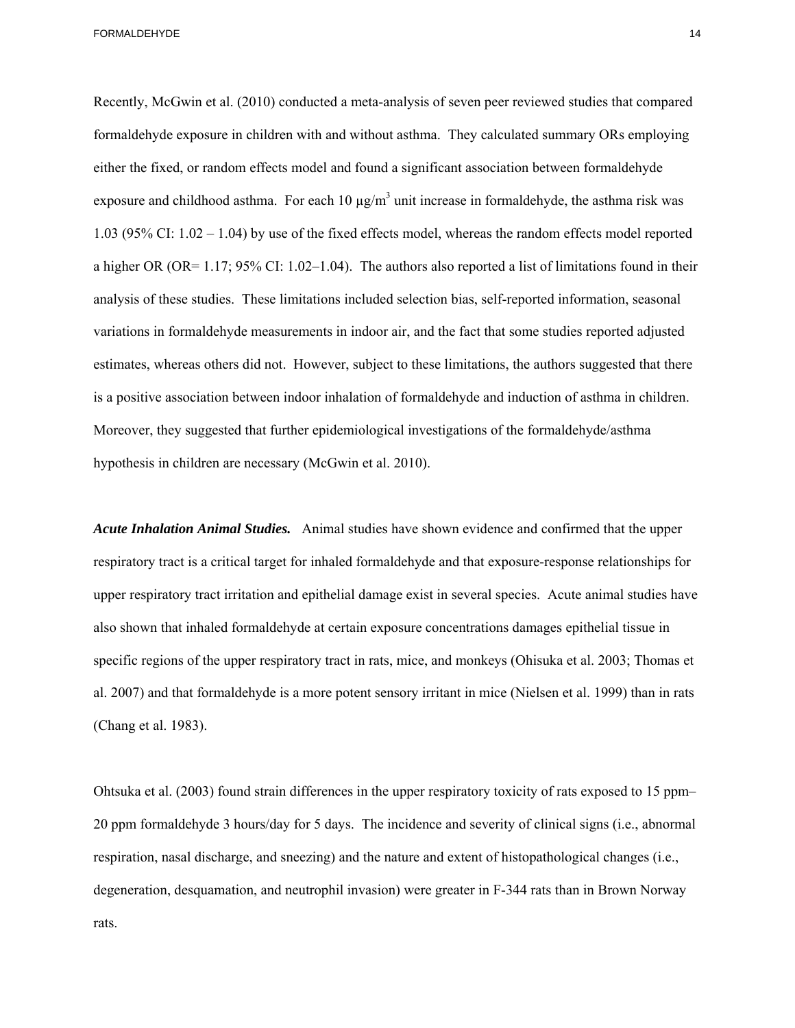Recently, McGwin et al. (2010) conducted a meta-analysis of seven peer reviewed studies that compared formaldehyde exposure in children with and without asthma. They calculated summary ORs employing either the fixed, or random effects model and found a significant association between formaldehyde exposure and childhood asthma. For each 10 µg/$m^3$ unit increase in formaldehyde, the asthma risk was 1.03 (95% CI: 1.02 – 1.04) by use of the fixed effects model, whereas the random effects model reported a higher OR (OR= 1.17; 95% CI: 1.02–1.04). The authors also reported a list of limitations found in their analysis of these studies. These limitations included selection bias, self-reported information, seasonal variations in formaldehyde measurements in indoor air, and the fact that some studies reported adjusted estimates, whereas others did not. However, subject to these limitations, the authors suggested that there is a positive association between indoor inhalation of formaldehyde and induction of asthma in children. Moreover, they suggested that further epidemiological investigations of the formaldehyde/asthma hypothesis in children are necessary (McGwin et al. 2010).

***Acute Inhalation Animal Studies.*** Animal studies have shown evidence and confirmed that the upper respiratory tract is a critical target for inhaled formaldehyde and that exposure-response relationships for upper respiratory tract irritation and epithelial damage exist in several species. Acute animal studies have also shown that inhaled formaldehyde at certain exposure concentrations damages epithelial tissue in specific regions of the upper respiratory tract in rats, mice, and monkeys (Ohisuka et al. 2003; Thomas et al. 2007) and that formaldehyde is a more potent sensory irritant in mice (Nielsen et al. 1999) than in rats (Chang et al. 1983).

Ohtsuka et al. (2003) found strain differences in the upper respiratory toxicity of rats exposed to 15 ppm–20 ppm formaldehyde 3 hours/day for 5 days. The incidence and severity of clinical signs (i.e., abnormal respiration, nasal discharge, and sneezing) and the nature and extent of histopathological changes (i.e., degeneration, desquamation, and neutrophil invasion) were greater in F-344 rats than in Brown Norway rats.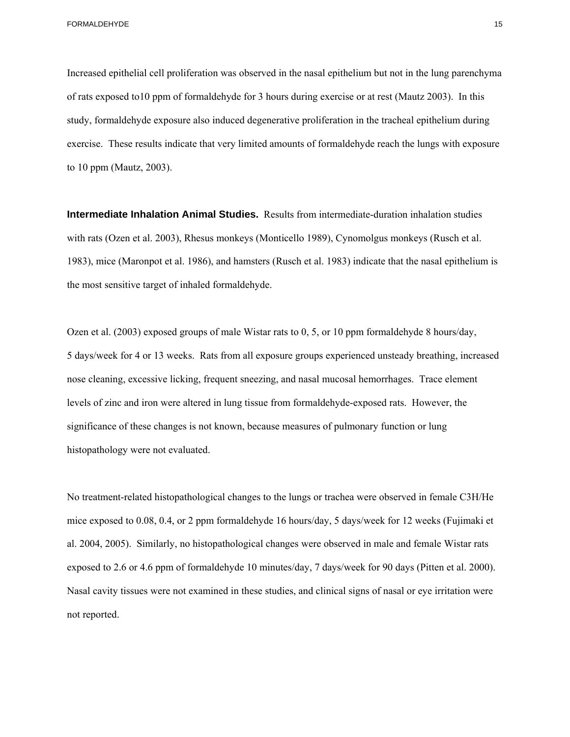Increased epithelial cell proliferation was observed in the nasal epithelium but not in the lung parenchyma of rats exposed to10 ppm of formaldehyde for 3 hours during exercise or at rest (Mautz 2003). In this study, formaldehyde exposure also induced degenerative proliferation in the tracheal epithelium during exercise. These results indicate that very limited amounts of formaldehyde reach the lungs with exposure to 10 ppm (Mautz, 2003).

**Intermediate Inhalation Animal Studies.** Results from intermediate-duration inhalation studies with rats (Ozen et al. 2003), Rhesus monkeys (Monticello 1989), Cynomolgus monkeys (Rusch et al. 1983), mice (Maronpot et al. 1986), and hamsters (Rusch et al. 1983) indicate that the nasal epithelium is the most sensitive target of inhaled formaldehyde.

Ozen et al. (2003) exposed groups of male Wistar rats to 0, 5, or 10 ppm formaldehyde 8 hours/day, 5 days/week for 4 or 13 weeks. Rats from all exposure groups experienced unsteady breathing, increased nose cleaning, excessive licking, frequent sneezing, and nasal mucosal hemorrhages. Trace element levels of zinc and iron were altered in lung tissue from formaldehyde-exposed rats. However, the significance of these changes is not known, because measures of pulmonary function or lung histopathology were not evaluated.

No treatment-related histopathological changes to the lungs or trachea were observed in female C3H/He mice exposed to 0.08, 0.4, or 2 ppm formaldehyde 16 hours/day, 5 days/week for 12 weeks (Fujimaki et al. 2004, 2005). Similarly, no histopathological changes were observed in male and female Wistar rats exposed to 2.6 or 4.6 ppm of formaldehyde 10 minutes/day, 7 days/week for 90 days (Pitten et al. 2000). Nasal cavity tissues were not examined in these studies, and clinical signs of nasal or eye irritation were not reported.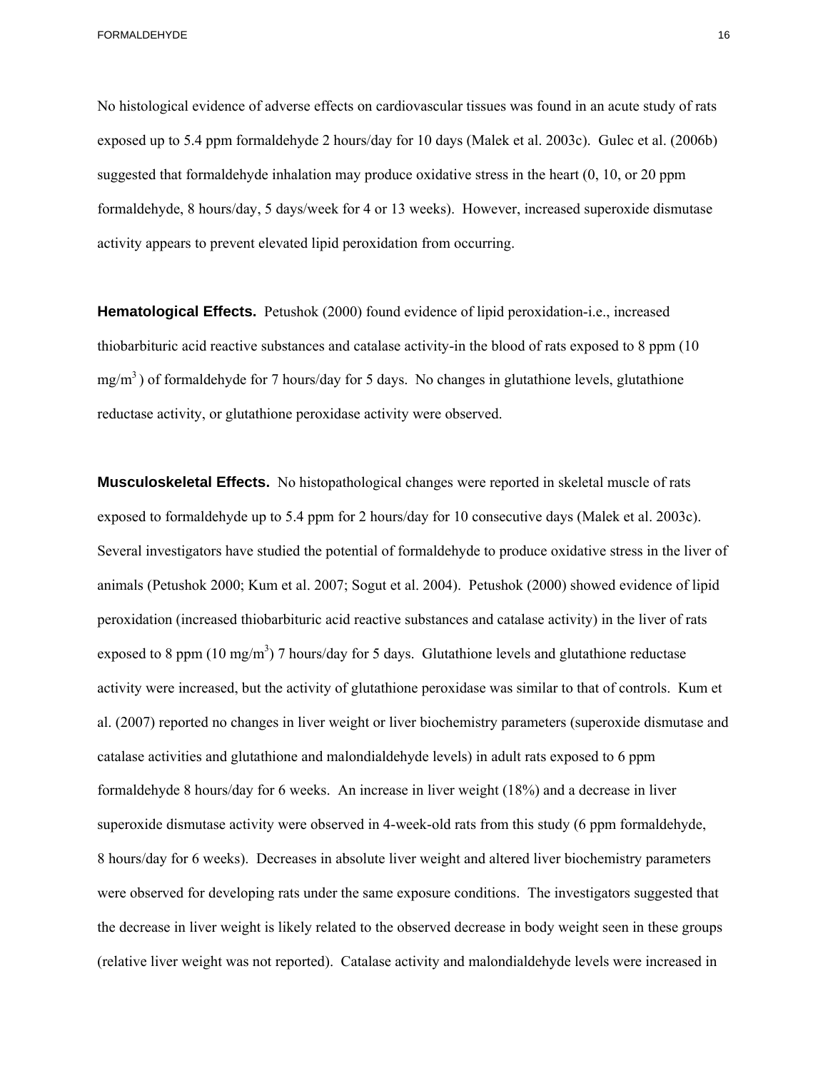No histological evidence of adverse effects on cardiovascular tissues was found in an acute study of rats exposed up to 5.4 ppm formaldehyde 2 hours/day for 10 days (Malek et al. 2003c). Gulec et al. (2006b) suggested that formaldehyde inhalation may produce oxidative stress in the heart (0, 10, or 20 ppm formaldehyde, 8 hours/day, 5 days/week for 4 or 13 weeks). However, increased superoxide dismutase activity appears to prevent elevated lipid peroxidation from occurring.

**Hematological Effects.** Petushok (2000) found evidence of lipid peroxidation-i.e., increased thiobarbituric acid reactive substances and catalase activity-in the blood of rats exposed to 8 ppm (10 $mg/m^3$) of formaldehyde for 7 hours/day for 5 days. No changes in glutathione levels, glutathione reductase activity, or glutathione peroxidase activity were observed.

**Musculoskeletal Effects.** No histopathological changes were reported in skeletal muscle of rats exposed to formaldehyde up to 5.4 ppm for 2 hours/day for 10 consecutive days (Malek et al. 2003c). Several investigators have studied the potential of formaldehyde to produce oxidative stress in the liver of animals (Petushok 2000; Kum et al. 2007; Sogut et al. 2004). Petushok (2000) showed evidence of lipid peroxidation (increased thiobarbituric acid reactive substances and catalase activity) in the liver of rats exposed to 8 ppm (10 $mg/m^3$) 7 hours/day for 5 days. Glutathione levels and glutathione reductase activity were increased, but the activity of glutathione peroxidase was similar to that of controls. Kum et al. (2007) reported no changes in liver weight or liver biochemistry parameters (superoxide dismutase and catalase activities and glutathione and malondialdehyde levels) in adult rats exposed to 6 ppm formaldehyde 8 hours/day for 6 weeks. An increase in liver weight (18%) and a decrease in liver superoxide dismutase activity were observed in 4-week-old rats from this study (6 ppm formaldehyde, 8 hours/day for 6 weeks). Decreases in absolute liver weight and altered liver biochemistry parameters were observed for developing rats under the same exposure conditions. The investigators suggested that the decrease in liver weight is likely related to the observed decrease in body weight seen in these groups (relative liver weight was not reported). Catalase activity and malondialdehyde levels were increased in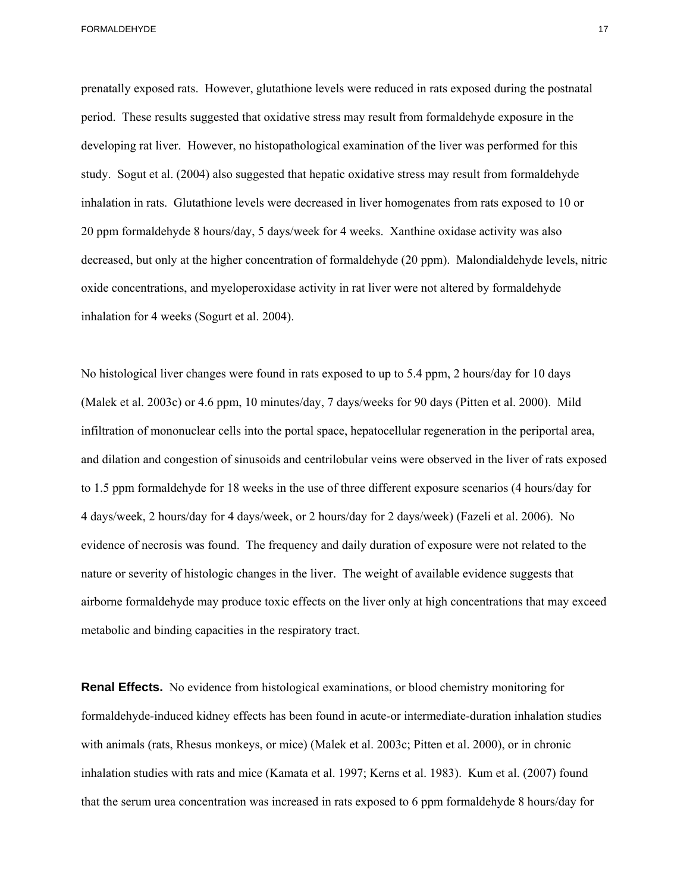prenatally exposed rats. However, glutathione levels were reduced in rats exposed during the postnatal period. These results suggested that oxidative stress may result from formaldehyde exposure in the developing rat liver. However, no histopathological examination of the liver was performed for this study. Sogut et al. (2004) also suggested that hepatic oxidative stress may result from formaldehyde inhalation in rats. Glutathione levels were decreased in liver homogenates from rats exposed to 10 or 20 ppm formaldehyde 8 hours/day, 5 days/week for 4 weeks. Xanthine oxidase activity was also decreased, but only at the higher concentration of formaldehyde (20 ppm). Malondialdehyde levels, nitric oxide concentrations, and myeloperoxidase activity in rat liver were not altered by formaldehyde inhalation for 4 weeks (Sogurt et al. 2004).

No histological liver changes were found in rats exposed to up to 5.4 ppm, 2 hours/day for 10 days (Malek et al. 2003c) or 4.6 ppm, 10 minutes/day, 7 days/weeks for 90 days (Pitten et al. 2000). Mild infiltration of mononuclear cells into the portal space, hepatocellular regeneration in the periportal area, and dilation and congestion of sinusoids and centrilobular veins were observed in the liver of rats exposed to 1.5 ppm formaldehyde for 18 weeks in the use of three different exposure scenarios (4 hours/day for 4 days/week, 2 hours/day for 4 days/week, or 2 hours/day for 2 days/week) (Fazeli et al. 2006). No evidence of necrosis was found. The frequency and daily duration of exposure were not related to the nature or severity of histologic changes in the liver. The weight of available evidence suggests that airborne formaldehyde may produce toxic effects on the liver only at high concentrations that may exceed metabolic and binding capacities in the respiratory tract.

**Renal Effects.** No evidence from histological examinations, or blood chemistry monitoring for formaldehyde-induced kidney effects has been found in acute-or intermediate-duration inhalation studies with animals (rats, Rhesus monkeys, or mice) (Malek et al. 2003c; Pitten et al. 2000), or in chronic inhalation studies with rats and mice (Kamata et al. 1997; Kerns et al. 1983). Kum et al. (2007) found that the serum urea concentration was increased in rats exposed to 6 ppm formaldehyde 8 hours/day for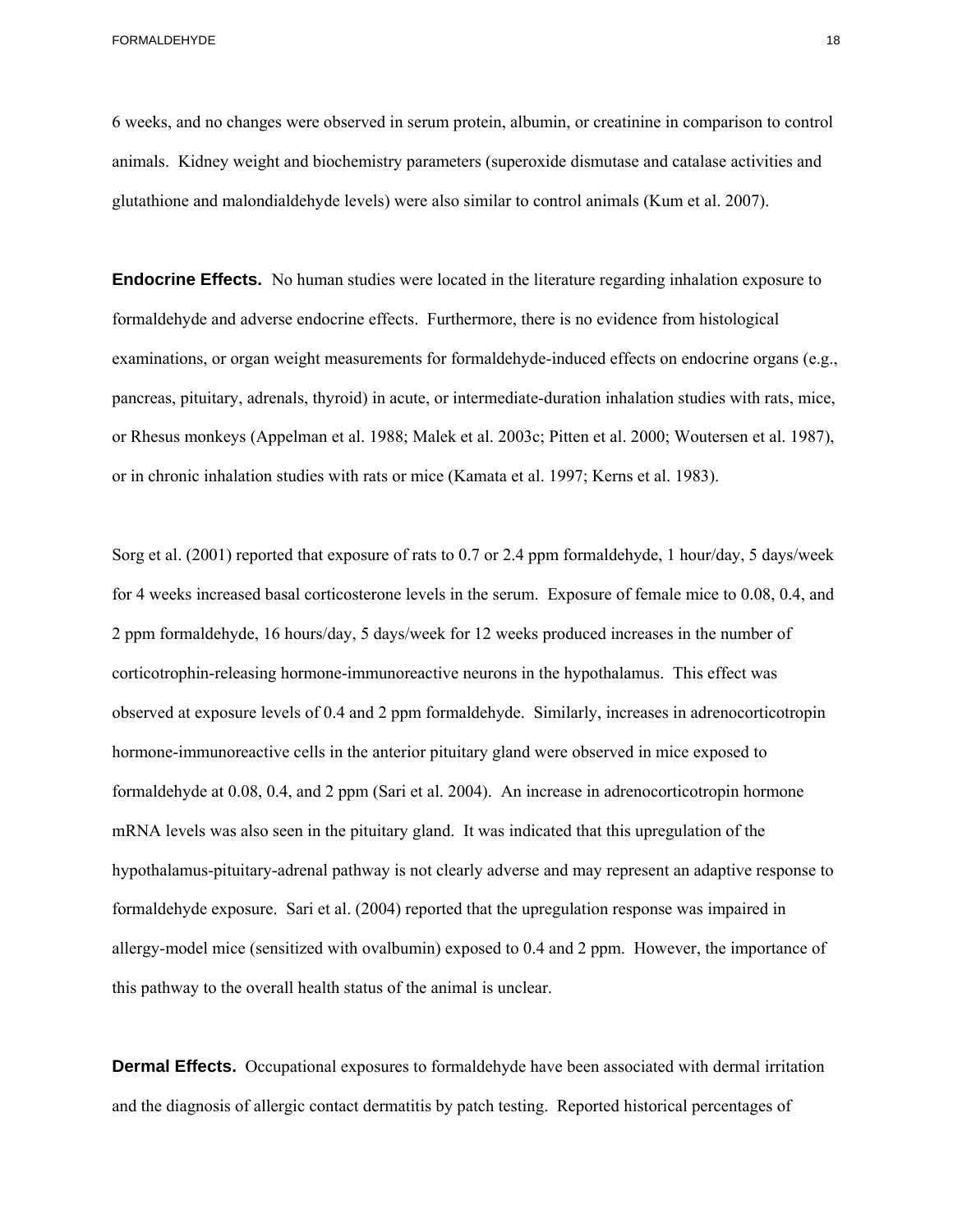6 weeks, and no changes were observed in serum protein, albumin, or creatinine in comparison to control animals. Kidney weight and biochemistry parameters (superoxide dismutase and catalase activities and glutathione and malondialdehyde levels) were also similar to control animals (Kum et al. 2007).

**Endocrine Effects.** No human studies were located in the literature regarding inhalation exposure to formaldehyde and adverse endocrine effects. Furthermore, there is no evidence from histological examinations, or organ weight measurements for formaldehyde-induced effects on endocrine organs (e.g., pancreas, pituitary, adrenals, thyroid) in acute, or intermediate-duration inhalation studies with rats, mice, or Rhesus monkeys (Appelman et al. 1988; Malek et al. 2003c; Pitten et al. 2000; Woutersen et al. 1987), or in chronic inhalation studies with rats or mice (Kamata et al. 1997; Kerns et al. 1983).

Sorg et al. (2001) reported that exposure of rats to 0.7 or 2.4 ppm formaldehyde, 1 hour/day, 5 days/week for 4 weeks increased basal corticosterone levels in the serum. Exposure of female mice to 0.08, 0.4, and 2 ppm formaldehyde, 16 hours/day, 5 days/week for 12 weeks produced increases in the number of corticotrophin-releasing hormone-immunoreactive neurons in the hypothalamus. This effect was observed at exposure levels of 0.4 and 2 ppm formaldehyde. Similarly, increases in adrenocorticotropin hormone-immunoreactive cells in the anterior pituitary gland were observed in mice exposed to formaldehyde at 0.08, 0.4, and 2 ppm (Sari et al. 2004). An increase in adrenocorticotropin hormone mRNA levels was also seen in the pituitary gland. It was indicated that this upregulation of the hypothalamus-pituitary-adrenal pathway is not clearly adverse and may represent an adaptive response to formaldehyde exposure. Sari et al. (2004) reported that the upregulation response was impaired in allergy-model mice (sensitized with ovalbumin) exposed to 0.4 and 2 ppm. However, the importance of this pathway to the overall health status of the animal is unclear.

**Dermal Effects.** Occupational exposures to formaldehyde have been associated with dermal irritation and the diagnosis of allergic contact dermatitis by patch testing. Reported historical percentages of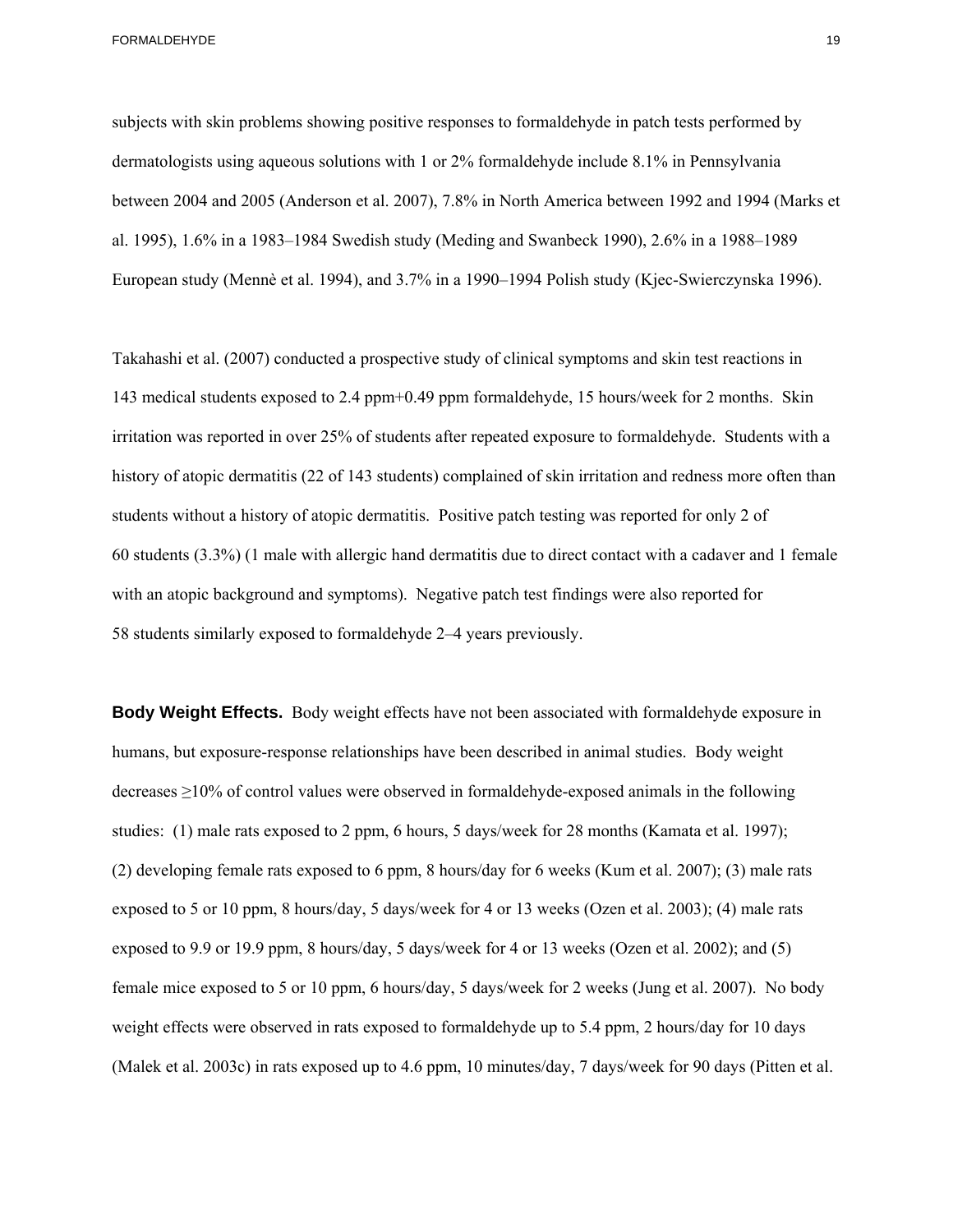subjects with skin problems showing positive responses to formaldehyde in patch tests performed by dermatologists using aqueous solutions with 1 or 2% formaldehyde include 8.1% in Pennsylvania between 2004 and 2005 (Anderson et al. 2007), 7.8% in North America between 1992 and 1994 (Marks et al. 1995), 1.6% in a 1983–1984 Swedish study (Meding and Swanbeck 1990), 2.6% in a 1988–1989 European study (Mennè et al. 1994), and 3.7% in a 1990–1994 Polish study (Kjec-Swierczynska 1996).

Takahashi et al. (2007) conducted a prospective study of clinical symptoms and skin test reactions in 143 medical students exposed to 2.4 ppm+0.49 ppm formaldehyde, 15 hours/week for 2 months. Skin irritation was reported in over 25% of students after repeated exposure to formaldehyde. Students with a history of atopic dermatitis (22 of 143 students) complained of skin irritation and redness more often than students without a history of atopic dermatitis. Positive patch testing was reported for only 2 of 60 students (3.3%) (1 male with allergic hand dermatitis due to direct contact with a cadaver and 1 female with an atopic background and symptoms). Negative patch test findings were also reported for 58 students similarly exposed to formaldehyde 2–4 years previously.

**Body Weight Effects.** Body weight effects have not been associated with formaldehyde exposure in humans, but exposure-response relationships have been described in animal studies. Body weight decreases ≥10% of control values were observed in formaldehyde-exposed animals in the following studies: (1) male rats exposed to 2 ppm, 6 hours, 5 days/week for 28 months (Kamata et al. 1997); (2) developing female rats exposed to 6 ppm, 8 hours/day for 6 weeks (Kum et al. 2007); (3) male rats exposed to 5 or 10 ppm, 8 hours/day, 5 days/week for 4 or 13 weeks (Ozen et al. 2003); (4) male rats exposed to 9.9 or 19.9 ppm, 8 hours/day, 5 days/week for 4 or 13 weeks (Ozen et al. 2002); and (5) female mice exposed to 5 or 10 ppm, 6 hours/day, 5 days/week for 2 weeks (Jung et al. 2007). No body weight effects were observed in rats exposed to formaldehyde up to 5.4 ppm, 2 hours/day for 10 days (Malek et al. 2003c) in rats exposed up to 4.6 ppm, 10 minutes/day, 7 days/week for 90 days (Pitten et al.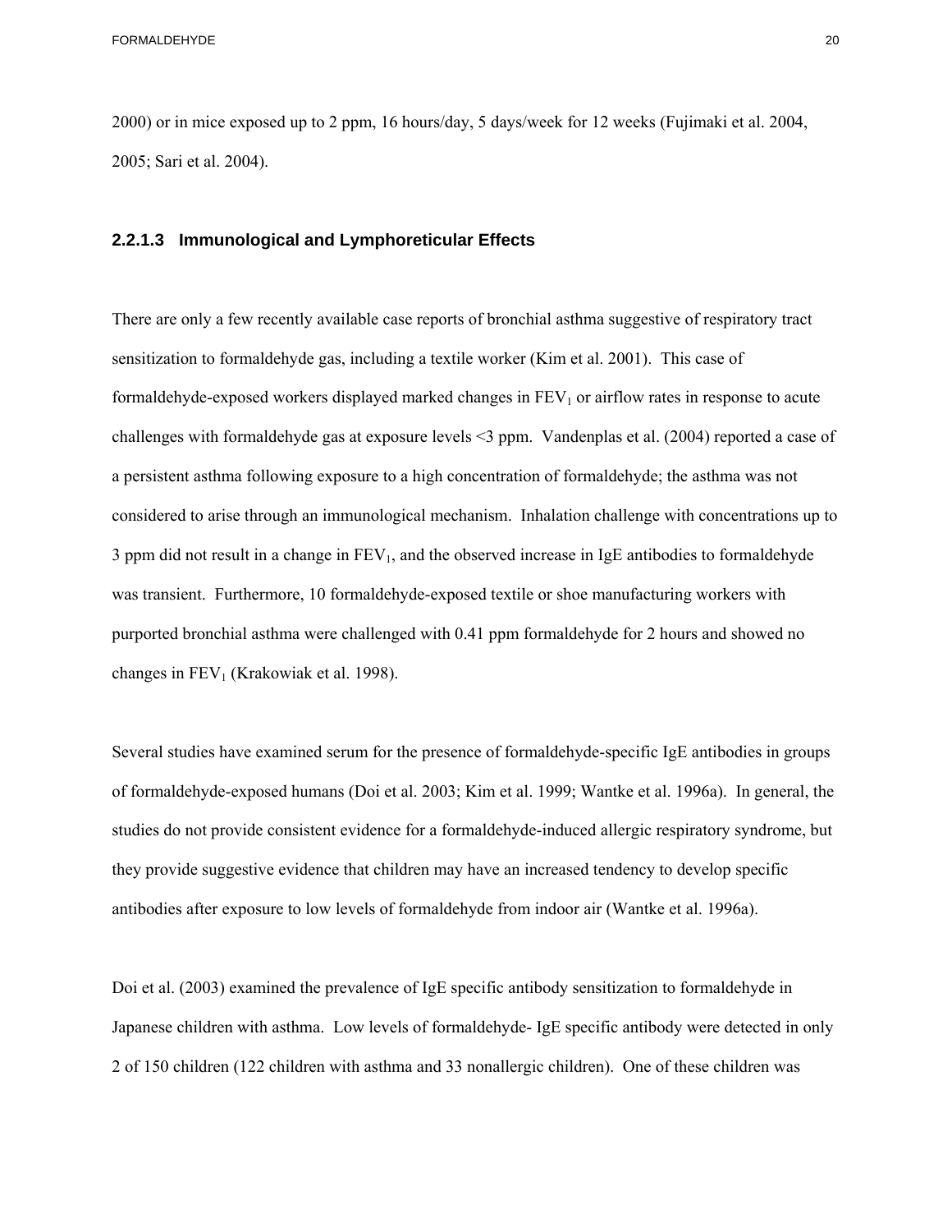2000) or in mice exposed up to 2 ppm, 16 hours/day, 5 days/week for 12 weeks (Fujimaki et al. 2004, 2005; Sari et al. 2004).

### 2.2.1.3 Immunological and Lymphoreticular Effects

There are only a few recently available case reports of bronchial asthma suggestive of respiratory tract sensitization to formaldehyde gas, including a textile worker (Kim et al. 2001). This case of formaldehyde-exposed workers displayed marked changes in $FEV_1$ or airflow rates in response to acute challenges with formaldehyde gas at exposure levels <3 ppm. Vandenplas et al. (2004) reported a case of a persistent asthma following exposure to a high concentration of formaldehyde; the asthma was not considered to arise through an immunological mechanism. Inhalation challenge with concentrations up to 3 ppm did not result in a change in $FEV_1$, and the observed increase in IgE antibodies to formaldehyde was transient. Furthermore, 10 formaldehyde-exposed textile or shoe manufacturing workers with purported bronchial asthma were challenged with 0.41 ppm formaldehyde for 2 hours and showed no changes in $FEV_1$ (Krakowiak et al. 1998).

Several studies have examined serum for the presence of formaldehyde-specific IgE antibodies in groups of formaldehyde-exposed humans (Doi et al. 2003; Kim et al. 1999; Wantke et al. 1996a). In general, the studies do not provide consistent evidence for a formaldehyde-induced allergic respiratory syndrome, but they provide suggestive evidence that children may have an increased tendency to develop specific antibodies after exposure to low levels of formaldehyde from indoor air (Wantke et al. 1996a).

Doi et al. (2003) examined the prevalence of IgE specific antibody sensitization to formaldehyde in Japanese children with asthma. Low levels of formaldehyde- IgE specific antibody were detected in only 2 of 150 children (122 children with asthma and 33 nonallergic children). One of these children was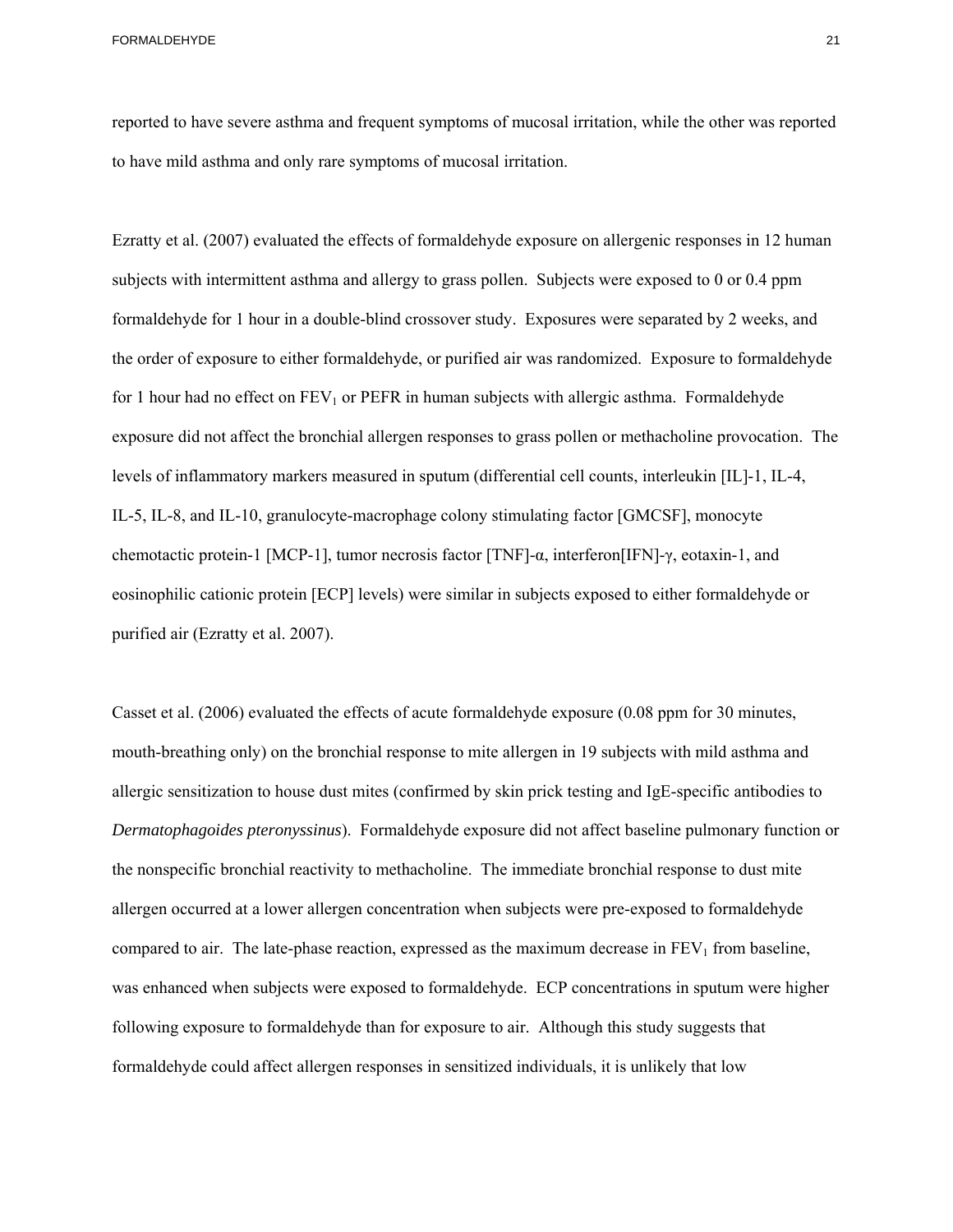reported to have severe asthma and frequent symptoms of mucosal irritation, while the other was reported to have mild asthma and only rare symptoms of mucosal irritation.

Ezratty et al. (2007) evaluated the effects of formaldehyde exposure on allergenic responses in 12 human subjects with intermittent asthma and allergy to grass pollen. Subjects were exposed to 0 or 0.4 ppm formaldehyde for 1 hour in a double-blind crossover study. Exposures were separated by 2 weeks, and the order of exposure to either formaldehyde, or purified air was randomized. Exposure to formaldehyde for 1 hour had no effect on $FEV_1$ or PEFR in human subjects with allergic asthma. Formaldehyde exposure did not affect the bronchial allergen responses to grass pollen or methacholine provocation. The levels of inflammatory markers measured in sputum (differential cell counts, interleukin [IL]-1, IL-4, IL-5, IL-8, and IL-10, granulocyte-macrophage colony stimulating factor [GMCSF], monocyte chemotactic protein-1 [MCP-1], tumor necrosis factor [TNF]-α, interferon[IFN]-γ, eotaxin-1, and eosinophilic cationic protein [ECP] levels) were similar in subjects exposed to either formaldehyde or purified air (Ezratty et al. 2007).

Casset et al. (2006) evaluated the effects of acute formaldehyde exposure (0.08 ppm for 30 minutes, mouth-breathing only) on the bronchial response to mite allergen in 19 subjects with mild asthma and allergic sensitization to house dust mites (confirmed by skin prick testing and IgE-specific antibodies to *Dermatophagoides pteronyssinus*). Formaldehyde exposure did not affect baseline pulmonary function or the nonspecific bronchial reactivity to methacholine. The immediate bronchial response to dust mite allergen occurred at a lower allergen concentration when subjects were pre-exposed to formaldehyde compared to air. The late-phase reaction, expressed as the maximum decrease in $FEV_1$ from baseline, was enhanced when subjects were exposed to formaldehyde. ECP concentrations in sputum were higher following exposure to formaldehyde than for exposure to air. Although this study suggests that formaldehyde could affect allergen responses in sensitized individuals, it is unlikely that low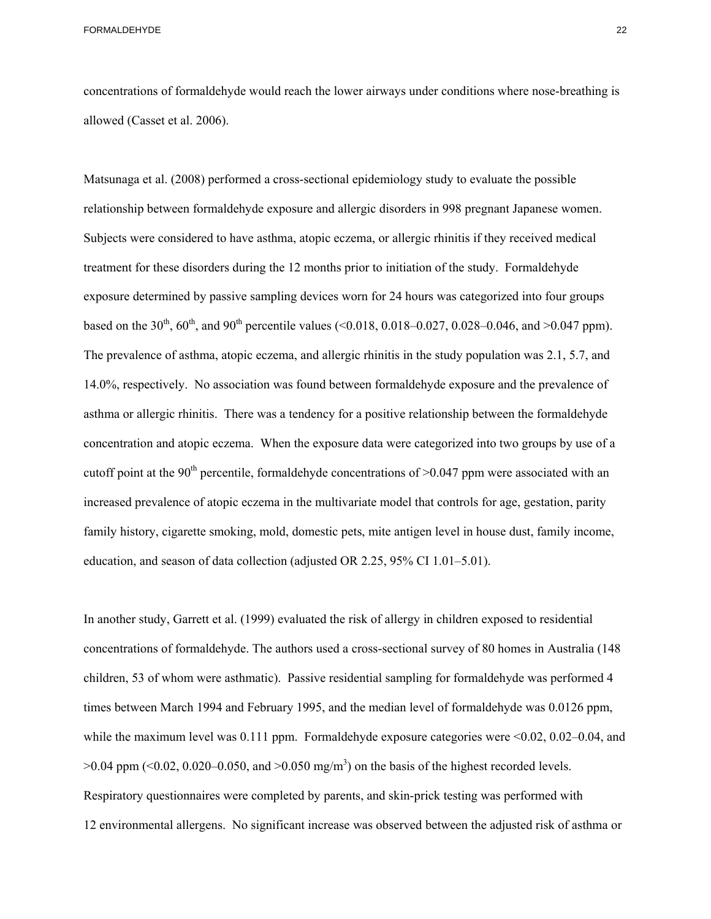concentrations of formaldehyde would reach the lower airways under conditions where nose-breathing is allowed (Casset et al. 2006).

Matsunaga et al. (2008) performed a cross-sectional epidemiology study to evaluate the possible relationship between formaldehyde exposure and allergic disorders in 998 pregnant Japanese women. Subjects were considered to have asthma, atopic eczema, or allergic rhinitis if they received medical treatment for these disorders during the 12 months prior to initiation of the study. Formaldehyde exposure determined by passive sampling devices worn for 24 hours was categorized into four groups based on the 30[th], 60[th], and 90[th] percentile values (<0.018, 0.018–0.027, 0.028–0.046, and >0.047 ppm). The prevalence of asthma, atopic eczema, and allergic rhinitis in the study population was 2.1, 5.7, and 14.0%, respectively. No association was found between formaldehyde exposure and the prevalence of asthma or allergic rhinitis. There was a tendency for a positive relationship between the formaldehyde concentration and atopic eczema. When the exposure data were categorized into two groups by use of a cutoff point at the 90[th] percentile, formaldehyde concentrations of >0.047 ppm were associated with an increased prevalence of atopic eczema in the multivariate model that controls for age, gestation, parity family history, cigarette smoking, mold, domestic pets, mite antigen level in house dust, family income, education, and season of data collection (adjusted OR 2.25, 95% CI 1.01–5.01).

In another study, Garrett et al. (1999) evaluated the risk of allergy in children exposed to residential concentrations of formaldehyde. The authors used a cross-sectional survey of 80 homes in Australia (148 children, 53 of whom were asthmatic). Passive residential sampling for formaldehyde was performed 4 times between March 1994 and February 1995, and the median level of formaldehyde was 0.0126 ppm, while the maximum level was 0.111 ppm. Formaldehyde exposure categories were <0.02, 0.02–0.04, and >0.04 ppm (<0.02, 0.020–0.050, and >0.050 mg/m$^3$) on the basis of the highest recorded levels. Respiratory questionnaires were completed by parents, and skin-prick testing was performed with 12 environmental allergens. No significant increase was observed between the adjusted risk of asthma or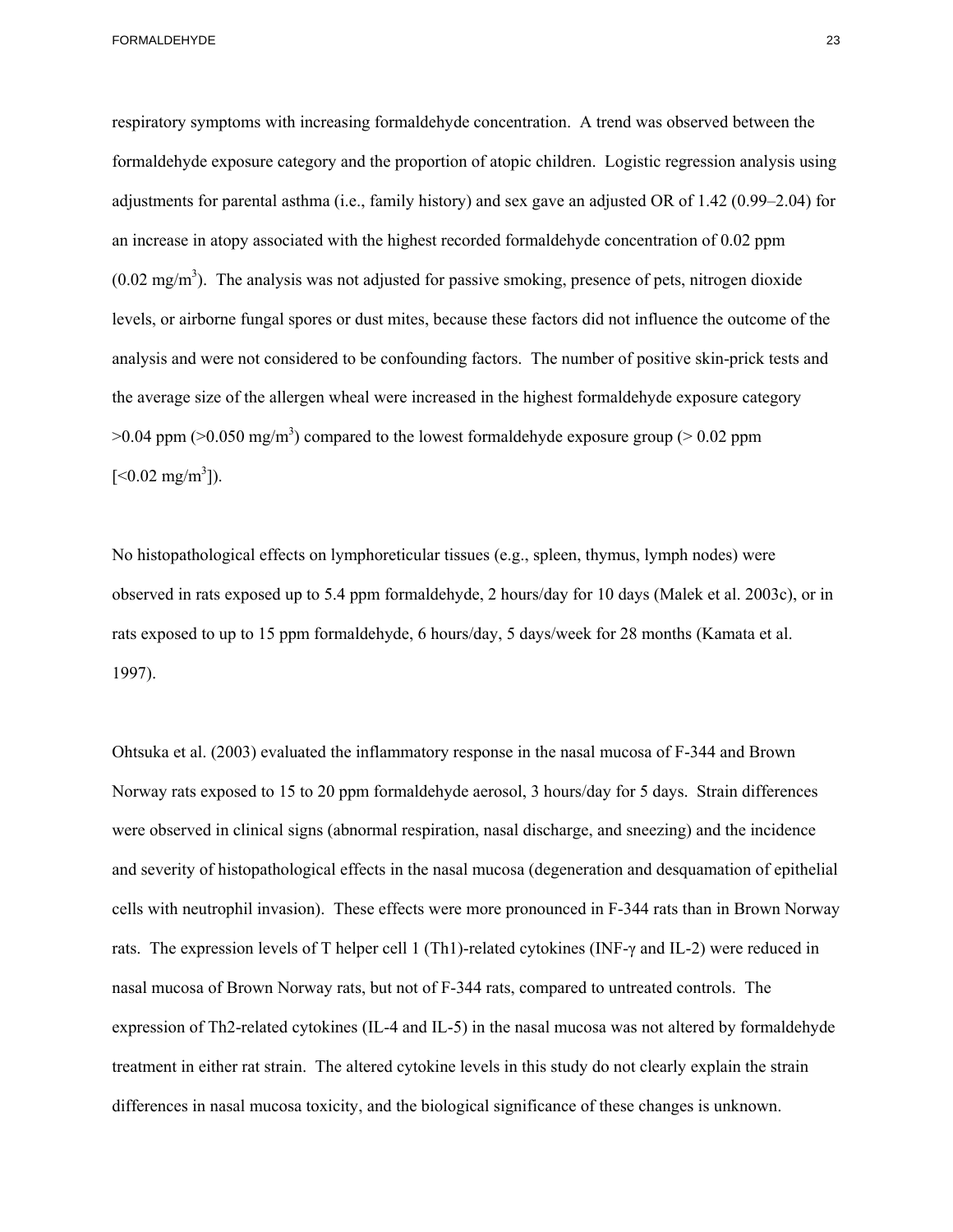respiratory symptoms with increasing formaldehyde concentration. A trend was observed between the formaldehyde exposure category and the proportion of atopic children. Logistic regression analysis using adjustments for parental asthma (i.e., family history) and sex gave an adjusted OR of 1.42 (0.99–2.04) for an increase in atopy associated with the highest recorded formaldehyde concentration of 0.02 ppm (0.02 mg/m$^3$). The analysis was not adjusted for passive smoking, presence of pets, nitrogen dioxide levels, or airborne fungal spores or dust mites, because these factors did not influence the outcome of the analysis and were not considered to be confounding factors. The number of positive skin-prick tests and the average size of the allergen wheal were increased in the highest formaldehyde exposure category >0.04 ppm (>0.050 mg/m$^3$) compared to the lowest formaldehyde exposure group (> 0.02 ppm [<0.02 mg/m$^3$]).

No histopathological effects on lymphoreticular tissues (e.g., spleen, thymus, lymph nodes) were observed in rats exposed up to 5.4 ppm formaldehyde, 2 hours/day for 10 days (Malek et al. 2003c), or in rats exposed to up to 15 ppm formaldehyde, 6 hours/day, 5 days/week for 28 months (Kamata et al. 1997).

Ohtsuka et al. (2003) evaluated the inflammatory response in the nasal mucosa of F-344 and Brown Norway rats exposed to 15 to 20 ppm formaldehyde aerosol, 3 hours/day for 5 days. Strain differences were observed in clinical signs (abnormal respiration, nasal discharge, and sneezing) and the incidence and severity of histopathological effects in the nasal mucosa (degeneration and desquamation of epithelial cells with neutrophil invasion). These effects were more pronounced in F-344 rats than in Brown Norway rats. The expression levels of T helper cell 1 (Th1)-related cytokines (INF-γ and IL-2) were reduced in nasal mucosa of Brown Norway rats, but not of F-344 rats, compared to untreated controls. The expression of Th2-related cytokines (IL-4 and IL-5) in the nasal mucosa was not altered by formaldehyde treatment in either rat strain. The altered cytokine levels in this study do not clearly explain the strain differences in nasal mucosa toxicity, and the biological significance of these changes is unknown.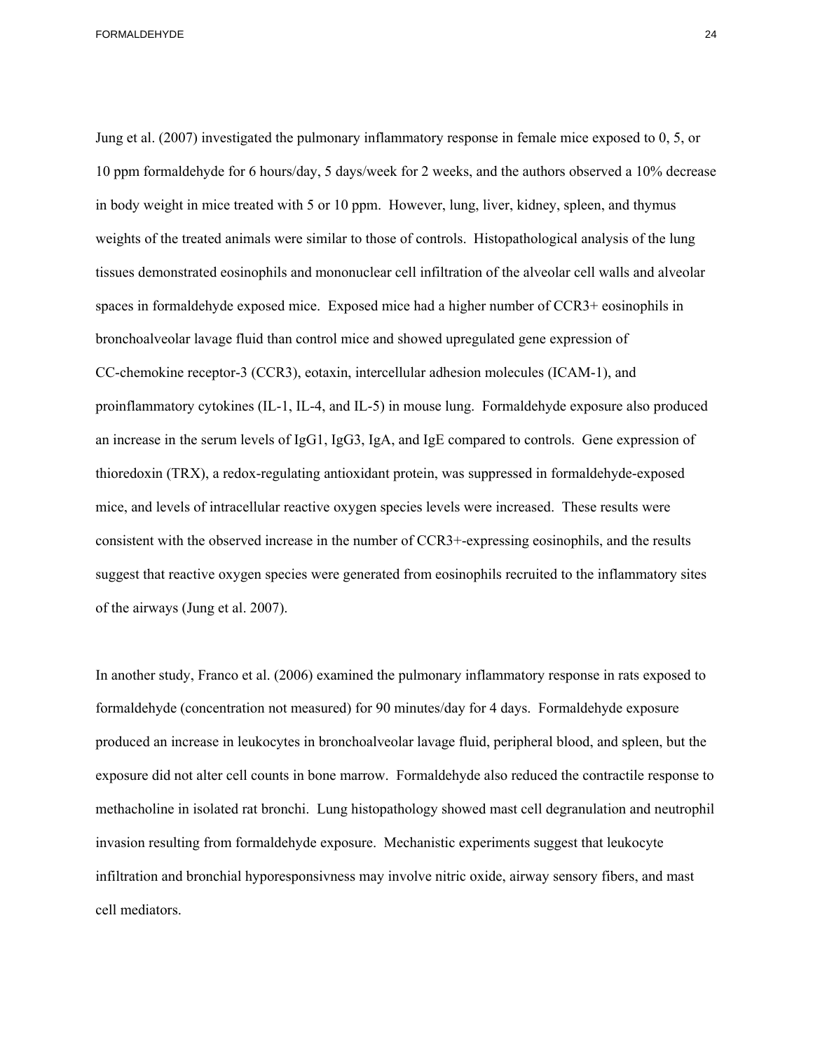Jung et al. (2007) investigated the pulmonary inflammatory response in female mice exposed to 0, 5, or 10 ppm formaldehyde for 6 hours/day, 5 days/week for 2 weeks, and the authors observed a 10% decrease in body weight in mice treated with 5 or 10 ppm. However, lung, liver, kidney, spleen, and thymus weights of the treated animals were similar to those of controls. Histopathological analysis of the lung tissues demonstrated eosinophils and mononuclear cell infiltration of the alveolar cell walls and alveolar spaces in formaldehyde exposed mice. Exposed mice had a higher number of CCR3+ eosinophils in bronchoalveolar lavage fluid than control mice and showed upregulated gene expression of CC-chemokine receptor-3 (CCR3), eotaxin, intercellular adhesion molecules (ICAM-1), and proinflammatory cytokines (IL-1, IL-4, and IL-5) in mouse lung. Formaldehyde exposure also produced an increase in the serum levels of IgG1, IgG3, IgA, and IgE compared to controls. Gene expression of thioredoxin (TRX), a redox-regulating antioxidant protein, was suppressed in formaldehyde-exposed mice, and levels of intracellular reactive oxygen species levels were increased. These results were consistent with the observed increase in the number of CCR3+-expressing eosinophils, and the results suggest that reactive oxygen species were generated from eosinophils recruited to the inflammatory sites of the airways (Jung et al. 2007).

In another study, Franco et al. (2006) examined the pulmonary inflammatory response in rats exposed to formaldehyde (concentration not measured) for 90 minutes/day for 4 days. Formaldehyde exposure produced an increase in leukocytes in bronchoalveolar lavage fluid, peripheral blood, and spleen, but the exposure did not alter cell counts in bone marrow. Formaldehyde also reduced the contractile response to methacholine in isolated rat bronchi. Lung histopathology showed mast cell degranulation and neutrophil invasion resulting from formaldehyde exposure. Mechanistic experiments suggest that leukocyte infiltration and bronchial hyporesponsivness may involve nitric oxide, airway sensory fibers, and mast cell mediators.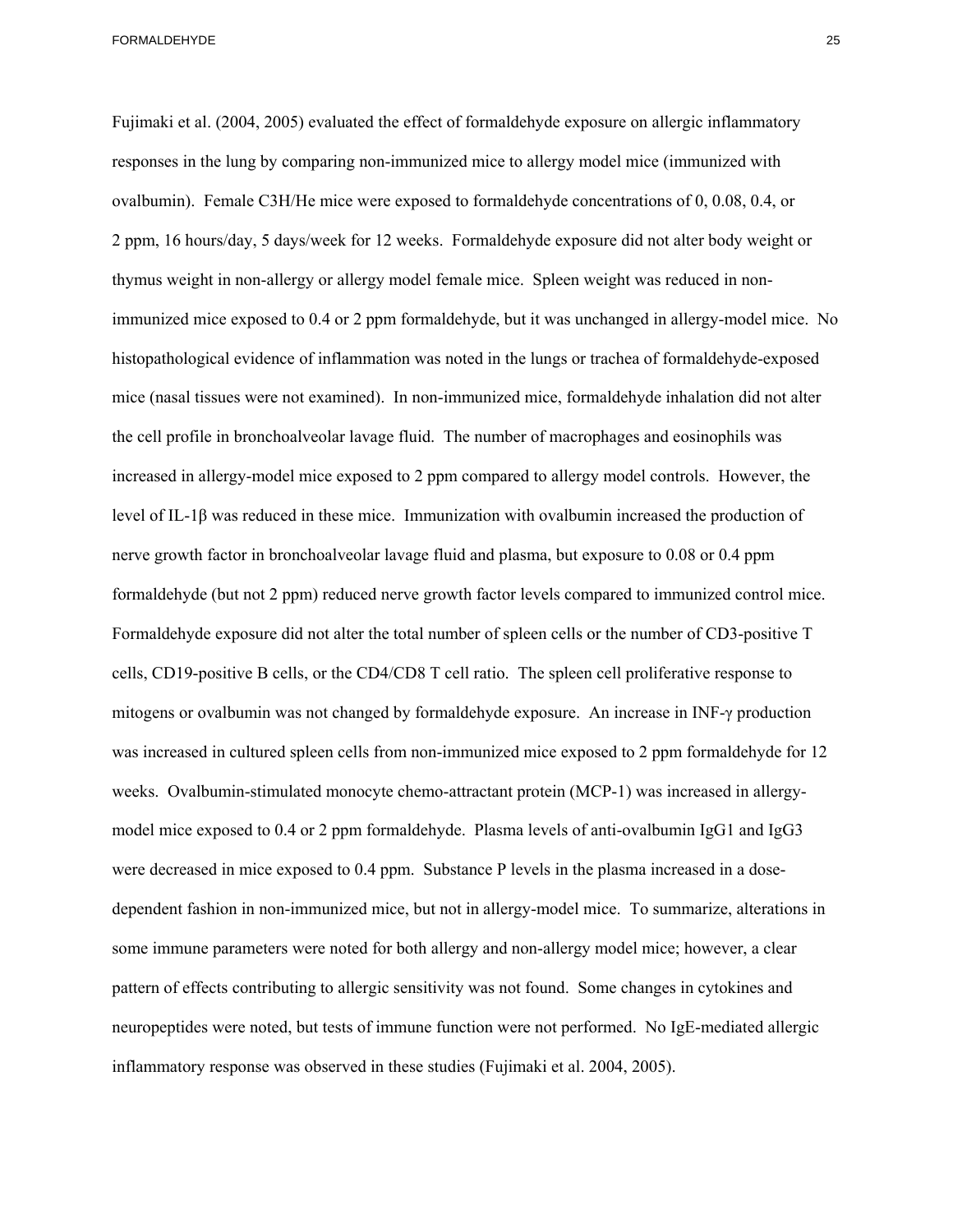Fujimaki et al. (2004, 2005) evaluated the effect of formaldehyde exposure on allergic inflammatory responses in the lung by comparing non-immunized mice to allergy model mice (immunized with ovalbumin). Female C3H/He mice were exposed to formaldehyde concentrations of 0, 0.08, 0.4, or 2 ppm, 16 hours/day, 5 days/week for 12 weeks. Formaldehyde exposure did not alter body weight or thymus weight in non-allergy or allergy model female mice. Spleen weight was reduced in non-immunized mice exposed to 0.4 or 2 ppm formaldehyde, but it was unchanged in allergy-model mice. No histopathological evidence of inflammation was noted in the lungs or trachea of formaldehyde-exposed mice (nasal tissues were not examined). In non-immunized mice, formaldehyde inhalation did not alter the cell profile in bronchoalveolar lavage fluid. The number of macrophages and eosinophils was increased in allergy-model mice exposed to 2 ppm compared to allergy model controls. However, the level of IL-1β was reduced in these mice. Immunization with ovalbumin increased the production of nerve growth factor in bronchoalveolar lavage fluid and plasma, but exposure to 0.08 or 0.4 ppm formaldehyde (but not 2 ppm) reduced nerve growth factor levels compared to immunized control mice. Formaldehyde exposure did not alter the total number of spleen cells or the number of CD3-positive T cells, CD19-positive B cells, or the CD4/CD8 T cell ratio. The spleen cell proliferative response to mitogens or ovalbumin was not changed by formaldehyde exposure. An increase in INF-γ production was increased in cultured spleen cells from non-immunized mice exposed to 2 ppm formaldehyde for 12 weeks. Ovalbumin-stimulated monocyte chemo-attractant protein (MCP-1) was increased in allergy-model mice exposed to 0.4 or 2 ppm formaldehyde. Plasma levels of anti-ovalbumin IgG1 and IgG3 were decreased in mice exposed to 0.4 ppm. Substance P levels in the plasma increased in a dose-dependent fashion in non-immunized mice, but not in allergy-model mice. To summarize, alterations in some immune parameters were noted for both allergy and non-allergy model mice; however, a clear pattern of effects contributing to allergic sensitivity was not found. Some changes in cytokines and neuropeptides were noted, but tests of immune function were not performed. No IgE-mediated allergic inflammatory response was observed in these studies (Fujimaki et al. 2004, 2005).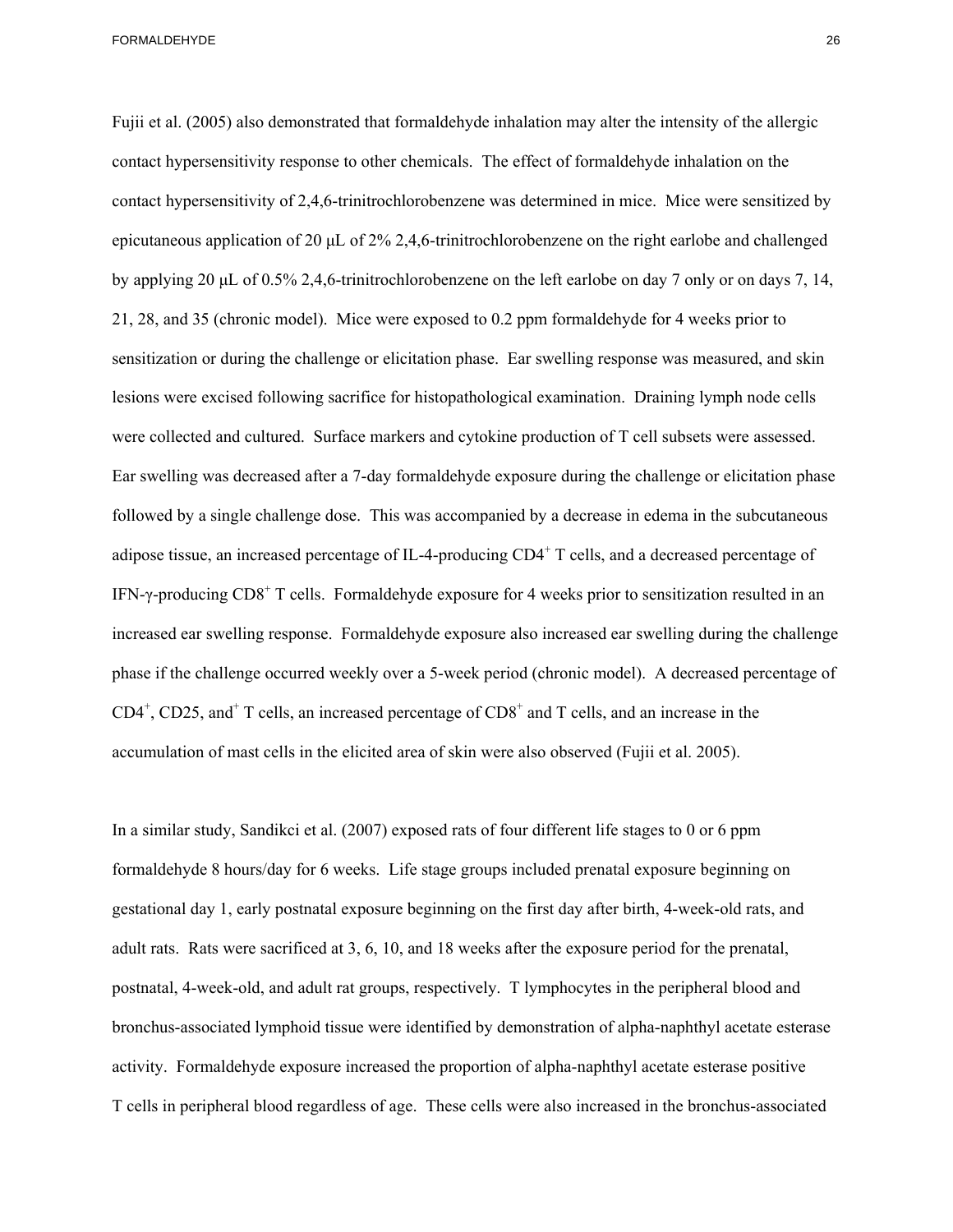Fujii et al. (2005) also demonstrated that formaldehyde inhalation may alter the intensity of the allergic contact hypersensitivity response to other chemicals. The effect of formaldehyde inhalation on the contact hypersensitivity of 2,4,6-trinitrochlorobenzene was determined in mice. Mice were sensitized by epicutaneous application of 20 μL of 2% 2,4,6-trinitrochlorobenzene on the right earlobe and challenged by applying 20 μL of 0.5% 2,4,6-trinitrochlorobenzene on the left earlobe on day 7 only or on days 7, 14, 21, 28, and 35 (chronic model). Mice were exposed to 0.2 ppm formaldehyde for 4 weeks prior to sensitization or during the challenge or elicitation phase. Ear swelling response was measured, and skin lesions were excised following sacrifice for histopathological examination. Draining lymph node cells were collected and cultured. Surface markers and cytokine production of T cell subsets were assessed. Ear swelling was decreased after a 7-day formaldehyde exposure during the challenge or elicitation phase followed by a single challenge dose. This was accompanied by a decrease in edema in the subcutaneous adipose tissue, an increased percentage of IL-4-producing $CD4^+$ T cells, and a decreased percentage of IFN-γ-producing $CD8^+$ T cells. Formaldehyde exposure for 4 weeks prior to sensitization resulted in an increased ear swelling response. Formaldehyde exposure also increased ear swelling during the challenge phase if the challenge occurred weekly over a 5-week period (chronic model). A decreased percentage of $CD4^+$, CD25, and$^+$ T cells, an increased percentage of $CD8^+$ and T cells, and an increase in the accumulation of mast cells in the elicited area of skin were also observed (Fujii et al. 2005).

In a similar study, Sandikci et al. (2007) exposed rats of four different life stages to 0 or 6 ppm formaldehyde 8 hours/day for 6 weeks. Life stage groups included prenatal exposure beginning on gestational day 1, early postnatal exposure beginning on the first day after birth, 4-week-old rats, and adult rats. Rats were sacrificed at 3, 6, 10, and 18 weeks after the exposure period for the prenatal, postnatal, 4-week-old, and adult rat groups, respectively. T lymphocytes in the peripheral blood and bronchus-associated lymphoid tissue were identified by demonstration of alpha-naphthyl acetate esterase activity. Formaldehyde exposure increased the proportion of alpha-naphthyl acetate esterase positive T cells in peripheral blood regardless of age. These cells were also increased in the bronchus-associated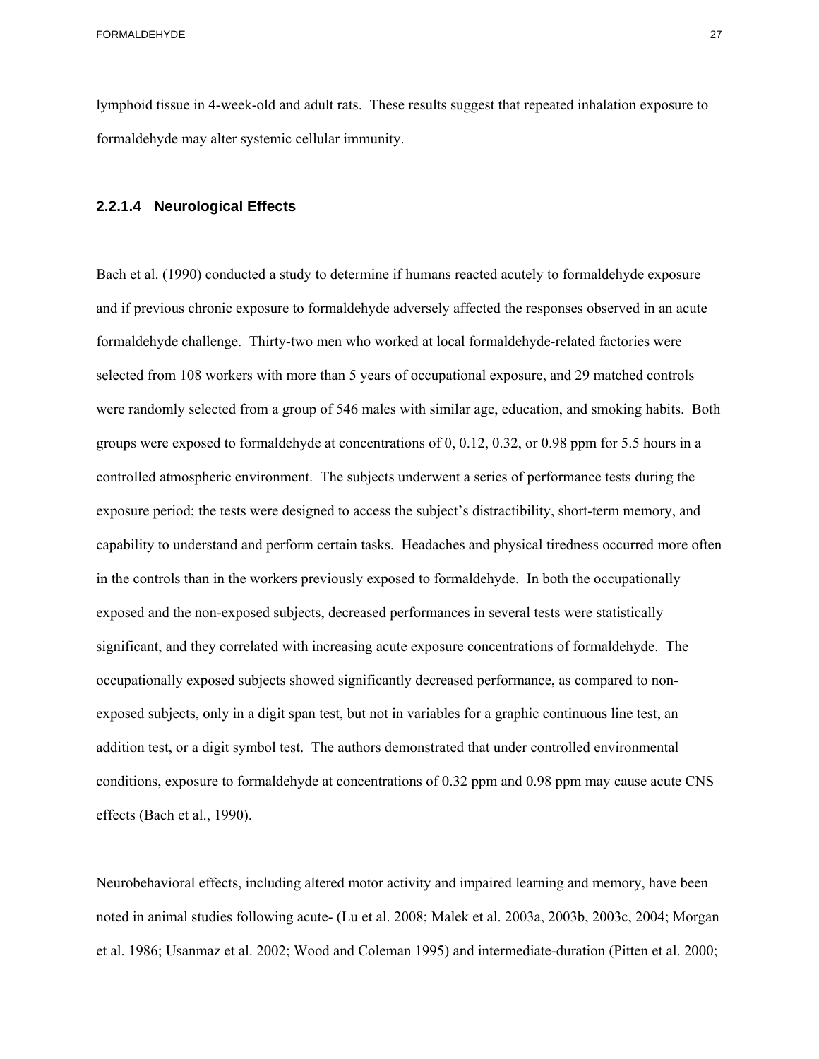lymphoid tissue in 4-week-old and adult rats. These results suggest that repeated inhalation exposure to formaldehyde may alter systemic cellular immunity.

#### 2.2.1.4 Neurological Effects

Bach et al. (1990) conducted a study to determine if humans reacted acutely to formaldehyde exposure and if previous chronic exposure to formaldehyde adversely affected the responses observed in an acute formaldehyde challenge. Thirty-two men who worked at local formaldehyde-related factories were selected from 108 workers with more than 5 years of occupational exposure, and 29 matched controls were randomly selected from a group of 546 males with similar age, education, and smoking habits. Both groups were exposed to formaldehyde at concentrations of 0, 0.12, 0.32, or 0.98 ppm for 5.5 hours in a controlled atmospheric environment. The subjects underwent a series of performance tests during the exposure period; the tests were designed to access the subject's distractibility, short-term memory, and capability to understand and perform certain tasks. Headaches and physical tiredness occurred more often in the controls than in the workers previously exposed to formaldehyde. In both the occupationally exposed and the non-exposed subjects, decreased performances in several tests were statistically significant, and they correlated with increasing acute exposure concentrations of formaldehyde. The occupationally exposed subjects showed significantly decreased performance, as compared to non-exposed subjects, only in a digit span test, but not in variables for a graphic continuous line test, an addition test, or a digit symbol test. The authors demonstrated that under controlled environmental conditions, exposure to formaldehyde at concentrations of 0.32 ppm and 0.98 ppm may cause acute CNS effects (Bach et al., 1990).

Neurobehavioral effects, including altered motor activity and impaired learning and memory, have been noted in animal studies following acute- (Lu et al. 2008; Malek et al. 2003a, 2003b, 2003c, 2004; Morgan et al. 1986; Usanmaz et al. 2002; Wood and Coleman 1995) and intermediate-duration (Pitten et al. 2000;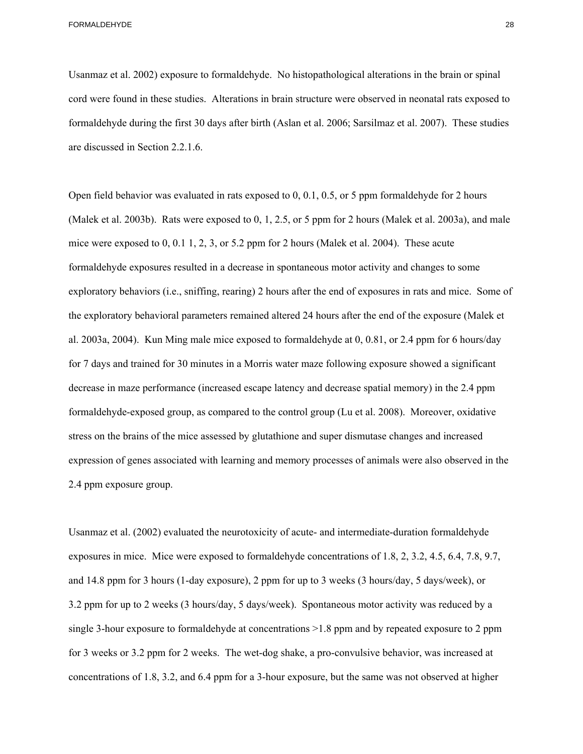Usanmaz et al. 2002) exposure to formaldehyde. No histopathological alterations in the brain or spinal cord were found in these studies. Alterations in brain structure were observed in neonatal rats exposed to formaldehyde during the first 30 days after birth (Aslan et al. 2006; Sarsilmaz et al. 2007). These studies are discussed in Section 2.2.1.6.

Open field behavior was evaluated in rats exposed to 0, 0.1, 0.5, or 5 ppm formaldehyde for 2 hours (Malek et al. 2003b). Rats were exposed to 0, 1, 2.5, or 5 ppm for 2 hours (Malek et al. 2003a), and male mice were exposed to 0, 0.1 1, 2, 3, or 5.2 ppm for 2 hours (Malek et al. 2004). These acute formaldehyde exposures resulted in a decrease in spontaneous motor activity and changes to some exploratory behaviors (i.e., sniffing, rearing) 2 hours after the end of exposures in rats and mice. Some of the exploratory behavioral parameters remained altered 24 hours after the end of the exposure (Malek et al. 2003a, 2004). Kun Ming male mice exposed to formaldehyde at 0, 0.81, or 2.4 ppm for 6 hours/day for 7 days and trained for 30 minutes in a Morris water maze following exposure showed a significant decrease in maze performance (increased escape latency and decrease spatial memory) in the 2.4 ppm formaldehyde-exposed group, as compared to the control group (Lu et al. 2008). Moreover, oxidative stress on the brains of the mice assessed by glutathione and super dismutase changes and increased expression of genes associated with learning and memory processes of animals were also observed in the 2.4 ppm exposure group.

Usanmaz et al. (2002) evaluated the neurotoxicity of acute- and intermediate-duration formaldehyde exposures in mice. Mice were exposed to formaldehyde concentrations of 1.8, 2, 3.2, 4.5, 6.4, 7.8, 9.7, and 14.8 ppm for 3 hours (1-day exposure), 2 ppm for up to 3 weeks (3 hours/day, 5 days/week), or 3.2 ppm for up to 2 weeks (3 hours/day, 5 days/week). Spontaneous motor activity was reduced by a single 3-hour exposure to formaldehyde at concentrations >1.8 ppm and by repeated exposure to 2 ppm for 3 weeks or 3.2 ppm for 2 weeks. The wet-dog shake, a pro-convulsive behavior, was increased at concentrations of 1.8, 3.2, and 6.4 ppm for a 3-hour exposure, but the same was not observed at higher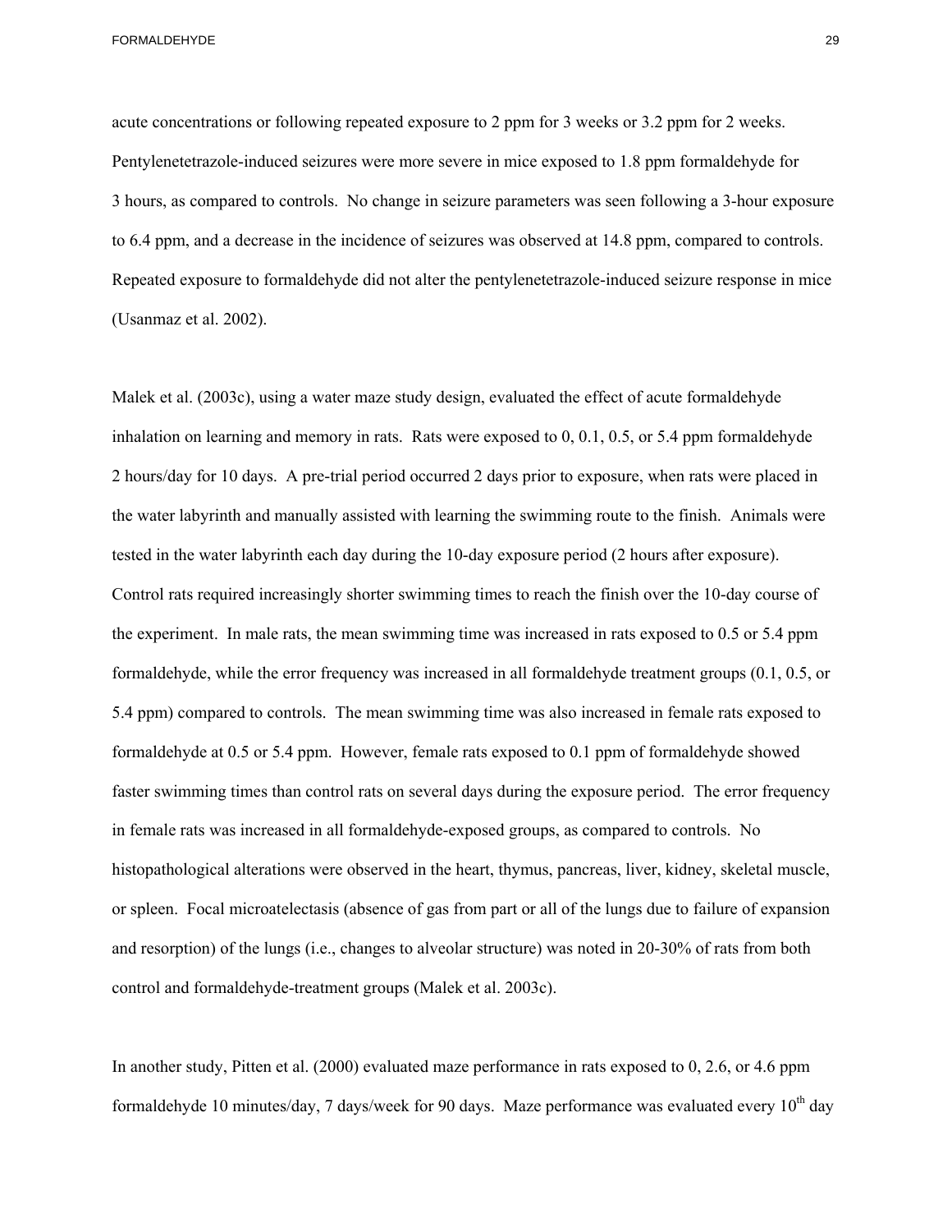acute concentrations or following repeated exposure to 2 ppm for 3 weeks or 3.2 ppm for 2 weeks. Pentylenetetrazole-induced seizures were more severe in mice exposed to 1.8 ppm formaldehyde for 3 hours, as compared to controls. No change in seizure parameters was seen following a 3-hour exposure to 6.4 ppm, and a decrease in the incidence of seizures was observed at 14.8 ppm, compared to controls. Repeated exposure to formaldehyde did not alter the pentylenetetrazole-induced seizure response in mice (Usanmaz et al. 2002).

Malek et al. (2003c), using a water maze study design, evaluated the effect of acute formaldehyde inhalation on learning and memory in rats. Rats were exposed to 0, 0.1, 0.5, or 5.4 ppm formaldehyde 2 hours/day for 10 days. A pre-trial period occurred 2 days prior to exposure, when rats were placed in the water labyrinth and manually assisted with learning the swimming route to the finish. Animals were tested in the water labyrinth each day during the 10-day exposure period (2 hours after exposure). Control rats required increasingly shorter swimming times to reach the finish over the 10-day course of the experiment. In male rats, the mean swimming time was increased in rats exposed to 0.5 or 5.4 ppm formaldehyde, while the error frequency was increased in all formaldehyde treatment groups (0.1, 0.5, or 5.4 ppm) compared to controls. The mean swimming time was also increased in female rats exposed to formaldehyde at 0.5 or 5.4 ppm. However, female rats exposed to 0.1 ppm of formaldehyde showed faster swimming times than control rats on several days during the exposure period. The error frequency in female rats was increased in all formaldehyde-exposed groups, as compared to controls. No histopathological alterations were observed in the heart, thymus, pancreas, liver, kidney, skeletal muscle, or spleen. Focal microatelectasis (absence of gas from part or all of the lungs due to failure of expansion and resorption) of the lungs (i.e., changes to alveolar structure) was noted in 20-30% of rats from both control and formaldehyde-treatment groups (Malek et al. 2003c).

In another study, Pitten et al. (2000) evaluated maze performance in rats exposed to 0, 2.6, or 4.6 ppm formaldehyde 10 minutes/day, 7 days/week for 90 days. Maze performance was evaluated every 10th day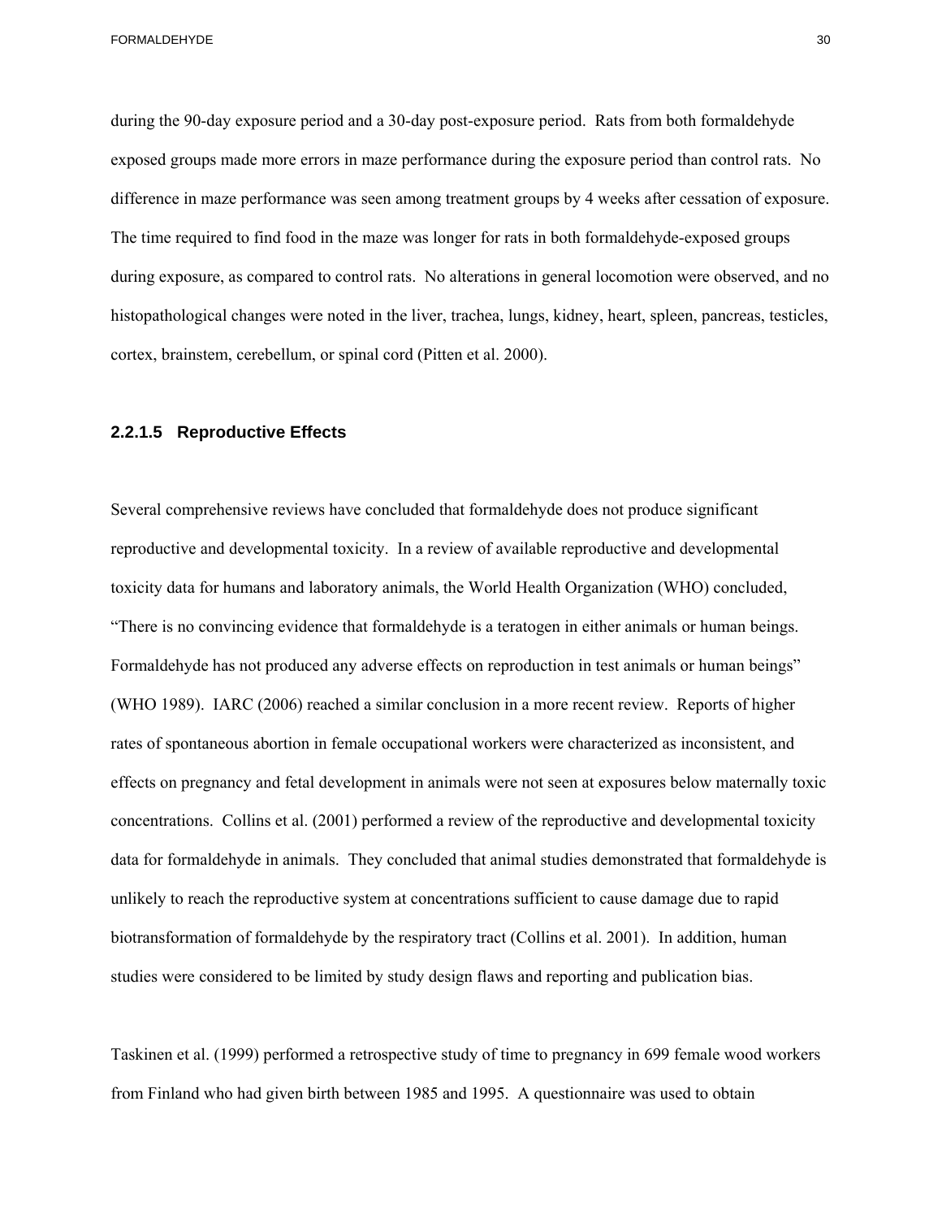during the 90-day exposure period and a 30-day post-exposure period. Rats from both formaldehyde exposed groups made more errors in maze performance during the exposure period than control rats. No difference in maze performance was seen among treatment groups by 4 weeks after cessation of exposure. The time required to find food in the maze was longer for rats in both formaldehyde-exposed groups during exposure, as compared to control rats. No alterations in general locomotion were observed, and no histopathological changes were noted in the liver, trachea, lungs, kidney, heart, spleen, pancreas, testicles, cortex, brainstem, cerebellum, or spinal cord (Pitten et al. 2000).

#### 2.2.1.5 Reproductive Effects

Several comprehensive reviews have concluded that formaldehyde does not produce significant reproductive and developmental toxicity. In a review of available reproductive and developmental toxicity data for humans and laboratory animals, the World Health Organization (WHO) concluded, "There is no convincing evidence that formaldehyde is a teratogen in either animals or human beings. Formaldehyde has not produced any adverse effects on reproduction in test animals or human beings" (WHO 1989). IARC (2006) reached a similar conclusion in a more recent review. Reports of higher rates of spontaneous abortion in female occupational workers were characterized as inconsistent, and effects on pregnancy and fetal development in animals were not seen at exposures below maternally toxic concentrations. Collins et al. (2001) performed a review of the reproductive and developmental toxicity data for formaldehyde in animals. They concluded that animal studies demonstrated that formaldehyde is unlikely to reach the reproductive system at concentrations sufficient to cause damage due to rapid biotransformation of formaldehyde by the respiratory tract (Collins et al. 2001). In addition, human studies were considered to be limited by study design flaws and reporting and publication bias.

Taskinen et al. (1999) performed a retrospective study of time to pregnancy in 699 female wood workers from Finland who had given birth between 1985 and 1995. A questionnaire was used to obtain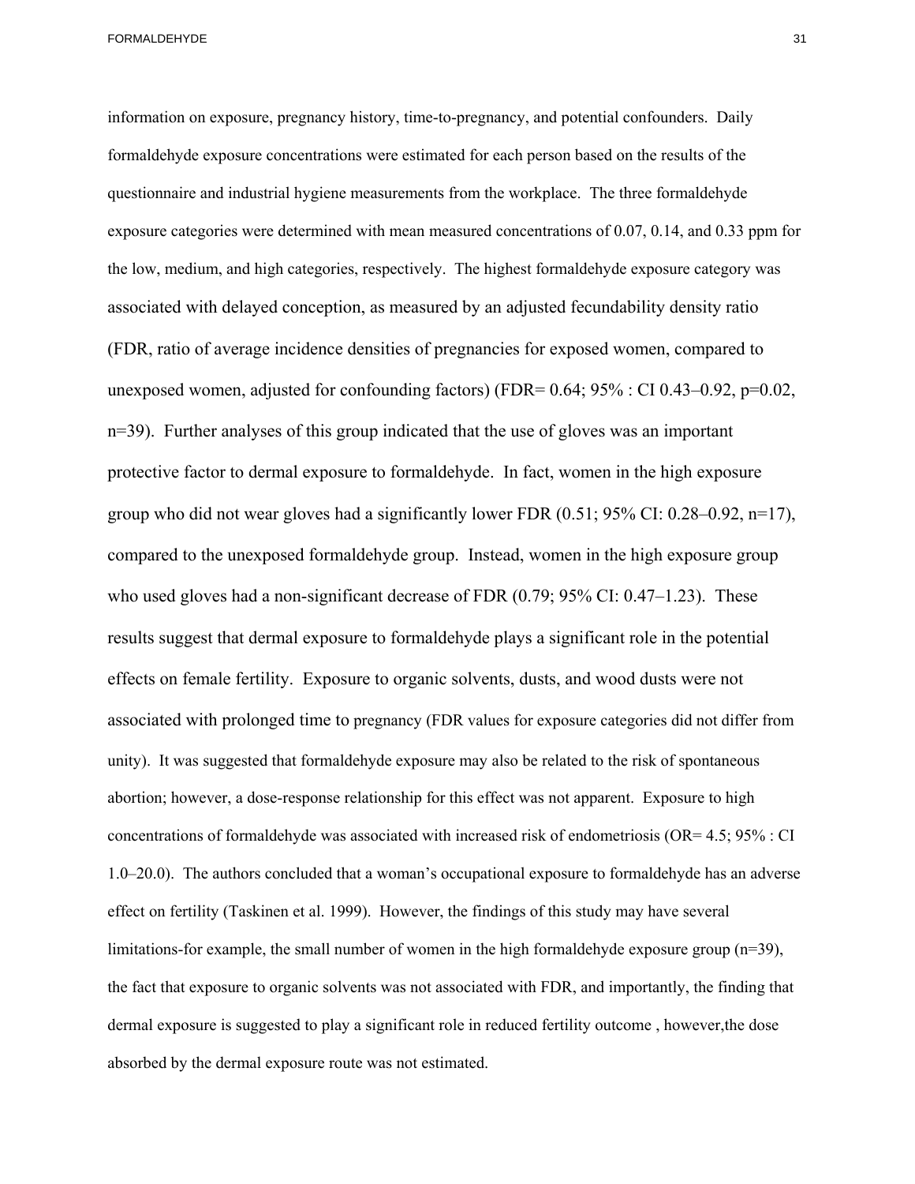information on exposure, pregnancy history, time-to-pregnancy, and potential confounders. Daily formaldehyde exposure concentrations were estimated for each person based on the results of the questionnaire and industrial hygiene measurements from the workplace. The three formaldehyde exposure categories were determined with mean measured concentrations of 0.07, 0.14, and 0.33 ppm for the low, medium, and high categories, respectively. The highest formaldehyde exposure category was associated with delayed conception, as measured by an adjusted fecundability density ratio (FDR, ratio of average incidence densities of pregnancies for exposed women, compared to unexposed women, adjusted for confounding factors) (FDR= 0.64; 95% : CI 0.43–0.92, p=0.02, n=39). Further analyses of this group indicated that the use of gloves was an important protective factor to dermal exposure to formaldehyde. In fact, women in the high exposure group who did not wear gloves had a significantly lower FDR (0.51; 95% CI: 0.28–0.92, n=17), compared to the unexposed formaldehyde group. Instead, women in the high exposure group who used gloves had a non-significant decrease of FDR (0.79; 95% CI: 0.47–1.23). These results suggest that dermal exposure to formaldehyde plays a significant role in the potential effects on female fertility. Exposure to organic solvents, dusts, and wood dusts were not associated with prolonged time to pregnancy (FDR values for exposure categories did not differ from unity). It was suggested that formaldehyde exposure may also be related to the risk of spontaneous abortion; however, a dose-response relationship for this effect was not apparent. Exposure to high concentrations of formaldehyde was associated with increased risk of endometriosis (OR= 4.5; 95% : CI 1.0–20.0). The authors concluded that a woman's occupational exposure to formaldehyde has an adverse effect on fertility (Taskinen et al. 1999). However, the findings of this study may have several limitations-for example, the small number of women in the high formaldehyde exposure group (n=39), the fact that exposure to organic solvents was not associated with FDR, and importantly, the finding that dermal exposure is suggested to play a significant role in reduced fertility outcome , however,the dose absorbed by the dermal exposure route was not estimated.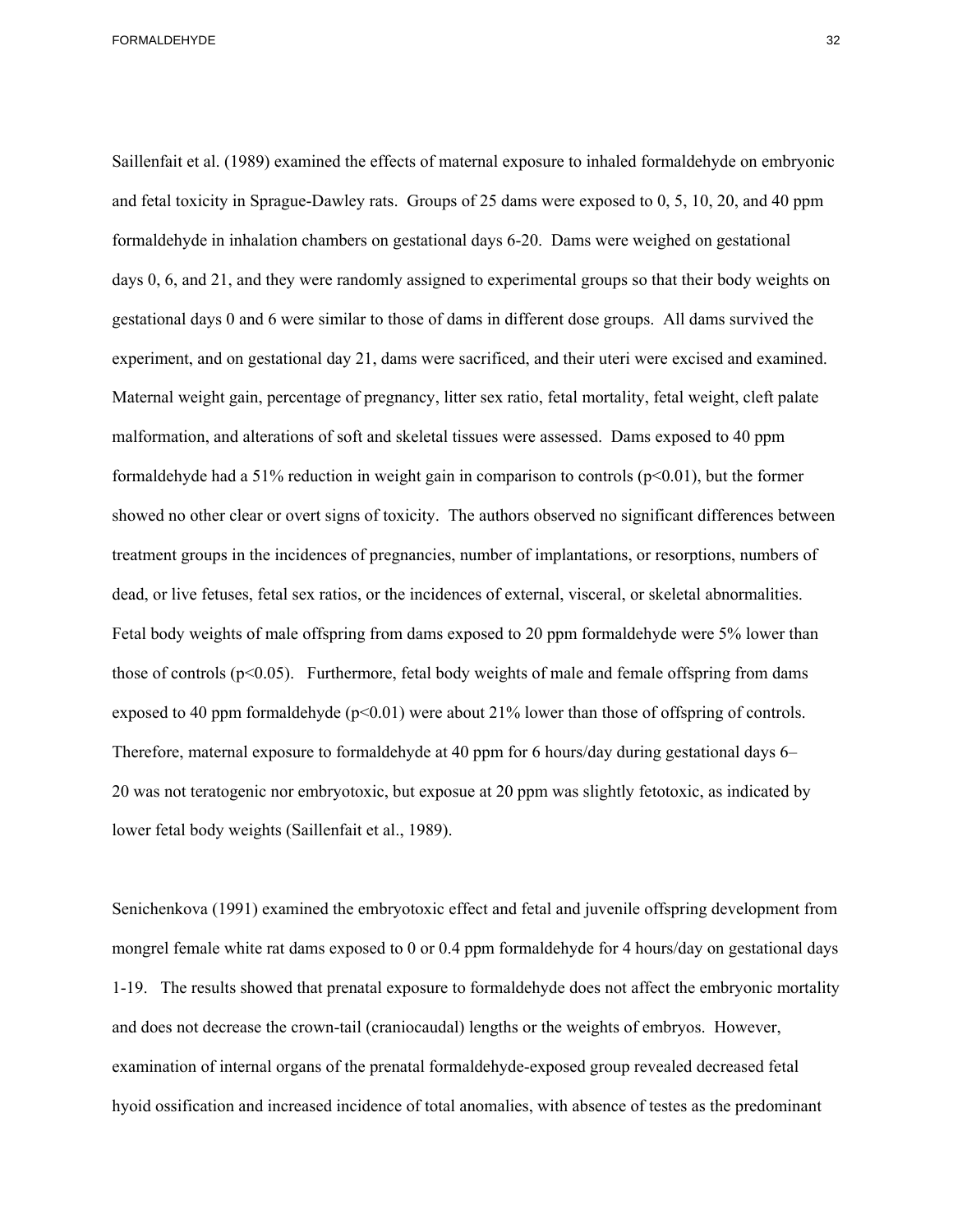Saillenfait et al. (1989) examined the effects of maternal exposure to inhaled formaldehyde on embryonic and fetal toxicity in Sprague-Dawley rats. Groups of 25 dams were exposed to 0, 5, 10, 20, and 40 ppm formaldehyde in inhalation chambers on gestational days 6-20. Dams were weighed on gestational days 0, 6, and 21, and they were randomly assigned to experimental groups so that their body weights on gestational days 0 and 6 were similar to those of dams in different dose groups. All dams survived the experiment, and on gestational day 21, dams were sacrificed, and their uteri were excised and examined. Maternal weight gain, percentage of pregnancy, litter sex ratio, fetal mortality, fetal weight, cleft palate malformation, and alterations of soft and skeletal tissues were assessed. Dams exposed to 40 ppm formaldehyde had a 51% reduction in weight gain in comparison to controls ($p<0.01$), but the former showed no other clear or overt signs of toxicity. The authors observed no significant differences between treatment groups in the incidences of pregnancies, number of implantations, or resorptions, numbers of dead, or live fetuses, fetal sex ratios, or the incidences of external, visceral, or skeletal abnormalities. Fetal body weights of male offspring from dams exposed to 20 ppm formaldehyde were 5% lower than those of controls ($p<0.05$). Furthermore, fetal body weights of male and female offspring from dams exposed to 40 ppm formaldehyde ($p<0.01$) were about 21% lower than those of offspring of controls. Therefore, maternal exposure to formaldehyde at 40 ppm for 6 hours/day during gestational days 6–20 was not teratogenic nor embryotoxic, but exposue at 20 ppm was slightly fetotoxic, as indicated by lower fetal body weights (Saillenfait et al., 1989).

Senichenkova (1991) examined the embryotoxic effect and fetal and juvenile offspring development from mongrel female white rat dams exposed to 0 or 0.4 ppm formaldehyde for 4 hours/day on gestational days 1-19. The results showed that prenatal exposure to formaldehyde does not affect the embryonic mortality and does not decrease the crown-tail (craniocaudal) lengths or the weights of embryos. However, examination of internal organs of the prenatal formaldehyde-exposed group revealed decreased fetal hyoid ossification and increased incidence of total anomalies, with absence of testes as the predominant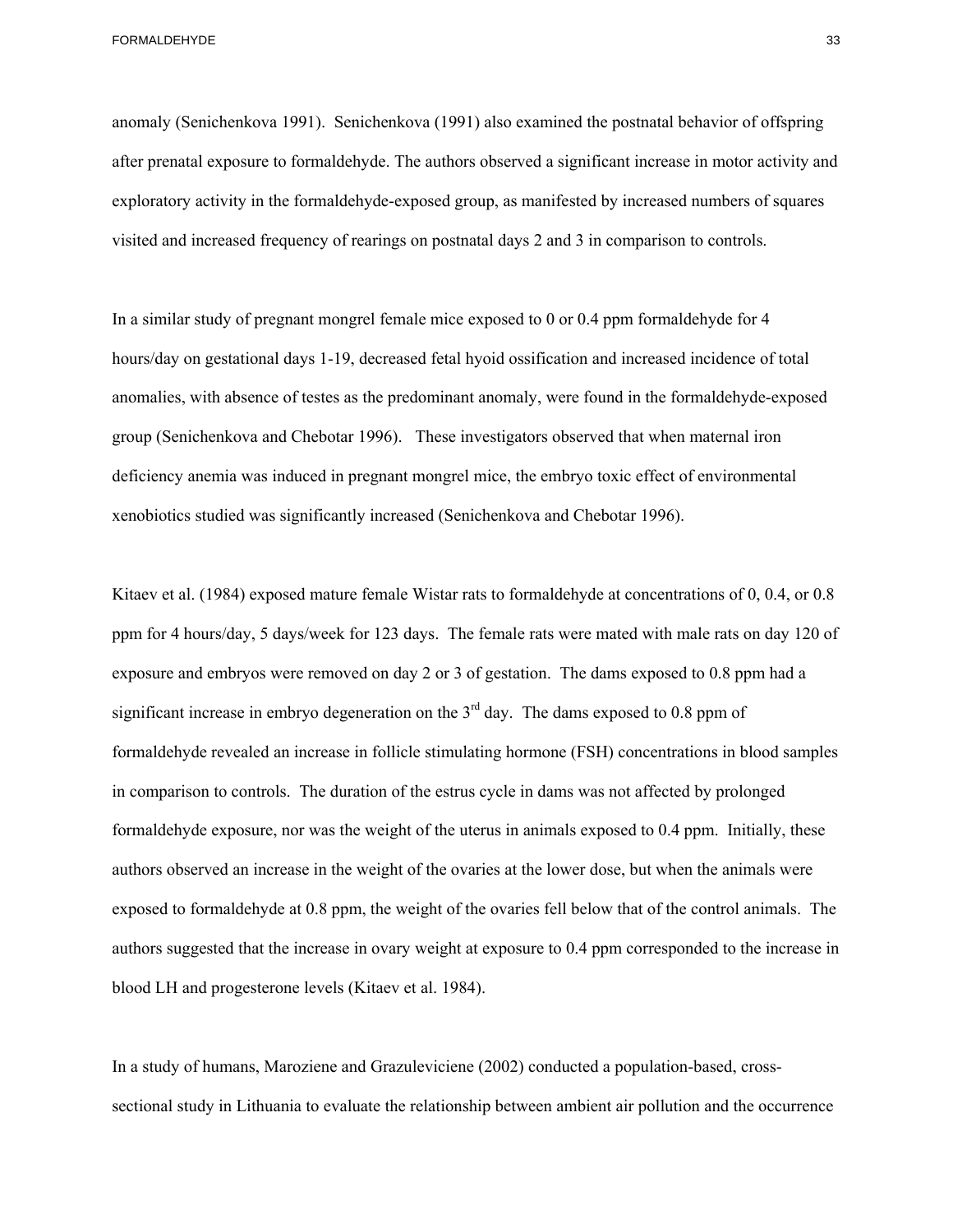anomaly (Senichenkova 1991). Senichenkova (1991) also examined the postnatal behavior of offspring after prenatal exposure to formaldehyde. The authors observed a significant increase in motor activity and exploratory activity in the formaldehyde-exposed group, as manifested by increased numbers of squares visited and increased frequency of rearings on postnatal days 2 and 3 in comparison to controls.

In a similar study of pregnant mongrel female mice exposed to 0 or 0.4 ppm formaldehyde for 4 hours/day on gestational days 1-19, decreased fetal hyoid ossification and increased incidence of total anomalies, with absence of testes as the predominant anomaly, were found in the formaldehyde-exposed group (Senichenkova and Chebotar 1996). These investigators observed that when maternal iron deficiency anemia was induced in pregnant mongrel mice, the embryo toxic effect of environmental xenobiotics studied was significantly increased (Senichenkova and Chebotar 1996).

Kitaev et al. (1984) exposed mature female Wistar rats to formaldehyde at concentrations of 0, 0.4, or 0.8 ppm for 4 hours/day, 5 days/week for 123 days. The female rats were mated with male rats on day 120 of exposure and embryos were removed on day 2 or 3 of gestation. The dams exposed to 0.8 ppm had a significant increase in embryo degeneration on the 3rd day. The dams exposed to 0.8 ppm of formaldehyde revealed an increase in follicle stimulating hormone (FSH) concentrations in blood samples in comparison to controls. The duration of the estrus cycle in dams was not affected by prolonged formaldehyde exposure, nor was the weight of the uterus in animals exposed to 0.4 ppm. Initially, these authors observed an increase in the weight of the ovaries at the lower dose, but when the animals were exposed to formaldehyde at 0.8 ppm, the weight of the ovaries fell below that of the control animals. The authors suggested that the increase in ovary weight at exposure to 0.4 ppm corresponded to the increase in blood LH and progesterone levels (Kitaev et al. 1984).

In a study of humans, Maroziene and Grazuleviciene (2002) conducted a population-based, cross-sectional study in Lithuania to evaluate the relationship between ambient air pollution and the occurrence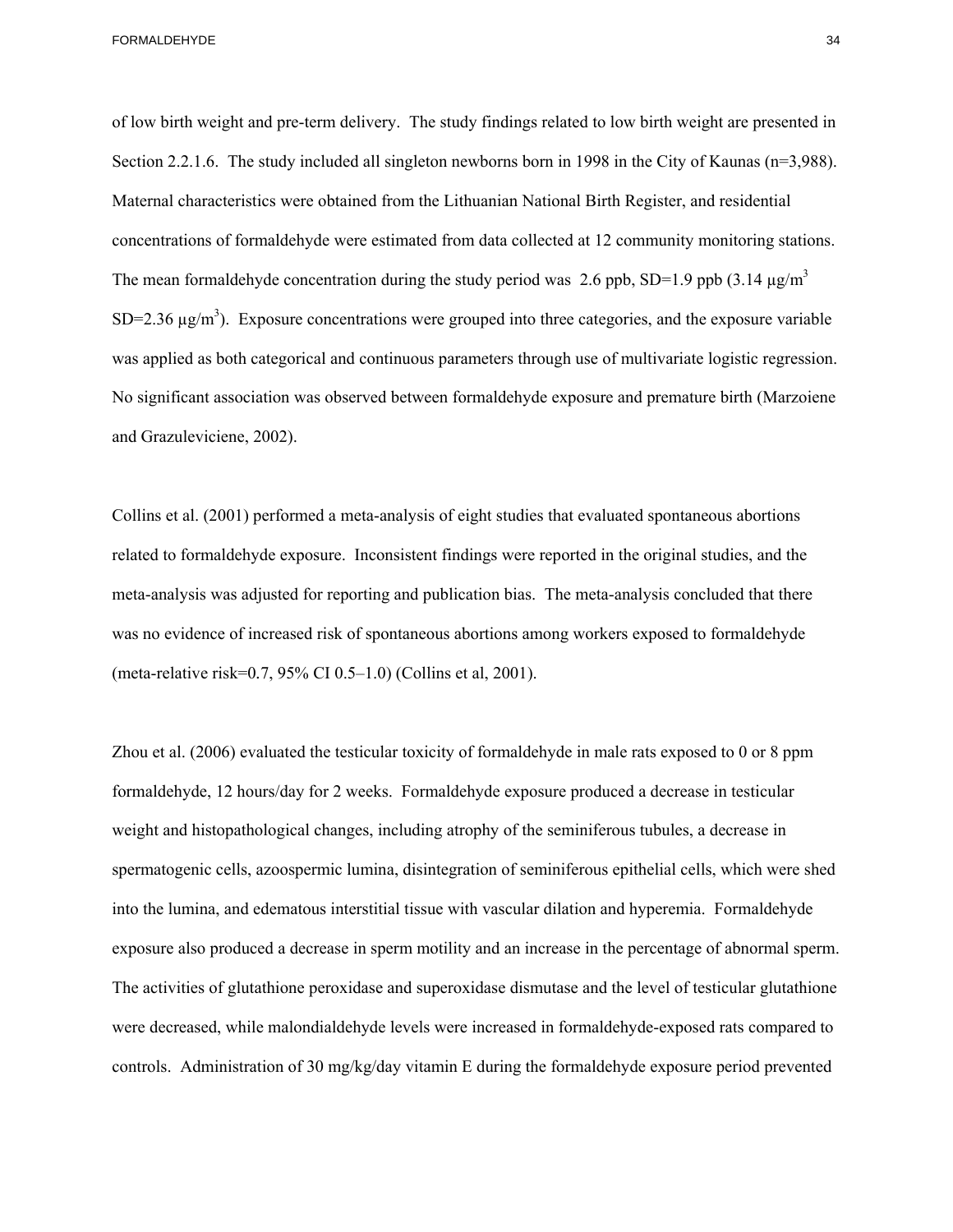of low birth weight and pre-term delivery. The study findings related to low birth weight are presented in Section 2.2.1.6. The study included all singleton newborns born in 1998 in the City of Kaunas (n=3,988). Maternal characteristics were obtained from the Lithuanian National Birth Register, and residential concentrations of formaldehyde were estimated from data collected at 12 community monitoring stations. The mean formaldehyde concentration during the study period was 2.6 ppb, SD=1.9 ppb (3.14 μg/m$^3$ SD=2.36 μg/m$^3$). Exposure concentrations were grouped into three categories, and the exposure variable was applied as both categorical and continuous parameters through use of multivariate logistic regression. No significant association was observed between formaldehyde exposure and premature birth (Marzoiene and Grazuleviciene, 2002).

Collins et al. (2001) performed a meta-analysis of eight studies that evaluated spontaneous abortions related to formaldehyde exposure. Inconsistent findings were reported in the original studies, and the meta-analysis was adjusted for reporting and publication bias. The meta-analysis concluded that there was no evidence of increased risk of spontaneous abortions among workers exposed to formaldehyde (meta-relative risk=0.7, 95% CI 0.5–1.0) (Collins et al, 2001).

Zhou et al. (2006) evaluated the testicular toxicity of formaldehyde in male rats exposed to 0 or 8 ppm formaldehyde, 12 hours/day for 2 weeks. Formaldehyde exposure produced a decrease in testicular weight and histopathological changes, including atrophy of the seminiferous tubules, a decrease in spermatogenic cells, azoospermic lumina, disintegration of seminiferous epithelial cells, which were shed into the lumina, and edematous interstitial tissue with vascular dilation and hyperemia. Formaldehyde exposure also produced a decrease in sperm motility and an increase in the percentage of abnormal sperm. The activities of glutathione peroxidase and superoxidase dismutase and the level of testicular glutathione were decreased, while malondialdehyde levels were increased in formaldehyde-exposed rats compared to controls. Administration of 30 mg/kg/day vitamin E during the formaldehyde exposure period prevented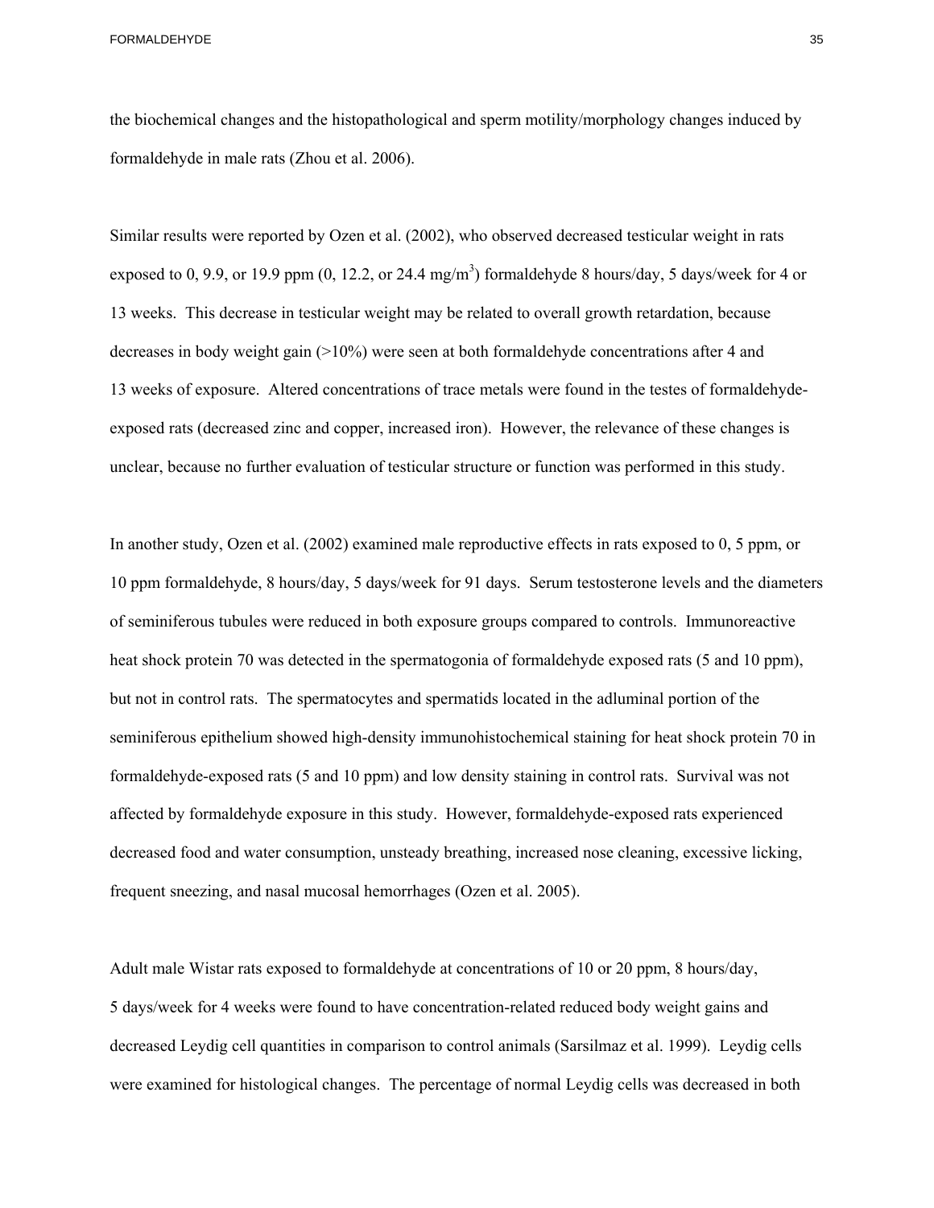the biochemical changes and the histopathological and sperm motility/morphology changes induced by formaldehyde in male rats (Zhou et al. 2006).

Similar results were reported by Ozen et al. (2002), who observed decreased testicular weight in rats exposed to 0, 9.9, or 19.9 ppm (0, 12.2, or 24.4 mg/m$^3$) formaldehyde 8 hours/day, 5 days/week for 4 or 13 weeks. This decrease in testicular weight may be related to overall growth retardation, because decreases in body weight gain (>10%) were seen at both formaldehyde concentrations after 4 and 13 weeks of exposure. Altered concentrations of trace metals were found in the testes of formaldehyde-exposed rats (decreased zinc and copper, increased iron). However, the relevance of these changes is unclear, because no further evaluation of testicular structure or function was performed in this study.

In another study, Ozen et al. (2002) examined male reproductive effects in rats exposed to 0, 5 ppm, or 10 ppm formaldehyde, 8 hours/day, 5 days/week for 91 days. Serum testosterone levels and the diameters of seminiferous tubules were reduced in both exposure groups compared to controls. Immunoreactive heat shock protein 70 was detected in the spermatogonia of formaldehyde exposed rats (5 and 10 ppm), but not in control rats. The spermatocytes and spermatids located in the adluminal portion of the seminiferous epithelium showed high-density immunohistochemical staining for heat shock protein 70 in formaldehyde-exposed rats (5 and 10 ppm) and low density staining in control rats. Survival was not affected by formaldehyde exposure in this study. However, formaldehyde-exposed rats experienced decreased food and water consumption, unsteady breathing, increased nose cleaning, excessive licking, frequent sneezing, and nasal mucosal hemorrhages (Ozen et al. 2005).

Adult male Wistar rats exposed to formaldehyde at concentrations of 10 or 20 ppm, 8 hours/day, 5 days/week for 4 weeks were found to have concentration-related reduced body weight gains and decreased Leydig cell quantities in comparison to control animals (Sarsilmaz et al. 1999). Leydig cells were examined for histological changes. The percentage of normal Leydig cells was decreased in both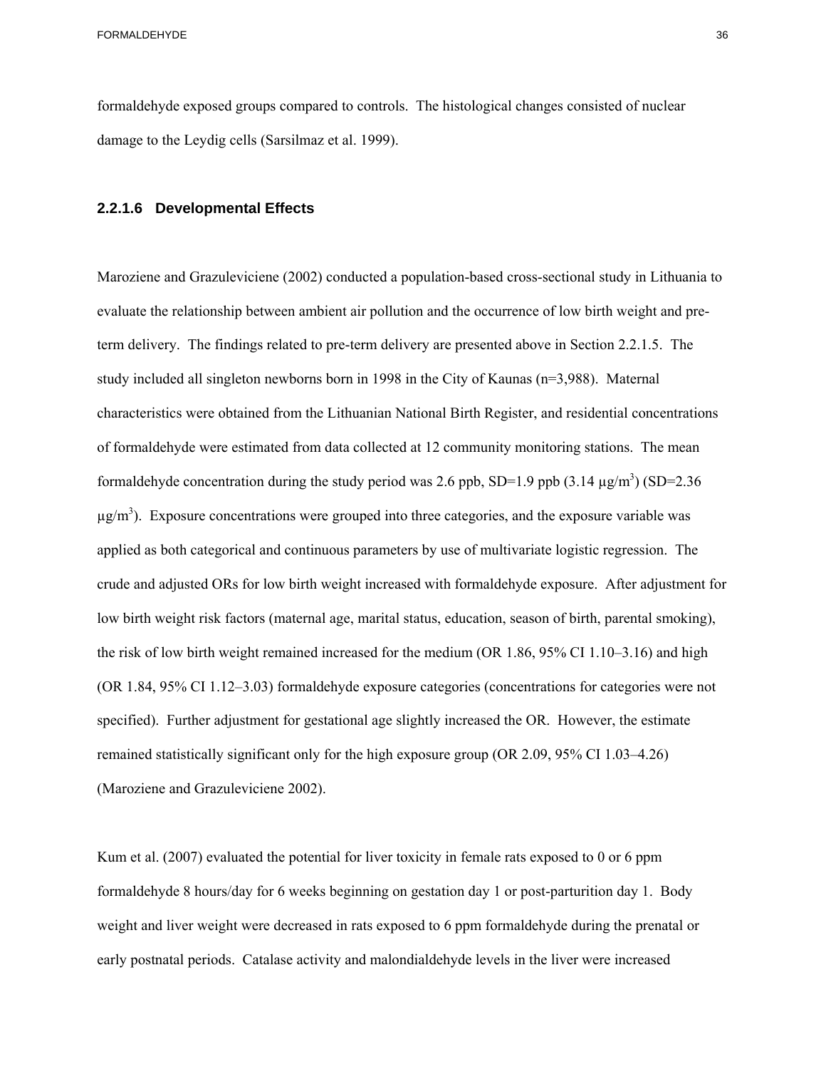formaldehyde exposed groups compared to controls. The histological changes consisted of nuclear damage to the Leydig cells (Sarsilmaz et al. 1999).

### 2.2.1.6 Developmental Effects

Maroziene and Grazuleviciene (2002) conducted a population-based cross-sectional study in Lithuania to evaluate the relationship between ambient air pollution and the occurrence of low birth weight and pre-term delivery. The findings related to pre-term delivery are presented above in Section 2.2.1.5. The study included all singleton newborns born in 1998 in the City of Kaunas (n=3,988). Maternal characteristics were obtained from the Lithuanian National Birth Register, and residential concentrations of formaldehyde were estimated from data collected at 12 community monitoring stations. The mean formaldehyde concentration during the study period was 2.6 ppb, SD=1.9 ppb (3.14 μg/m$^3$) (SD=2.36 μg/m$^3$). Exposure concentrations were grouped into three categories, and the exposure variable was applied as both categorical and continuous parameters by use of multivariate logistic regression. The crude and adjusted ORs for low birth weight increased with formaldehyde exposure. After adjustment for low birth weight risk factors (maternal age, marital status, education, season of birth, parental smoking), the risk of low birth weight remained increased for the medium (OR 1.86, 95% CI 1.10–3.16) and high (OR 1.84, 95% CI 1.12–3.03) formaldehyde exposure categories (concentrations for categories were not specified). Further adjustment for gestational age slightly increased the OR. However, the estimate remained statistically significant only for the high exposure group (OR 2.09, 95% CI 1.03–4.26) (Maroziene and Grazuleviciene 2002).

Kum et al. (2007) evaluated the potential for liver toxicity in female rats exposed to 0 or 6 ppm formaldehyde 8 hours/day for 6 weeks beginning on gestation day 1 or post-parturition day 1. Body weight and liver weight were decreased in rats exposed to 6 ppm formaldehyde during the prenatal or early postnatal periods. Catalase activity and malondialdehyde levels in the liver were increased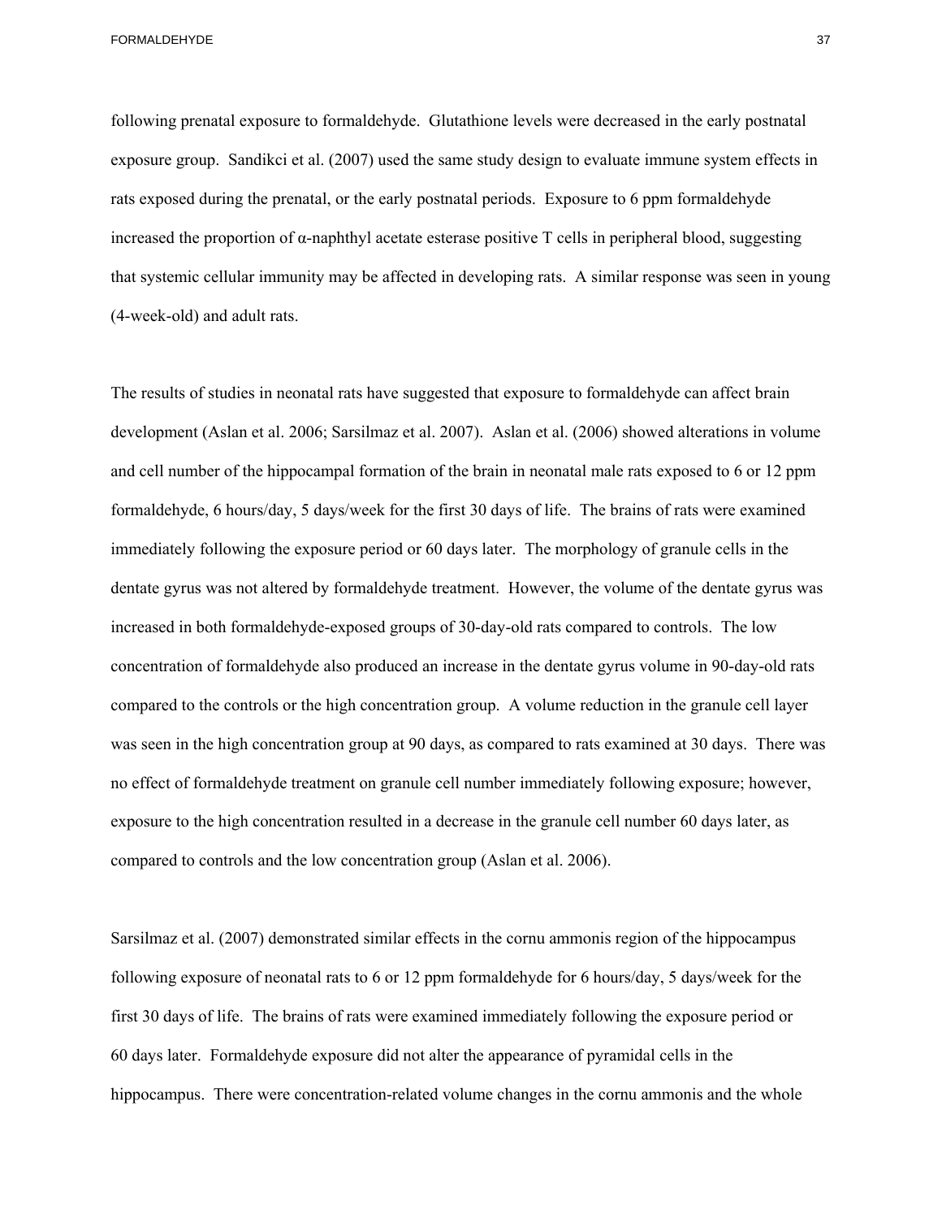following prenatal exposure to formaldehyde. Glutathione levels were decreased in the early postnatal exposure group. Sandikci et al. (2007) used the same study design to evaluate immune system effects in rats exposed during the prenatal, or the early postnatal periods. Exposure to 6 ppm formaldehyde increased the proportion of α-naphthyl acetate esterase positive T cells in peripheral blood, suggesting that systemic cellular immunity may be affected in developing rats. A similar response was seen in young (4-week-old) and adult rats.

The results of studies in neonatal rats have suggested that exposure to formaldehyde can affect brain development (Aslan et al. 2006; Sarsilmaz et al. 2007). Aslan et al. (2006) showed alterations in volume and cell number of the hippocampal formation of the brain in neonatal male rats exposed to 6 or 12 ppm formaldehyde, 6 hours/day, 5 days/week for the first 30 days of life. The brains of rats were examined immediately following the exposure period or 60 days later. The morphology of granule cells in the dentate gyrus was not altered by formaldehyde treatment. However, the volume of the dentate gyrus was increased in both formaldehyde-exposed groups of 30-day-old rats compared to controls. The low concentration of formaldehyde also produced an increase in the dentate gyrus volume in 90-day-old rats compared to the controls or the high concentration group. A volume reduction in the granule cell layer was seen in the high concentration group at 90 days, as compared to rats examined at 30 days. There was no effect of formaldehyde treatment on granule cell number immediately following exposure; however, exposure to the high concentration resulted in a decrease in the granule cell number 60 days later, as compared to controls and the low concentration group (Aslan et al. 2006).

Sarsilmaz et al. (2007) demonstrated similar effects in the cornu ammonis region of the hippocampus following exposure of neonatal rats to 6 or 12 ppm formaldehyde for 6 hours/day, 5 days/week for the first 30 days of life. The brains of rats were examined immediately following the exposure period or 60 days later. Formaldehyde exposure did not alter the appearance of pyramidal cells in the hippocampus. There were concentration-related volume changes in the cornu ammonis and the whole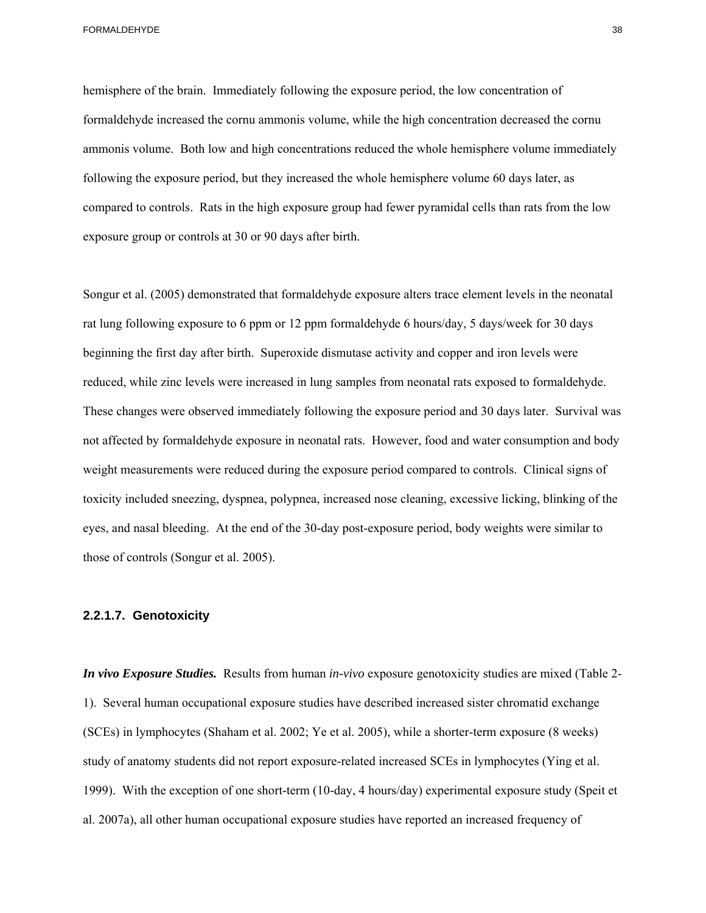hemisphere of the brain. Immediately following the exposure period, the low concentration of formaldehyde increased the cornu ammonis volume, while the high concentration decreased the cornu ammonis volume. Both low and high concentrations reduced the whole hemisphere volume immediately following the exposure period, but they increased the whole hemisphere volume 60 days later, as compared to controls. Rats in the high exposure group had fewer pyramidal cells than rats from the low exposure group or controls at 30 or 90 days after birth.

Songur et al. (2005) demonstrated that formaldehyde exposure alters trace element levels in the neonatal rat lung following exposure to 6 ppm or 12 ppm formaldehyde 6 hours/day, 5 days/week for 30 days beginning the first day after birth. Superoxide dismutase activity and copper and iron levels were reduced, while zinc levels were increased in lung samples from neonatal rats exposed to formaldehyde. These changes were observed immediately following the exposure period and 30 days later. Survival was not affected by formaldehyde exposure in neonatal rats. However, food and water consumption and body weight measurements were reduced during the exposure period compared to controls. Clinical signs of toxicity included sneezing, dyspnea, polypnea, increased nose cleaning, excessive licking, blinking of the eyes, and nasal bleeding. At the end of the 30-day post-exposure period, body weights were similar to those of controls (Songur et al. 2005).

#### 2.2.1.7. Genotoxicity

***In vivo Exposure Studies.*** Results from human *in-vivo* exposure genotoxicity studies are mixed (Table 2-1). Several human occupational exposure studies have described increased sister chromatid exchange (SCEs) in lymphocytes (Shaham et al. 2002; Ye et al. 2005), while a shorter-term exposure (8 weeks) study of anatomy students did not report exposure-related increased SCEs in lymphocytes (Ying et al. 1999). With the exception of one short-term (10-day, 4 hours/day) experimental exposure study (Speit et al. 2007a), all other human occupational exposure studies have reported an increased frequency of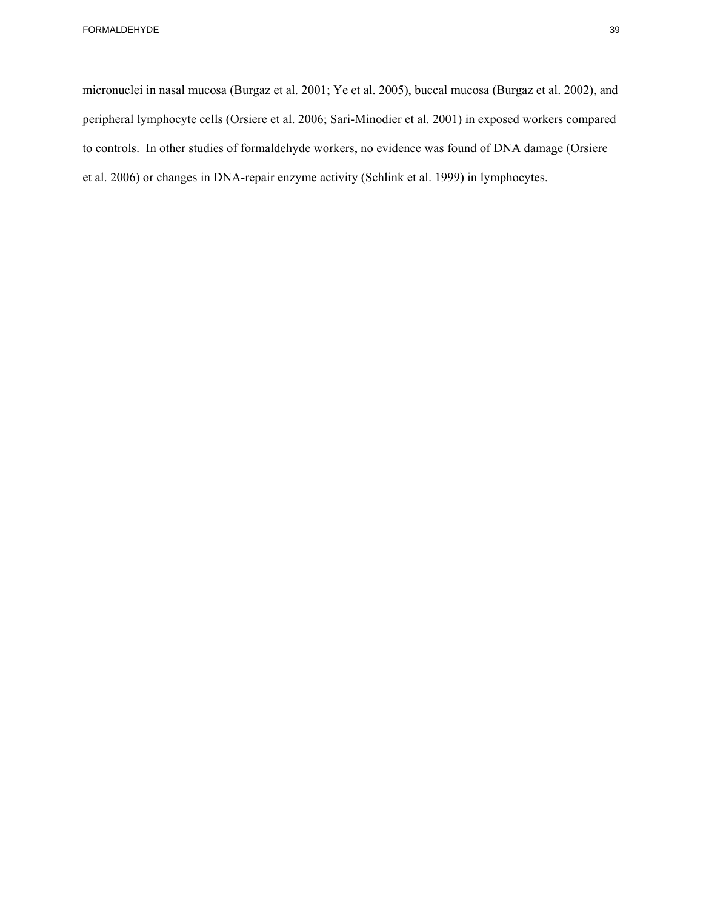micronuclei in nasal mucosa (Burgaz et al. 2001; Ye et al. 2005), buccal mucosa (Burgaz et al. 2002), and peripheral lymphocyte cells (Orsiere et al. 2006; Sari-Minodier et al. 2001) in exposed workers compared to controls. In other studies of formaldehyde workers, no evidence was found of DNA damage (Orsiere et al. 2006) or changes in DNA-repair enzyme activity (Schlink et al. 1999) in lymphocytes.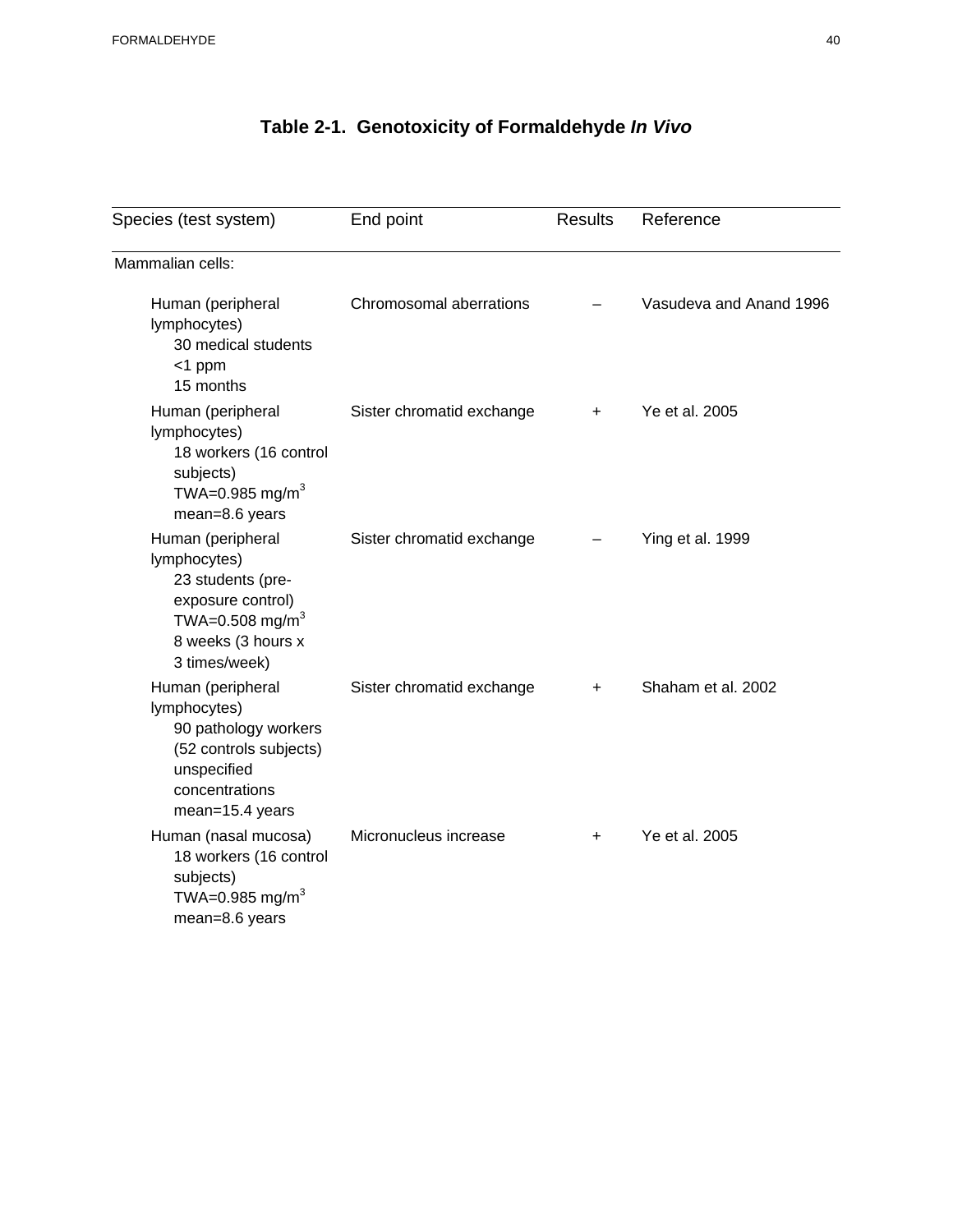# Table 2-1. Genotoxicity of Formaldehyde *In Vivo*

| Species (test system) | End point | Results | Reference |
|---|---|---|---|
| Mammalian cells: | | | |
| Human (peripheral lymphocytes) 30 medical students <1 ppm 15 months | Chromosomal aberrations | – | Vasudeva and Anand 1996 |
| Human (peripheral lymphocytes) 18 workers (16 control subjects) TWA=0.985 mg/m$^3$ mean=8.6 years | Sister chromatid exchange | + | Ye et al. 2005 |
| Human (peripheral lymphocytes) 23 students (pre-exposure control) TWA=0.508 mg/m$^3$ 8 weeks (3 hours x 3 times/week) | Sister chromatid exchange | – | Ying et al. 1999 |
| Human (peripheral lymphocytes) 90 pathology workers (52 controls subjects) unspecified concentrations mean=15.4 years | Sister chromatid exchange | + | Shaham et al. 2002 |
| Human (nasal mucosa) 18 workers (16 control subjects) TWA=0.985 mg/m$^3$ mean=8.6 years | Micronucleus increase | + | Ye et al. 2005 |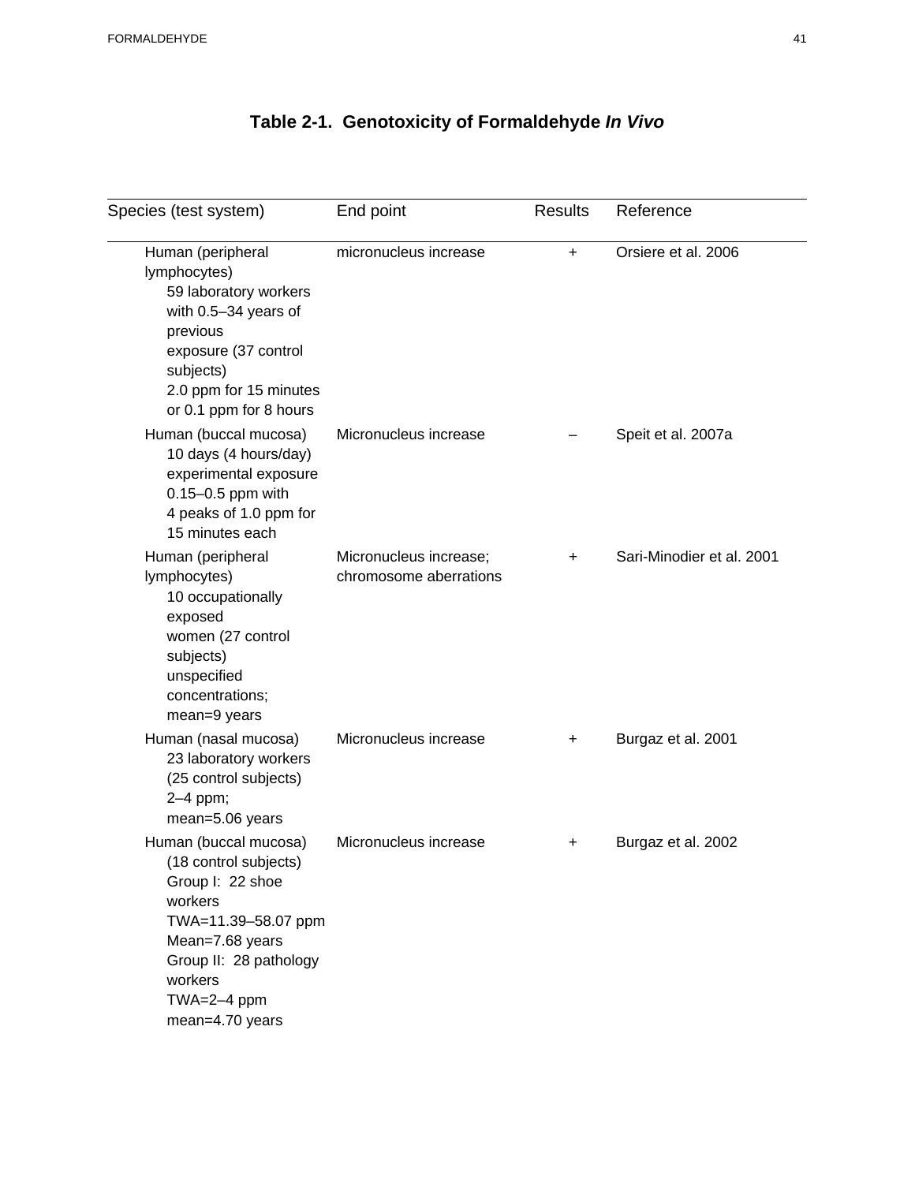# Table 2-1. Genotoxicity of Formaldehyde *In Vivo*

| Species (test system) | End point | Results | Reference |
|---|---|---|---|
| Human (peripheral lymphocytes) 59 laboratory workers with 0.5–34 years of previous exposure (37 control subjects) 2.0 ppm for 15 minutes or 0.1 ppm for 8 hours | micronucleus increase | + | Orsiere et al. 2006 |
| Human (buccal mucosa) 10 days (4 hours/day) experimental exposure 0.15–0.5 ppm with 4 peaks of 1.0 ppm for 15 minutes each | Micronucleus increase | – | Speit et al. 2007a |
| Human (peripheral lymphocytes) 10 occupationally exposed women (27 control subjects) unspecified concentrations; mean=9 years | Micronucleus increase; chromosome aberrations | + | Sari-Minodier et al. 2001 |
| Human (nasal mucosa) 23 laboratory workers (25 control subjects) 2–4 ppm; mean=5.06 years | Micronucleus increase | + | Burgaz et al. 2001 |
| Human (buccal mucosa) (18 control subjects) Group I: 22 shoe workers TWA=11.39–58.07 ppm Mean=7.68 years Group II: 28 pathology workers TWA=2–4 ppm mean=4.70 years | Micronucleus increase | + | Burgaz et al. 2002 |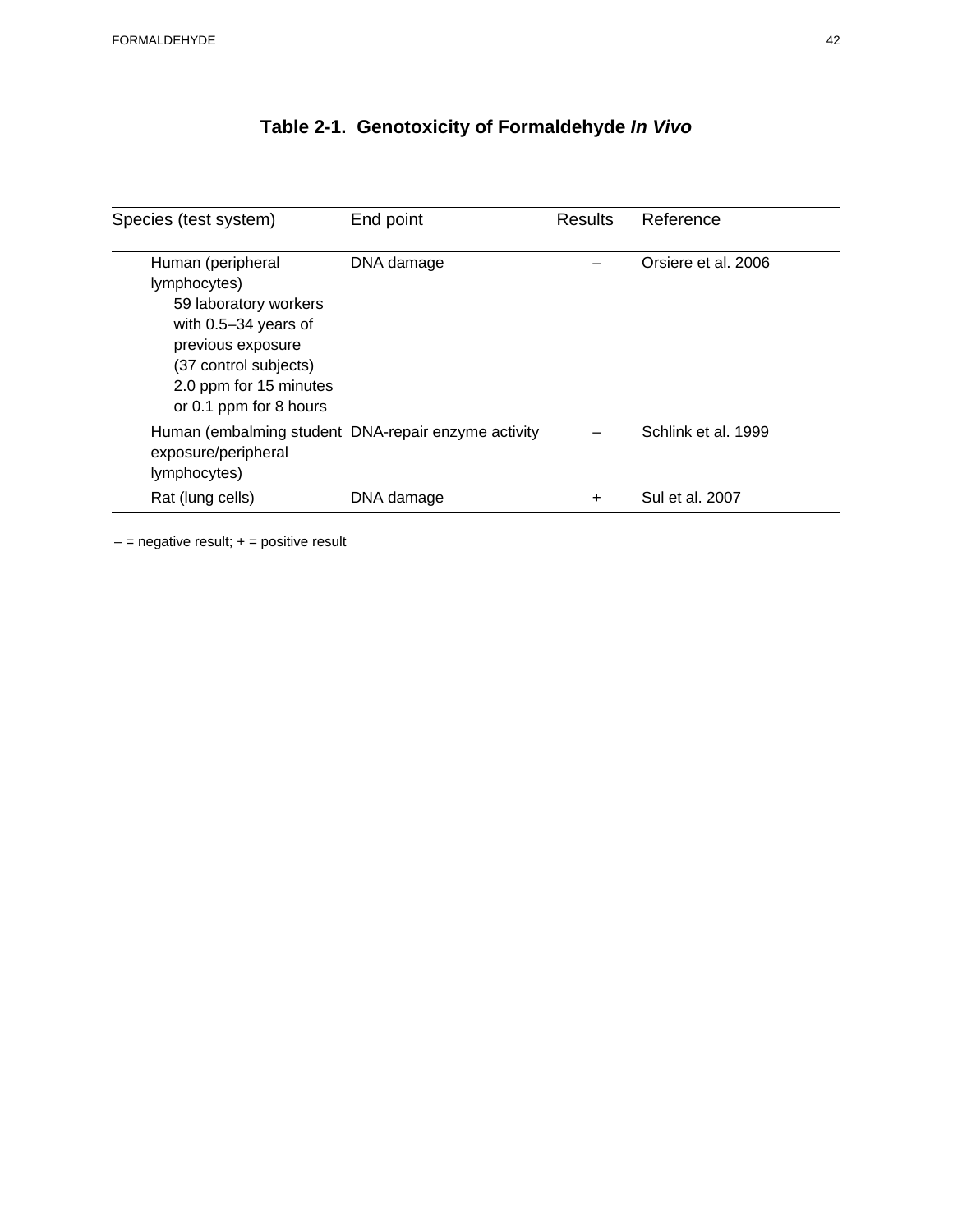# Table 2-1. Genotoxicity of Formaldehyde *In Vivo*

| Species (test system) | End point | Results | Reference |
|---|---|---|---|
| Human (peripheral lymphocytes) 59 laboratory workers with 0.5–34 years of previous exposure (37 control subjects) 2.0 ppm for 15 minutes or 0.1 ppm for 8 hours | DNA damage | – | Orsiere et al. 2006 |
| Human (embalming student exposure/peripheral lymphocytes) | DNA-repair enzyme activity | – | Schlink et al. 1999 |
| Rat (lung cells) | DNA damage | + | Sul et al. 2007 |

– = negative result; + = positive result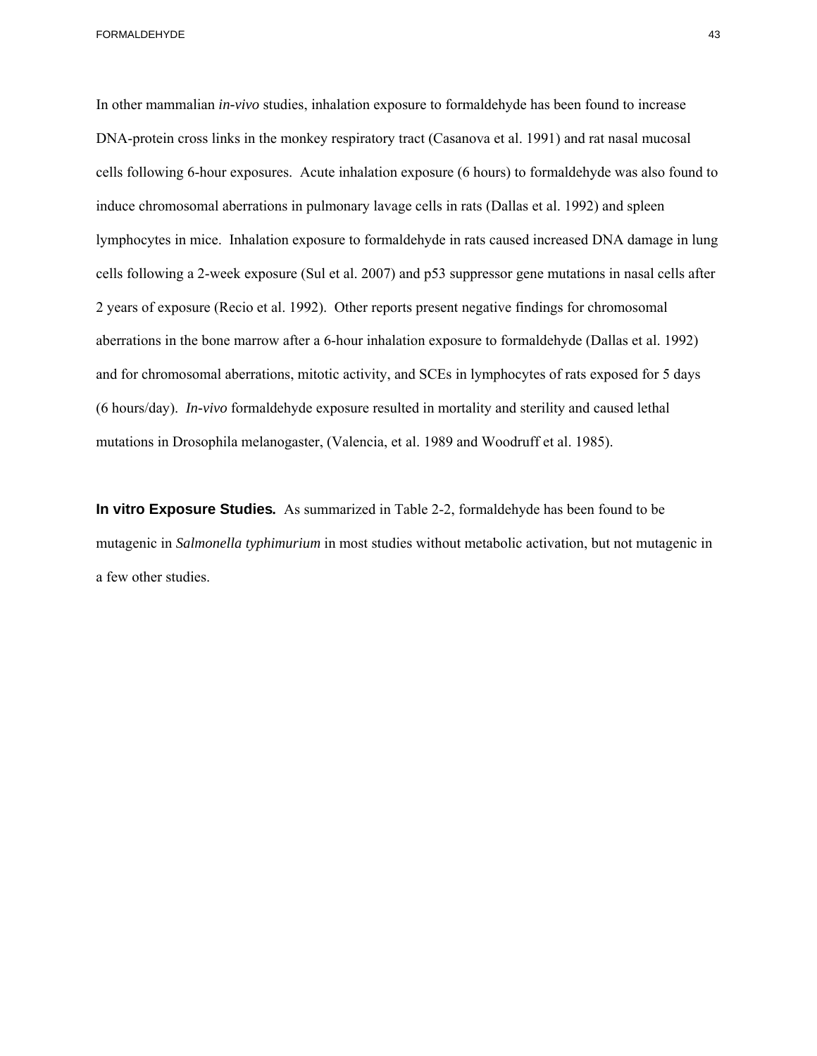In other mammalian *in-vivo* studies, inhalation exposure to formaldehyde has been found to increase DNA-protein cross links in the monkey respiratory tract (Casanova et al. 1991) and rat nasal mucosal cells following 6-hour exposures. Acute inhalation exposure (6 hours) to formaldehyde was also found to induce chromosomal aberrations in pulmonary lavage cells in rats (Dallas et al. 1992) and spleen lymphocytes in mice. Inhalation exposure to formaldehyde in rats caused increased DNA damage in lung cells following a 2-week exposure (Sul et al. 2007) and p53 suppressor gene mutations in nasal cells after 2 years of exposure (Recio et al. 1992). Other reports present negative findings for chromosomal aberrations in the bone marrow after a 6-hour inhalation exposure to formaldehyde (Dallas et al. 1992) and for chromosomal aberrations, mitotic activity, and SCEs in lymphocytes of rats exposed for 5 days (6 hours/day). *In-vivo* formaldehyde exposure resulted in mortality and sterility and caused lethal mutations in Drosophila melanogaster, (Valencia, et al. 1989 and Woodruff et al. 1985).

**In vitro Exposure Studies.** As summarized in Table 2-2, formaldehyde has been found to be mutagenic in *Salmonella typhimurium* in most studies without metabolic activation, but not mutagenic in a few other studies.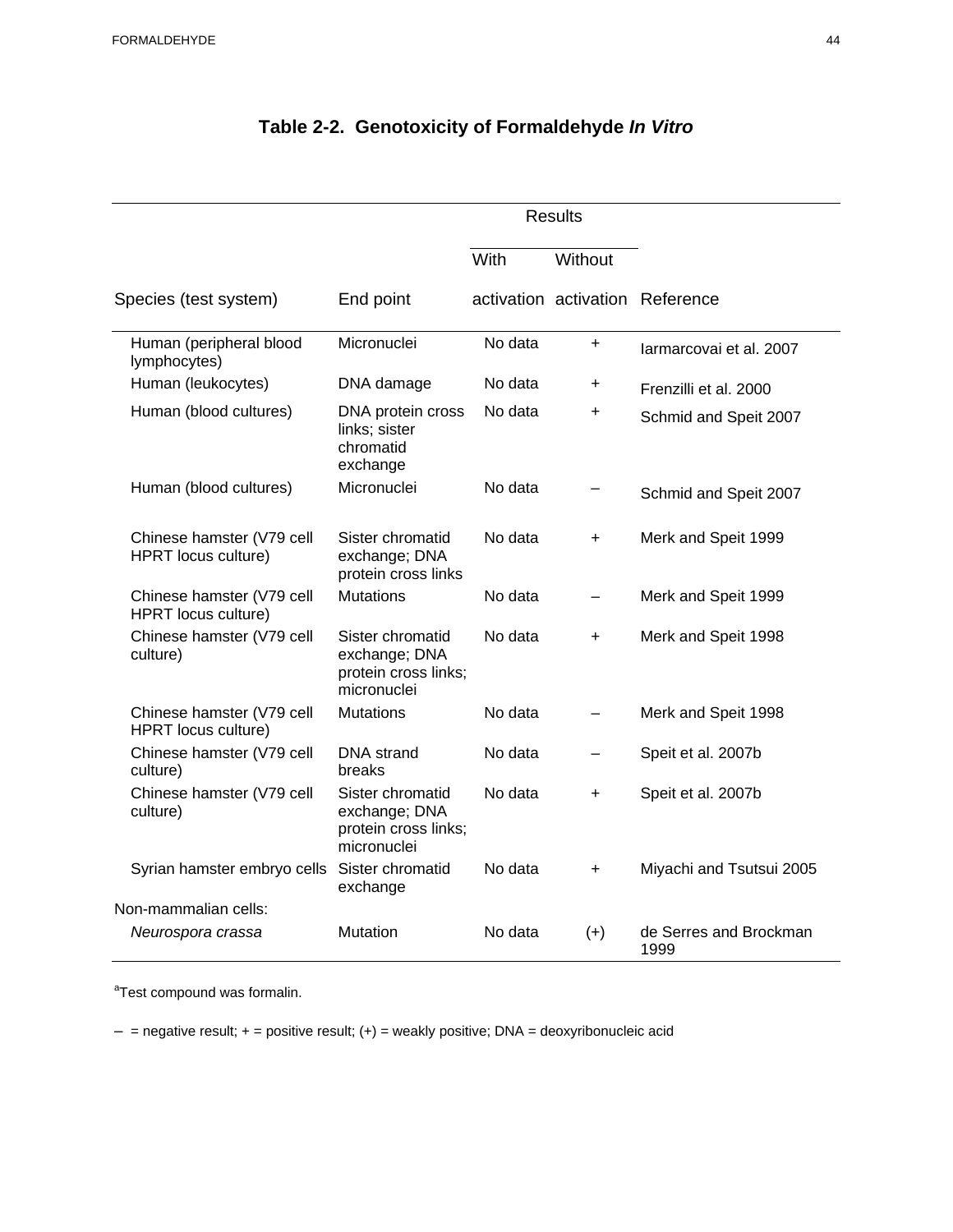## Table 2-2. Genotoxicity of Formaldehyde *In Vitro*

| Species (test system) | End point | Results: With activation | Results: Without activation | Reference |
|---|---|---|---|---|
| Human (peripheral blood lymphocytes) | Micronuclei | No data | + | Iarmarcovai et al. 2007 |
| Human (leukocytes) | DNA damage | No data | + | Frenzilli et al. 2000 |
| Human (blood cultures) | DNA protein cross links; sister chromatid exchange | No data | + | Schmid and Speit 2007 |
| Human (blood cultures) | Micronuclei | No data | – | Schmid and Speit 2007 |
| Chinese hamster (V79 cell HPRT locus culture) | Sister chromatid exchange; DNA protein cross links | No data | + | Merk and Speit 1999 |
| Chinese hamster (V79 cell HPRT locus culture) | Mutations | No data | – | Merk and Speit 1999 |
| Chinese hamster (V79 cell culture) | Sister chromatid exchange; DNA protein cross links; micronuclei | No data | + | Merk and Speit 1998 |
| Chinese hamster (V79 cell HPRT locus culture) | Mutations | No data | – | Merk and Speit 1998 |
| Chinese hamster (V79 cell culture) | DNA strand breaks | No data | – | Speit et al. 2007b |
| Chinese hamster (V79 cell culture) | Sister chromatid exchange; DNA protein cross links; micronuclei | No data | + | Speit et al. 2007b |
| Syrian hamster embryo cells | Sister chromatid exchange | No data | + | Miyachi and Tsutsui 2005 |
| Non-mammalian cells: | | | | |
| *Neurospora crassa* | Mutation | No data | (+) | de Serres and Brockman 1999 |

[a]Test compound was formalin.

– = negative result; + = positive result; (+) = weakly positive; DNA = deoxyribonucleic acid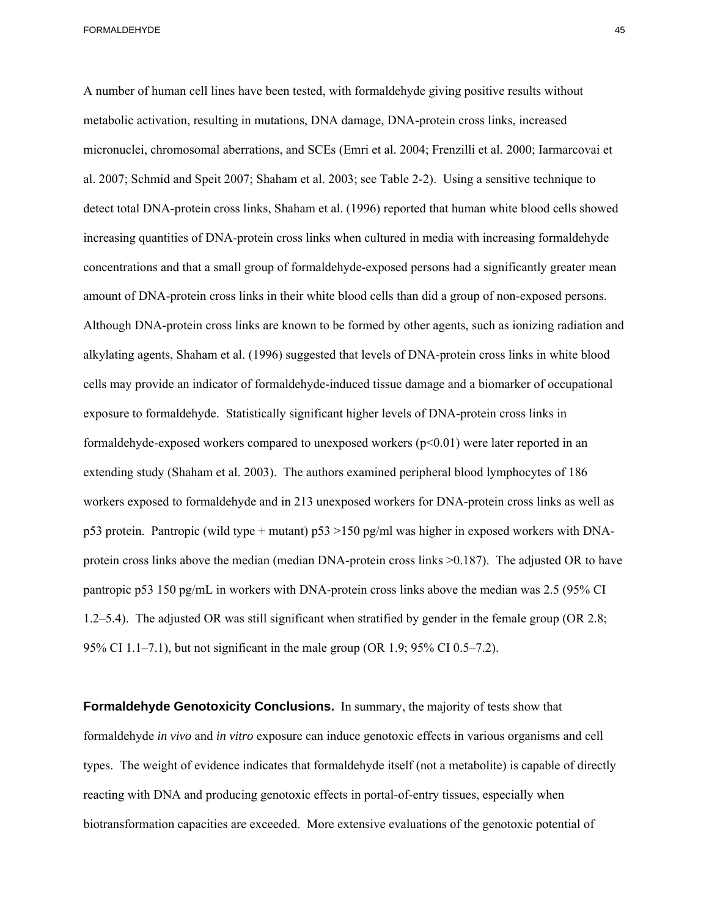A number of human cell lines have been tested, with formaldehyde giving positive results without metabolic activation, resulting in mutations, DNA damage, DNA-protein cross links, increased micronuclei, chromosomal aberrations, and SCEs (Emri et al. 2004; Frenzilli et al. 2000; Iarmarcovai et al. 2007; Schmid and Speit 2007; Shaham et al. 2003; see Table 2-2). Using a sensitive technique to detect total DNA-protein cross links, Shaham et al. (1996) reported that human white blood cells showed increasing quantities of DNA-protein cross links when cultured in media with increasing formaldehyde concentrations and that a small group of formaldehyde-exposed persons had a significantly greater mean amount of DNA-protein cross links in their white blood cells than did a group of non-exposed persons. Although DNA-protein cross links are known to be formed by other agents, such as ionizing radiation and alkylating agents, Shaham et al. (1996) suggested that levels of DNA-protein cross links in white blood cells may provide an indicator of formaldehyde-induced tissue damage and a biomarker of occupational exposure to formaldehyde. Statistically significant higher levels of DNA-protein cross links in formaldehyde-exposed workers compared to unexposed workers ($p<0.01$) were later reported in an extending study (Shaham et al. 2003). The authors examined peripheral blood lymphocytes of 186 workers exposed to formaldehyde and in 213 unexposed workers for DNA-protein cross links as well as p53 protein. Pantropic (wild type + mutant) p53 >150 pg/ml was higher in exposed workers with DNA-protein cross links above the median (median DNA-protein cross links >0.187). The adjusted OR to have pantropic p53 150 pg/mL in workers with DNA-protein cross links above the median was 2.5 (95% CI 1.2–5.4). The adjusted OR was still significant when stratified by gender in the female group (OR 2.8; 95% CI 1.1–7.1), but not significant in the male group (OR 1.9; 95% CI 0.5–7.2).

**Formaldehyde Genotoxicity Conclusions.** In summary, the majority of tests show that formaldehyde *in vivo* and *in vitro* exposure can induce genotoxic effects in various organisms and cell types. The weight of evidence indicates that formaldehyde itself (not a metabolite) is capable of directly reacting with DNA and producing genotoxic effects in portal-of-entry tissues, especially when biotransformation capacities are exceeded. More extensive evaluations of the genotoxic potential of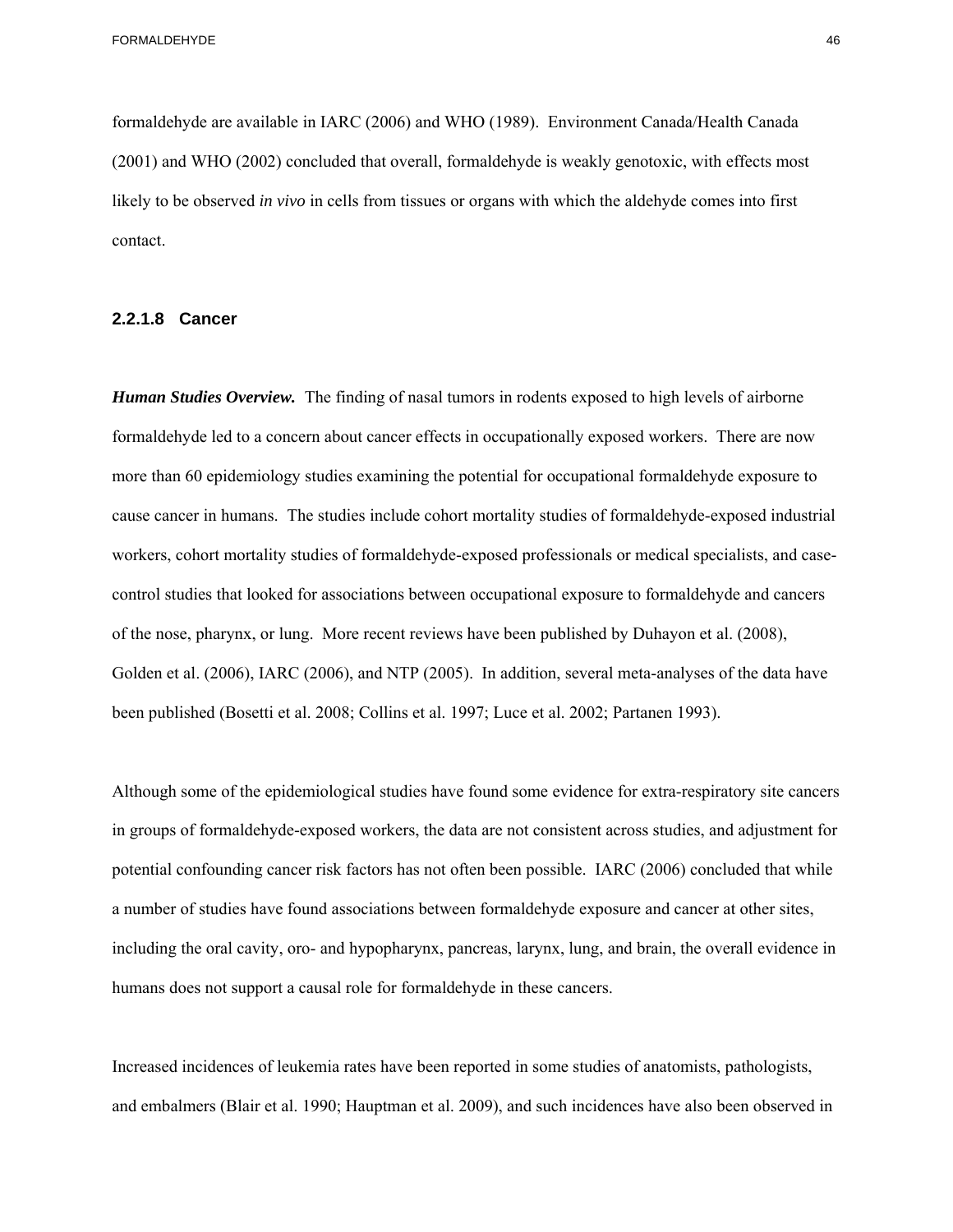formaldehyde are available in IARC (2006) and WHO (1989). Environment Canada/Health Canada (2001) and WHO (2002) concluded that overall, formaldehyde is weakly genotoxic, with effects most likely to be observed *in vivo* in cells from tissues or organs with which the aldehyde comes into first contact.

#### 2.2.1.8 Cancer

***Human Studies Overview.*** The finding of nasal tumors in rodents exposed to high levels of airborne formaldehyde led to a concern about cancer effects in occupationally exposed workers. There are now more than 60 epidemiology studies examining the potential for occupational formaldehyde exposure to cause cancer in humans. The studies include cohort mortality studies of formaldehyde-exposed industrial workers, cohort mortality studies of formaldehyde-exposed professionals or medical specialists, and case-control studies that looked for associations between occupational exposure to formaldehyde and cancers of the nose, pharynx, or lung. More recent reviews have been published by Duhayon et al. (2008), Golden et al. (2006), IARC (2006), and NTP (2005). In addition, several meta-analyses of the data have been published (Bosetti et al. 2008; Collins et al. 1997; Luce et al. 2002; Partanen 1993).

Although some of the epidemiological studies have found some evidence for extra-respiratory site cancers in groups of formaldehyde-exposed workers, the data are not consistent across studies, and adjustment for potential confounding cancer risk factors has not often been possible. IARC (2006) concluded that while a number of studies have found associations between formaldehyde exposure and cancer at other sites, including the oral cavity, oro- and hypopharynx, pancreas, larynx, lung, and brain, the overall evidence in humans does not support a causal role for formaldehyde in these cancers.

Increased incidences of leukemia rates have been reported in some studies of anatomists, pathologists, and embalmers (Blair et al. 1990; Hauptman et al. 2009), and such incidences have also been observed in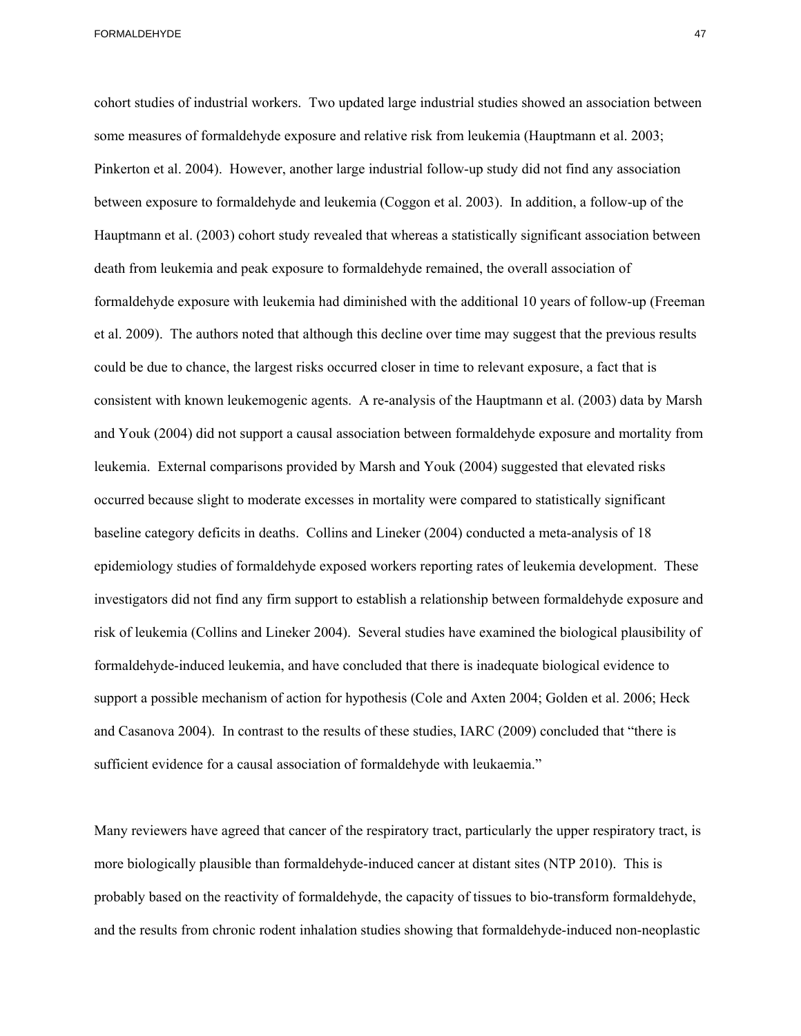cohort studies of industrial workers. Two updated large industrial studies showed an association between some measures of formaldehyde exposure and relative risk from leukemia (Hauptmann et al. 2003; Pinkerton et al. 2004). However, another large industrial follow-up study did not find any association between exposure to formaldehyde and leukemia (Coggon et al. 2003). In addition, a follow-up of the Hauptmann et al. (2003) cohort study revealed that whereas a statistically significant association between death from leukemia and peak exposure to formaldehyde remained, the overall association of formaldehyde exposure with leukemia had diminished with the additional 10 years of follow-up (Freeman et al. 2009). The authors noted that although this decline over time may suggest that the previous results could be due to chance, the largest risks occurred closer in time to relevant exposure, a fact that is consistent with known leukemogenic agents. A re-analysis of the Hauptmann et al. (2003) data by Marsh and Youk (2004) did not support a causal association between formaldehyde exposure and mortality from leukemia. External comparisons provided by Marsh and Youk (2004) suggested that elevated risks occurred because slight to moderate excesses in mortality were compared to statistically significant baseline category deficits in deaths. Collins and Lineker (2004) conducted a meta-analysis of 18 epidemiology studies of formaldehyde exposed workers reporting rates of leukemia development. These investigators did not find any firm support to establish a relationship between formaldehyde exposure and risk of leukemia (Collins and Lineker 2004). Several studies have examined the biological plausibility of formaldehyde-induced leukemia, and have concluded that there is inadequate biological evidence to support a possible mechanism of action for hypothesis (Cole and Axten 2004; Golden et al. 2006; Heck and Casanova 2004). In contrast to the results of these studies, IARC (2009) concluded that "there is sufficient evidence for a causal association of formaldehyde with leukaemia."

Many reviewers have agreed that cancer of the respiratory tract, particularly the upper respiratory tract, is more biologically plausible than formaldehyde-induced cancer at distant sites (NTP 2010). This is probably based on the reactivity of formaldehyde, the capacity of tissues to bio-transform formaldehyde, and the results from chronic rodent inhalation studies showing that formaldehyde-induced non-neoplastic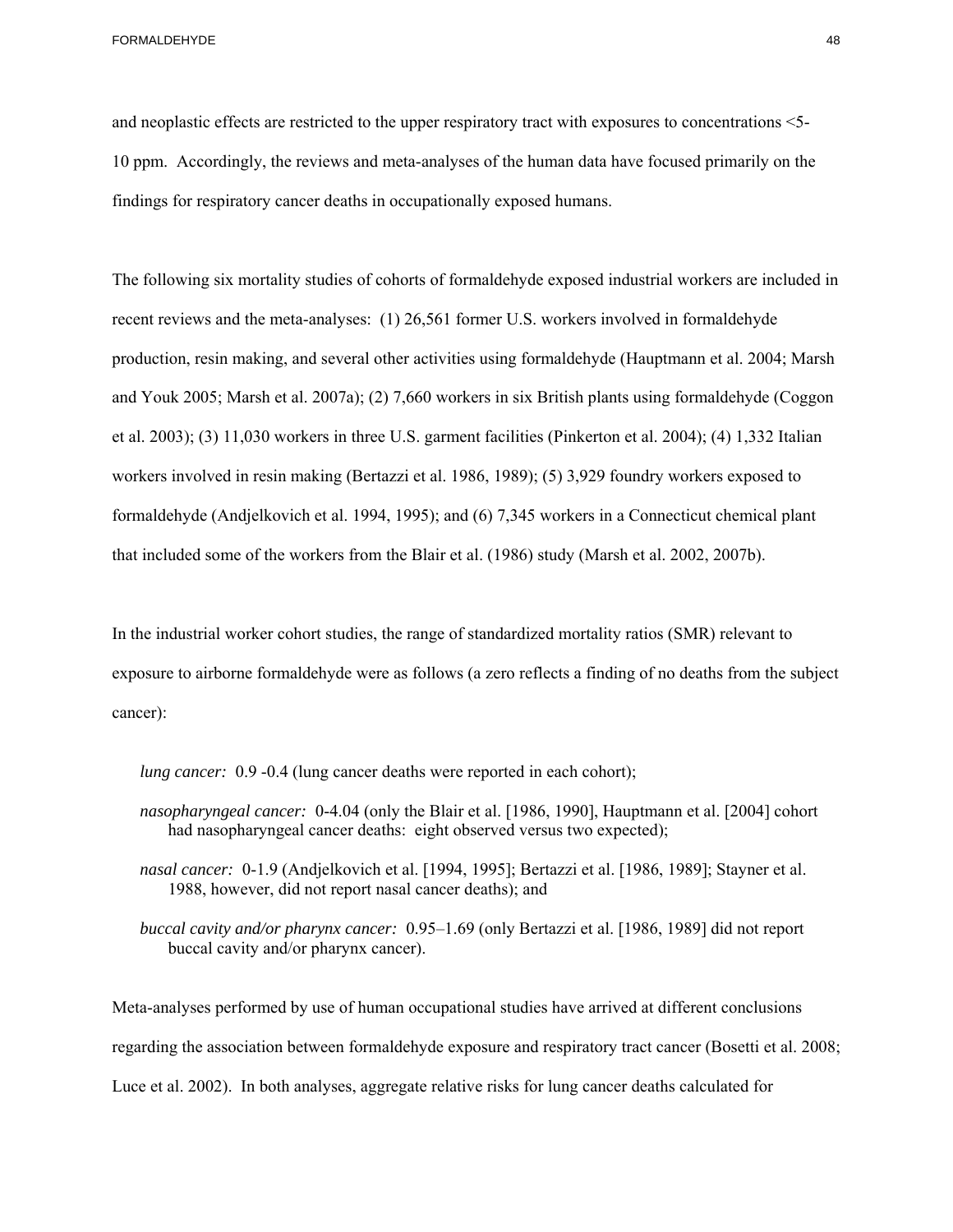and neoplastic effects are restricted to the upper respiratory tract with exposures to concentrations <5-10 ppm. Accordingly, the reviews and meta-analyses of the human data have focused primarily on the findings for respiratory cancer deaths in occupationally exposed humans.

The following six mortality studies of cohorts of formaldehyde exposed industrial workers are included in recent reviews and the meta-analyses: (1) 26,561 former U.S. workers involved in formaldehyde production, resin making, and several other activities using formaldehyde (Hauptmann et al. 2004; Marsh and Youk 2005; Marsh et al. 2007a); (2) 7,660 workers in six British plants using formaldehyde (Coggon et al. 2003); (3) 11,030 workers in three U.S. garment facilities (Pinkerton et al. 2004); (4) 1,332 Italian workers involved in resin making (Bertazzi et al. 1986, 1989); (5) 3,929 foundry workers exposed to formaldehyde (Andjelkovich et al. 1994, 1995); and (6) 7,345 workers in a Connecticut chemical plant that included some of the workers from the Blair et al. (1986) study (Marsh et al. 2002, 2007b).

In the industrial worker cohort studies, the range of standardized mortality ratios (SMR) relevant to exposure to airborne formaldehyde were as follows (a zero reflects a finding of no deaths from the subject cancer):

*lung cancer:* 0.9 -0.4 (lung cancer deaths were reported in each cohort);

*nasopharyngeal cancer:* 0-4.04 (only the Blair et al. [1986, 1990], Hauptmann et al. [2004] cohort had nasopharyngeal cancer deaths: eight observed versus two expected);

*nasal cancer:* 0-1.9 (Andjelkovich et al. [1994, 1995]; Bertazzi et al. [1986, 1989]; Stayner et al. 1988, however, did not report nasal cancer deaths); and

*buccal cavity and/or pharynx cancer:* 0.95–1.69 (only Bertazzi et al. [1986, 1989] did not report buccal cavity and/or pharynx cancer).

Meta-analyses performed by use of human occupational studies have arrived at different conclusions regarding the association between formaldehyde exposure and respiratory tract cancer (Bosetti et al. 2008; Luce et al. 2002). In both analyses, aggregate relative risks for lung cancer deaths calculated for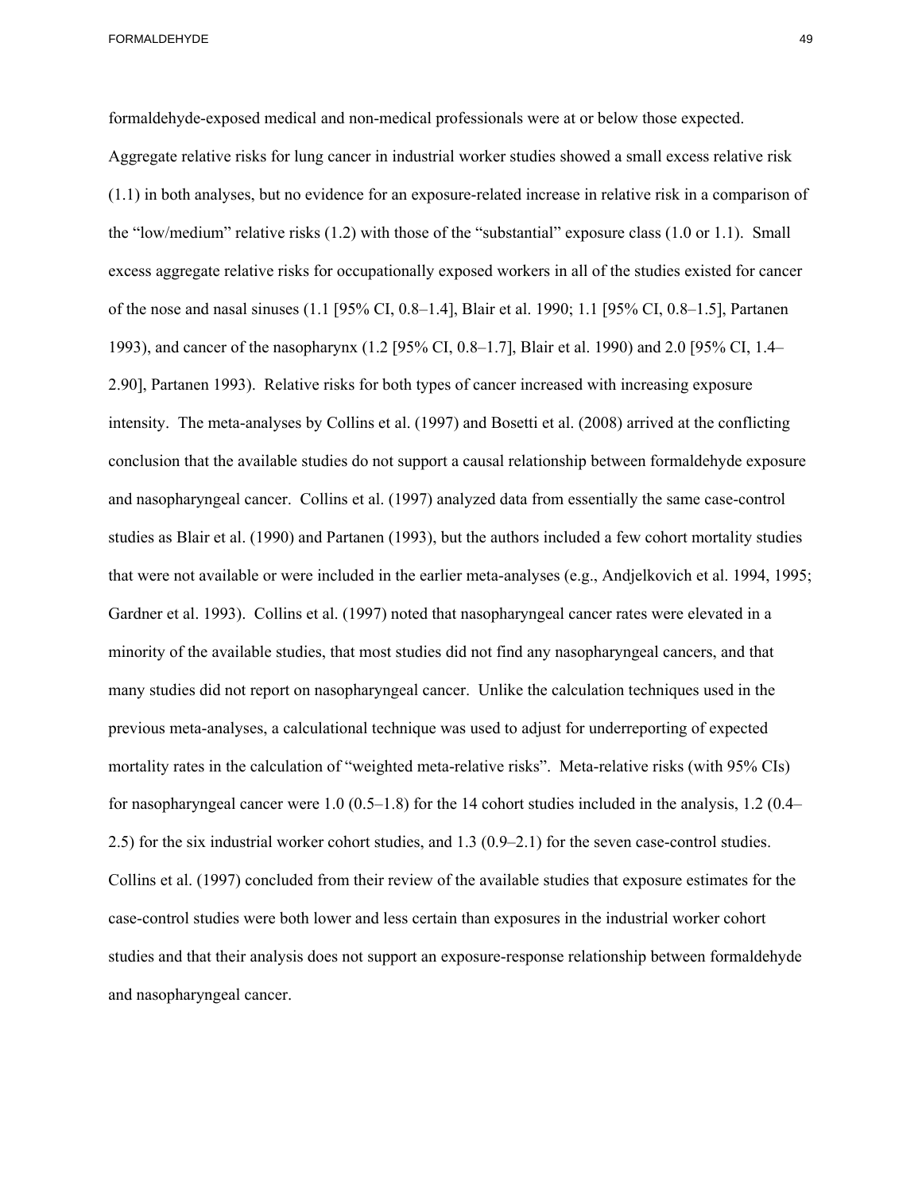formaldehyde-exposed medical and non-medical professionals were at or below those expected. Aggregate relative risks for lung cancer in industrial worker studies showed a small excess relative risk (1.1) in both analyses, but no evidence for an exposure-related increase in relative risk in a comparison of the "low/medium" relative risks (1.2) with those of the "substantial" exposure class (1.0 or 1.1). Small excess aggregate relative risks for occupationally exposed workers in all of the studies existed for cancer of the nose and nasal sinuses (1.1 [95% CI, 0.8–1.4], Blair et al. 1990; 1.1 [95% CI, 0.8–1.5], Partanen 1993), and cancer of the nasopharynx (1.2 [95% CI, 0.8–1.7], Blair et al. 1990) and 2.0 [95% CI, 1.4–2.90], Partanen 1993). Relative risks for both types of cancer increased with increasing exposure intensity. The meta-analyses by Collins et al. (1997) and Bosetti et al. (2008) arrived at the conflicting conclusion that the available studies do not support a causal relationship between formaldehyde exposure and nasopharyngeal cancer. Collins et al. (1997) analyzed data from essentially the same case-control studies as Blair et al. (1990) and Partanen (1993), but the authors included a few cohort mortality studies that were not available or were included in the earlier meta-analyses (e.g., Andjelkovich et al. 1994, 1995; Gardner et al. 1993). Collins et al. (1997) noted that nasopharyngeal cancer rates were elevated in a minority of the available studies, that most studies did not find any nasopharyngeal cancers, and that many studies did not report on nasopharyngeal cancer. Unlike the calculation techniques used in the previous meta-analyses, a calculational technique was used to adjust for underreporting of expected mortality rates in the calculation of "weighted meta-relative risks". Meta-relative risks (with 95% CIs) for nasopharyngeal cancer were 1.0 (0.5–1.8) for the 14 cohort studies included in the analysis, 1.2 (0.4–2.5) for the six industrial worker cohort studies, and 1.3 (0.9–2.1) for the seven case-control studies. Collins et al. (1997) concluded from their review of the available studies that exposure estimates for the case-control studies were both lower and less certain than exposures in the industrial worker cohort studies and that their analysis does not support an exposure-response relationship between formaldehyde and nasopharyngeal cancer.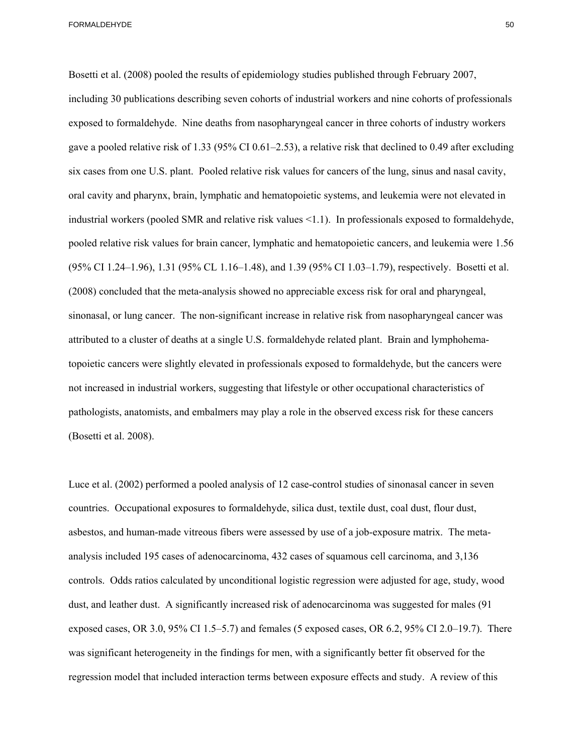Bosetti et al. (2008) pooled the results of epidemiology studies published through February 2007, including 30 publications describing seven cohorts of industrial workers and nine cohorts of professionals exposed to formaldehyde. Nine deaths from nasopharyngeal cancer in three cohorts of industry workers gave a pooled relative risk of 1.33 (95% CI 0.61–2.53), a relative risk that declined to 0.49 after excluding six cases from one U.S. plant. Pooled relative risk values for cancers of the lung, sinus and nasal cavity, oral cavity and pharynx, brain, lymphatic and hematopoietic systems, and leukemia were not elevated in industrial workers (pooled SMR and relative risk values <1.1). In professionals exposed to formaldehyde, pooled relative risk values for brain cancer, lymphatic and hematopoietic cancers, and leukemia were 1.56 (95% CI 1.24–1.96), 1.31 (95% CL 1.16–1.48), and 1.39 (95% CI 1.03–1.79), respectively. Bosetti et al. (2008) concluded that the meta-analysis showed no appreciable excess risk for oral and pharyngeal, sinonasal, or lung cancer. The non-significant increase in relative risk from nasopharyngeal cancer was attributed to a cluster of deaths at a single U.S. formaldehyde related plant. Brain and lymphohematopoietic cancers were slightly elevated in professionals exposed to formaldehyde, but the cancers were not increased in industrial workers, suggesting that lifestyle or other occupational characteristics of pathologists, anatomists, and embalmers may play a role in the observed excess risk for these cancers (Bosetti et al. 2008).

Luce et al. (2002) performed a pooled analysis of 12 case-control studies of sinonasal cancer in seven countries. Occupational exposures to formaldehyde, silica dust, textile dust, coal dust, flour dust, asbestos, and human-made vitreous fibers were assessed by use of a job-exposure matrix. The meta-analysis included 195 cases of adenocarcinoma, 432 cases of squamous cell carcinoma, and 3,136 controls. Odds ratios calculated by unconditional logistic regression were adjusted for age, study, wood dust, and leather dust. A significantly increased risk of adenocarcinoma was suggested for males (91 exposed cases, OR 3.0, 95% CI 1.5–5.7) and females (5 exposed cases, OR 6.2, 95% CI 2.0–19.7). There was significant heterogeneity in the findings for men, with a significantly better fit observed for the regression model that included interaction terms between exposure effects and study. A review of this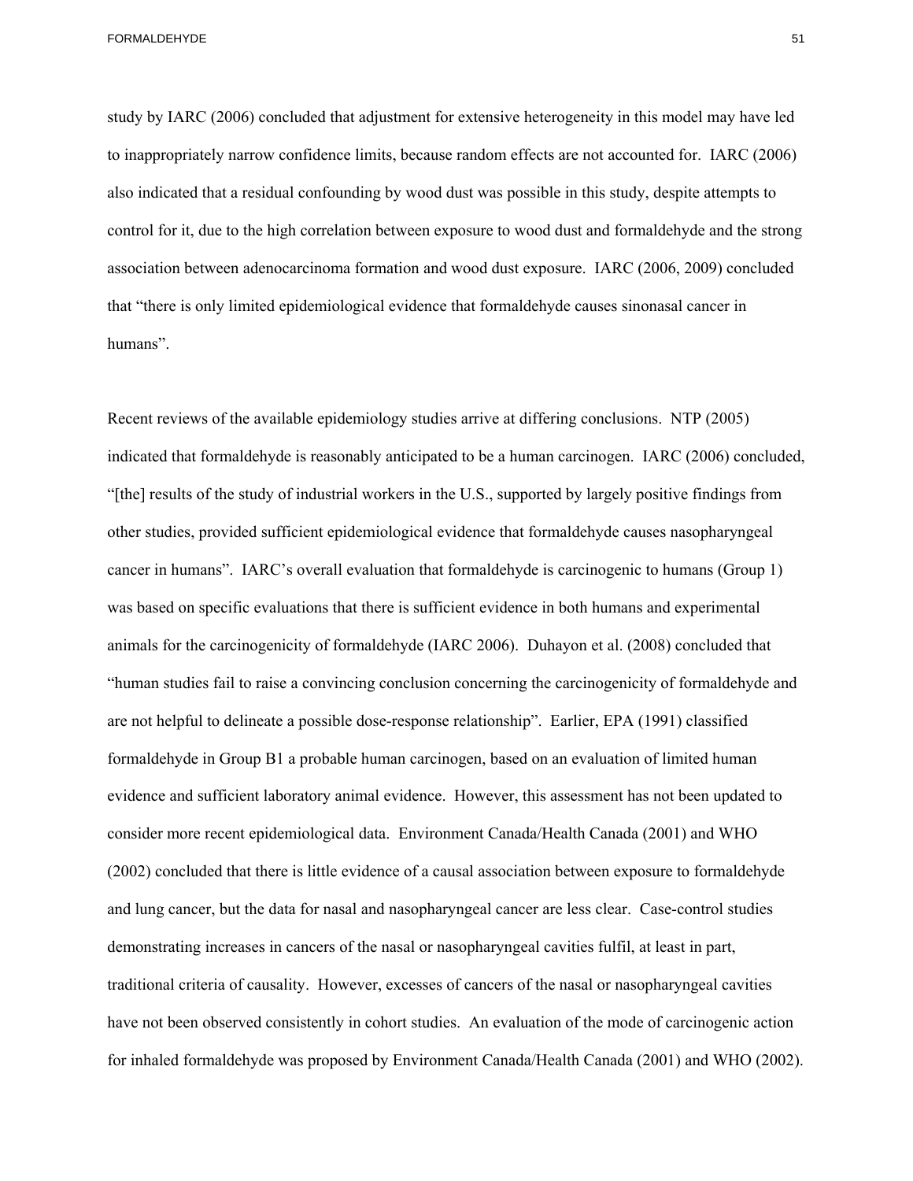study by IARC (2006) concluded that adjustment for extensive heterogeneity in this model may have led to inappropriately narrow confidence limits, because random effects are not accounted for. IARC (2006) also indicated that a residual confounding by wood dust was possible in this study, despite attempts to control for it, due to the high correlation between exposure to wood dust and formaldehyde and the strong association between adenocarcinoma formation and wood dust exposure. IARC (2006, 2009) concluded that "there is only limited epidemiological evidence that formaldehyde causes sinonasal cancer in humans".

Recent reviews of the available epidemiology studies arrive at differing conclusions. NTP (2005) indicated that formaldehyde is reasonably anticipated to be a human carcinogen. IARC (2006) concluded, "[the] results of the study of industrial workers in the U.S., supported by largely positive findings from other studies, provided sufficient epidemiological evidence that formaldehyde causes nasopharyngeal cancer in humans". IARC's overall evaluation that formaldehyde is carcinogenic to humans (Group 1) was based on specific evaluations that there is sufficient evidence in both humans and experimental animals for the carcinogenicity of formaldehyde (IARC 2006). Duhayon et al. (2008) concluded that "human studies fail to raise a convincing conclusion concerning the carcinogenicity of formaldehyde and are not helpful to delineate a possible dose-response relationship". Earlier, EPA (1991) classified formaldehyde in Group B1 a probable human carcinogen, based on an evaluation of limited human evidence and sufficient laboratory animal evidence. However, this assessment has not been updated to consider more recent epidemiological data. Environment Canada/Health Canada (2001) and WHO (2002) concluded that there is little evidence of a causal association between exposure to formaldehyde and lung cancer, but the data for nasal and nasopharyngeal cancer are less clear. Case-control studies demonstrating increases in cancers of the nasal or nasopharyngeal cavities fulfil, at least in part, traditional criteria of causality. However, excesses of cancers of the nasal or nasopharyngeal cavities have not been observed consistently in cohort studies. An evaluation of the mode of carcinogenic action for inhaled formaldehyde was proposed by Environment Canada/Health Canada (2001) and WHO (2002).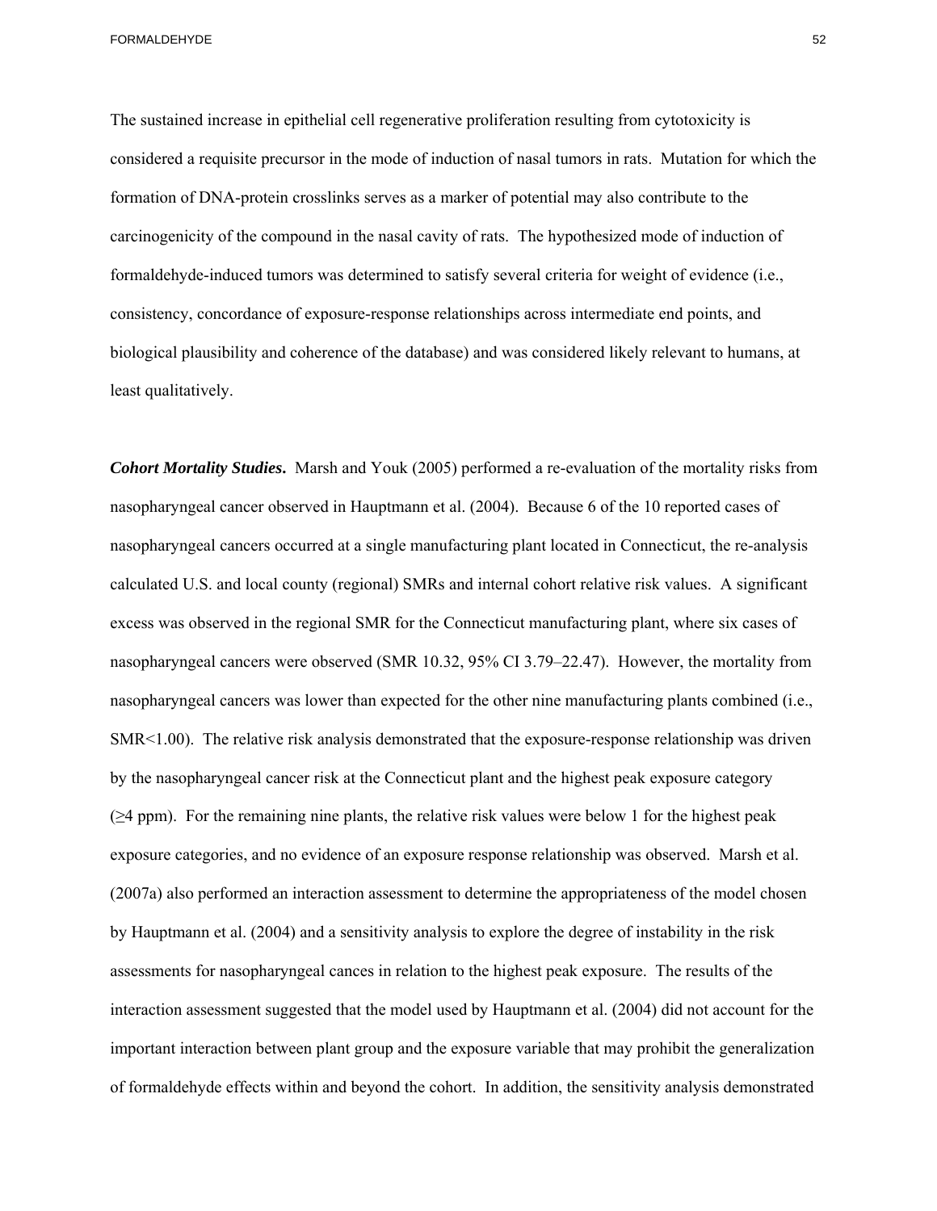The sustained increase in epithelial cell regenerative proliferation resulting from cytotoxicity is considered a requisite precursor in the mode of induction of nasal tumors in rats. Mutation for which the formation of DNA-protein crosslinks serves as a marker of potential may also contribute to the carcinogenicity of the compound in the nasal cavity of rats. The hypothesized mode of induction of formaldehyde-induced tumors was determined to satisfy several criteria for weight of evidence (i.e., consistency, concordance of exposure-response relationships across intermediate end points, and biological plausibility and coherence of the database) and was considered likely relevant to humans, at least qualitatively.

***Cohort Mortality Studies.*** Marsh and Youk (2005) performed a re-evaluation of the mortality risks from nasopharyngeal cancer observed in Hauptmann et al. (2004). Because 6 of the 10 reported cases of nasopharyngeal cancers occurred at a single manufacturing plant located in Connecticut, the re-analysis calculated U.S. and local county (regional) SMRs and internal cohort relative risk values. A significant excess was observed in the regional SMR for the Connecticut manufacturing plant, where six cases of nasopharyngeal cancers were observed (SMR 10.32, 95% CI 3.79–22.47). However, the mortality from nasopharyngeal cancers was lower than expected for the other nine manufacturing plants combined (i.e., SMR<1.00). The relative risk analysis demonstrated that the exposure-response relationship was driven by the nasopharyngeal cancer risk at the Connecticut plant and the highest peak exposure category (≥4 ppm). For the remaining nine plants, the relative risk values were below 1 for the highest peak exposure categories, and no evidence of an exposure response relationship was observed. Marsh et al. (2007a) also performed an interaction assessment to determine the appropriateness of the model chosen by Hauptmann et al. (2004) and a sensitivity analysis to explore the degree of instability in the risk assessments for nasopharyngeal cances in relation to the highest peak exposure. The results of the interaction assessment suggested that the model used by Hauptmann et al. (2004) did not account for the important interaction between plant group and the exposure variable that may prohibit the generalization of formaldehyde effects within and beyond the cohort. In addition, the sensitivity analysis demonstrated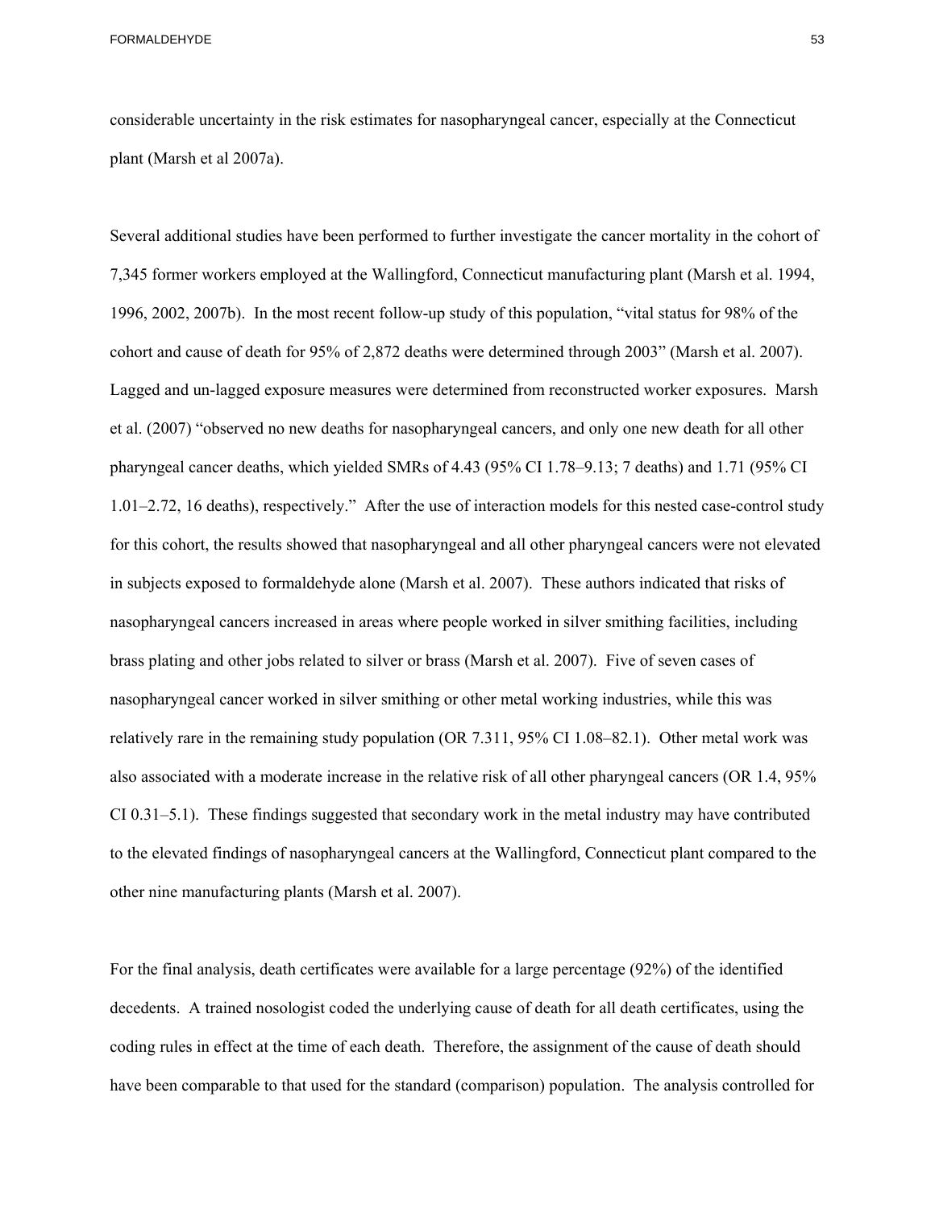considerable uncertainty in the risk estimates for nasopharyngeal cancer, especially at the Connecticut plant (Marsh et al 2007a).

Several additional studies have been performed to further investigate the cancer mortality in the cohort of 7,345 former workers employed at the Wallingford, Connecticut manufacturing plant (Marsh et al. 1994, 1996, 2002, 2007b). In the most recent follow-up study of this population, "vital status for 98% of the cohort and cause of death for 95% of 2,872 deaths were determined through 2003" (Marsh et al. 2007). Lagged and un-lagged exposure measures were determined from reconstructed worker exposures. Marsh et al. (2007) "observed no new deaths for nasopharyngeal cancers, and only one new death for all other pharyngeal cancer deaths, which yielded SMRs of 4.43 (95% CI 1.78–9.13; 7 deaths) and 1.71 (95% CI 1.01–2.72, 16 deaths), respectively." After the use of interaction models for this nested case-control study for this cohort, the results showed that nasopharyngeal and all other pharyngeal cancers were not elevated in subjects exposed to formaldehyde alone (Marsh et al. 2007). These authors indicated that risks of nasopharyngeal cancers increased in areas where people worked in silver smithing facilities, including brass plating and other jobs related to silver or brass (Marsh et al. 2007). Five of seven cases of nasopharyngeal cancer worked in silver smithing or other metal working industries, while this was relatively rare in the remaining study population (OR 7.311, 95% CI 1.08–82.1). Other metal work was also associated with a moderate increase in the relative risk of all other pharyngeal cancers (OR 1.4, 95% CI 0.31–5.1). These findings suggested that secondary work in the metal industry may have contributed to the elevated findings of nasopharyngeal cancers at the Wallingford, Connecticut plant compared to the other nine manufacturing plants (Marsh et al. 2007).

For the final analysis, death certificates were available for a large percentage (92%) of the identified decedents. A trained nosologist coded the underlying cause of death for all death certificates, using the coding rules in effect at the time of each death. Therefore, the assignment of the cause of death should have been comparable to that used for the standard (comparison) population. The analysis controlled for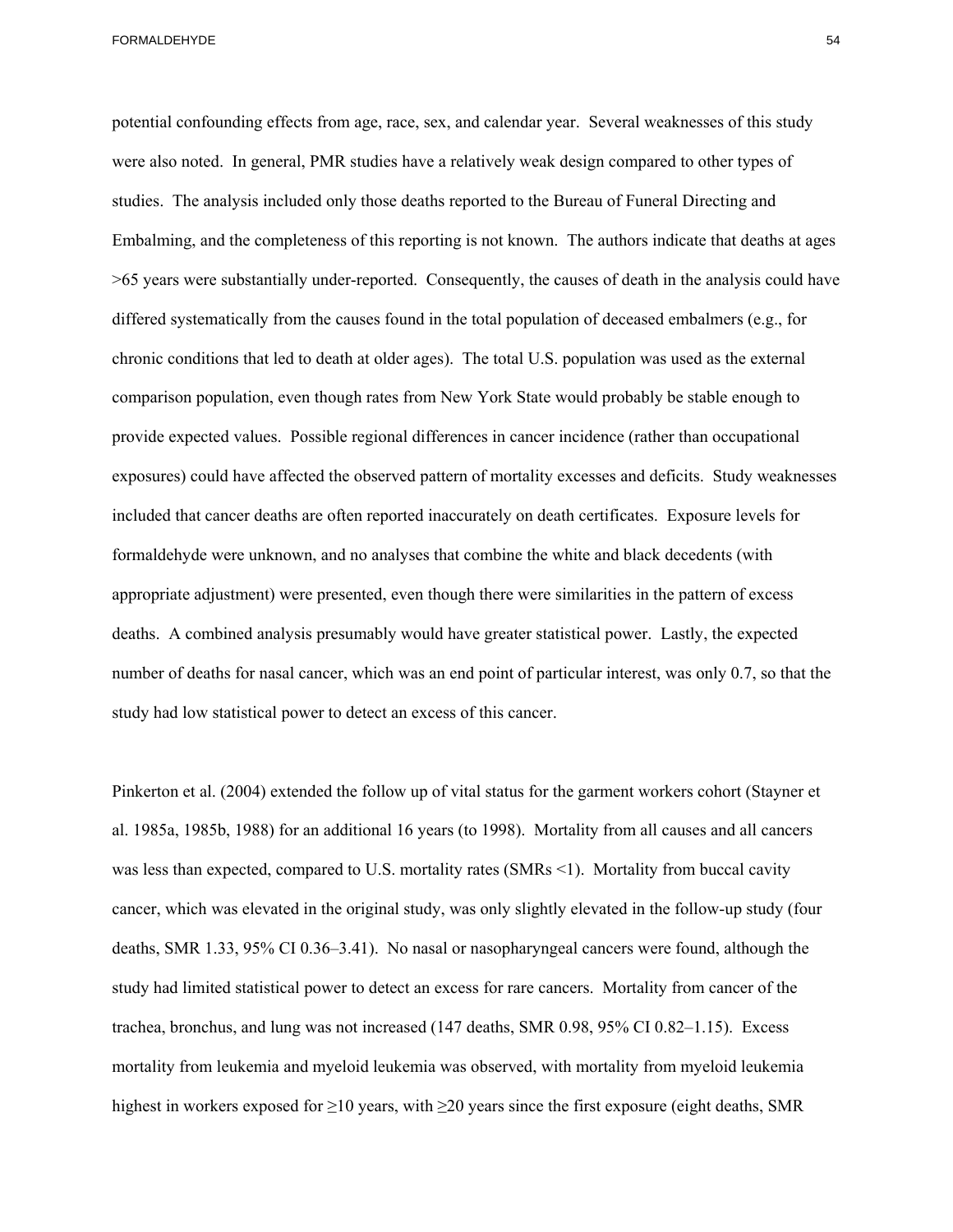potential confounding effects from age, race, sex, and calendar year. Several weaknesses of this study were also noted. In general, PMR studies have a relatively weak design compared to other types of studies. The analysis included only those deaths reported to the Bureau of Funeral Directing and Embalming, and the completeness of this reporting is not known. The authors indicate that deaths at ages >65 years were substantially under-reported. Consequently, the causes of death in the analysis could have differed systematically from the causes found in the total population of deceased embalmers (e.g., for chronic conditions that led to death at older ages). The total U.S. population was used as the external comparison population, even though rates from New York State would probably be stable enough to provide expected values. Possible regional differences in cancer incidence (rather than occupational exposures) could have affected the observed pattern of mortality excesses and deficits. Study weaknesses included that cancer deaths are often reported inaccurately on death certificates. Exposure levels for formaldehyde were unknown, and no analyses that combine the white and black decedents (with appropriate adjustment) were presented, even though there were similarities in the pattern of excess deaths. A combined analysis presumably would have greater statistical power. Lastly, the expected number of deaths for nasal cancer, which was an end point of particular interest, was only 0.7, so that the study had low statistical power to detect an excess of this cancer.

Pinkerton et al. (2004) extended the follow up of vital status for the garment workers cohort (Stayner et al. 1985a, 1985b, 1988) for an additional 16 years (to 1998). Mortality from all causes and all cancers was less than expected, compared to U.S. mortality rates (SMRs <1). Mortality from buccal cavity cancer, which was elevated in the original study, was only slightly elevated in the follow-up study (four deaths, SMR 1.33, 95% CI 0.36–3.41). No nasal or nasopharyngeal cancers were found, although the study had limited statistical power to detect an excess for rare cancers. Mortality from cancer of the trachea, bronchus, and lung was not increased (147 deaths, SMR 0.98, 95% CI 0.82–1.15). Excess mortality from leukemia and myeloid leukemia was observed, with mortality from myeloid leukemia highest in workers exposed for ≥10 years, with ≥20 years since the first exposure (eight deaths, SMR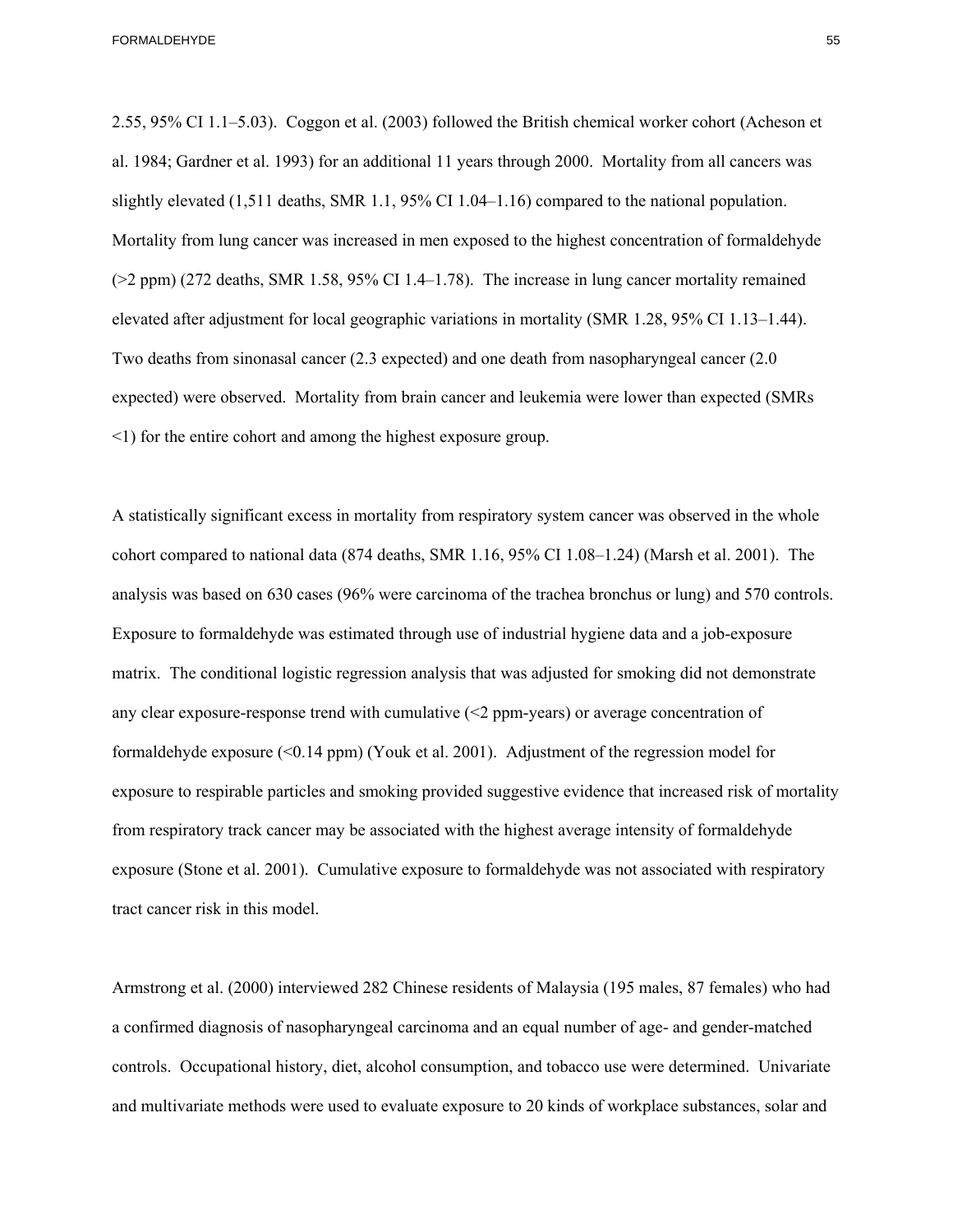2.55, 95% CI 1.1–5.03). Coggon et al. (2003) followed the British chemical worker cohort (Acheson et al. 1984; Gardner et al. 1993) for an additional 11 years through 2000. Mortality from all cancers was slightly elevated (1,511 deaths, SMR 1.1, 95% CI 1.04–1.16) compared to the national population. Mortality from lung cancer was increased in men exposed to the highest concentration of formaldehyde (>2 ppm) (272 deaths, SMR 1.58, 95% CI 1.4–1.78). The increase in lung cancer mortality remained elevated after adjustment for local geographic variations in mortality (SMR 1.28, 95% CI 1.13–1.44). Two deaths from sinonasal cancer (2.3 expected) and one death from nasopharyngeal cancer (2.0 expected) were observed. Mortality from brain cancer and leukemia were lower than expected (SMRs <1) for the entire cohort and among the highest exposure group.

A statistically significant excess in mortality from respiratory system cancer was observed in the whole cohort compared to national data (874 deaths, SMR 1.16, 95% CI 1.08–1.24) (Marsh et al. 2001). The analysis was based on 630 cases (96% were carcinoma of the trachea bronchus or lung) and 570 controls. Exposure to formaldehyde was estimated through use of industrial hygiene data and a job-exposure matrix. The conditional logistic regression analysis that was adjusted for smoking did not demonstrate any clear exposure-response trend with cumulative (<2 ppm-years) or average concentration of formaldehyde exposure (<0.14 ppm) (Youk et al. 2001). Adjustment of the regression model for exposure to respirable particles and smoking provided suggestive evidence that increased risk of mortality from respiratory track cancer may be associated with the highest average intensity of formaldehyde exposure (Stone et al. 2001). Cumulative exposure to formaldehyde was not associated with respiratory tract cancer risk in this model.

Armstrong et al. (2000) interviewed 282 Chinese residents of Malaysia (195 males, 87 females) who had a confirmed diagnosis of nasopharyngeal carcinoma and an equal number of age- and gender-matched controls. Occupational history, diet, alcohol consumption, and tobacco use were determined. Univariate and multivariate methods were used to evaluate exposure to 20 kinds of workplace substances, solar and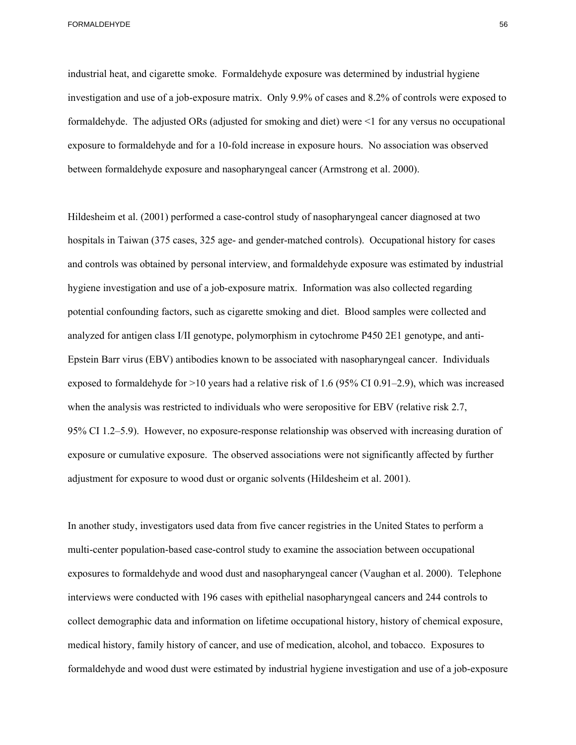industrial heat, and cigarette smoke. Formaldehyde exposure was determined by industrial hygiene investigation and use of a job-exposure matrix. Only 9.9% of cases and 8.2% of controls were exposed to formaldehyde. The adjusted ORs (adjusted for smoking and diet) were <1 for any versus no occupational exposure to formaldehyde and for a 10-fold increase in exposure hours. No association was observed between formaldehyde exposure and nasopharyngeal cancer (Armstrong et al. 2000).

Hildesheim et al. (2001) performed a case-control study of nasopharyngeal cancer diagnosed at two hospitals in Taiwan (375 cases, 325 age- and gender-matched controls). Occupational history for cases and controls was obtained by personal interview, and formaldehyde exposure was estimated by industrial hygiene investigation and use of a job-exposure matrix. Information was also collected regarding potential confounding factors, such as cigarette smoking and diet. Blood samples were collected and analyzed for antigen class I/II genotype, polymorphism in cytochrome P450 2E1 genotype, and anti-Epstein Barr virus (EBV) antibodies known to be associated with nasopharyngeal cancer. Individuals exposed to formaldehyde for >10 years had a relative risk of 1.6 (95% CI 0.91–2.9), which was increased when the analysis was restricted to individuals who were seropositive for EBV (relative risk 2.7, 95% CI 1.2–5.9). However, no exposure-response relationship was observed with increasing duration of exposure or cumulative exposure. The observed associations were not significantly affected by further adjustment for exposure to wood dust or organic solvents (Hildesheim et al. 2001).

In another study, investigators used data from five cancer registries in the United States to perform a multi-center population-based case-control study to examine the association between occupational exposures to formaldehyde and wood dust and nasopharyngeal cancer (Vaughan et al. 2000). Telephone interviews were conducted with 196 cases with epithelial nasopharyngeal cancers and 244 controls to collect demographic data and information on lifetime occupational history, history of chemical exposure, medical history, family history of cancer, and use of medication, alcohol, and tobacco. Exposures to formaldehyde and wood dust were estimated by industrial hygiene investigation and use of a job-exposure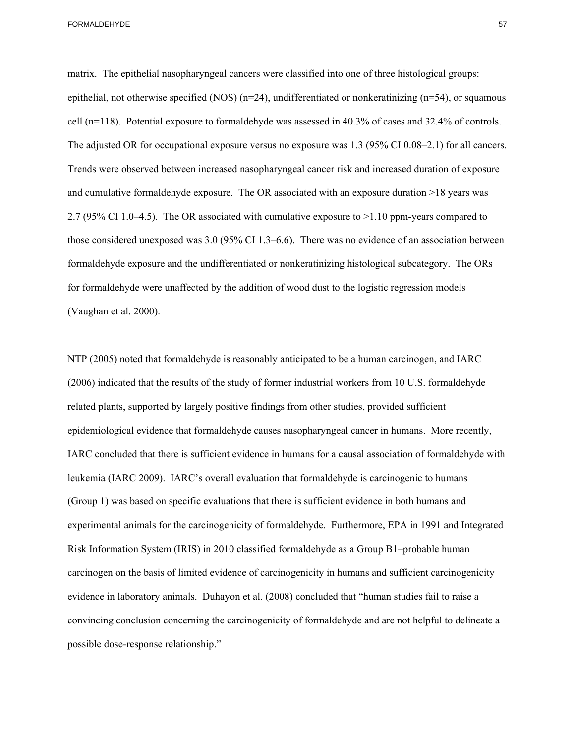matrix. The epithelial nasopharyngeal cancers were classified into one of three histological groups: epithelial, not otherwise specified (NOS) (n=24), undifferentiated or nonkeratinizing (n=54), or squamous cell (n=118). Potential exposure to formaldehyde was assessed in 40.3% of cases and 32.4% of controls. The adjusted OR for occupational exposure versus no exposure was 1.3 (95% CI 0.08–2.1) for all cancers. Trends were observed between increased nasopharyngeal cancer risk and increased duration of exposure and cumulative formaldehyde exposure. The OR associated with an exposure duration >18 years was 2.7 (95% CI 1.0–4.5). The OR associated with cumulative exposure to >1.10 ppm-years compared to those considered unexposed was 3.0 (95% CI 1.3–6.6). There was no evidence of an association between formaldehyde exposure and the undifferentiated or nonkeratinizing histological subcategory. The ORs for formaldehyde were unaffected by the addition of wood dust to the logistic regression models (Vaughan et al. 2000).

NTP (2005) noted that formaldehyde is reasonably anticipated to be a human carcinogen, and IARC (2006) indicated that the results of the study of former industrial workers from 10 U.S. formaldehyde related plants, supported by largely positive findings from other studies, provided sufficient epidemiological evidence that formaldehyde causes nasopharyngeal cancer in humans. More recently, IARC concluded that there is sufficient evidence in humans for a causal association of formaldehyde with leukemia (IARC 2009). IARC's overall evaluation that formaldehyde is carcinogenic to humans (Group 1) was based on specific evaluations that there is sufficient evidence in both humans and experimental animals for the carcinogenicity of formaldehyde. Furthermore, EPA in 1991 and Integrated Risk Information System (IRIS) in 2010 classified formaldehyde as a Group B1–probable human carcinogen on the basis of limited evidence of carcinogenicity in humans and sufficient carcinogenicity evidence in laboratory animals. Duhayon et al. (2008) concluded that "human studies fail to raise a convincing conclusion concerning the carcinogenicity of formaldehyde and are not helpful to delineate a possible dose-response relationship."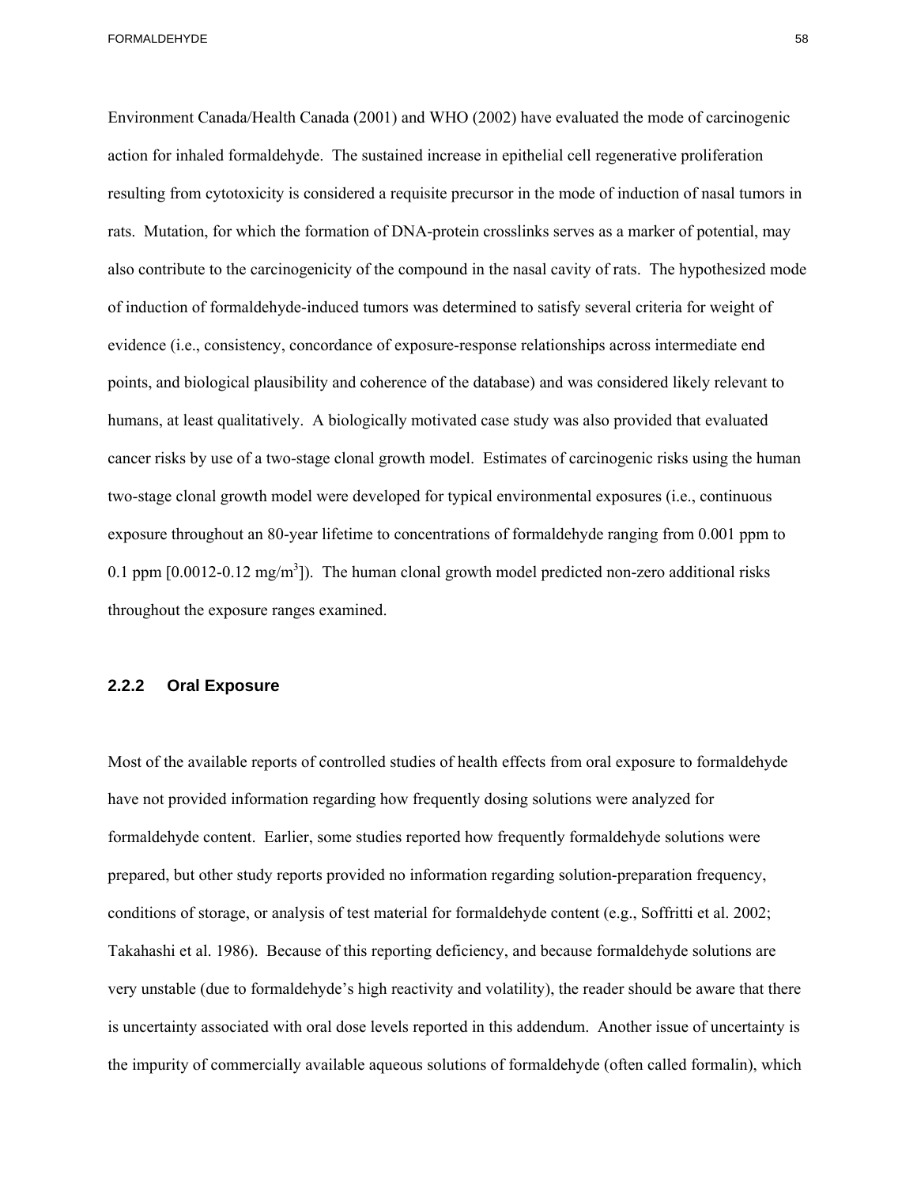Environment Canada/Health Canada (2001) and WHO (2002) have evaluated the mode of carcinogenic action for inhaled formaldehyde. The sustained increase in epithelial cell regenerative proliferation resulting from cytotoxicity is considered a requisite precursor in the mode of induction of nasal tumors in rats. Mutation, for which the formation of DNA-protein crosslinks serves as a marker of potential, may also contribute to the carcinogenicity of the compound in the nasal cavity of rats. The hypothesized mode of induction of formaldehyde-induced tumors was determined to satisfy several criteria for weight of evidence (i.e., consistency, concordance of exposure-response relationships across intermediate end points, and biological plausibility and coherence of the database) and was considered likely relevant to humans, at least qualitatively. A biologically motivated case study was also provided that evaluated cancer risks by use of a two-stage clonal growth model. Estimates of carcinogenic risks using the human two-stage clonal growth model were developed for typical environmental exposures (i.e., continuous exposure throughout an 80-year lifetime to concentrations of formaldehyde ranging from 0.001 ppm to 0.1 ppm [0.0012-0.12 mg/$m^3$]). The human clonal growth model predicted non-zero additional risks throughout the exposure ranges examined.

### 2.2.2 Oral Exposure

Most of the available reports of controlled studies of health effects from oral exposure to formaldehyde have not provided information regarding how frequently dosing solutions were analyzed for formaldehyde content. Earlier, some studies reported how frequently formaldehyde solutions were prepared, but other study reports provided no information regarding solution-preparation frequency, conditions of storage, or analysis of test material for formaldehyde content (e.g., Soffritti et al. 2002; Takahashi et al. 1986). Because of this reporting deficiency, and because formaldehyde solutions are very unstable (due to formaldehyde's high reactivity and volatility), the reader should be aware that there is uncertainty associated with oral dose levels reported in this addendum. Another issue of uncertainty is the impurity of commercially available aqueous solutions of formaldehyde (often called formalin), which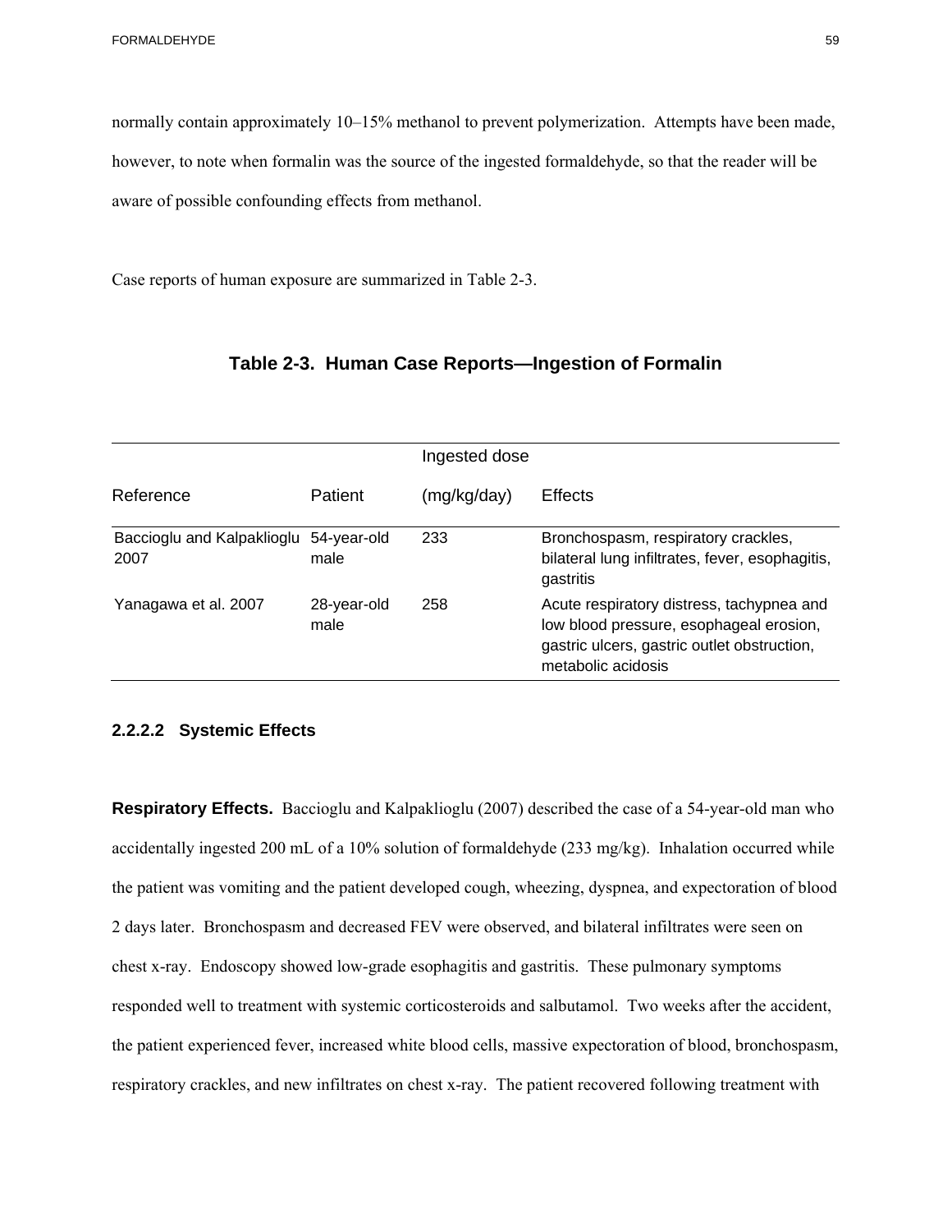normally contain approximately 10–15% methanol to prevent polymerization. Attempts have been made, however, to note when formalin was the source of the ingested formaldehyde, so that the reader will be aware of possible confounding effects from methanol.

Case reports of human exposure are summarized in Table 2-3.

**Table 2-3. Human Case Reports—Ingestion of Formalin**

| Reference | Patient | Ingested dose (mg/kg/day) | Effects |
|---|---|---|---|
| Baccioglu and Kalpaklioglu 2007 | 54-year-old male | 233 | Bronchospasm, respiratory crackles, bilateral lung infiltrates, fever, esophagitis, gastritis |
| Yanagawa et al. 2007 | 28-year-old male | 258 | Acute respiratory distress, tachypnea and low blood pressure, esophageal erosion, gastric ulcers, gastric outlet obstruction, metabolic acidosis |

#### 2.2.2.2 Systemic Effects

**Respiratory Effects.** Baccioglu and Kalpaklioglu (2007) described the case of a 54-year-old man who accidentally ingested 200 mL of a 10% solution of formaldehyde (233 mg/kg). Inhalation occurred while the patient was vomiting and the patient developed cough, wheezing, dyspnea, and expectoration of blood 2 days later. Bronchospasm and decreased FEV were observed, and bilateral infiltrates were seen on chest x-ray. Endoscopy showed low-grade esophagitis and gastritis. These pulmonary symptoms responded well to treatment with systemic corticosteroids and salbutamol. Two weeks after the accident, the patient experienced fever, increased white blood cells, massive expectoration of blood, bronchospasm, respiratory crackles, and new infiltrates on chest x-ray. The patient recovered following treatment with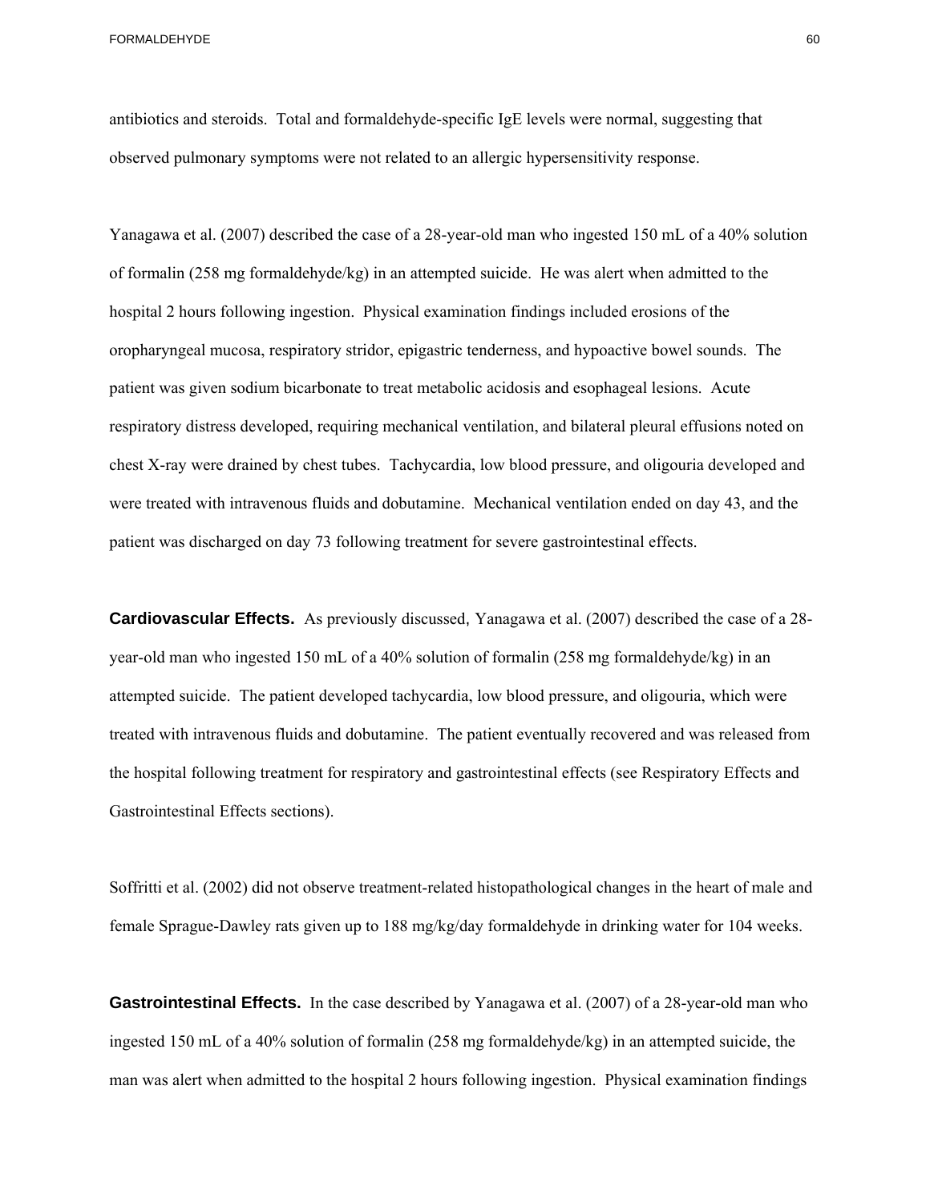antibiotics and steroids. Total and formaldehyde-specific IgE levels were normal, suggesting that observed pulmonary symptoms were not related to an allergic hypersensitivity response.

Yanagawa et al. (2007) described the case of a 28-year-old man who ingested 150 mL of a 40% solution of formalin (258 mg formaldehyde/kg) in an attempted suicide. He was alert when admitted to the hospital 2 hours following ingestion. Physical examination findings included erosions of the oropharyngeal mucosa, respiratory stridor, epigastric tenderness, and hypoactive bowel sounds. The patient was given sodium bicarbonate to treat metabolic acidosis and esophageal lesions. Acute respiratory distress developed, requiring mechanical ventilation, and bilateral pleural effusions noted on chest X-ray were drained by chest tubes. Tachycardia, low blood pressure, and oligouria developed and were treated with intravenous fluids and dobutamine. Mechanical ventilation ended on day 43, and the patient was discharged on day 73 following treatment for severe gastrointestinal effects.

**Cardiovascular Effects.** As previously discussed, Yanagawa et al. (2007) described the case of a 28-year-old man who ingested 150 mL of a 40% solution of formalin (258 mg formaldehyde/kg) in an attempted suicide. The patient developed tachycardia, low blood pressure, and oligouria, which were treated with intravenous fluids and dobutamine. The patient eventually recovered and was released from the hospital following treatment for respiratory and gastrointestinal effects (see Respiratory Effects and Gastrointestinal Effects sections).

Soffritti et al. (2002) did not observe treatment-related histopathological changes in the heart of male and female Sprague-Dawley rats given up to 188 mg/kg/day formaldehyde in drinking water for 104 weeks.

**Gastrointestinal Effects.** In the case described by Yanagawa et al. (2007) of a 28-year-old man who ingested 150 mL of a 40% solution of formalin (258 mg formaldehyde/kg) in an attempted suicide, the man was alert when admitted to the hospital 2 hours following ingestion. Physical examination findings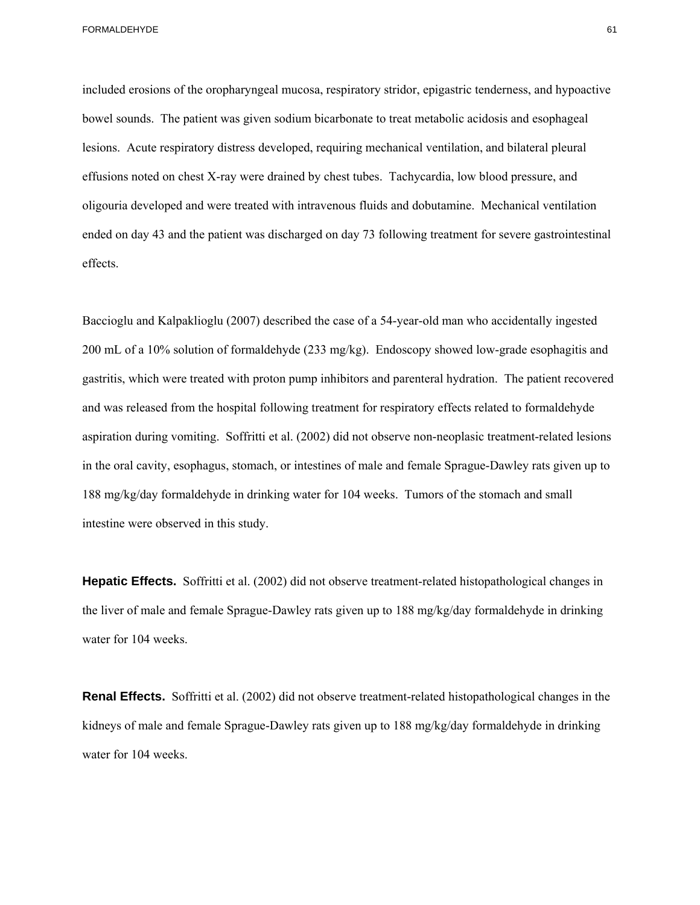included erosions of the oropharyngeal mucosa, respiratory stridor, epigastric tenderness, and hypoactive bowel sounds. The patient was given sodium bicarbonate to treat metabolic acidosis and esophageal lesions. Acute respiratory distress developed, requiring mechanical ventilation, and bilateral pleural effusions noted on chest X-ray were drained by chest tubes. Tachycardia, low blood pressure, and oligouria developed and were treated with intravenous fluids and dobutamine. Mechanical ventilation ended on day 43 and the patient was discharged on day 73 following treatment for severe gastrointestinal effects.

Baccioglu and Kalpaklioglu (2007) described the case of a 54-year-old man who accidentally ingested 200 mL of a 10% solution of formaldehyde (233 mg/kg). Endoscopy showed low-grade esophagitis and gastritis, which were treated with proton pump inhibitors and parenteral hydration. The patient recovered and was released from the hospital following treatment for respiratory effects related to formaldehyde aspiration during vomiting. Soffritti et al. (2002) did not observe non-neoplasic treatment-related lesions in the oral cavity, esophagus, stomach, or intestines of male and female Sprague-Dawley rats given up to 188 mg/kg/day formaldehyde in drinking water for 104 weeks. Tumors of the stomach and small intestine were observed in this study.

**Hepatic Effects.** Soffritti et al. (2002) did not observe treatment-related histopathological changes in the liver of male and female Sprague-Dawley rats given up to 188 mg/kg/day formaldehyde in drinking water for 104 weeks.

**Renal Effects.** Soffritti et al. (2002) did not observe treatment-related histopathological changes in the kidneys of male and female Sprague-Dawley rats given up to 188 mg/kg/day formaldehyde in drinking water for 104 weeks.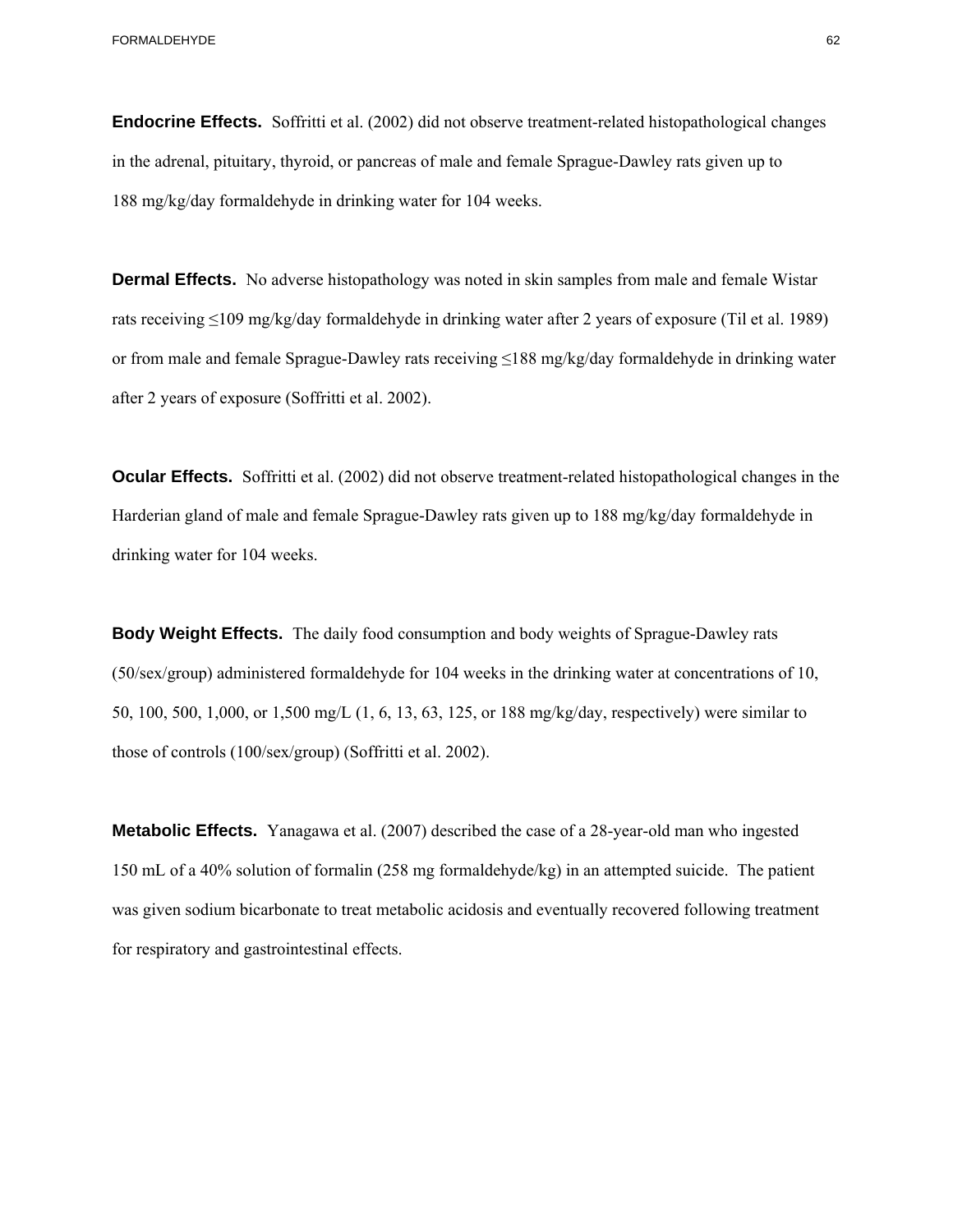**Endocrine Effects.** Soffritti et al. (2002) did not observe treatment-related histopathological changes in the adrenal, pituitary, thyroid, or pancreas of male and female Sprague-Dawley rats given up to 188 mg/kg/day formaldehyde in drinking water for 104 weeks.

**Dermal Effects.** No adverse histopathology was noted in skin samples from male and female Wistar rats receiving ≤109 mg/kg/day formaldehyde in drinking water after 2 years of exposure (Til et al. 1989) or from male and female Sprague-Dawley rats receiving ≤188 mg/kg/day formaldehyde in drinking water after 2 years of exposure (Soffritti et al. 2002).

**Ocular Effects.** Soffritti et al. (2002) did not observe treatment-related histopathological changes in the Harderian gland of male and female Sprague-Dawley rats given up to 188 mg/kg/day formaldehyde in drinking water for 104 weeks.

**Body Weight Effects.** The daily food consumption and body weights of Sprague-Dawley rats (50/sex/group) administered formaldehyde for 104 weeks in the drinking water at concentrations of 10, 50, 100, 500, 1,000, or 1,500 mg/L (1, 6, 13, 63, 125, or 188 mg/kg/day, respectively) were similar to those of controls (100/sex/group) (Soffritti et al. 2002).

**Metabolic Effects.** Yanagawa et al. (2007) described the case of a 28-year-old man who ingested 150 mL of a 40% solution of formalin (258 mg formaldehyde/kg) in an attempted suicide. The patient was given sodium bicarbonate to treat metabolic acidosis and eventually recovered following treatment for respiratory and gastrointestinal effects.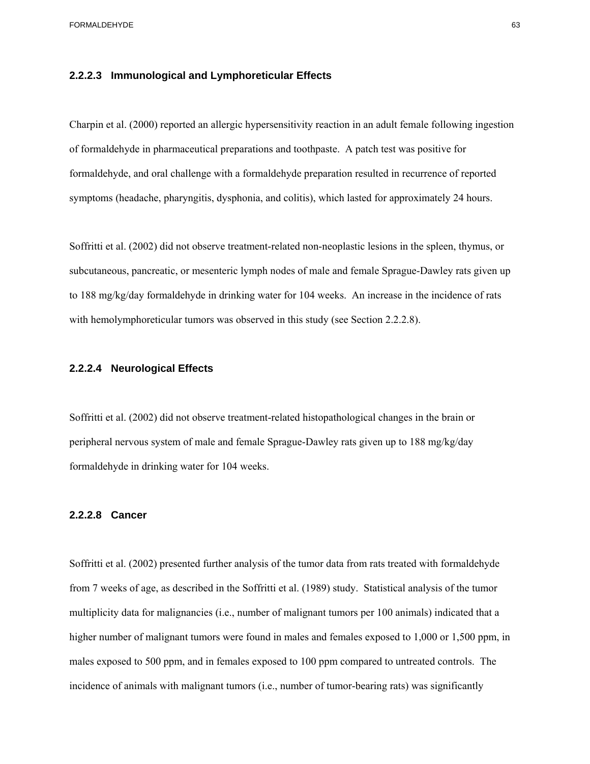#### 2.2.2.3 Immunological and Lymphoreticular Effects

Charpin et al. (2000) reported an allergic hypersensitivity reaction in an adult female following ingestion of formaldehyde in pharmaceutical preparations and toothpaste. A patch test was positive for formaldehyde, and oral challenge with a formaldehyde preparation resulted in recurrence of reported symptoms (headache, pharyngitis, dysphonia, and colitis), which lasted for approximately 24 hours.

Soffritti et al. (2002) did not observe treatment-related non-neoplastic lesions in the spleen, thymus, or subcutaneous, pancreatic, or mesenteric lymph nodes of male and female Sprague-Dawley rats given up to 188 mg/kg/day formaldehyde in drinking water for 104 weeks. An increase in the incidence of rats with hemolymphoreticular tumors was observed in this study (see Section 2.2.2.8).

#### 2.2.2.4 Neurological Effects

Soffritti et al. (2002) did not observe treatment-related histopathological changes in the brain or peripheral nervous system of male and female Sprague-Dawley rats given up to 188 mg/kg/day formaldehyde in drinking water for 104 weeks.

#### 2.2.2.8 Cancer

Soffritti et al. (2002) presented further analysis of the tumor data from rats treated with formaldehyde from 7 weeks of age, as described in the Soffritti et al. (1989) study. Statistical analysis of the tumor multiplicity data for malignancies (i.e., number of malignant tumors per 100 animals) indicated that a higher number of malignant tumors were found in males and females exposed to 1,000 or 1,500 ppm, in males exposed to 500 ppm, and in females exposed to 100 ppm compared to untreated controls. The incidence of animals with malignant tumors (i.e., number of tumor-bearing rats) was significantly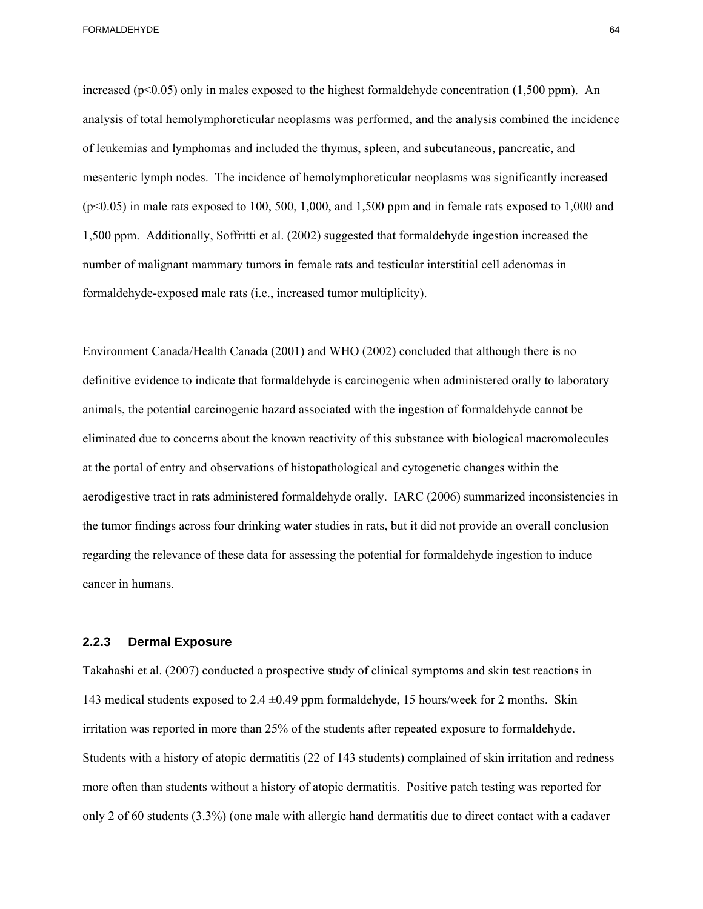increased ($p<0.05$) only in males exposed to the highest formaldehyde concentration (1,500 ppm). An analysis of total hemolymphoreticular neoplasms was performed, and the analysis combined the incidence of leukemias and lymphomas and included the thymus, spleen, and subcutaneous, pancreatic, and mesenteric lymph nodes. The incidence of hemolymphoreticular neoplasms was significantly increased ($p<0.05$) in male rats exposed to 100, 500, 1,000, and 1,500 ppm and in female rats exposed to 1,000 and 1,500 ppm. Additionally, Soffritti et al. (2002) suggested that formaldehyde ingestion increased the number of malignant mammary tumors in female rats and testicular interstitial cell adenomas in formaldehyde-exposed male rats (i.e., increased tumor multiplicity).

Environment Canada/Health Canada (2001) and WHO (2002) concluded that although there is no definitive evidence to indicate that formaldehyde is carcinogenic when administered orally to laboratory animals, the potential carcinogenic hazard associated with the ingestion of formaldehyde cannot be eliminated due to concerns about the known reactivity of this substance with biological macromolecules at the portal of entry and observations of histopathological and cytogenetic changes within the aerodigestive tract in rats administered formaldehyde orally. IARC (2006) summarized inconsistencies in the tumor findings across four drinking water studies in rats, but it did not provide an overall conclusion regarding the relevance of these data for assessing the potential for formaldehyde ingestion to induce cancer in humans.

### 2.2.3 Dermal Exposure

Takahashi et al. (2007) conducted a prospective study of clinical symptoms and skin test reactions in 143 medical students exposed to 2.4 ±0.49 ppm formaldehyde, 15 hours/week for 2 months. Skin irritation was reported in more than 25% of the students after repeated exposure to formaldehyde. Students with a history of atopic dermatitis (22 of 143 students) complained of skin irritation and redness more often than students without a history of atopic dermatitis. Positive patch testing was reported for only 2 of 60 students (3.3%) (one male with allergic hand dermatitis due to direct contact with a cadaver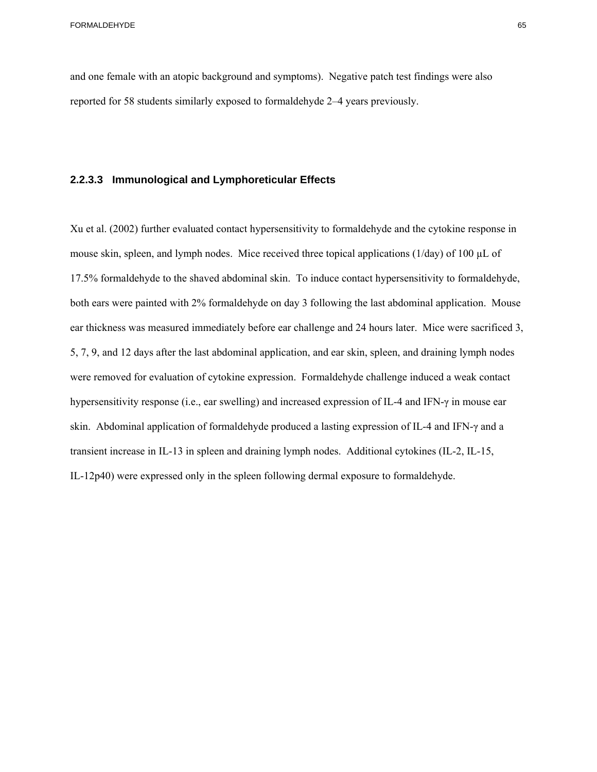and one female with an atopic background and symptoms). Negative patch test findings were also reported for 58 students similarly exposed to formaldehyde 2–4 years previously.

### 2.2.3.3 Immunological and Lymphoreticular Effects

Xu et al. (2002) further evaluated contact hypersensitivity to formaldehyde and the cytokine response in mouse skin, spleen, and lymph nodes. Mice received three topical applications (1/day) of 100 μL of 17.5% formaldehyde to the shaved abdominal skin. To induce contact hypersensitivity to formaldehyde, both ears were painted with 2% formaldehyde on day 3 following the last abdominal application. Mouse ear thickness was measured immediately before ear challenge and 24 hours later. Mice were sacrificed 3, 5, 7, 9, and 12 days after the last abdominal application, and ear skin, spleen, and draining lymph nodes were removed for evaluation of cytokine expression. Formaldehyde challenge induced a weak contact hypersensitivity response (i.e., ear swelling) and increased expression of IL-4 and IFN-γ in mouse ear skin. Abdominal application of formaldehyde produced a lasting expression of IL-4 and IFN-γ and a transient increase in IL-13 in spleen and draining lymph nodes. Additional cytokines (IL-2, IL-15, IL-12p40) were expressed only in the spleen following dermal exposure to formaldehyde.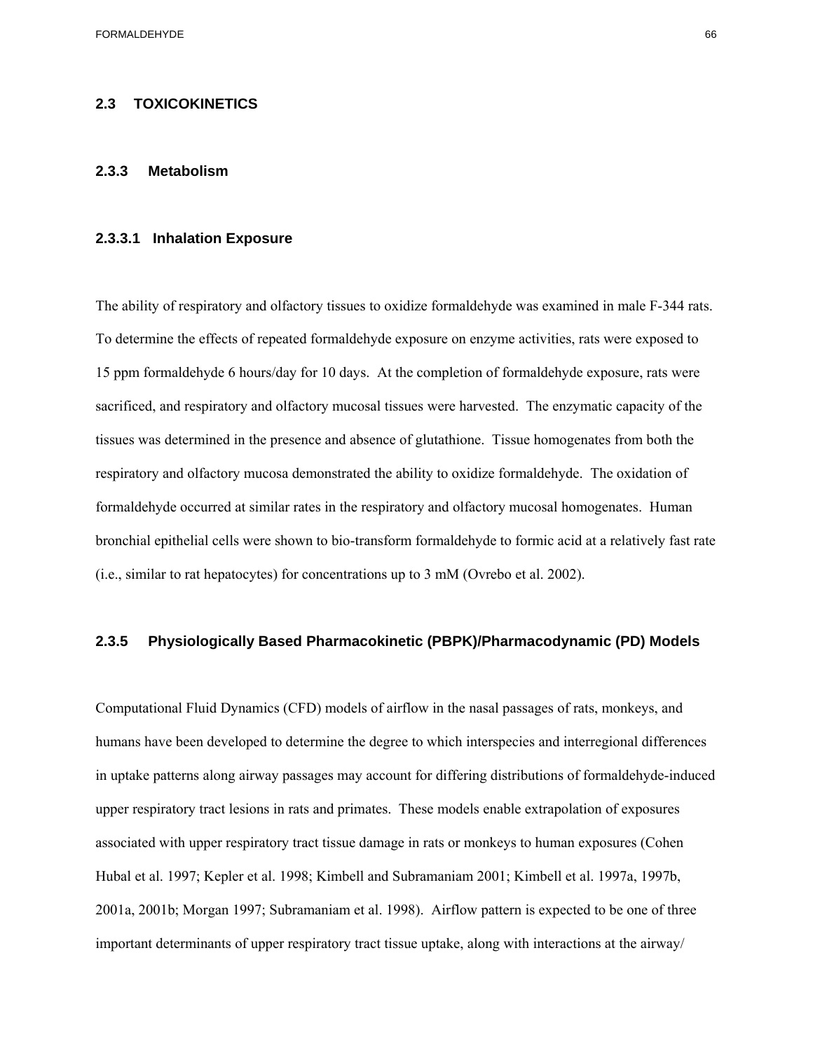## 2.3 TOXICOKINETICS

### 2.3.3 Metabolism

#### 2.3.3.1 Inhalation Exposure

The ability of respiratory and olfactory tissues to oxidize formaldehyde was examined in male F-344 rats. To determine the effects of repeated formaldehyde exposure on enzyme activities, rats were exposed to 15 ppm formaldehyde 6 hours/day for 10 days. At the completion of formaldehyde exposure, rats were sacrificed, and respiratory and olfactory mucosal tissues were harvested. The enzymatic capacity of the tissues was determined in the presence and absence of glutathione. Tissue homogenates from both the respiratory and olfactory mucosa demonstrated the ability to oxidize formaldehyde. The oxidation of formaldehyde occurred at similar rates in the respiratory and olfactory mucosal homogenates. Human bronchial epithelial cells were shown to bio-transform formaldehyde to formic acid at a relatively fast rate (i.e., similar to rat hepatocytes) for concentrations up to 3 mM (Ovrebo et al. 2002).

### 2.3.5 Physiologically Based Pharmacokinetic (PBPK)/Pharmacodynamic (PD) Models

Computational Fluid Dynamics (CFD) models of airflow in the nasal passages of rats, monkeys, and humans have been developed to determine the degree to which interspecies and interregional differences in uptake patterns along airway passages may account for differing distributions of formaldehyde-induced upper respiratory tract lesions in rats and primates. These models enable extrapolation of exposures associated with upper respiratory tract tissue damage in rats or monkeys to human exposures (Cohen Hubal et al. 1997; Kepler et al. 1998; Kimbell and Subramaniam 2001; Kimbell et al. 1997a, 1997b, 2001a, 2001b; Morgan 1997; Subramaniam et al. 1998). Airflow pattern is expected to be one of three important determinants of upper respiratory tract tissue uptake, along with interactions at the airway/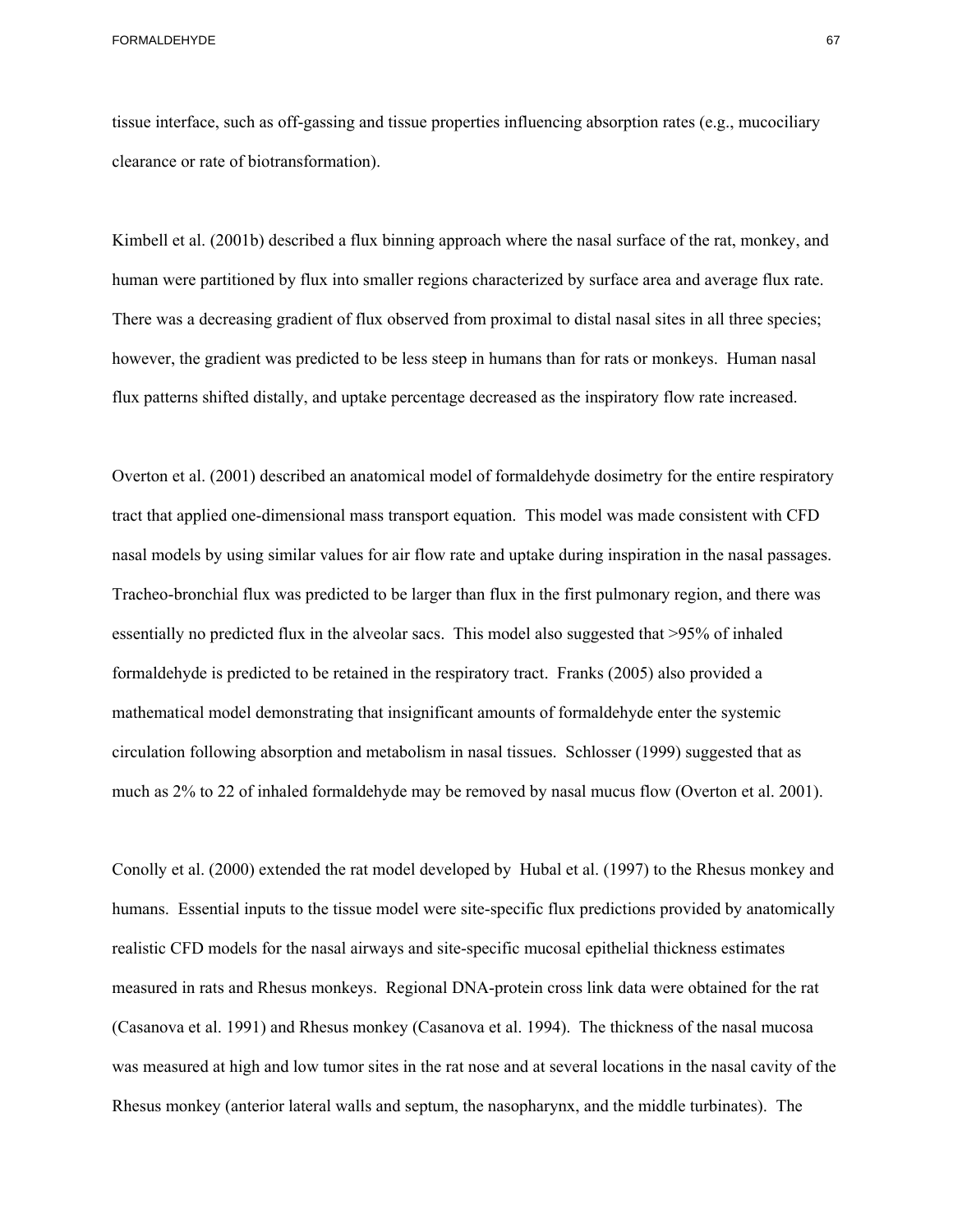tissue interface, such as off-gassing and tissue properties influencing absorption rates (e.g., mucociliary clearance or rate of biotransformation).

Kimbell et al. (2001b) described a flux binning approach where the nasal surface of the rat, monkey, and human were partitioned by flux into smaller regions characterized by surface area and average flux rate. There was a decreasing gradient of flux observed from proximal to distal nasal sites in all three species; however, the gradient was predicted to be less steep in humans than for rats or monkeys. Human nasal flux patterns shifted distally, and uptake percentage decreased as the inspiratory flow rate increased.

Overton et al. (2001) described an anatomical model of formaldehyde dosimetry for the entire respiratory tract that applied one-dimensional mass transport equation. This model was made consistent with CFD nasal models by using similar values for air flow rate and uptake during inspiration in the nasal passages. Tracheo-bronchial flux was predicted to be larger than flux in the first pulmonary region, and there was essentially no predicted flux in the alveolar sacs. This model also suggested that >95% of inhaled formaldehyde is predicted to be retained in the respiratory tract. Franks (2005) also provided a mathematical model demonstrating that insignificant amounts of formaldehyde enter the systemic circulation following absorption and metabolism in nasal tissues. Schlosser (1999) suggested that as much as 2% to 22 of inhaled formaldehyde may be removed by nasal mucus flow (Overton et al. 2001).

Conolly et al. (2000) extended the rat model developed by Hubal et al. (1997) to the Rhesus monkey and humans. Essential inputs to the tissue model were site-specific flux predictions provided by anatomically realistic CFD models for the nasal airways and site-specific mucosal epithelial thickness estimates measured in rats and Rhesus monkeys. Regional DNA-protein cross link data were obtained for the rat (Casanova et al. 1991) and Rhesus monkey (Casanova et al. 1994). The thickness of the nasal mucosa was measured at high and low tumor sites in the rat nose and at several locations in the nasal cavity of the Rhesus monkey (anterior lateral walls and septum, the nasopharynx, and the middle turbinates). The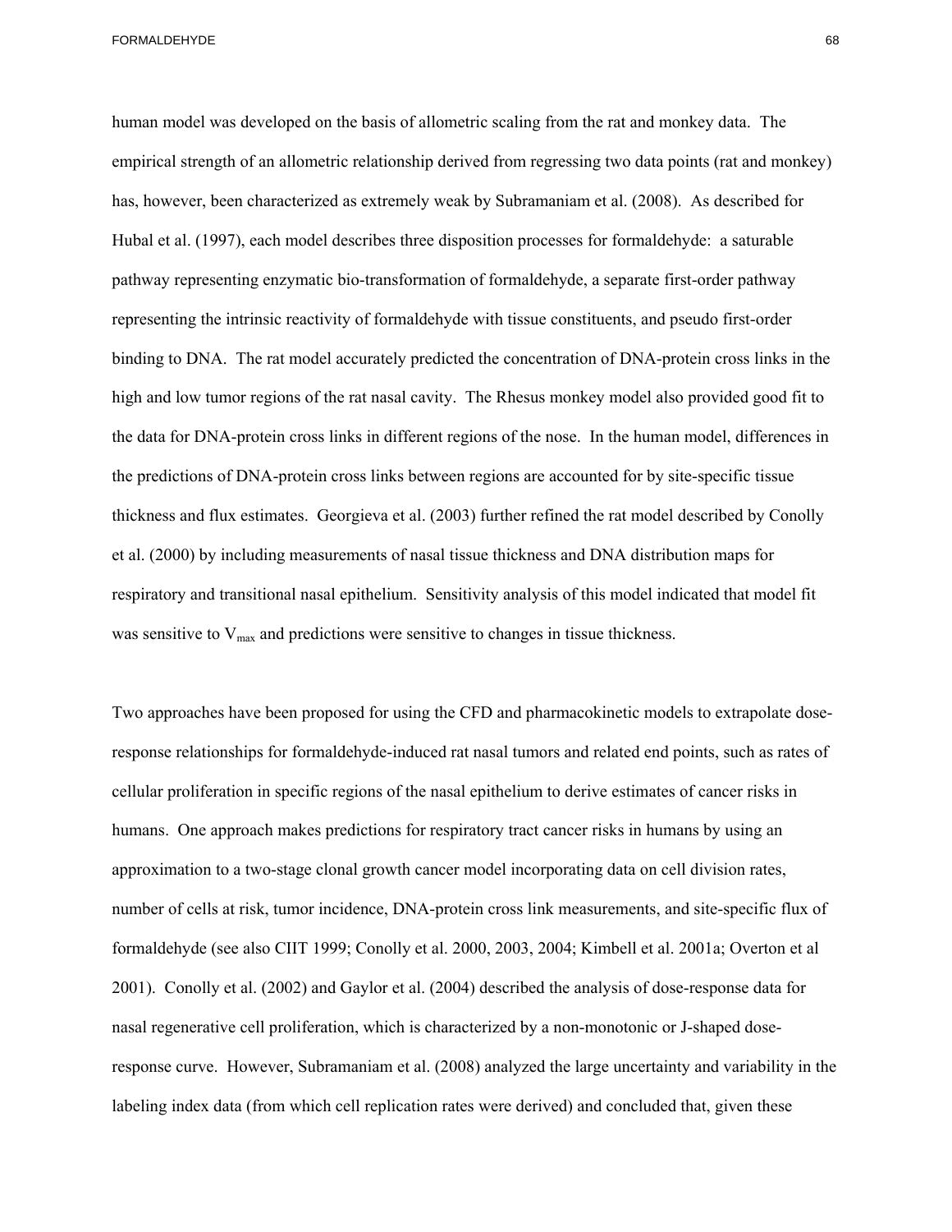human model was developed on the basis of allometric scaling from the rat and monkey data. The empirical strength of an allometric relationship derived from regressing two data points (rat and monkey) has, however, been characterized as extremely weak by Subramaniam et al. (2008). As described for Hubal et al. (1997), each model describes three disposition processes for formaldehyde: a saturable pathway representing enzymatic bio-transformation of formaldehyde, a separate first-order pathway representing the intrinsic reactivity of formaldehyde with tissue constituents, and pseudo first-order binding to DNA. The rat model accurately predicted the concentration of DNA-protein cross links in the high and low tumor regions of the rat nasal cavity. The Rhesus monkey model also provided good fit to the data for DNA-protein cross links in different regions of the nose. In the human model, differences in the predictions of DNA-protein cross links between regions are accounted for by site-specific tissue thickness and flux estimates. Georgieva et al. (2003) further refined the rat model described by Conolly et al. (2000) by including measurements of nasal tissue thickness and DNA distribution maps for respiratory and transitional nasal epithelium. Sensitivity analysis of this model indicated that model fit was sensitive to $V_{max}$ and predictions were sensitive to changes in tissue thickness.

Two approaches have been proposed for using the CFD and pharmacokinetic models to extrapolate dose-response relationships for formaldehyde-induced rat nasal tumors and related end points, such as rates of cellular proliferation in specific regions of the nasal epithelium to derive estimates of cancer risks in humans. One approach makes predictions for respiratory tract cancer risks in humans by using an approximation to a two-stage clonal growth cancer model incorporating data on cell division rates, number of cells at risk, tumor incidence, DNA-protein cross link measurements, and site-specific flux of formaldehyde (see also CIIT 1999; Conolly et al. 2000, 2003, 2004; Kimbell et al. 2001a; Overton et al 2001). Conolly et al. (2002) and Gaylor et al. (2004) described the analysis of dose-response data for nasal regenerative cell proliferation, which is characterized by a non-monotonic or J-shaped dose-response curve. However, Subramaniam et al. (2008) analyzed the large uncertainty and variability in the labeling index data (from which cell replication rates were derived) and concluded that, given these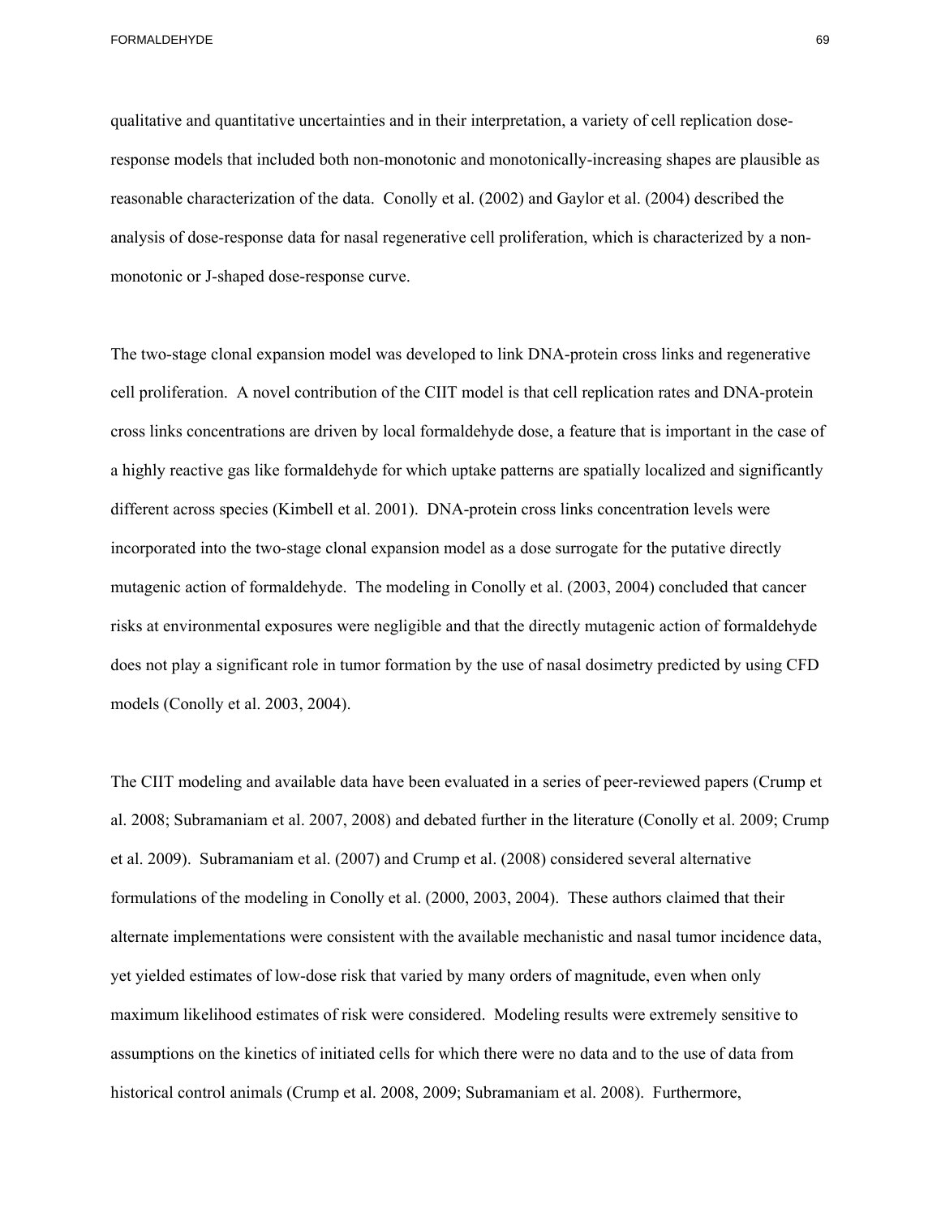qualitative and quantitative uncertainties and in their interpretation, a variety of cell replication dose-response models that included both non-monotonic and monotonically-increasing shapes are plausible as reasonable characterization of the data. Conolly et al. (2002) and Gaylor et al. (2004) described the analysis of dose-response data for nasal regenerative cell proliferation, which is characterized by a non-monotonic or J-shaped dose-response curve.

The two-stage clonal expansion model was developed to link DNA-protein cross links and regenerative cell proliferation. A novel contribution of the CIIT model is that cell replication rates and DNA-protein cross links concentrations are driven by local formaldehyde dose, a feature that is important in the case of a highly reactive gas like formaldehyde for which uptake patterns are spatially localized and significantly different across species (Kimbell et al. 2001). DNA-protein cross links concentration levels were incorporated into the two-stage clonal expansion model as a dose surrogate for the putative directly mutagenic action of formaldehyde. The modeling in Conolly et al. (2003, 2004) concluded that cancer risks at environmental exposures were negligible and that the directly mutagenic action of formaldehyde does not play a significant role in tumor formation by the use of nasal dosimetry predicted by using CFD models (Conolly et al. 2003, 2004).

The CIIT modeling and available data have been evaluated in a series of peer-reviewed papers (Crump et al. 2008; Subramaniam et al. 2007, 2008) and debated further in the literature (Conolly et al. 2009; Crump et al. 2009). Subramaniam et al. (2007) and Crump et al. (2008) considered several alternative formulations of the modeling in Conolly et al. (2000, 2003, 2004). These authors claimed that their alternate implementations were consistent with the available mechanistic and nasal tumor incidence data, yet yielded estimates of low-dose risk that varied by many orders of magnitude, even when only maximum likelihood estimates of risk were considered. Modeling results were extremely sensitive to assumptions on the kinetics of initiated cells for which there were no data and to the use of data from historical control animals (Crump et al. 2008, 2009; Subramaniam et al. 2008). Furthermore,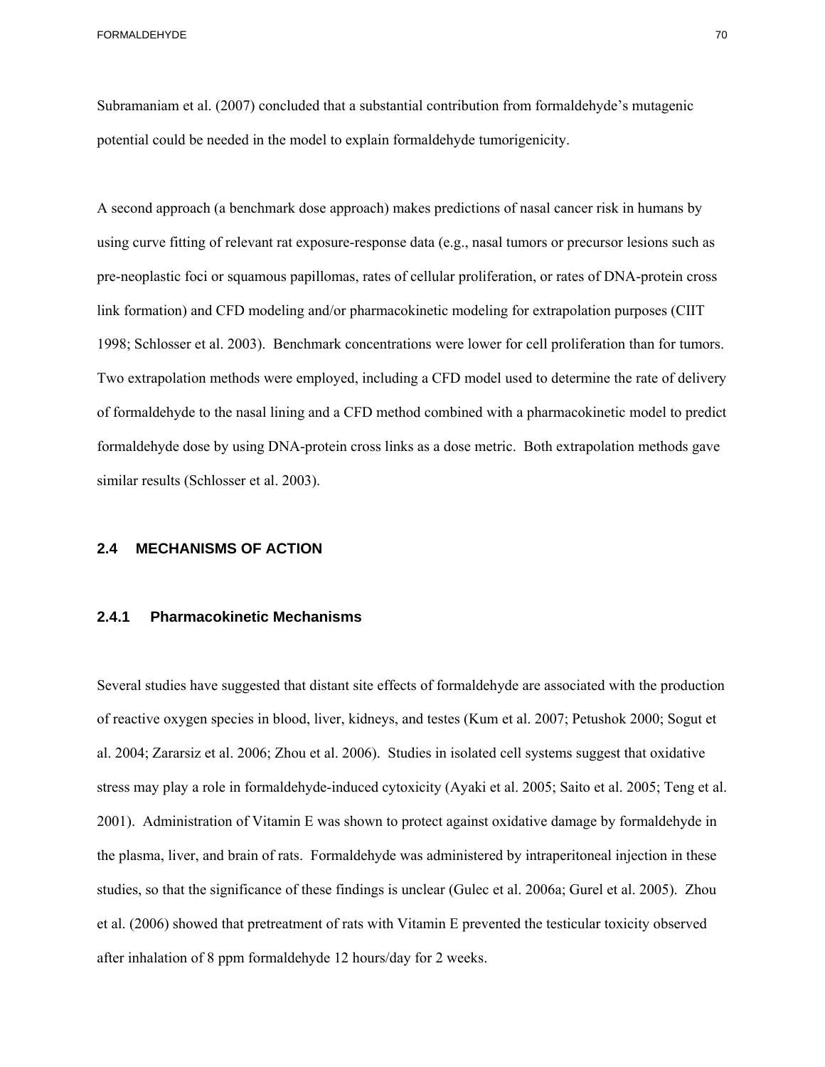Subramaniam et al. (2007) concluded that a substantial contribution from formaldehyde's mutagenic potential could be needed in the model to explain formaldehyde tumorigenicity.

A second approach (a benchmark dose approach) makes predictions of nasal cancer risk in humans by using curve fitting of relevant rat exposure-response data (e.g., nasal tumors or precursor lesions such as pre-neoplastic foci or squamous papillomas, rates of cellular proliferation, or rates of DNA-protein cross link formation) and CFD modeling and/or pharmacokinetic modeling for extrapolation purposes (CIIT 1998; Schlosser et al. 2003). Benchmark concentrations were lower for cell proliferation than for tumors. Two extrapolation methods were employed, including a CFD model used to determine the rate of delivery of formaldehyde to the nasal lining and a CFD method combined with a pharmacokinetic model to predict formaldehyde dose by using DNA-protein cross links as a dose metric. Both extrapolation methods gave similar results (Schlosser et al. 2003).

## 2.4 MECHANISMS OF ACTION

### 2.4.1 Pharmacokinetic Mechanisms

Several studies have suggested that distant site effects of formaldehyde are associated with the production of reactive oxygen species in blood, liver, kidneys, and testes (Kum et al. 2007; Petushok 2000; Sogut et al. 2004; Zararsiz et al. 2006; Zhou et al. 2006). Studies in isolated cell systems suggest that oxidative stress may play a role in formaldehyde-induced cytoxicity (Ayaki et al. 2005; Saito et al. 2005; Teng et al. 2001). Administration of Vitamin E was shown to protect against oxidative damage by formaldehyde in the plasma, liver, and brain of rats. Formaldehyde was administered by intraperitoneal injection in these studies, so that the significance of these findings is unclear (Gulec et al. 2006a; Gurel et al. 2005). Zhou et al. (2006) showed that pretreatment of rats with Vitamin E prevented the testicular toxicity observed after inhalation of 8 ppm formaldehyde 12 hours/day for 2 weeks.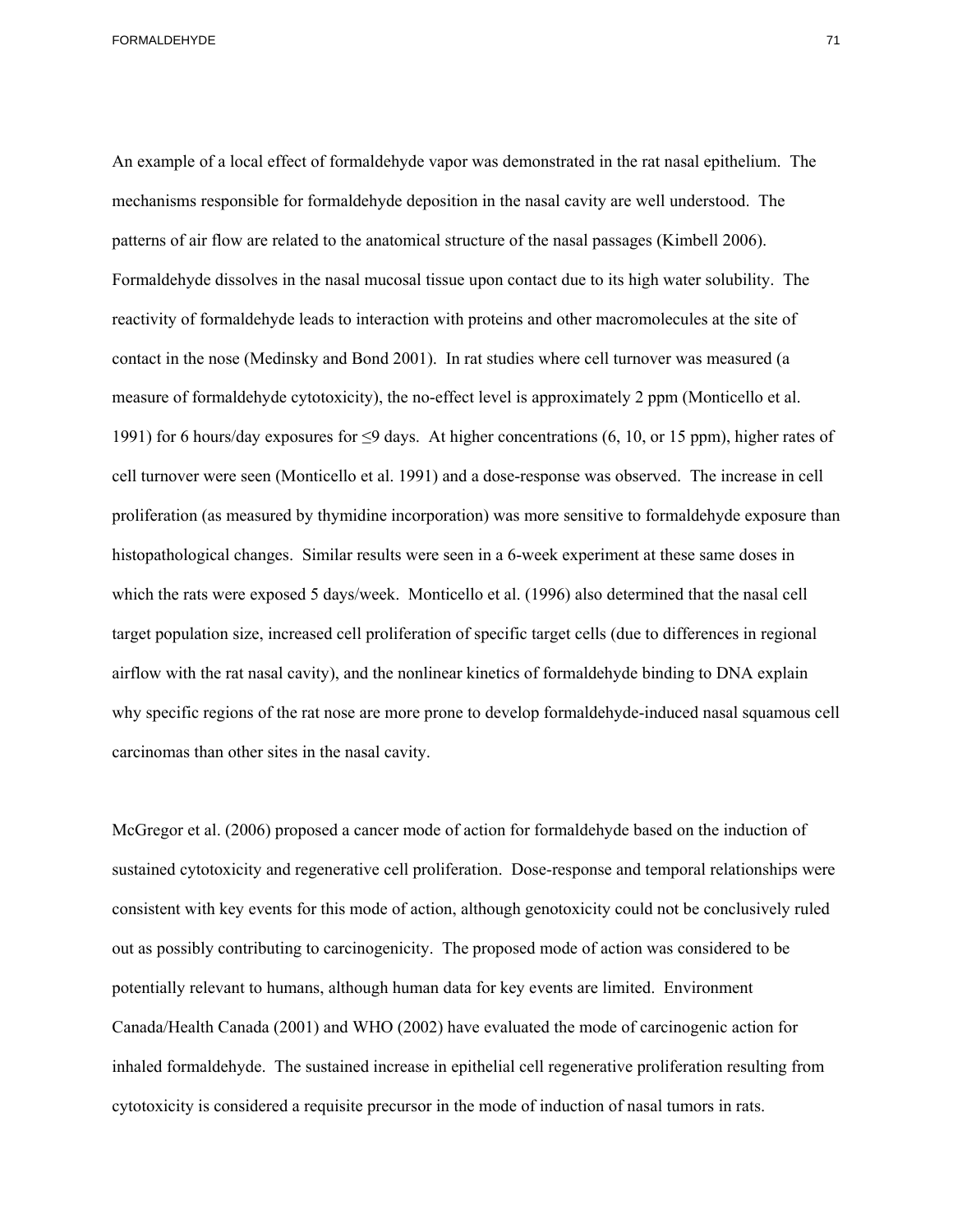An example of a local effect of formaldehyde vapor was demonstrated in the rat nasal epithelium. The mechanisms responsible for formaldehyde deposition in the nasal cavity are well understood. The patterns of air flow are related to the anatomical structure of the nasal passages (Kimbell 2006). Formaldehyde dissolves in the nasal mucosal tissue upon contact due to its high water solubility. The reactivity of formaldehyde leads to interaction with proteins and other macromolecules at the site of contact in the nose (Medinsky and Bond 2001). In rat studies where cell turnover was measured (a measure of formaldehyde cytotoxicity), the no-effect level is approximately 2 ppm (Monticello et al. 1991) for 6 hours/day exposures for ≤9 days. At higher concentrations (6, 10, or 15 ppm), higher rates of cell turnover were seen (Monticello et al. 1991) and a dose-response was observed. The increase in cell proliferation (as measured by thymidine incorporation) was more sensitive to formaldehyde exposure than histopathological changes. Similar results were seen in a 6-week experiment at these same doses in which the rats were exposed 5 days/week. Monticello et al. (1996) also determined that the nasal cell target population size, increased cell proliferation of specific target cells (due to differences in regional airflow with the rat nasal cavity), and the nonlinear kinetics of formaldehyde binding to DNA explain why specific regions of the rat nose are more prone to develop formaldehyde-induced nasal squamous cell carcinomas than other sites in the nasal cavity.

McGregor et al. (2006) proposed a cancer mode of action for formaldehyde based on the induction of sustained cytotoxicity and regenerative cell proliferation. Dose-response and temporal relationships were consistent with key events for this mode of action, although genotoxicity could not be conclusively ruled out as possibly contributing to carcinogenicity. The proposed mode of action was considered to be potentially relevant to humans, although human data for key events are limited. Environment Canada/Health Canada (2001) and WHO (2002) have evaluated the mode of carcinogenic action for inhaled formaldehyde. The sustained increase in epithelial cell regenerative proliferation resulting from cytotoxicity is considered a requisite precursor in the mode of induction of nasal tumors in rats.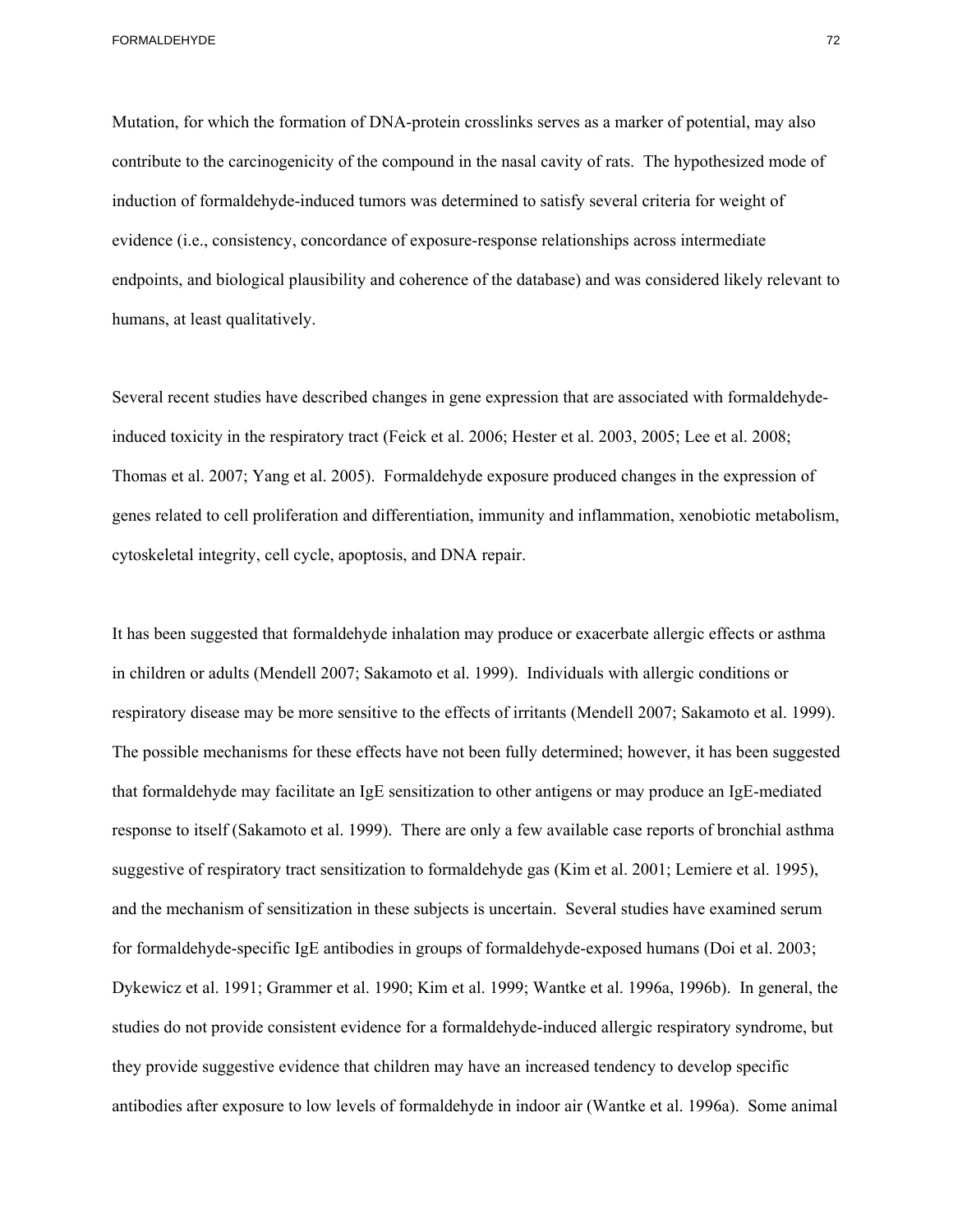Mutation, for which the formation of DNA-protein crosslinks serves as a marker of potential, may also contribute to the carcinogenicity of the compound in the nasal cavity of rats. The hypothesized mode of induction of formaldehyde-induced tumors was determined to satisfy several criteria for weight of evidence (i.e., consistency, concordance of exposure-response relationships across intermediate endpoints, and biological plausibility and coherence of the database) and was considered likely relevant to humans, at least qualitatively.

Several recent studies have described changes in gene expression that are associated with formaldehyde-induced toxicity in the respiratory tract (Feick et al. 2006; Hester et al. 2003, 2005; Lee et al. 2008; Thomas et al. 2007; Yang et al. 2005). Formaldehyde exposure produced changes in the expression of genes related to cell proliferation and differentiation, immunity and inflammation, xenobiotic metabolism, cytoskeletal integrity, cell cycle, apoptosis, and DNA repair.

It has been suggested that formaldehyde inhalation may produce or exacerbate allergic effects or asthma in children or adults (Mendell 2007; Sakamoto et al. 1999). Individuals with allergic conditions or respiratory disease may be more sensitive to the effects of irritants (Mendell 2007; Sakamoto et al. 1999). The possible mechanisms for these effects have not been fully determined; however, it has been suggested that formaldehyde may facilitate an IgE sensitization to other antigens or may produce an IgE-mediated response to itself (Sakamoto et al. 1999). There are only a few available case reports of bronchial asthma suggestive of respiratory tract sensitization to formaldehyde gas (Kim et al. 2001; Lemiere et al. 1995), and the mechanism of sensitization in these subjects is uncertain. Several studies have examined serum for formaldehyde-specific IgE antibodies in groups of formaldehyde-exposed humans (Doi et al. 2003; Dykewicz et al. 1991; Grammer et al. 1990; Kim et al. 1999; Wantke et al. 1996a, 1996b). In general, the studies do not provide consistent evidence for a formaldehyde-induced allergic respiratory syndrome, but they provide suggestive evidence that children may have an increased tendency to develop specific antibodies after exposure to low levels of formaldehyde in indoor air (Wantke et al. 1996a). Some animal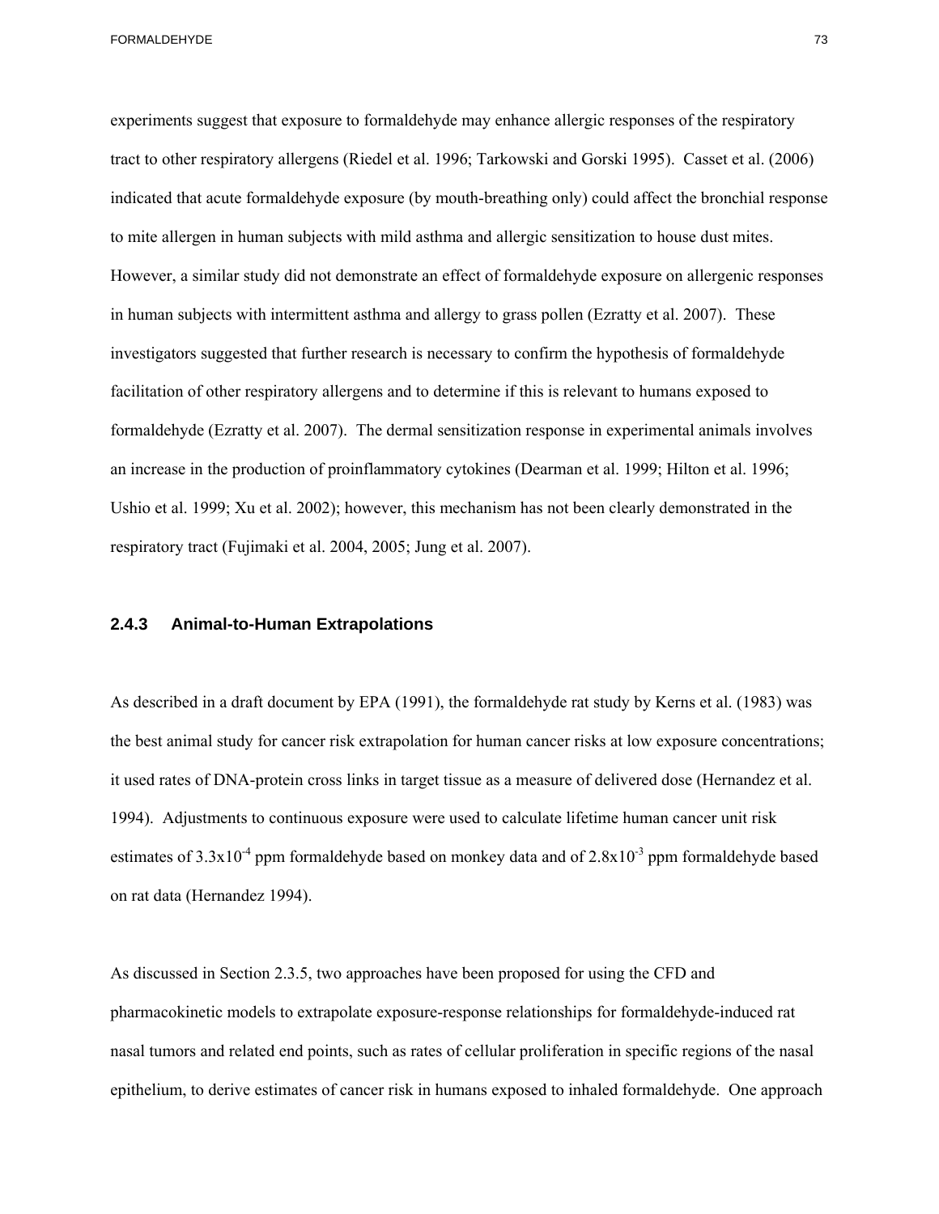experiments suggest that exposure to formaldehyde may enhance allergic responses of the respiratory tract to other respiratory allergens (Riedel et al. 1996; Tarkowski and Gorski 1995). Casset et al. (2006) indicated that acute formaldehyde exposure (by mouth-breathing only) could affect the bronchial response to mite allergen in human subjects with mild asthma and allergic sensitization to house dust mites. However, a similar study did not demonstrate an effect of formaldehyde exposure on allergenic responses in human subjects with intermittent asthma and allergy to grass pollen (Ezratty et al. 2007). These investigators suggested that further research is necessary to confirm the hypothesis of formaldehyde facilitation of other respiratory allergens and to determine if this is relevant to humans exposed to formaldehyde (Ezratty et al. 2007). The dermal sensitization response in experimental animals involves an increase in the production of proinflammatory cytokines (Dearman et al. 1999; Hilton et al. 1996; Ushio et al. 1999; Xu et al. 2002); however, this mechanism has not been clearly demonstrated in the respiratory tract (Fujimaki et al. 2004, 2005; Jung et al. 2007).

### 2.4.3 Animal-to-Human Extrapolations

As described in a draft document by EPA (1991), the formaldehyde rat study by Kerns et al. (1983) was the best animal study for cancer risk extrapolation for human cancer risks at low exposure concentrations; it used rates of DNA-protein cross links in target tissue as a measure of delivered dose (Hernandez et al. 1994). Adjustments to continuous exposure were used to calculate lifetime human cancer unit risk estimates of $3.3 \times 10^{-4}$ ppm formaldehyde based on monkey data and of $2.8 \times 10^{-3}$ ppm formaldehyde based on rat data (Hernandez 1994).

As discussed in Section 2.3.5, two approaches have been proposed for using the CFD and pharmacokinetic models to extrapolate exposure-response relationships for formaldehyde-induced rat nasal tumors and related end points, such as rates of cellular proliferation in specific regions of the nasal epithelium, to derive estimates of cancer risk in humans exposed to inhaled formaldehyde. One approach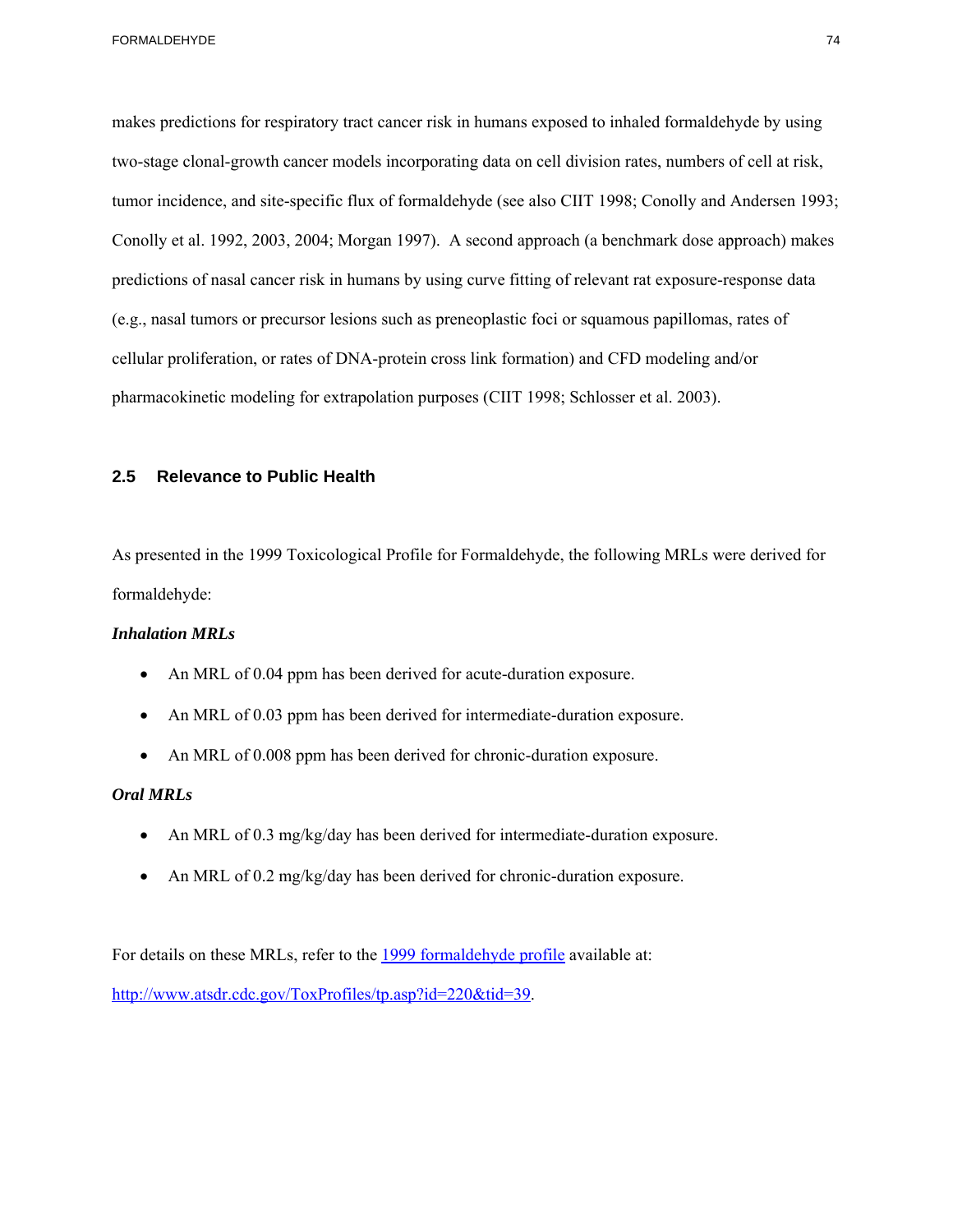makes predictions for respiratory tract cancer risk in humans exposed to inhaled formaldehyde by using two-stage clonal-growth cancer models incorporating data on cell division rates, numbers of cell at risk, tumor incidence, and site-specific flux of formaldehyde (see also CIIT 1998; Conolly and Andersen 1993; Conolly et al. 1992, 2003, 2004; Morgan 1997). A second approach (a benchmark dose approach) makes predictions of nasal cancer risk in humans by using curve fitting of relevant rat exposure-response data (e.g., nasal tumors or precursor lesions such as preneoplastic foci or squamous papillomas, rates of cellular proliferation, or rates of DNA-protein cross link formation) and CFD modeling and/or pharmacokinetic modeling for extrapolation purposes (CIIT 1998; Schlosser et al. 2003).

## 2.5 Relevance to Public Health

As presented in the 1999 Toxicological Profile for Formaldehyde, the following MRLs were derived for formaldehyde:

***Inhalation MRLs***

- An MRL of 0.04 ppm has been derived for acute-duration exposure.
- An MRL of 0.03 ppm has been derived for intermediate-duration exposure.
- An MRL of 0.008 ppm has been derived for chronic-duration exposure.

***Oral MRLs***

- An MRL of 0.3 mg/kg/day has been derived for intermediate-duration exposure.
- An MRL of 0.2 mg/kg/day has been derived for chronic-duration exposure.

For details on these MRLs, refer to the [1999 formaldehyde profile](http://www.atsdr.cdc.gov/ToxProfiles/tp.asp?id=220&tid=39) available at: [http://www.atsdr.cdc.gov/ToxProfiles/tp.asp?id=220&tid=39](http://www.atsdr.cdc.gov/ToxProfiles/tp.asp?id=220&tid=39).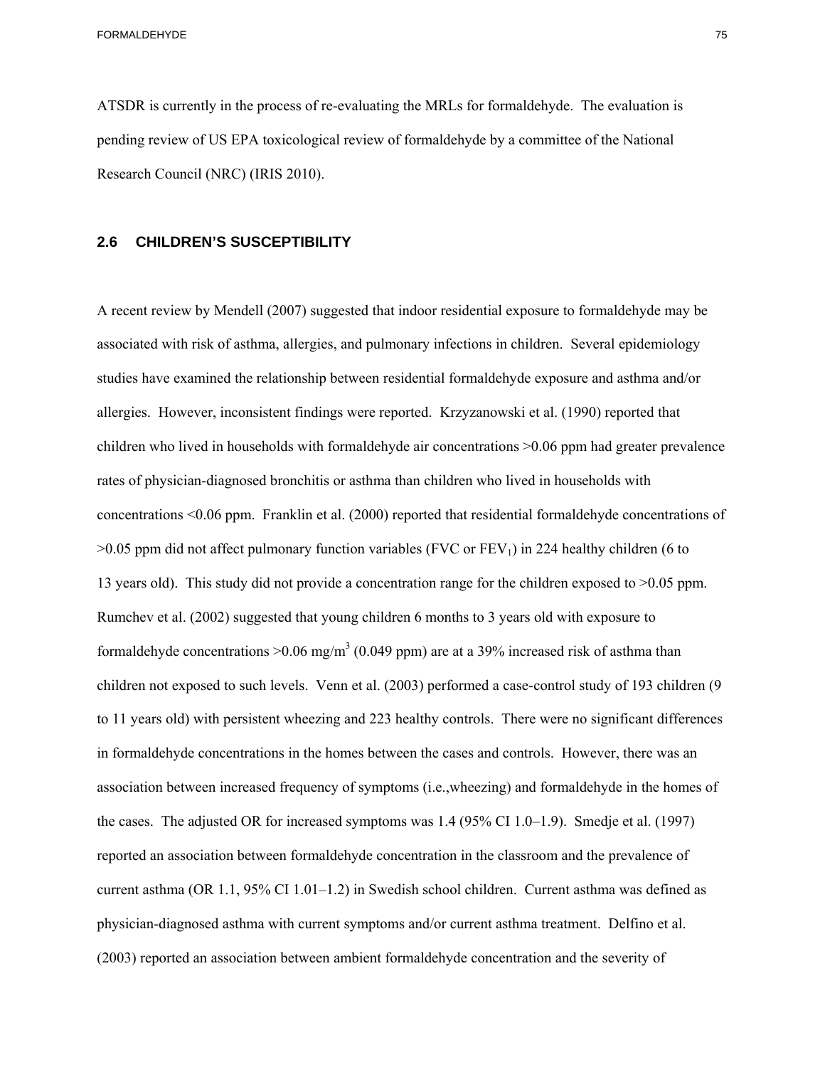ATSDR is currently in the process of re-evaluating the MRLs for formaldehyde. The evaluation is pending review of US EPA toxicological review of formaldehyde by a committee of the National Research Council (NRC) (IRIS 2010).

## 2.6 CHILDREN'S SUSCEPTIBILITY

A recent review by Mendell (2007) suggested that indoor residential exposure to formaldehyde may be associated with risk of asthma, allergies, and pulmonary infections in children. Several epidemiology studies have examined the relationship between residential formaldehyde exposure and asthma and/or allergies. However, inconsistent findings were reported. Krzyzanowski et al. (1990) reported that children who lived in households with formaldehyde air concentrations >0.06 ppm had greater prevalence rates of physician-diagnosed bronchitis or asthma than children who lived in households with concentrations <0.06 ppm. Franklin et al. (2000) reported that residential formaldehyde concentrations of >0.05 ppm did not affect pulmonary function variables (FVC or $FEV_1$) in 224 healthy children (6 to 13 years old). This study did not provide a concentration range for the children exposed to >0.05 ppm. Rumchev et al. (2002) suggested that young children 6 months to 3 years old with exposure to formaldehyde concentrations >0.06 mg/$m^3$ (0.049 ppm) are at a 39% increased risk of asthma than children not exposed to such levels. Venn et al. (2003) performed a case-control study of 193 children (9 to 11 years old) with persistent wheezing and 223 healthy controls. There were no significant differences in formaldehyde concentrations in the homes between the cases and controls. However, there was an association between increased frequency of symptoms (i.e.,wheezing) and formaldehyde in the homes of the cases. The adjusted OR for increased symptoms was 1.4 (95% CI 1.0–1.9). Smedje et al. (1997) reported an association between formaldehyde concentration in the classroom and the prevalence of current asthma (OR 1.1, 95% CI 1.01–1.2) in Swedish school children. Current asthma was defined as physician-diagnosed asthma with current symptoms and/or current asthma treatment. Delfino et al. (2003) reported an association between ambient formaldehyde concentration and the severity of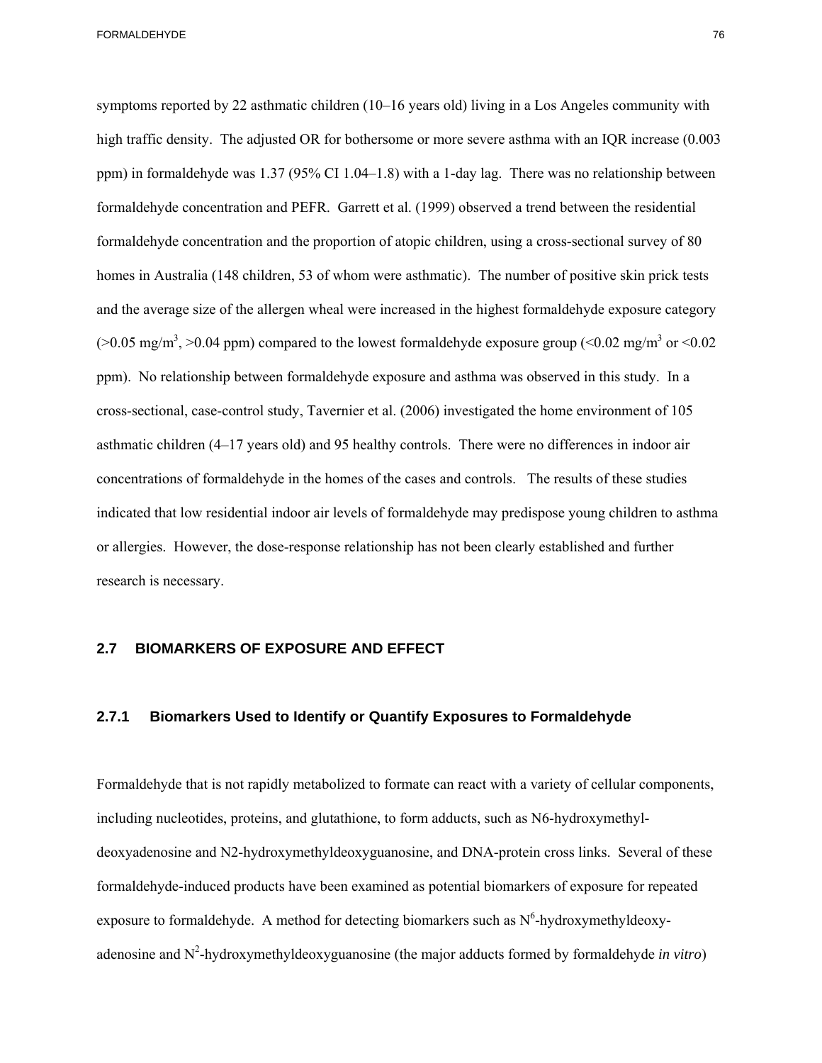symptoms reported by 22 asthmatic children (10–16 years old) living in a Los Angeles community with high traffic density. The adjusted OR for bothersome or more severe asthma with an IQR increase (0.003 ppm) in formaldehyde was 1.37 (95% CI 1.04–1.8) with a 1-day lag. There was no relationship between formaldehyde concentration and PEFR. Garrett et al. (1999) observed a trend between the residential formaldehyde concentration and the proportion of atopic children, using a cross-sectional survey of 80 homes in Australia (148 children, 53 of whom were asthmatic). The number of positive skin prick tests and the average size of the allergen wheal were increased in the highest formaldehyde exposure category (>0.05 mg/m$^3$, >0.04 ppm) compared to the lowest formaldehyde exposure group (<0.02 mg/m$^3$ or <0.02 ppm). No relationship between formaldehyde exposure and asthma was observed in this study. In a cross-sectional, case-control study, Tavernier et al. (2006) investigated the home environment of 105 asthmatic children (4–17 years old) and 95 healthy controls. There were no differences in indoor air concentrations of formaldehyde in the homes of the cases and controls. The results of these studies indicated that low residential indoor air levels of formaldehyde may predispose young children to asthma or allergies. However, the dose-response relationship has not been clearly established and further research is necessary.

## 2.7 BIOMARKERS OF EXPOSURE AND EFFECT

### 2.7.1 Biomarkers Used to Identify or Quantify Exposures to Formaldehyde

Formaldehyde that is not rapidly metabolized to formate can react with a variety of cellular components, including nucleotides, proteins, and glutathione, to form adducts, such as N6-hydroxymethyl-deoxyadenosine and N2-hydroxymethyldeoxyguanosine, and DNA-protein cross links. Several of these formaldehyde-induced products have been examined as potential biomarkers of exposure for repeated exposure to formaldehyde. A method for detecting biomarkers such as N$^6$-hydroxymethyldeoxy-adenosine and N$^2$-hydroxymethyldeoxyguanosine (the major adducts formed by formaldehyde *in vitro*)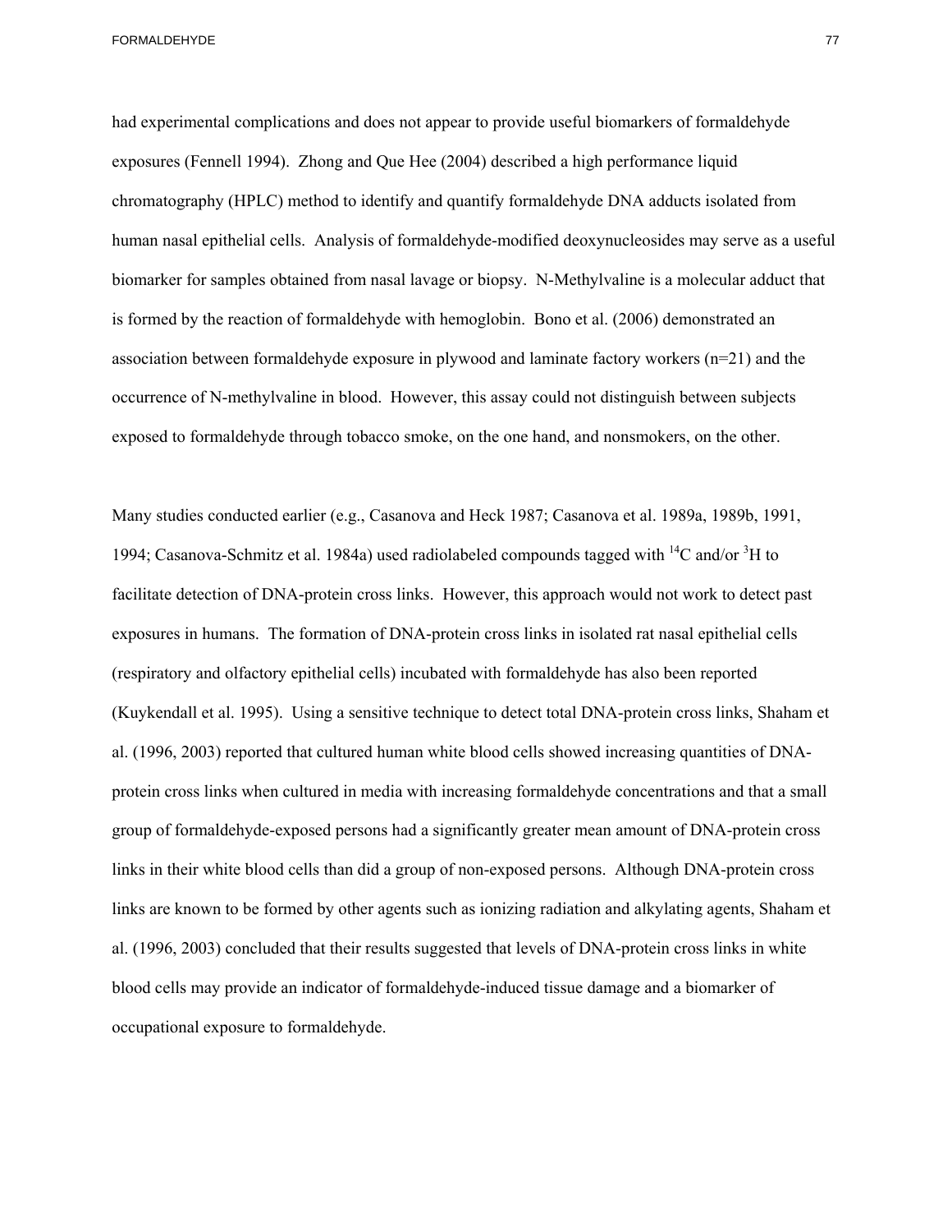had experimental complications and does not appear to provide useful biomarkers of formaldehyde exposures (Fennell 1994). Zhong and Que Hee (2004) described a high performance liquid chromatography (HPLC) method to identify and quantify formaldehyde DNA adducts isolated from human nasal epithelial cells. Analysis of formaldehyde-modified deoxynucleosides may serve as a useful biomarker for samples obtained from nasal lavage or biopsy. N-Methylvaline is a molecular adduct that is formed by the reaction of formaldehyde with hemoglobin. Bono et al. (2006) demonstrated an association between formaldehyde exposure in plywood and laminate factory workers (n=21) and the occurrence of N-methylvaline in blood. However, this assay could not distinguish between subjects exposed to formaldehyde through tobacco smoke, on the one hand, and nonsmokers, on the other.

Many studies conducted earlier (e.g., Casanova and Heck 1987; Casanova et al. 1989a, 1989b, 1991, 1994; Casanova-Schmitz et al. 1984a) used radiolabeled compounds tagged with $^{14}C$ and/or $^{3}H$ to facilitate detection of DNA-protein cross links. However, this approach would not work to detect past exposures in humans. The formation of DNA-protein cross links in isolated rat nasal epithelial cells (respiratory and olfactory epithelial cells) incubated with formaldehyde has also been reported (Kuykendall et al. 1995). Using a sensitive technique to detect total DNA-protein cross links, Shaham et al. (1996, 2003) reported that cultured human white blood cells showed increasing quantities of DNA-protein cross links when cultured in media with increasing formaldehyde concentrations and that a small group of formaldehyde-exposed persons had a significantly greater mean amount of DNA-protein cross links in their white blood cells than did a group of non-exposed persons. Although DNA-protein cross links are known to be formed by other agents such as ionizing radiation and alkylating agents, Shaham et al. (1996, 2003) concluded that their results suggested that levels of DNA-protein cross links in white blood cells may provide an indicator of formaldehyde-induced tissue damage and a biomarker of occupational exposure to formaldehyde.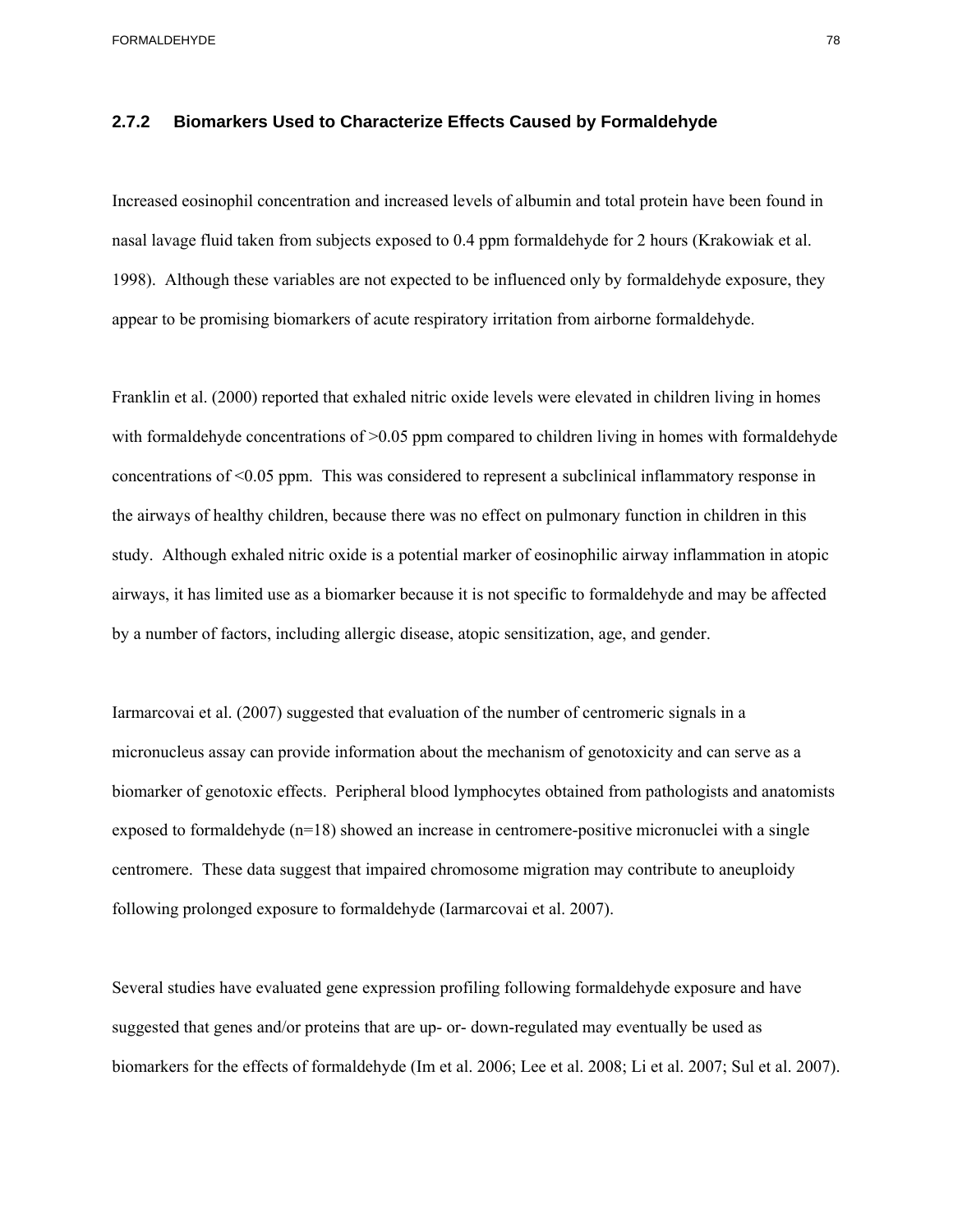### 2.7.2 Biomarkers Used to Characterize Effects Caused by Formaldehyde

Increased eosinophil concentration and increased levels of albumin and total protein have been found in nasal lavage fluid taken from subjects exposed to 0.4 ppm formaldehyde for 2 hours (Krakowiak et al. 1998). Although these variables are not expected to be influenced only by formaldehyde exposure, they appear to be promising biomarkers of acute respiratory irritation from airborne formaldehyde.

Franklin et al. (2000) reported that exhaled nitric oxide levels were elevated in children living in homes with formaldehyde concentrations of >0.05 ppm compared to children living in homes with formaldehyde concentrations of <0.05 ppm. This was considered to represent a subclinical inflammatory response in the airways of healthy children, because there was no effect on pulmonary function in children in this study. Although exhaled nitric oxide is a potential marker of eosinophilic airway inflammation in atopic airways, it has limited use as a biomarker because it is not specific to formaldehyde and may be affected by a number of factors, including allergic disease, atopic sensitization, age, and gender.

Iarmarcovai et al. (2007) suggested that evaluation of the number of centromeric signals in a micronucleus assay can provide information about the mechanism of genotoxicity and can serve as a biomarker of genotoxic effects. Peripheral blood lymphocytes obtained from pathologists and anatomists exposed to formaldehyde (n=18) showed an increase in centromere-positive micronuclei with a single centromere. These data suggest that impaired chromosome migration may contribute to aneuploidy following prolonged exposure to formaldehyde (Iarmarcovai et al. 2007).

Several studies have evaluated gene expression profiling following formaldehyde exposure and have suggested that genes and/or proteins that are up- or- down-regulated may eventually be used as biomarkers for the effects of formaldehyde (Im et al. 2006; Lee et al. 2008; Li et al. 2007; Sul et al. 2007).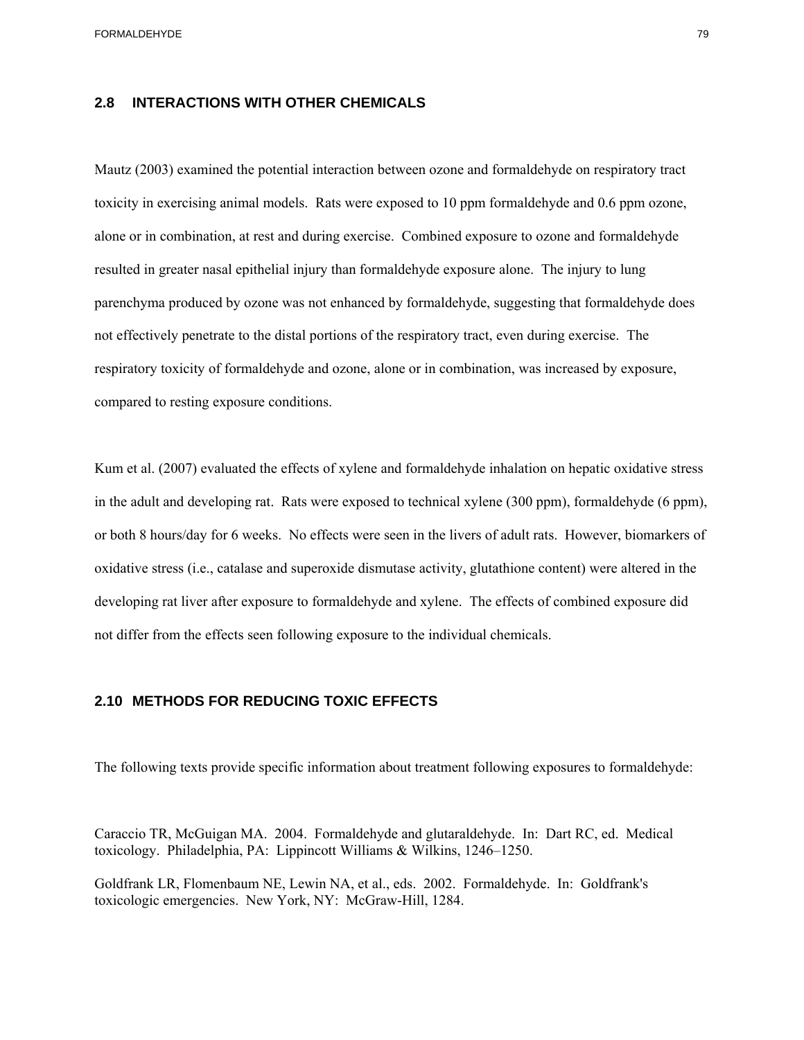## 2.8 INTERACTIONS WITH OTHER CHEMICALS

Mautz (2003) examined the potential interaction between ozone and formaldehyde on respiratory tract toxicity in exercising animal models. Rats were exposed to 10 ppm formaldehyde and 0.6 ppm ozone, alone or in combination, at rest and during exercise. Combined exposure to ozone and formaldehyde resulted in greater nasal epithelial injury than formaldehyde exposure alone. The injury to lung parenchyma produced by ozone was not enhanced by formaldehyde, suggesting that formaldehyde does not effectively penetrate to the distal portions of the respiratory tract, even during exercise. The respiratory toxicity of formaldehyde and ozone, alone or in combination, was increased by exposure, compared to resting exposure conditions.

Kum et al. (2007) evaluated the effects of xylene and formaldehyde inhalation on hepatic oxidative stress in the adult and developing rat. Rats were exposed to technical xylene (300 ppm), formaldehyde (6 ppm), or both 8 hours/day for 6 weeks. No effects were seen in the livers of adult rats. However, biomarkers of oxidative stress (i.e., catalase and superoxide dismutase activity, glutathione content) were altered in the developing rat liver after exposure to formaldehyde and xylene. The effects of combined exposure did not differ from the effects seen following exposure to the individual chemicals.

## 2.10 METHODS FOR REDUCING TOXIC EFFECTS

The following texts provide specific information about treatment following exposures to formaldehyde:

Caraccio TR, McGuigan MA. 2004. Formaldehyde and glutaraldehyde. In: Dart RC, ed. Medical toxicology. Philadelphia, PA: Lippincott Williams & Wilkins, 1246–1250.

Goldfrank LR, Flomenbaum NE, Lewin NA, et al., eds. 2002. Formaldehyde. In: Goldfrank's toxicologic emergencies. New York, NY: McGraw-Hill, 1284.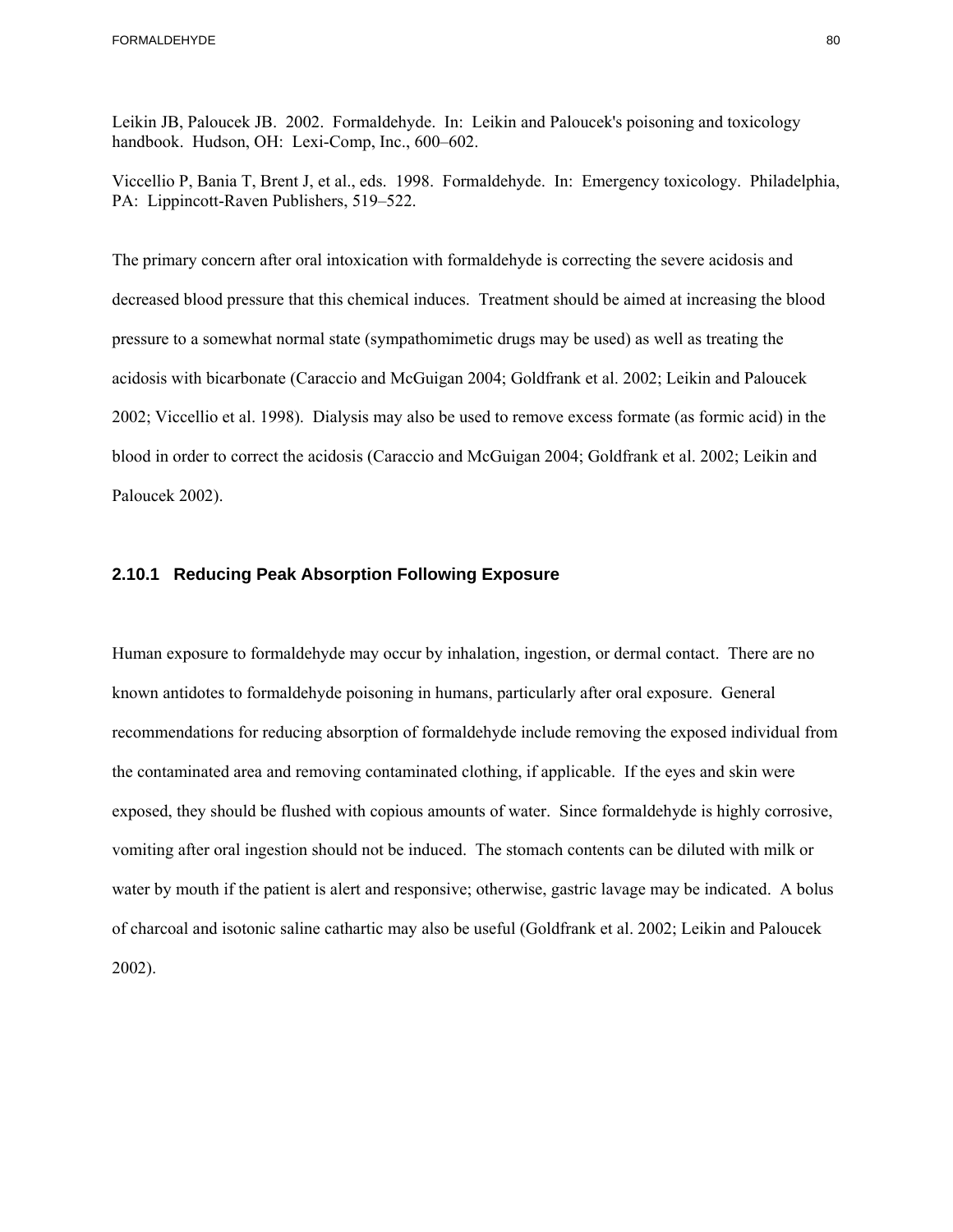Leikin JB, Paloucek JB. 2002. Formaldehyde. In: Leikin and Paloucek's poisoning and toxicology handbook. Hudson, OH: Lexi-Comp, Inc., 600–602.

Viccellio P, Bania T, Brent J, et al., eds. 1998. Formaldehyde. In: Emergency toxicology. Philadelphia, PA: Lippincott-Raven Publishers, 519–522.

The primary concern after oral intoxication with formaldehyde is correcting the severe acidosis and decreased blood pressure that this chemical induces. Treatment should be aimed at increasing the blood pressure to a somewhat normal state (sympathomimetic drugs may be used) as well as treating the acidosis with bicarbonate (Caraccio and McGuigan 2004; Goldfrank et al. 2002; Leikin and Paloucek 2002; Viccellio et al. 1998). Dialysis may also be used to remove excess formate (as formic acid) in the blood in order to correct the acidosis (Caraccio and McGuigan 2004; Goldfrank et al. 2002; Leikin and Paloucek 2002).

### 2.10.1 Reducing Peak Absorption Following Exposure

Human exposure to formaldehyde may occur by inhalation, ingestion, or dermal contact. There are no known antidotes to formaldehyde poisoning in humans, particularly after oral exposure. General recommendations for reducing absorption of formaldehyde include removing the exposed individual from the contaminated area and removing contaminated clothing, if applicable. If the eyes and skin were exposed, they should be flushed with copious amounts of water. Since formaldehyde is highly corrosive, vomiting after oral ingestion should not be induced. The stomach contents can be diluted with milk or water by mouth if the patient is alert and responsive; otherwise, gastric lavage may be indicated. A bolus of charcoal and isotonic saline cathartic may also be useful (Goldfrank et al. 2002; Leikin and Paloucek 2002).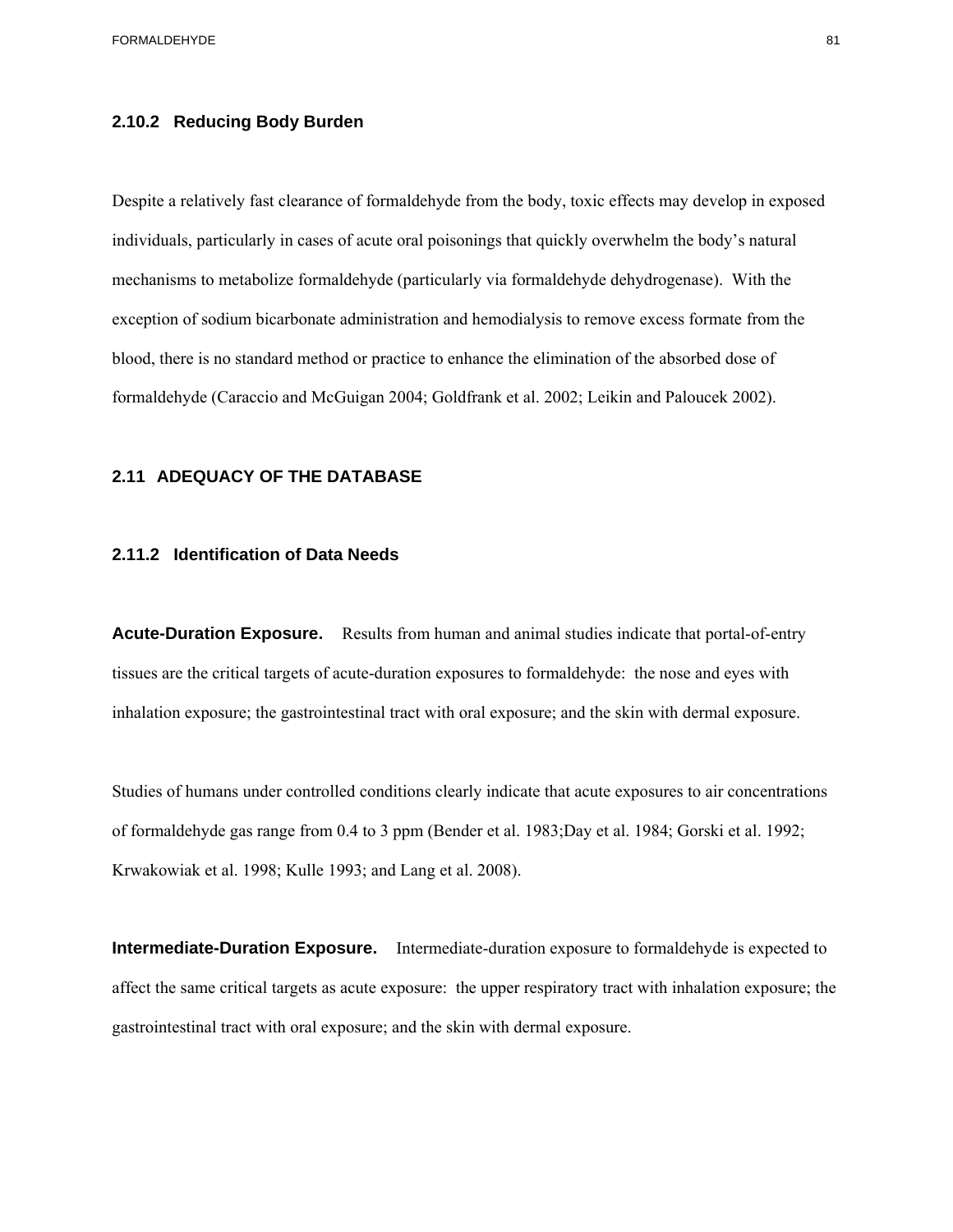### 2.10.2 Reducing Body Burden

Despite a relatively fast clearance of formaldehyde from the body, toxic effects may develop in exposed individuals, particularly in cases of acute oral poisonings that quickly overwhelm the body's natural mechanisms to metabolize formaldehyde (particularly via formaldehyde dehydrogenase). With the exception of sodium bicarbonate administration and hemodialysis to remove excess formate from the blood, there is no standard method or practice to enhance the elimination of the absorbed dose of formaldehyde (Caraccio and McGuigan 2004; Goldfrank et al. 2002; Leikin and Paloucek 2002).

## 2.11 ADEQUACY OF THE DATABASE

### 2.11.2 Identification of Data Needs

**Acute-Duration Exposure.** Results from human and animal studies indicate that portal-of-entry tissues are the critical targets of acute-duration exposures to formaldehyde: the nose and eyes with inhalation exposure; the gastrointestinal tract with oral exposure; and the skin with dermal exposure.

Studies of humans under controlled conditions clearly indicate that acute exposures to air concentrations of formaldehyde gas range from 0.4 to 3 ppm (Bender et al. 1983;Day et al. 1984; Gorski et al. 1992; Krwakowiak et al. 1998; Kulle 1993; and Lang et al. 2008).

**Intermediate-Duration Exposure.** Intermediate-duration exposure to formaldehyde is expected to affect the same critical targets as acute exposure: the upper respiratory tract with inhalation exposure; the gastrointestinal tract with oral exposure; and the skin with dermal exposure.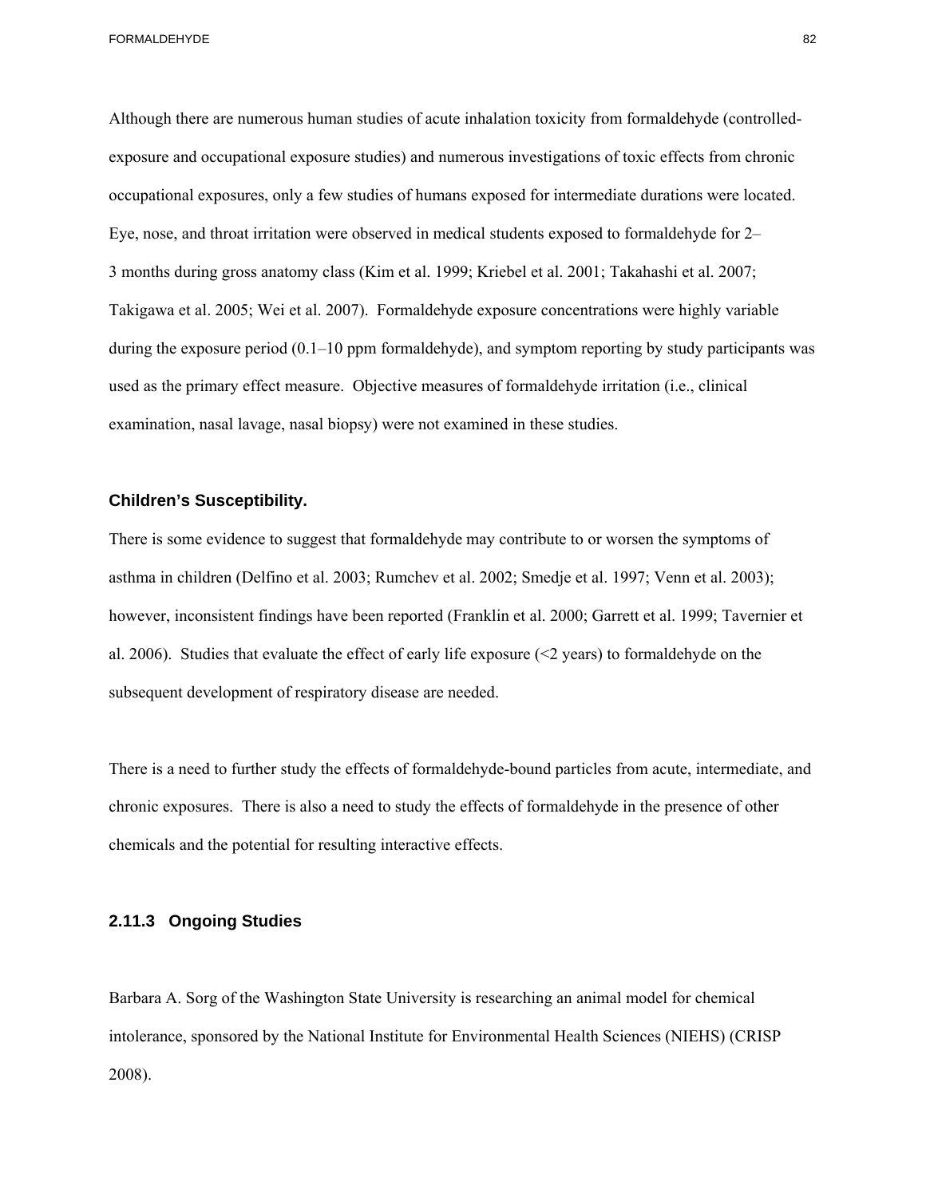Although there are numerous human studies of acute inhalation toxicity from formaldehyde (controlled-exposure and occupational exposure studies) and numerous investigations of toxic effects from chronic occupational exposures, only a few studies of humans exposed for intermediate durations were located. Eye, nose, and throat irritation were observed in medical students exposed to formaldehyde for 2–3 months during gross anatomy class (Kim et al. 1999; Kriebel et al. 2001; Takahashi et al. 2007; Takigawa et al. 2005; Wei et al. 2007). Formaldehyde exposure concentrations were highly variable during the exposure period (0.1–10 ppm formaldehyde), and symptom reporting by study participants was used as the primary effect measure. Objective measures of formaldehyde irritation (i.e., clinical examination, nasal lavage, nasal biopsy) were not examined in these studies.

**Children's Susceptibility.**

There is some evidence to suggest that formaldehyde may contribute to or worsen the symptoms of asthma in children (Delfino et al. 2003; Rumchev et al. 2002; Smedje et al. 1997; Venn et al. 2003); however, inconsistent findings have been reported (Franklin et al. 2000; Garrett et al. 1999; Tavernier et al. 2006). Studies that evaluate the effect of early life exposure (<2 years) to formaldehyde on the subsequent development of respiratory disease are needed.

There is a need to further study the effects of formaldehyde-bound particles from acute, intermediate, and chronic exposures. There is also a need to study the effects of formaldehyde in the presence of other chemicals and the potential for resulting interactive effects.

### 2.11.3 Ongoing Studies

Barbara A. Sorg of the Washington State University is researching an animal model for chemical intolerance, sponsored by the National Institute for Environmental Health Sciences (NIEHS) (CRISP 2008).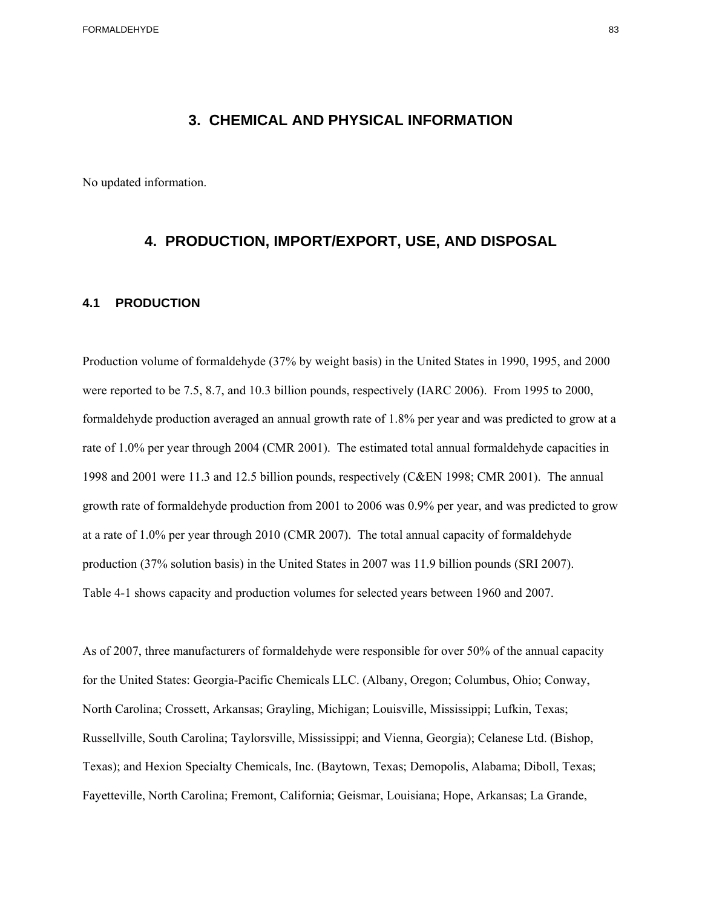# 3. CHEMICAL AND PHYSICAL INFORMATION

No updated information.

# 4. PRODUCTION, IMPORT/EXPORT, USE, AND DISPOSAL

## 4.1 PRODUCTION

Production volume of formaldehyde (37% by weight basis) in the United States in 1990, 1995, and 2000 were reported to be 7.5, 8.7, and 10.3 billion pounds, respectively (IARC 2006). From 1995 to 2000, formaldehyde production averaged an annual growth rate of 1.8% per year and was predicted to grow at a rate of 1.0% per year through 2004 (CMR 2001). The estimated total annual formaldehyde capacities in 1998 and 2001 were 11.3 and 12.5 billion pounds, respectively (C&EN 1998; CMR 2001). The annual growth rate of formaldehyde production from 2001 to 2006 was 0.9% per year, and was predicted to grow at a rate of 1.0% per year through 2010 (CMR 2007). The total annual capacity of formaldehyde production (37% solution basis) in the United States in 2007 was 11.9 billion pounds (SRI 2007). Table 4-1 shows capacity and production volumes for selected years between 1960 and 2007.

As of 2007, three manufacturers of formaldehyde were responsible for over 50% of the annual capacity for the United States: Georgia-Pacific Chemicals LLC. (Albany, Oregon; Columbus, Ohio; Conway, North Carolina; Crossett, Arkansas; Grayling, Michigan; Louisville, Mississippi; Lufkin, Texas; Russellville, South Carolina; Taylorsville, Mississippi; and Vienna, Georgia); Celanese Ltd. (Bishop, Texas); and Hexion Specialty Chemicals, Inc. (Baytown, Texas; Demopolis, Alabama; Diboll, Texas; Fayetteville, North Carolina; Fremont, California; Geismar, Louisiana; Hope, Arkansas; La Grande,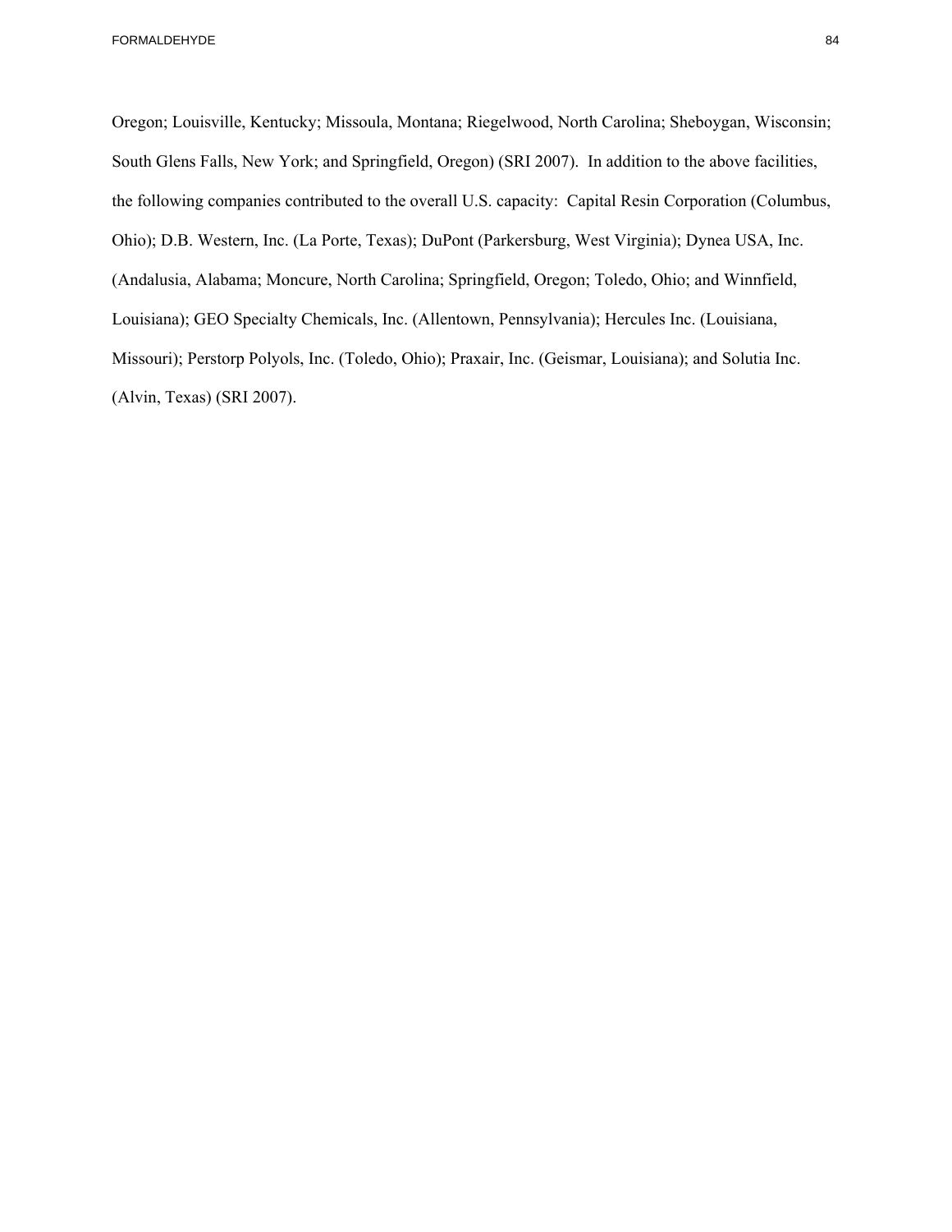Oregon; Louisville, Kentucky; Missoula, Montana; Riegelwood, North Carolina; Sheboygan, Wisconsin; South Glens Falls, New York; and Springfield, Oregon) (SRI 2007). In addition to the above facilities, the following companies contributed to the overall U.S. capacity: Capital Resin Corporation (Columbus, Ohio); D.B. Western, Inc. (La Porte, Texas); DuPont (Parkersburg, West Virginia); Dynea USA, Inc. (Andalusia, Alabama; Moncure, North Carolina; Springfield, Oregon; Toledo, Ohio; and Winnfield, Louisiana); GEO Specialty Chemicals, Inc. (Allentown, Pennsylvania); Hercules Inc. (Louisiana, Missouri); Perstorp Polyols, Inc. (Toledo, Ohio); Praxair, Inc. (Geismar, Louisiana); and Solutia Inc. (Alvin, Texas) (SRI 2007).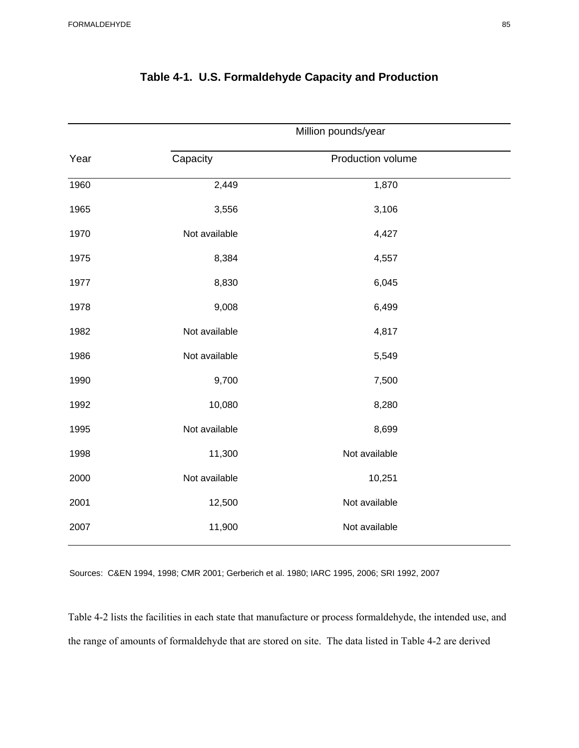**Table 4-1. U.S. Formaldehyde Capacity and Production**

| Year | Million pounds/year | |
|---|---|---|
| | Capacity | Production volume |
| 1960 | 2,449 | 1,870 |
| 1965 | 3,556 | 3,106 |
| 1970 | Not available | 4,427 |
| 1975 | 8,384 | 4,557 |
| 1977 | 8,830 | 6,045 |
| 1978 | 9,008 | 6,499 |
| 1982 | Not available | 4,817 |
| 1986 | Not available | 5,549 |
| 1990 | 9,700 | 7,500 |
| 1992 | 10,080 | 8,280 |
| 1995 | Not available | 8,699 |
| 1998 | 11,300 | Not available |
| 2000 | Not available | 10,251 |
| 2001 | 12,500 | Not available |
| 2007 | 11,900 | Not available |

Sources: C&EN 1994, 1998; CMR 2001; Gerberich et al. 1980; IARC 1995, 2006; SRI 1992, 2007

Table 4-2 lists the facilities in each state that manufacture or process formaldehyde, the intended use, and the range of amounts of formaldehyde that are stored on site. The data listed in Table 4-2 are derived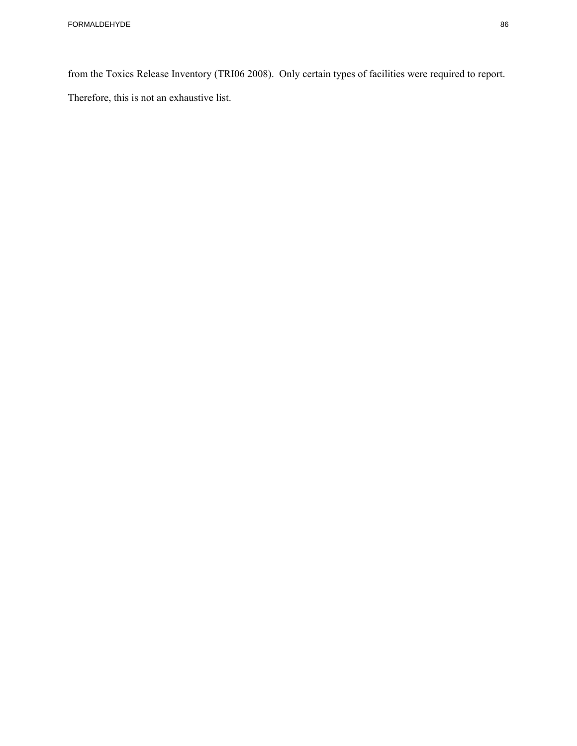from the Toxics Release Inventory (TRI06 2008). Only certain types of facilities were required to report. Therefore, this is not an exhaustive list.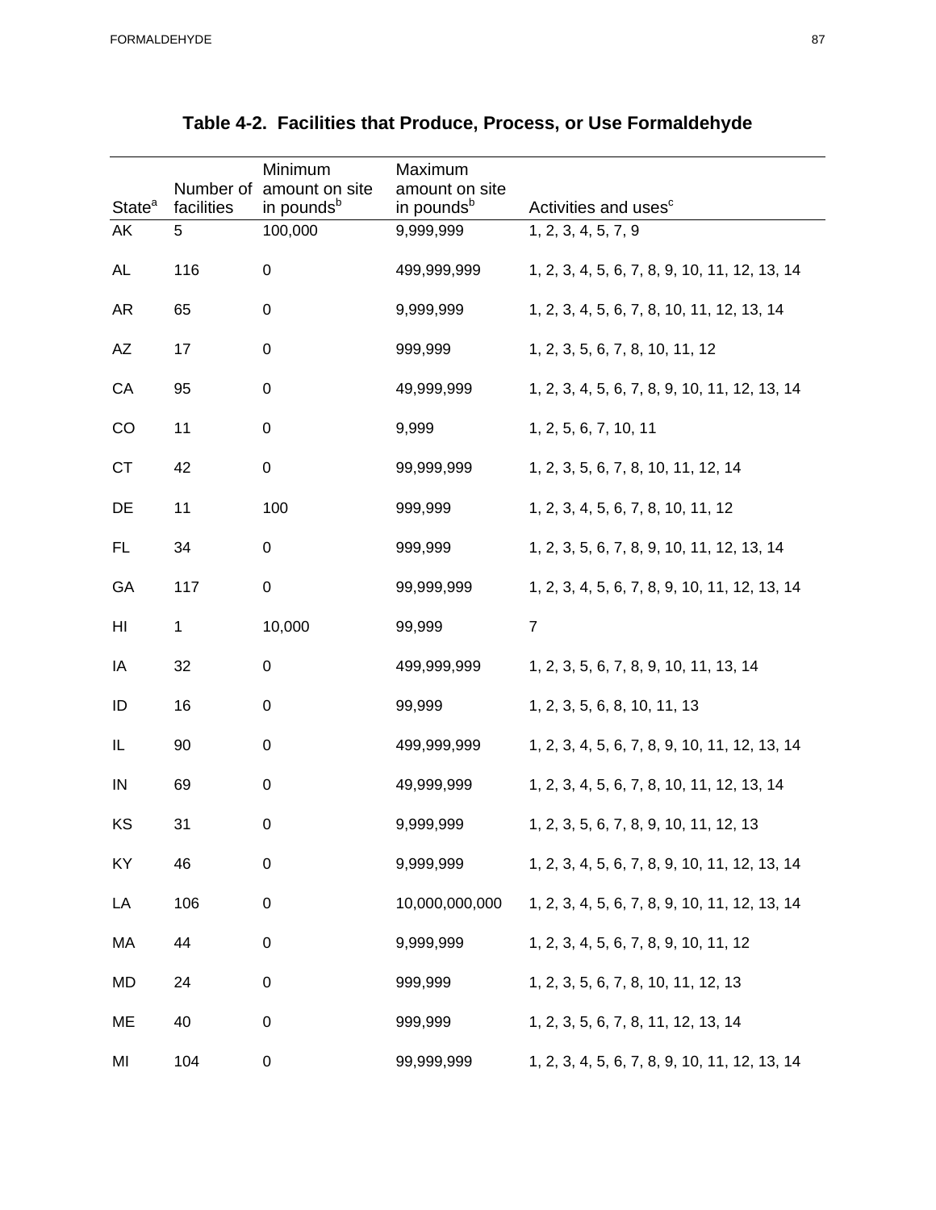## Table 4-2. Facilities that Produce, Process, or Use Formaldehyde

| State[a] | Number of facilities | Minimum amount on site in pounds[b] | Maximum amount on site in pounds[b] | Activities and uses[c] |
|---|---|---|---|---|
| AK | 5 | 100,000 | 9,999,999 | 1, 2, 3, 4, 5, 7, 9 |
| AL | 116 | 0 | 499,999,999 | 1, 2, 3, 4, 5, 6, 7, 8, 9, 10, 11, 12, 13, 14 |
| AR | 65 | 0 | 9,999,999 | 1, 2, 3, 4, 5, 6, 7, 8, 10, 11, 12, 13, 14 |
| AZ | 17 | 0 | 999,999 | 1, 2, 3, 5, 6, 7, 8, 10, 11, 12 |
| CA | 95 | 0 | 49,999,999 | 1, 2, 3, 4, 5, 6, 7, 8, 9, 10, 11, 12, 13, 14 |
| CO | 11 | 0 | 9,999 | 1, 2, 5, 6, 7, 10, 11 |
| CT | 42 | 0 | 99,999,999 | 1, 2, 3, 5, 6, 7, 8, 10, 11, 12, 14 |
| DE | 11 | 100 | 999,999 | 1, 2, 3, 4, 5, 6, 7, 8, 10, 11, 12 |
| FL | 34 | 0 | 999,999 | 1, 2, 3, 5, 6, 7, 8, 9, 10, 11, 12, 13, 14 |
| GA | 117 | 0 | 99,999,999 | 1, 2, 3, 4, 5, 6, 7, 8, 9, 10, 11, 12, 13, 14 |
| HI | 1 | 10,000 | 99,999 | 7 |
| IA | 32 | 0 | 499,999,999 | 1, 2, 3, 5, 6, 7, 8, 9, 10, 11, 13, 14 |
| ID | 16 | 0 | 99,999 | 1, 2, 3, 5, 6, 8, 10, 11, 13 |
| IL | 90 | 0 | 499,999,999 | 1, 2, 3, 4, 5, 6, 7, 8, 9, 10, 11, 12, 13, 14 |
| IN | 69 | 0 | 49,999,999 | 1, 2, 3, 4, 5, 6, 7, 8, 10, 11, 12, 13, 14 |
| KS | 31 | 0 | 9,999,999 | 1, 2, 3, 5, 6, 7, 8, 9, 10, 11, 12, 13 |
| KY | 46 | 0 | 9,999,999 | 1, 2, 3, 4, 5, 6, 7, 8, 9, 10, 11, 12, 13, 14 |
| LA | 106 | 0 | 10,000,000,000 | 1, 2, 3, 4, 5, 6, 7, 8, 9, 10, 11, 12, 13, 14 |
| MA | 44 | 0 | 9,999,999 | 1, 2, 3, 4, 5, 6, 7, 8, 9, 10, 11, 12 |
| MD | 24 | 0 | 999,999 | 1, 2, 3, 5, 6, 7, 8, 10, 11, 12, 13 |
| ME | 40 | 0 | 999,999 | 1, 2, 3, 5, 6, 7, 8, 11, 12, 13, 14 |
| MI | 104 | 0 | 99,999,999 | 1, 2, 3, 4, 5, 6, 7, 8, 9, 10, 11, 12, 13, 14 |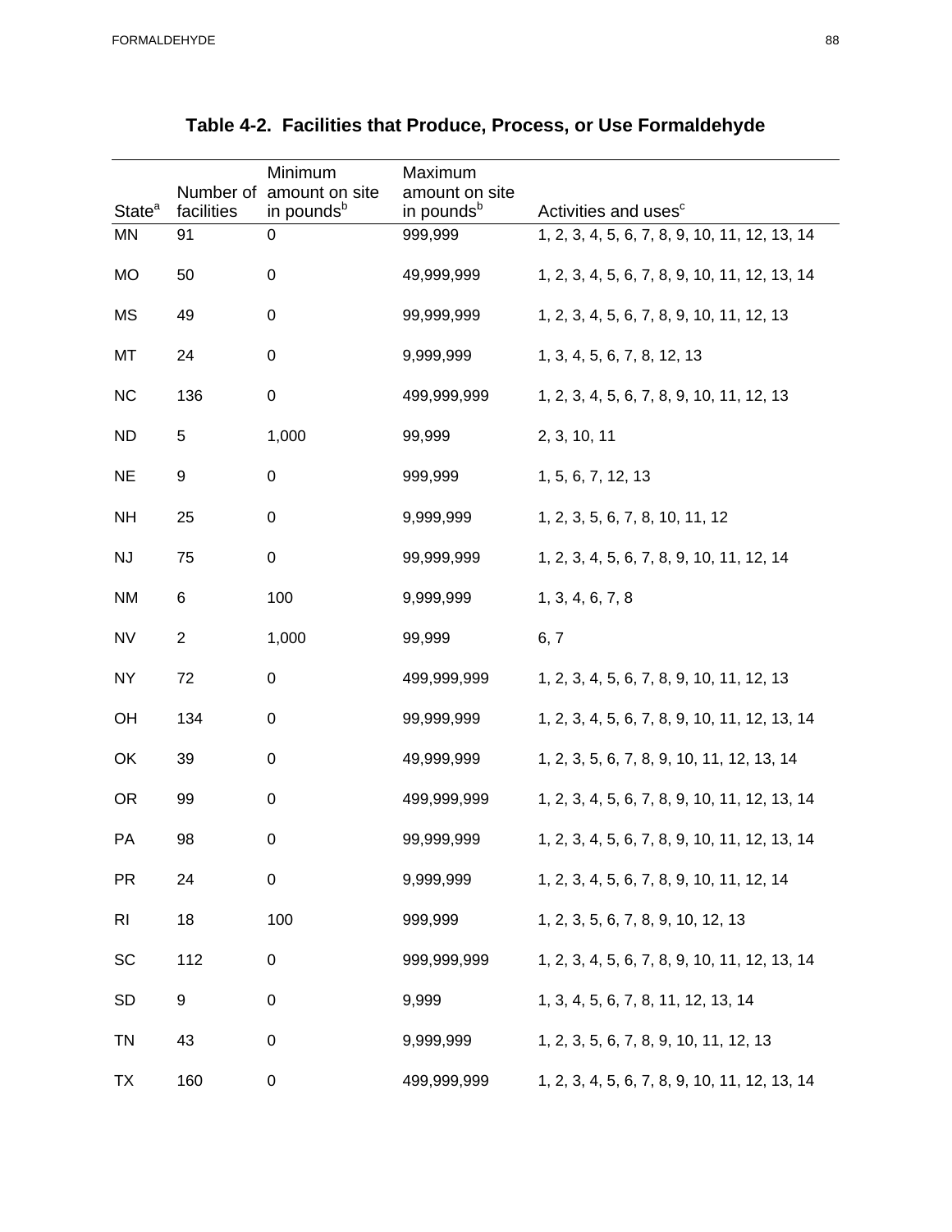**Table 4-2. Facilities that Produce, Process, or Use Formaldehyde**

| State[a] | Number of facilities | Minimum amount on site in pounds[b] | Maximum amount on site in pounds[b] | Activities and uses[c] |
|---|---|---|---|---|
| MN | 91 | 0 | 999,999 | 1, 2, 3, 4, 5, 6, 7, 8, 9, 10, 11, 12, 13, 14 |
| MO | 50 | 0 | 49,999,999 | 1, 2, 3, 4, 5, 6, 7, 8, 9, 10, 11, 12, 13, 14 |
| MS | 49 | 0 | 99,999,999 | 1, 2, 3, 4, 5, 6, 7, 8, 9, 10, 11, 12, 13 |
| MT | 24 | 0 | 9,999,999 | 1, 3, 4, 5, 6, 7, 8, 12, 13 |
| NC | 136 | 0 | 499,999,999 | 1, 2, 3, 4, 5, 6, 7, 8, 9, 10, 11, 12, 13 |
| ND | 5 | 1,000 | 99,999 | 2, 3, 10, 11 |
| NE | 9 | 0 | 999,999 | 1, 5, 6, 7, 12, 13 |
| NH | 25 | 0 | 9,999,999 | 1, 2, 3, 5, 6, 7, 8, 10, 11, 12 |
| NJ | 75 | 0 | 99,999,999 | 1, 2, 3, 4, 5, 6, 7, 8, 9, 10, 11, 12, 14 |
| NM | 6 | 100 | 9,999,999 | 1, 3, 4, 6, 7, 8 |
| NV | 2 | 1,000 | 99,999 | 6, 7 |
| NY | 72 | 0 | 499,999,999 | 1, 2, 3, 4, 5, 6, 7, 8, 9, 10, 11, 12, 13 |
| OH | 134 | 0 | 99,999,999 | 1, 2, 3, 4, 5, 6, 7, 8, 9, 10, 11, 12, 13, 14 |
| OK | 39 | 0 | 49,999,999 | 1, 2, 3, 5, 6, 7, 8, 9, 10, 11, 12, 13, 14 |
| OR | 99 | 0 | 499,999,999 | 1, 2, 3, 4, 5, 6, 7, 8, 9, 10, 11, 12, 13, 14 |
| PA | 98 | 0 | 99,999,999 | 1, 2, 3, 4, 5, 6, 7, 8, 9, 10, 11, 12, 13, 14 |
| PR | 24 | 0 | 9,999,999 | 1, 2, 3, 4, 5, 6, 7, 8, 9, 10, 11, 12, 14 |
| RI | 18 | 100 | 999,999 | 1, 2, 3, 5, 6, 7, 8, 9, 10, 12, 13 |
| SC | 112 | 0 | 999,999,999 | 1, 2, 3, 4, 5, 6, 7, 8, 9, 10, 11, 12, 13, 14 |
| SD | 9 | 0 | 9,999 | 1, 3, 4, 5, 6, 7, 8, 11, 12, 13, 14 |
| TN | 43 | 0 | 9,999,999 | 1, 2, 3, 5, 6, 7, 8, 9, 10, 11, 12, 13 |
| TX | 160 | 0 | 499,999,999 | 1, 2, 3, 4, 5, 6, 7, 8, 9, 10, 11, 12, 13, 14 |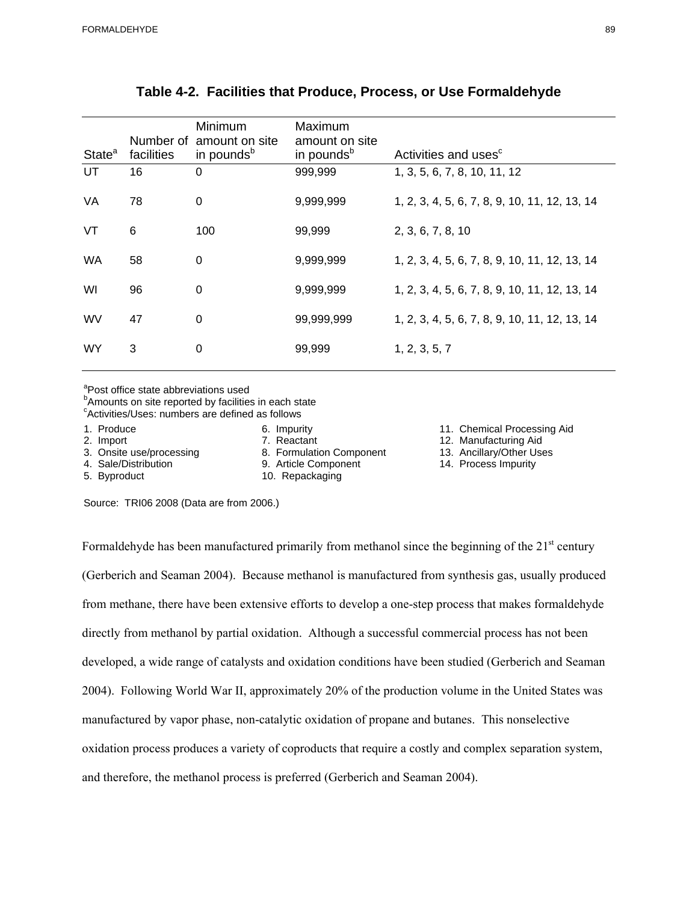**Table 4-2. Facilities that Produce, Process, or Use Formaldehyde**

| State[a] | Number of facilities | Minimum amount on site in pounds[b] | Maximum amount on site in pounds[b] | Activities and uses[c] |
|---|---|---|---|---|
| UT | 16 | 0 | 999,999 | 1, 3, 5, 6, 7, 8, 10, 11, 12 |
| VA | 78 | 0 | 9,999,999 | 1, 2, 3, 4, 5, 6, 7, 8, 9, 10, 11, 12, 13, 14 |
| VT | 6 | 100 | 99,999 | 2, 3, 6, 7, 8, 10 |
| WA | 58 | 0 | 9,999,999 | 1, 2, 3, 4, 5, 6, 7, 8, 9, 10, 11, 12, 13, 14 |
| WI | 96 | 0 | 9,999,999 | 1, 2, 3, 4, 5, 6, 7, 8, 9, 10, 11, 12, 13, 14 |
| WV | 47 | 0 | 99,999,999 | 1, 2, 3, 4, 5, 6, 7, 8, 9, 10, 11, 12, 13, 14 |
| WY | 3 | 0 | 99,999 | 1, 2, 3, 5, 7 |

[a]Post office state abbreviations used
[b]Amounts on site reported by facilities in each state
[c]Activities/Uses: numbers are defined as follows

1. Produce
2. Import
3. Onsite use/processing
4. Sale/Distribution
5. Byproduct
6. Impurity
7. Reactant
8. Formulation Component
9. Article Component
10. Repackaging
11. Chemical Processing Aid
12. Manufacturing Aid
13. Ancillary/Other Uses
14. Process Impurity

Source: TRI06 2008 (Data are from 2006.)

Formaldehyde has been manufactured primarily from methanol since the beginning of the 21st century (Gerberich and Seaman 2004). Because methanol is manufactured from synthesis gas, usually produced from methane, there have been extensive efforts to develop a one-step process that makes formaldehyde directly from methanol by partial oxidation. Although a successful commercial process has not been developed, a wide range of catalysts and oxidation conditions have been studied (Gerberich and Seaman 2004). Following World War II, approximately 20% of the production volume in the United States was manufactured by vapor phase, non-catalytic oxidation of propane and butanes. This nonselective oxidation process produces a variety of coproducts that require a costly and complex separation system, and therefore, the methanol process is preferred (Gerberich and Seaman 2004).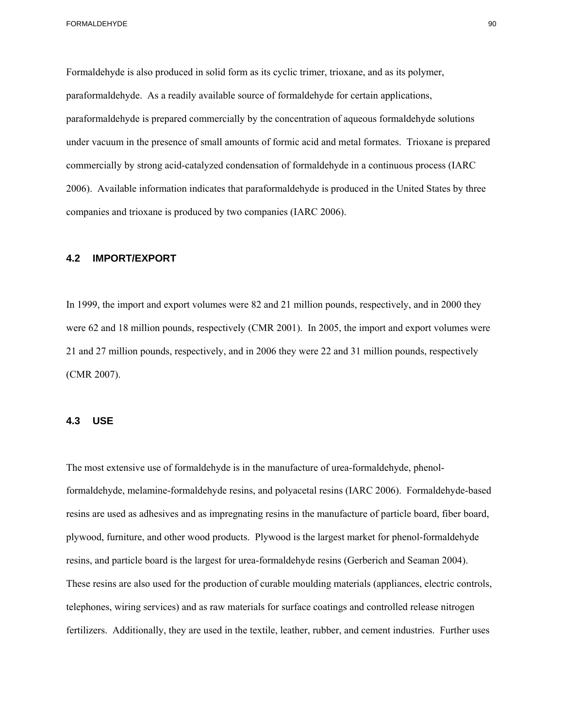Formaldehyde is also produced in solid form as its cyclic trimer, trioxane, and as its polymer, paraformaldehyde. As a readily available source of formaldehyde for certain applications, paraformaldehyde is prepared commercially by the concentration of aqueous formaldehyde solutions under vacuum in the presence of small amounts of formic acid and metal formates. Trioxane is prepared commercially by strong acid-catalyzed condensation of formaldehyde in a continuous process (IARC 2006). Available information indicates that paraformaldehyde is produced in the United States by three companies and trioxane is produced by two companies (IARC 2006).

## 4.2 IMPORT/EXPORT

In 1999, the import and export volumes were 82 and 21 million pounds, respectively, and in 2000 they were 62 and 18 million pounds, respectively (CMR 2001). In 2005, the import and export volumes were 21 and 27 million pounds, respectively, and in 2006 they were 22 and 31 million pounds, respectively (CMR 2007).

## 4.3 USE

The most extensive use of formaldehyde is in the manufacture of urea-formaldehyde, phenol-formaldehyde, melamine-formaldehyde resins, and polyacetal resins (IARC 2006). Formaldehyde-based resins are used as adhesives and as impregnating resins in the manufacture of particle board, fiber board, plywood, furniture, and other wood products. Plywood is the largest market for phenol-formaldehyde resins, and particle board is the largest for urea-formaldehyde resins (Gerberich and Seaman 2004). These resins are also used for the production of curable moulding materials (appliances, electric controls, telephones, wiring services) and as raw materials for surface coatings and controlled release nitrogen fertilizers. Additionally, they are used in the textile, leather, rubber, and cement industries. Further uses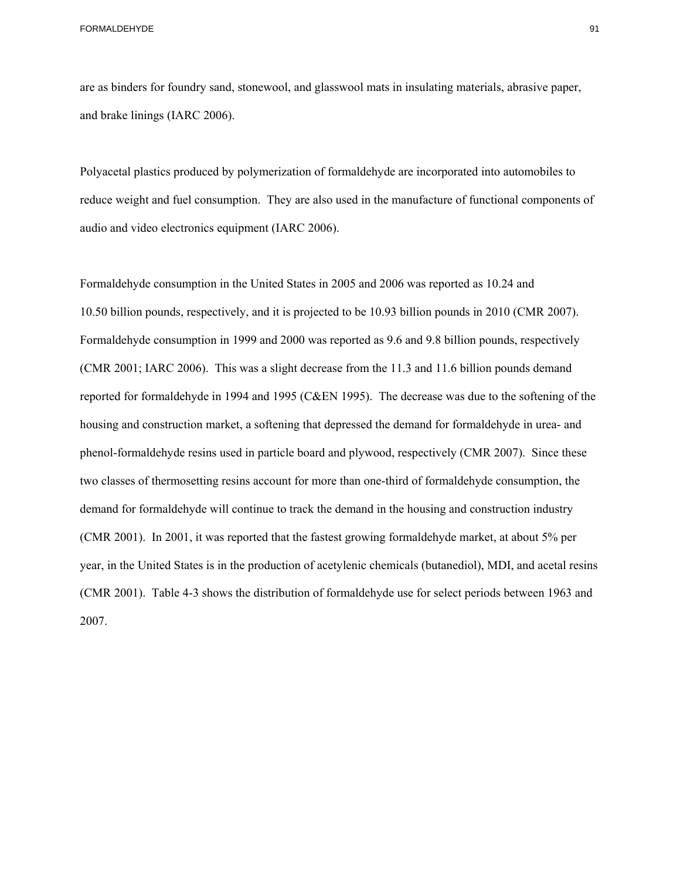are as binders for foundry sand, stonewool, and glasswool mats in insulating materials, abrasive paper, and brake linings (IARC 2006).

Polyacetal plastics produced by polymerization of formaldehyde are incorporated into automobiles to reduce weight and fuel consumption. They are also used in the manufacture of functional components of audio and video electronics equipment (IARC 2006).

Formaldehyde consumption in the United States in 2005 and 2006 was reported as 10.24 and 10.50 billion pounds, respectively, and it is projected to be 10.93 billion pounds in 2010 (CMR 2007). Formaldehyde consumption in 1999 and 2000 was reported as 9.6 and 9.8 billion pounds, respectively (CMR 2001; IARC 2006). This was a slight decrease from the 11.3 and 11.6 billion pounds demand reported for formaldehyde in 1994 and 1995 (C&EN 1995). The decrease was due to the softening of the housing and construction market, a softening that depressed the demand for formaldehyde in urea- and phenol-formaldehyde resins used in particle board and plywood, respectively (CMR 2007). Since these two classes of thermosetting resins account for more than one-third of formaldehyde consumption, the demand for formaldehyde will continue to track the demand in the housing and construction industry (CMR 2001). In 2001, it was reported that the fastest growing formaldehyde market, at about 5% per year, in the United States is in the production of acetylenic chemicals (butanediol), MDI, and acetal resins (CMR 2001). Table 4-3 shows the distribution of formaldehyde use for select periods between 1963 and 2007.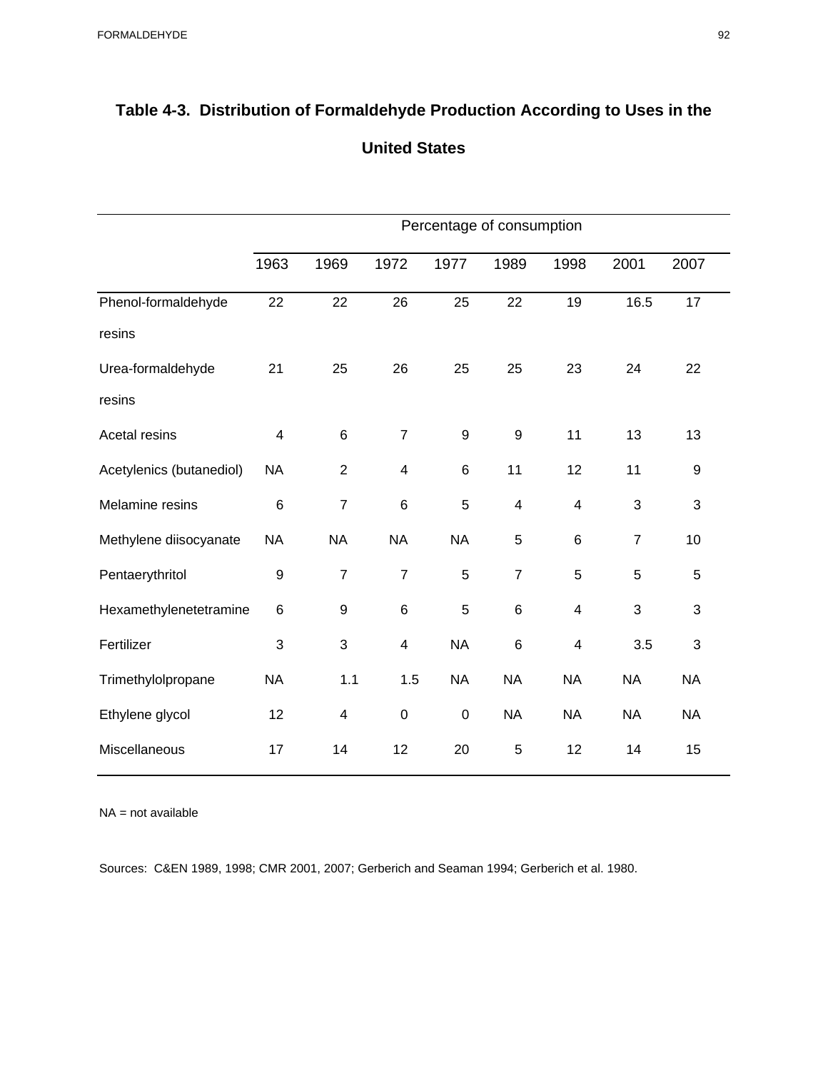**Table 4-3. Distribution of Formaldehyde Production According to Uses in the United States**

| | Percentage of consumption | | | | | | | |
|---|---|---|---|---|---|---|---|---|
| | 1963 | 1969 | 1972 | 1977 | 1989 | 1998 | 2001 | 2007 |
| Phenol-formaldehyde resins | 22 | 22 | 26 | 25 | 22 | 19 | 16.5 | 17 |
| Urea-formaldehyde resins | 21 | 25 | 26 | 25 | 25 | 23 | 24 | 22 |
| Acetal resins | 4 | 6 | 7 | 9 | 9 | 11 | 13 | 13 |
| Acetylenics (butanediol) | NA | 2 | 4 | 6 | 11 | 12 | 11 | 9 |
| Melamine resins | 6 | 7 | 6 | 5 | 4 | 4 | 3 | 3 |
| Methylene diisocyanate | NA | NA | NA | NA | 5 | 6 | 7 | 10 |
| Pentaerythritol | 9 | 7 | 7 | 5 | 7 | 5 | 5 | 5 |
| Hexamethylenetetramine | 6 | 9 | 6 | 5 | 6 | 4 | 3 | 3 |
| Fertilizer | 3 | 3 | 4 | NA | 6 | 4 | 3.5 | 3 |
| Trimethylolpropane | NA | 1.1 | 1.5 | NA | NA | NA | NA | NA |
| Ethylene glycol | 12 | 4 | 0 | 0 | NA | NA | NA | NA |
| Miscellaneous | 17 | 14 | 12 | 20 | 5 | 12 | 14 | 15 |

NA = not available

Sources: C&EN 1989, 1998; CMR 2001, 2007; Gerberich and Seaman 1994; Gerberich et al. 1980.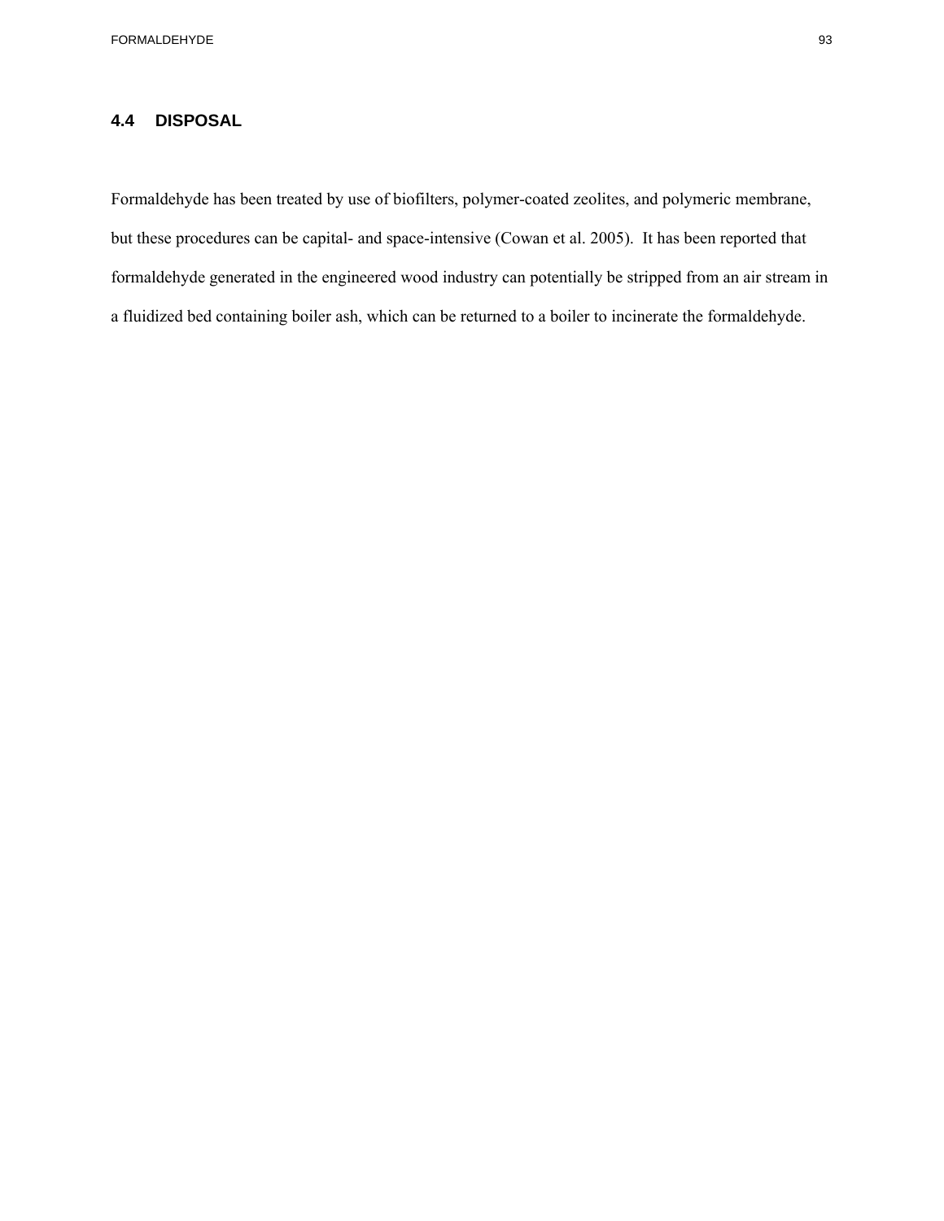## 4.4 DISPOSAL

Formaldehyde has been treated by use of biofilters, polymer-coated zeolites, and polymeric membrane, but these procedures can be capital- and space-intensive (Cowan et al. 2005). It has been reported that formaldehyde generated in the engineered wood industry can potentially be stripped from an air stream in a fluidized bed containing boiler ash, which can be returned to a boiler to incinerate the formaldehyde.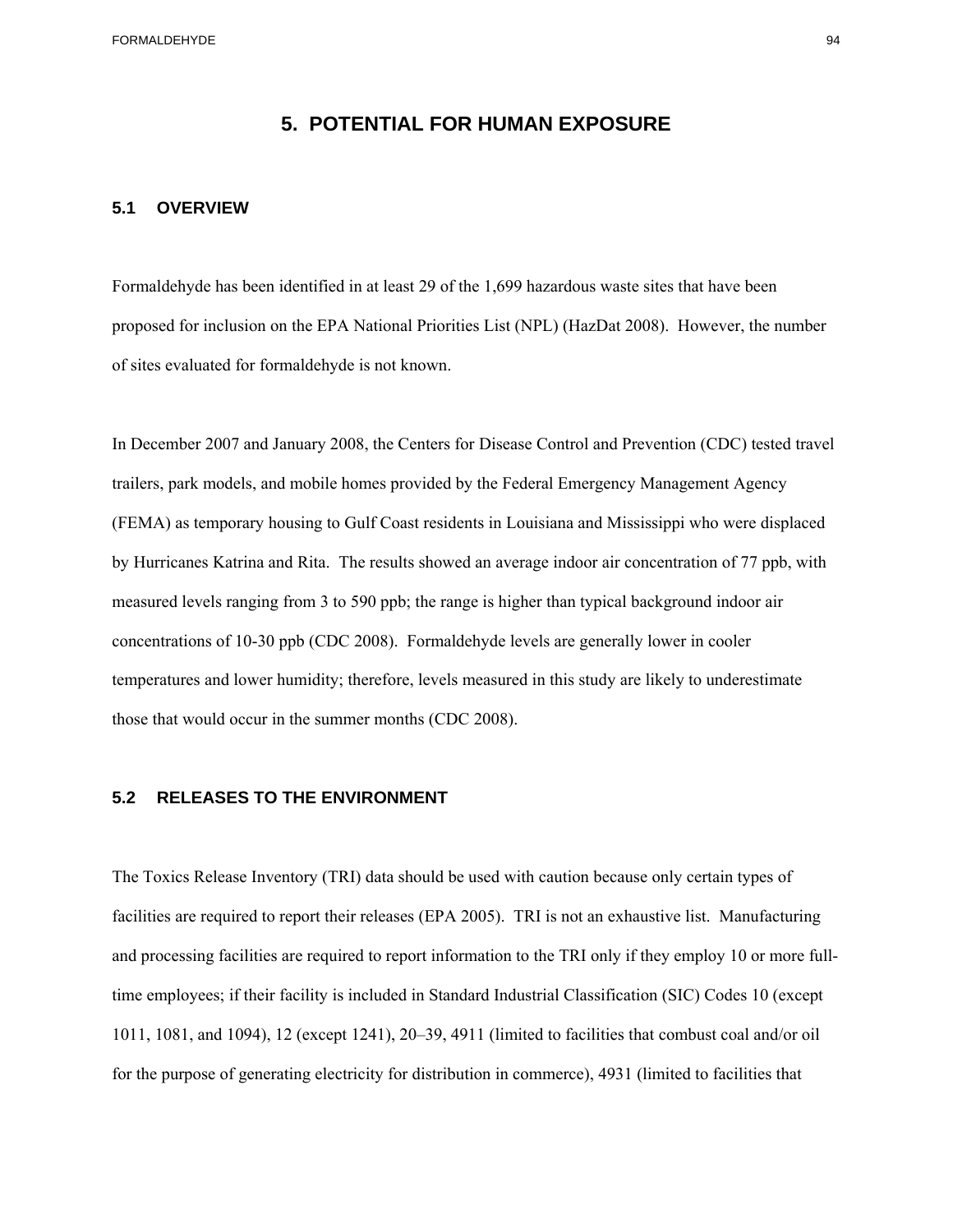# 5. POTENTIAL FOR HUMAN EXPOSURE

## 5.1 OVERVIEW

Formaldehyde has been identified in at least 29 of the 1,699 hazardous waste sites that have been proposed for inclusion on the EPA National Priorities List (NPL) (HazDat 2008). However, the number of sites evaluated for formaldehyde is not known.

In December 2007 and January 2008, the Centers for Disease Control and Prevention (CDC) tested travel trailers, park models, and mobile homes provided by the Federal Emergency Management Agency (FEMA) as temporary housing to Gulf Coast residents in Louisiana and Mississippi who were displaced by Hurricanes Katrina and Rita. The results showed an average indoor air concentration of 77 ppb, with measured levels ranging from 3 to 590 ppb; the range is higher than typical background indoor air concentrations of 10-30 ppb (CDC 2008). Formaldehyde levels are generally lower in cooler temperatures and lower humidity; therefore, levels measured in this study are likely to underestimate those that would occur in the summer months (CDC 2008).

## 5.2 RELEASES TO THE ENVIRONMENT

The Toxics Release Inventory (TRI) data should be used with caution because only certain types of facilities are required to report their releases (EPA 2005). TRI is not an exhaustive list. Manufacturing and processing facilities are required to report information to the TRI only if they employ 10 or more full-time employees; if their facility is included in Standard Industrial Classification (SIC) Codes 10 (except 1011, 1081, and 1094), 12 (except 1241), 20–39, 4911 (limited to facilities that combust coal and/or oil for the purpose of generating electricity for distribution in commerce), 4931 (limited to facilities that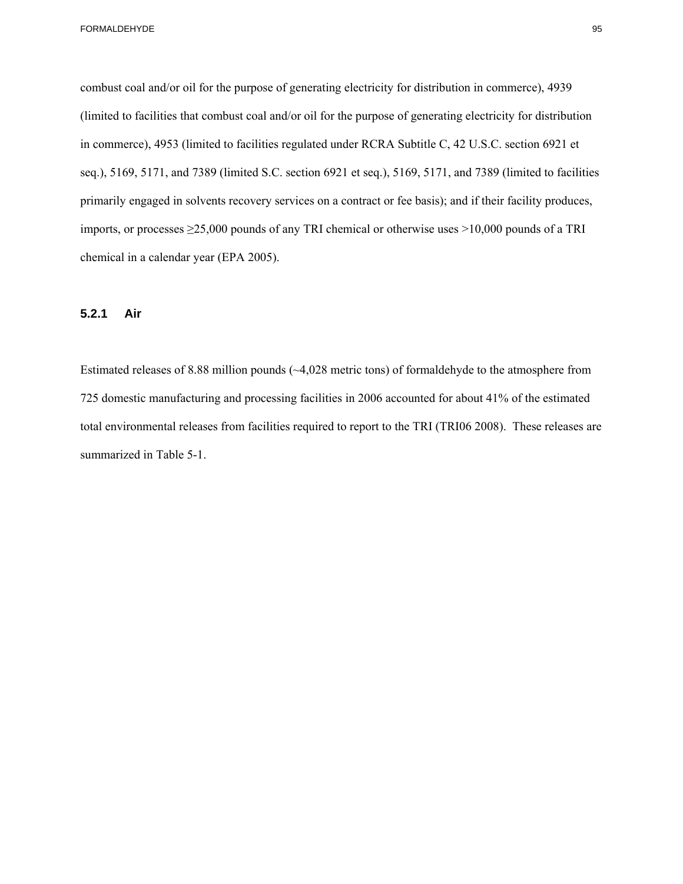combust coal and/or oil for the purpose of generating electricity for distribution in commerce), 4939 (limited to facilities that combust coal and/or oil for the purpose of generating electricity for distribution in commerce), 4953 (limited to facilities regulated under RCRA Subtitle C, 42 U.S.C. section 6921 et seq.), 5169, 5171, and 7389 (limited S.C. section 6921 et seq.), 5169, 5171, and 7389 (limited to facilities primarily engaged in solvents recovery services on a contract or fee basis); and if their facility produces, imports, or processes ≥25,000 pounds of any TRI chemical or otherwise uses >10,000 pounds of a TRI chemical in a calendar year (EPA 2005).

### 5.2.1 Air

Estimated releases of 8.88 million pounds (~4,028 metric tons) of formaldehyde to the atmosphere from 725 domestic manufacturing and processing facilities in 2006 accounted for about 41% of the estimated total environmental releases from facilities required to report to the TRI (TRI06 2008). These releases are summarized in Table 5-1.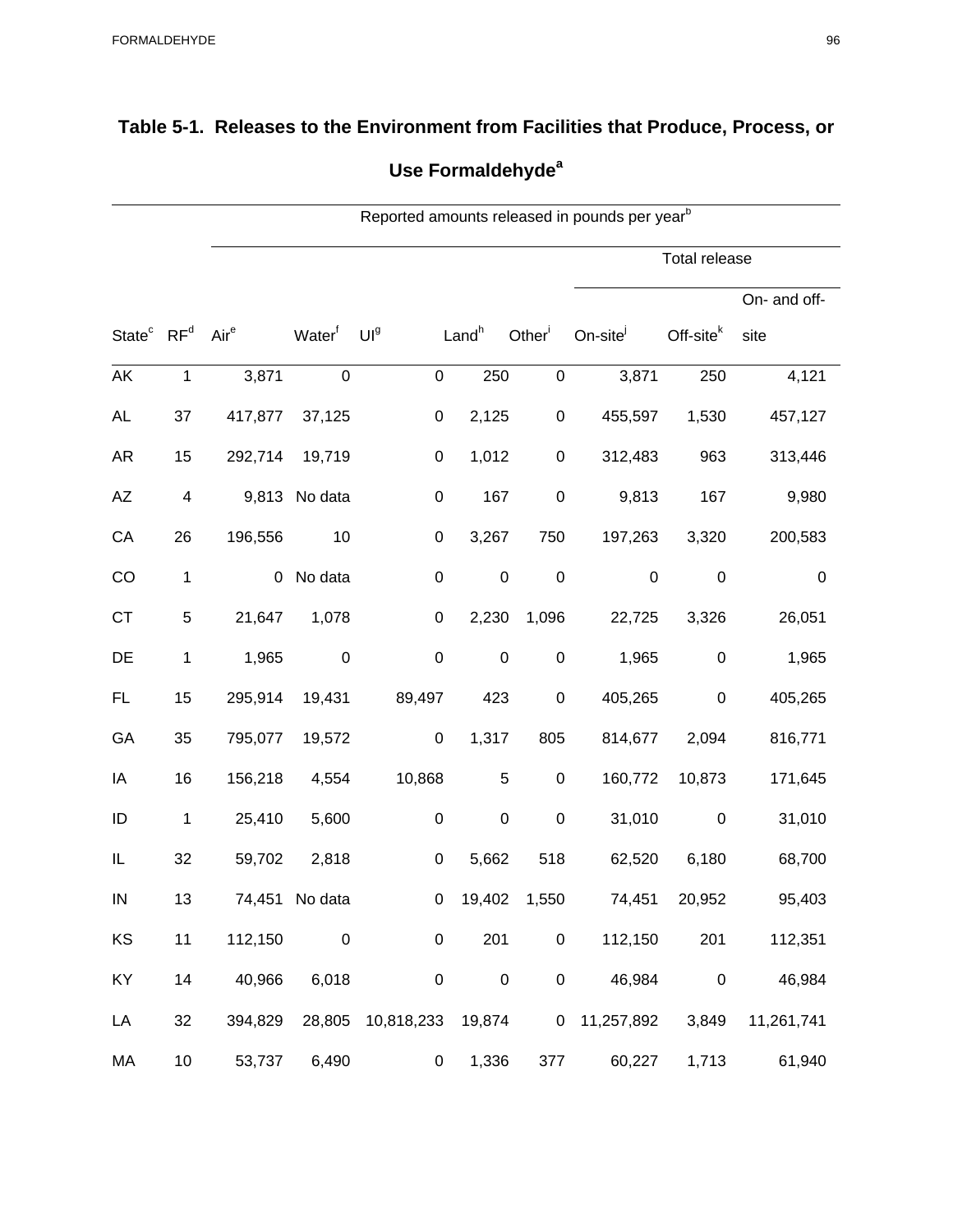## Table 5-1. Releases to the Environment from Facilities that Produce, Process, or Use Formaldehyde[a]

| | | Reported amounts released in pounds per year[b] | | | | | | | |
|---|---|---|---|---|---|---|---|---|---|
| | | | | | | | Total release | | |
| State[c] | RF[d] | Air[e] | Water[f] | UI[g] | Land[h] | Other[i] | On-site[j] | Off-site[k] | On- and off-site |
| AK | 1 | 3,871 | 0 | 0 | 250 | 0 | 3,871 | 250 | 4,121 |
| AL | 37 | 417,877 | 37,125 | 0 | 2,125 | 0 | 455,597 | 1,530 | 457,127 |
| AR | 15 | 292,714 | 19,719 | 0 | 1,012 | 0 | 312,483 | 963 | 313,446 |
| AZ | 4 | 9,813 | No data | 0 | 167 | 0 | 9,813 | 167 | 9,980 |
| CA | 26 | 196,556 | 10 | 0 | 3,267 | 750 | 197,263 | 3,320 | 200,583 |
| CO | 1 | 0 | No data | 0 | 0 | 0 | 0 | 0 | 0 |
| CT | 5 | 21,647 | 1,078 | 0 | 2,230 | 1,096 | 22,725 | 3,326 | 26,051 |
| DE | 1 | 1,965 | 0 | 0 | 0 | 0 | 1,965 | 0 | 1,965 |
| FL | 15 | 295,914 | 19,431 | 89,497 | 423 | 0 | 405,265 | 0 | 405,265 |
| GA | 35 | 795,077 | 19,572 | 0 | 1,317 | 805 | 814,677 | 2,094 | 816,771 |
| IA | 16 | 156,218 | 4,554 | 10,868 | 5 | 0 | 160,772 | 10,873 | 171,645 |
| ID | 1 | 25,410 | 5,600 | 0 | 0 | 0 | 31,010 | 0 | 31,010 |
| IL | 32 | 59,702 | 2,818 | 0 | 5,662 | 518 | 62,520 | 6,180 | 68,700 |
| IN | 13 | 74,451 | No data | 0 | 19,402 | 1,550 | 74,451 | 20,952 | 95,403 |
| KS | 11 | 112,150 | 0 | 0 | 201 | 0 | 112,150 | 201 | 112,351 |
| KY | 14 | 40,966 | 6,018 | 0 | 0 | 0 | 46,984 | 0 | 46,984 |
| LA | 32 | 394,829 | 28,805 | 10,818,233 | 19,874 | 0 | 11,257,892 | 3,849 | 11,261,741 |
| MA | 10 | 53,737 | 6,490 | 0 | 1,336 | 377 | 60,227 | 1,713 | 61,940 |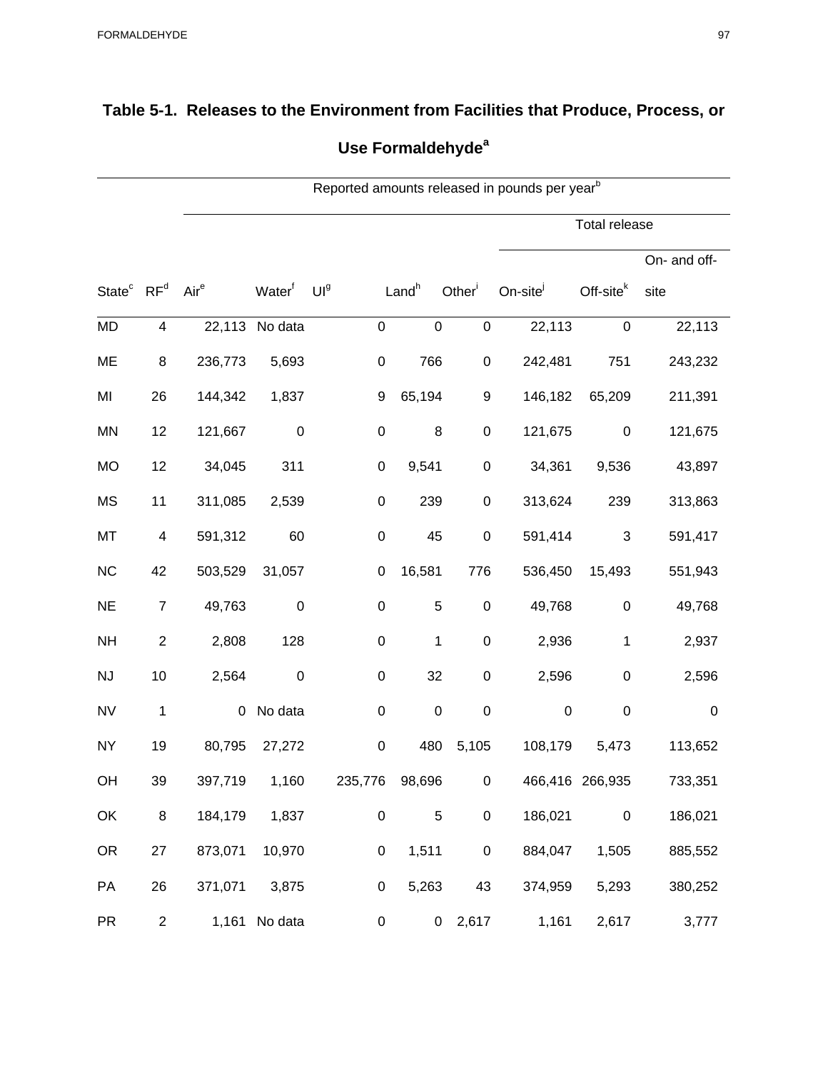**Table 5-1. Releases to the Environment from Facilities that Produce, Process, or Use Formaldehyde[a]**

| | | Reported amounts released in pounds per year[b] | | | | | | | |
|---|---|---|---|---|---|---|---|---|---|
| | | | | | | | Total release | | |
| State[c] | RF[d] | Air[e] | Water[f] | UI[g] | Land[h] | Other[i] | On-site[j] | Off-site[k] | On- and off-site |
| MD | 4 | 22,113 | No data | 0 | 0 | 0 | 22,113 | 0 | 22,113 |
| ME | 8 | 236,773 | 5,693 | 0 | 766 | 0 | 242,481 | 751 | 243,232 |
| MI | 26 | 144,342 | 1,837 | 9 | 65,194 | 9 | 146,182 | 65,209 | 211,391 |
| MN | 12 | 121,667 | 0 | 0 | 8 | 0 | 121,675 | 0 | 121,675 |
| MO | 12 | 34,045 | 311 | 0 | 9,541 | 0 | 34,361 | 9,536 | 43,897 |
| MS | 11 | 311,085 | 2,539 | 0 | 239 | 0 | 313,624 | 239 | 313,863 |
| MT | 4 | 591,312 | 60 | 0 | 45 | 0 | 591,414 | 3 | 591,417 |
| NC | 42 | 503,529 | 31,057 | 0 | 16,581 | 776 | 536,450 | 15,493 | 551,943 |
| NE | 7 | 49,763 | 0 | 0 | 5 | 0 | 49,768 | 0 | 49,768 |
| NH | 2 | 2,808 | 128 | 0 | 1 | 0 | 2,936 | 1 | 2,937 |
| NJ | 10 | 2,564 | 0 | 0 | 32 | 0 | 2,596 | 0 | 2,596 |
| NV | 1 | 0 | No data | 0 | 0 | 0 | 0 | 0 | 0 |
| NY | 19 | 80,795 | 27,272 | 0 | 480 | 5,105 | 108,179 | 5,473 | 113,652 |
| OH | 39 | 397,719 | 1,160 | 235,776 | 98,696 | 0 | 466,416 | 266,935 | 733,351 |
| OK | 8 | 184,179 | 1,837 | 0 | 5 | 0 | 186,021 | 0 | 186,021 |
| OR | 27 | 873,071 | 10,970 | 0 | 1,511 | 0 | 884,047 | 1,505 | 885,552 |
| PA | 26 | 371,071 | 3,875 | 0 | 5,263 | 43 | 374,959 | 5,293 | 380,252 |
| PR | 2 | 1,161 | No data | 0 | 0 | 2,617 | 1,161 | 2,617 | 3,777 |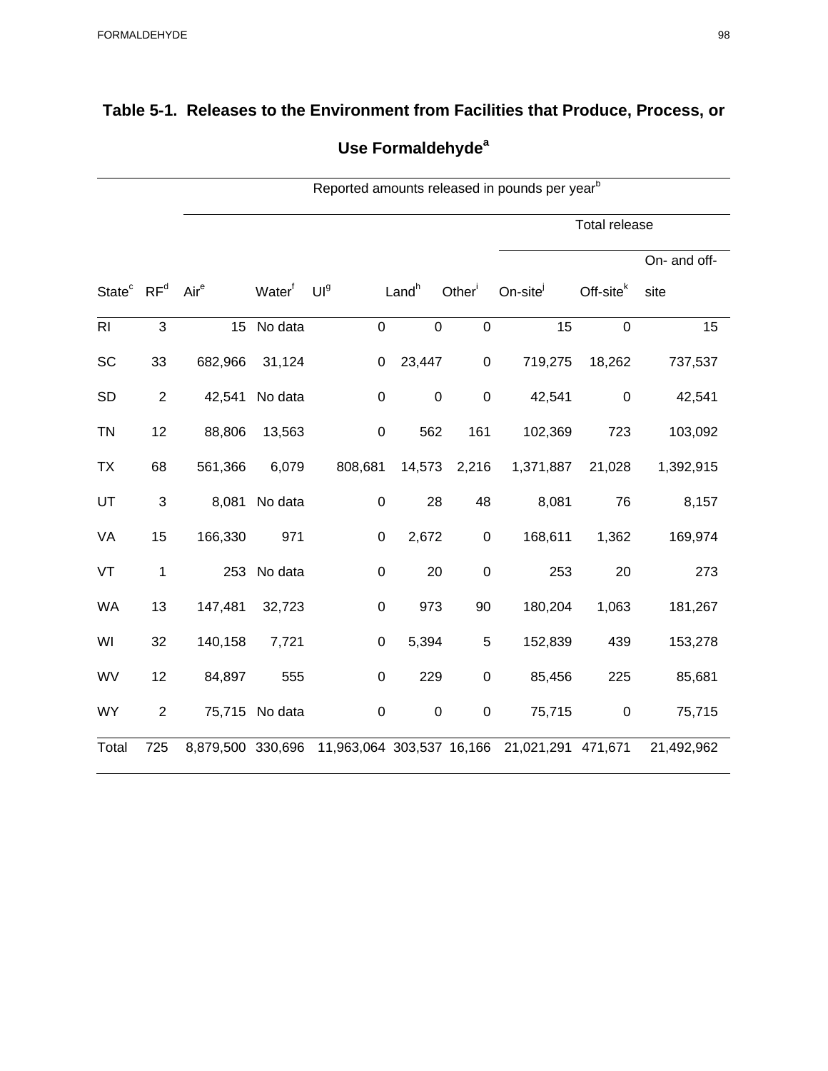**Table 5-1. Releases to the Environment from Facilities that Produce, Process, or Use Formaldehyde[a]**

| | | Reported amounts released in pounds per year[b] | | | | | | | |
|---|---|---|---|---|---|---|---|---|---|
| | | | | | | | Total release | | |
| State[c] | RF[d] | Air[e] | Water[f] | UI[g] | Land[h] | Other[i] | On-site[j] | Off-site[k] | On- and off-site |
| RI | 3 | 15 | No data | 0 | 0 | 0 | 15 | 0 | 15 |
| SC | 33 | 682,966 | 31,124 | 0 | 23,447 | 0 | 719,275 | 18,262 | 737,537 |
| SD | 2 | 42,541 | No data | 0 | 0 | 0 | 42,541 | 0 | 42,541 |
| TN | 12 | 88,806 | 13,563 | 0 | 562 | 161 | 102,369 | 723 | 103,092 |
| TX | 68 | 561,366 | 6,079 | 808,681 | 14,573 | 2,216 | 1,371,887 | 21,028 | 1,392,915 |
| UT | 3 | 8,081 | No data | 0 | 28 | 48 | 8,081 | 76 | 8,157 |
| VA | 15 | 166,330 | 971 | 0 | 2,672 | 0 | 168,611 | 1,362 | 169,974 |
| VT | 1 | 253 | No data | 0 | 20 | 0 | 253 | 20 | 273 |
| WA | 13 | 147,481 | 32,723 | 0 | 973 | 90 | 180,204 | 1,063 | 181,267 |
| WI | 32 | 140,158 | 7,721 | 0 | 5,394 | 5 | 152,839 | 439 | 153,278 |
| WV | 12 | 84,897 | 555 | 0 | 229 | 0 | 85,456 | 225 | 85,681 |
| WY | 2 | 75,715 | No data | 0 | 0 | 0 | 75,715 | 0 | 75,715 |
| Total | 725 | 8,879,500 | 330,696 | 11,963,064 | 303,537 | 16,166 | 21,021,291 | 471,671 | 21,492,962 |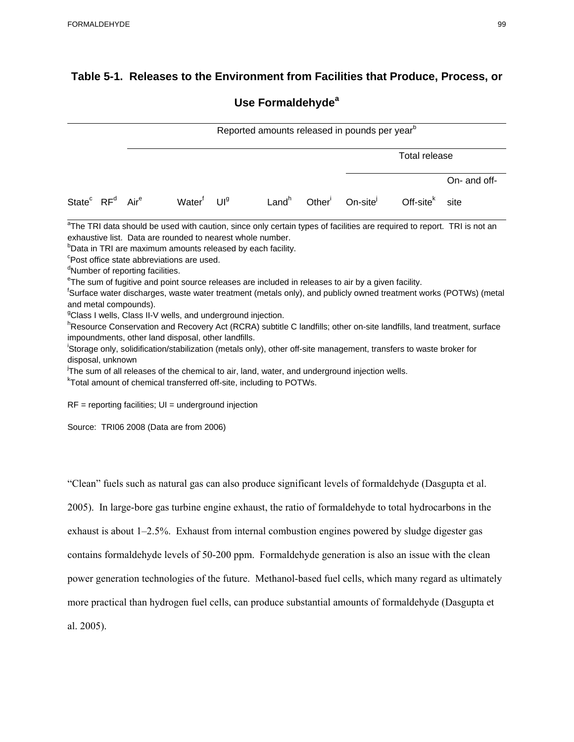**Table 5-1. Releases to the Environment from Facilities that Produce, Process, or Use Formaldehyde[a]**

| | | Reported amounts released in pounds per year[b] | | | | | | | |
|---|---|---|---|---|---|---|---|---|---|
| | | | | | | | Total release | | |
| | | | | | | | | | On- and off- |
| State[c] | RF[d] | Air[e] | Water[f] | UI[g] | Land[h] | Other[i] | On-site[j] | Off-site[k] | site |

[a]The TRI data should be used with caution, since only certain types of facilities are required to report. TRI is not an exhaustive list. Data are rounded to nearest whole number.
[b]Data in TRI are maximum amounts released by each facility.
[c]Post office state abbreviations are used.
[d]Number of reporting facilities.
[e]The sum of fugitive and point source releases are included in releases to air by a given facility.
[f]Surface water discharges, waste water treatment (metals only), and publicly owned treatment works (POTWs) (metal and metal compounds).
[g]Class I wells, Class II-V wells, and underground injection.
[h]Resource Conservation and Recovery Act (RCRA) subtitle C landfills; other on-site landfills, land treatment, surface impoundments, other land disposal, other landfills.
[i]Storage only, solidification/stabilization (metals only), other off-site management, transfers to waste broker for disposal, unknown
[j]The sum of all releases of the chemical to air, land, water, and underground injection wells.
[k]Total amount of chemical transferred off-site, including to POTWs.

RF = reporting facilities; UI = underground injection

Source: TRI06 2008 (Data are from 2006)

"Clean" fuels such as natural gas can also produce significant levels of formaldehyde (Dasgupta et al. 2005). In large-bore gas turbine engine exhaust, the ratio of formaldehyde to total hydrocarbons in the exhaust is about 1–2.5%. Exhaust from internal combustion engines powered by sludge digester gas contains formaldehyde levels of 50-200 ppm. Formaldehyde generation is also an issue with the clean power generation technologies of the future. Methanol-based fuel cells, which many regard as ultimately more practical than hydrogen fuel cells, can produce substantial amounts of formaldehyde (Dasgupta et al. 2005).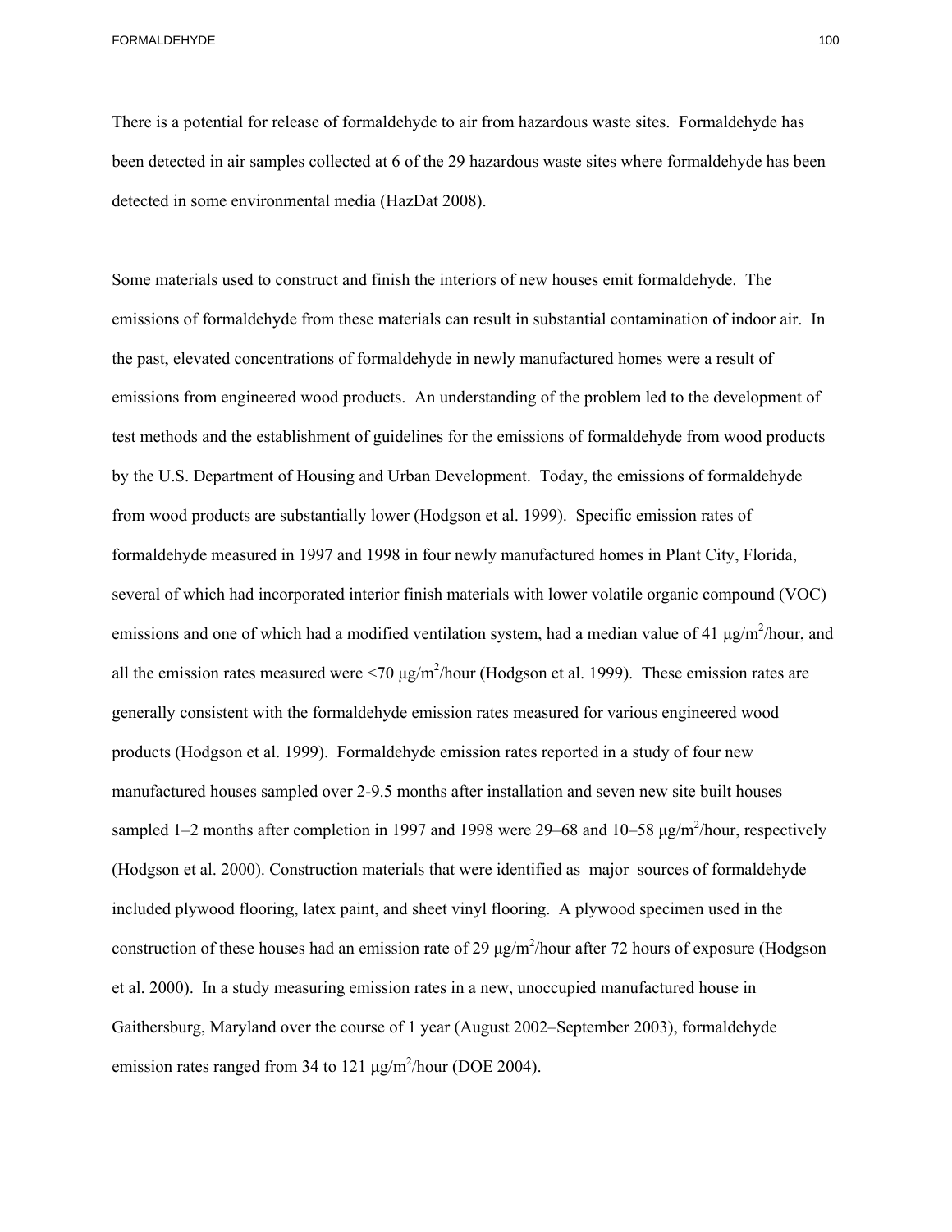There is a potential for release of formaldehyde to air from hazardous waste sites. Formaldehyde has been detected in air samples collected at 6 of the 29 hazardous waste sites where formaldehyde has been detected in some environmental media (HazDat 2008).

Some materials used to construct and finish the interiors of new houses emit formaldehyde. The emissions of formaldehyde from these materials can result in substantial contamination of indoor air. In the past, elevated concentrations of formaldehyde in newly manufactured homes were a result of emissions from engineered wood products. An understanding of the problem led to the development of test methods and the establishment of guidelines for the emissions of formaldehyde from wood products by the U.S. Department of Housing and Urban Development. Today, the emissions of formaldehyde from wood products are substantially lower (Hodgson et al. 1999). Specific emission rates of formaldehyde measured in 1997 and 1998 in four newly manufactured homes in Plant City, Florida, several of which had incorporated interior finish materials with lower volatile organic compound (VOC) emissions and one of which had a modified ventilation system, had a median value of 41 μg/m$^2$/hour, and all the emission rates measured were <70 μg/m$^2$/hour (Hodgson et al. 1999). These emission rates are generally consistent with the formaldehyde emission rates measured for various engineered wood products (Hodgson et al. 1999). Formaldehyde emission rates reported in a study of four new manufactured houses sampled over 2-9.5 months after installation and seven new site built houses sampled 1–2 months after completion in 1997 and 1998 were 29–68 and 10–58 μg/m$^2$/hour, respectively (Hodgson et al. 2000). Construction materials that were identified as major sources of formaldehyde included plywood flooring, latex paint, and sheet vinyl flooring. A plywood specimen used in the construction of these houses had an emission rate of 29 μg/m$^2$/hour after 72 hours of exposure (Hodgson et al. 2000). In a study measuring emission rates in a new, unoccupied manufactured house in Gaithersburg, Maryland over the course of 1 year (August 2002–September 2003), formaldehyde emission rates ranged from 34 to 121 μg/m$^2$/hour (DOE 2004).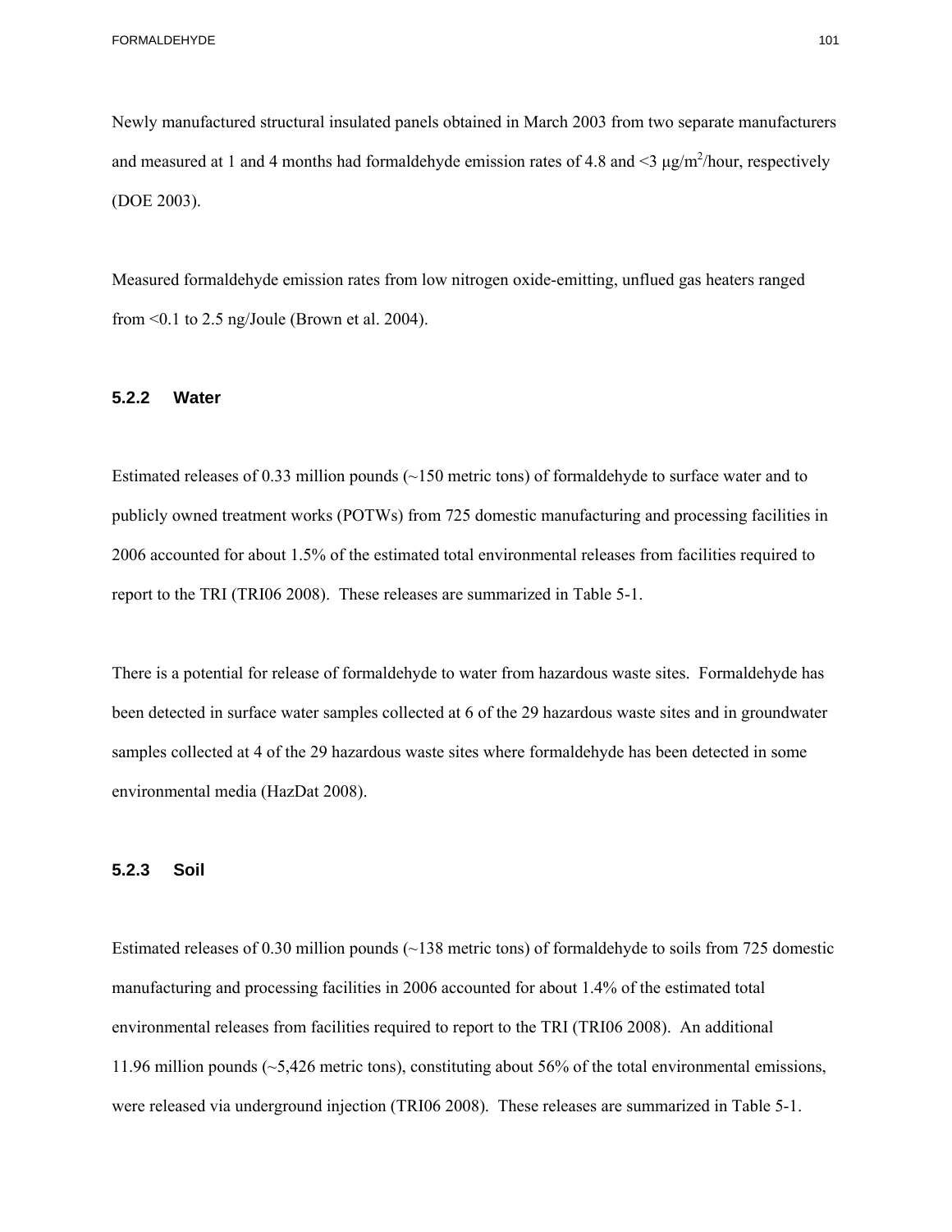Newly manufactured structural insulated panels obtained in March 2003 from two separate manufacturers and measured at 1 and 4 months had formaldehyde emission rates of 4.8 and <3 μg/m$^2$/hour, respectively (DOE 2003).

Measured formaldehyde emission rates from low nitrogen oxide-emitting, unflued gas heaters ranged from <0.1 to 2.5 ng/Joule (Brown et al. 2004).

### 5.2.2 Water

Estimated releases of 0.33 million pounds (~150 metric tons) of formaldehyde to surface water and to publicly owned treatment works (POTWs) from 725 domestic manufacturing and processing facilities in 2006 accounted for about 1.5% of the estimated total environmental releases from facilities required to report to the TRI (TRI06 2008). These releases are summarized in Table 5-1.

There is a potential for release of formaldehyde to water from hazardous waste sites. Formaldehyde has been detected in surface water samples collected at 6 of the 29 hazardous waste sites and in groundwater samples collected at 4 of the 29 hazardous waste sites where formaldehyde has been detected in some environmental media (HazDat 2008).

### 5.2.3 Soil

Estimated releases of 0.30 million pounds (~138 metric tons) of formaldehyde to soils from 725 domestic manufacturing and processing facilities in 2006 accounted for about 1.4% of the estimated total environmental releases from facilities required to report to the TRI (TRI06 2008). An additional 11.96 million pounds (~5,426 metric tons), constituting about 56% of the total environmental emissions, were released via underground injection (TRI06 2008). These releases are summarized in Table 5-1.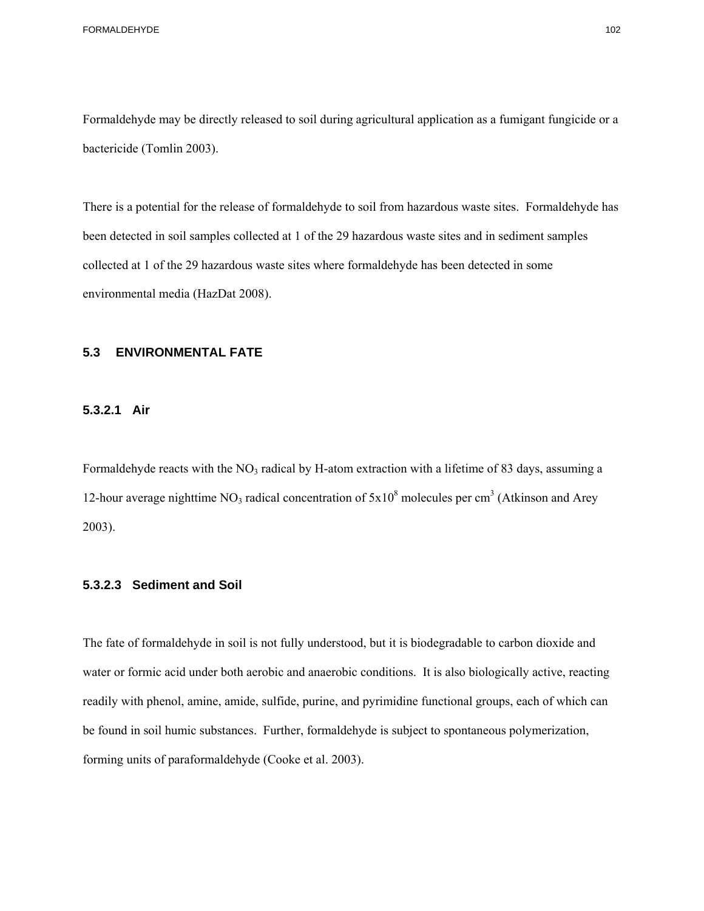Formaldehyde may be directly released to soil during agricultural application as a fumigant fungicide or a bactericide (Tomlin 2003).

There is a potential for the release of formaldehyde to soil from hazardous waste sites. Formaldehyde has been detected in soil samples collected at 1 of the 29 hazardous waste sites and in sediment samples collected at 1 of the 29 hazardous waste sites where formaldehyde has been detected in some environmental media (HazDat 2008).

## 5.3 ENVIRONMENTAL FATE

### 5.3.2.1 Air

Formaldehyde reacts with the $NO_3$ radical by H-atom extraction with a lifetime of 83 days, assuming a 12-hour average nighttime $NO_3$ radical concentration of $5 \times 10^8$ molecules per $cm^3$ (Atkinson and Arey 2003).

### 5.3.2.3 Sediment and Soil

The fate of formaldehyde in soil is not fully understood, but it is biodegradable to carbon dioxide and water or formic acid under both aerobic and anaerobic conditions. It is also biologically active, reacting readily with phenol, amine, amide, sulfide, purine, and pyrimidine functional groups, each of which can be found in soil humic substances. Further, formaldehyde is subject to spontaneous polymerization, forming units of paraformaldehyde (Cooke et al. 2003).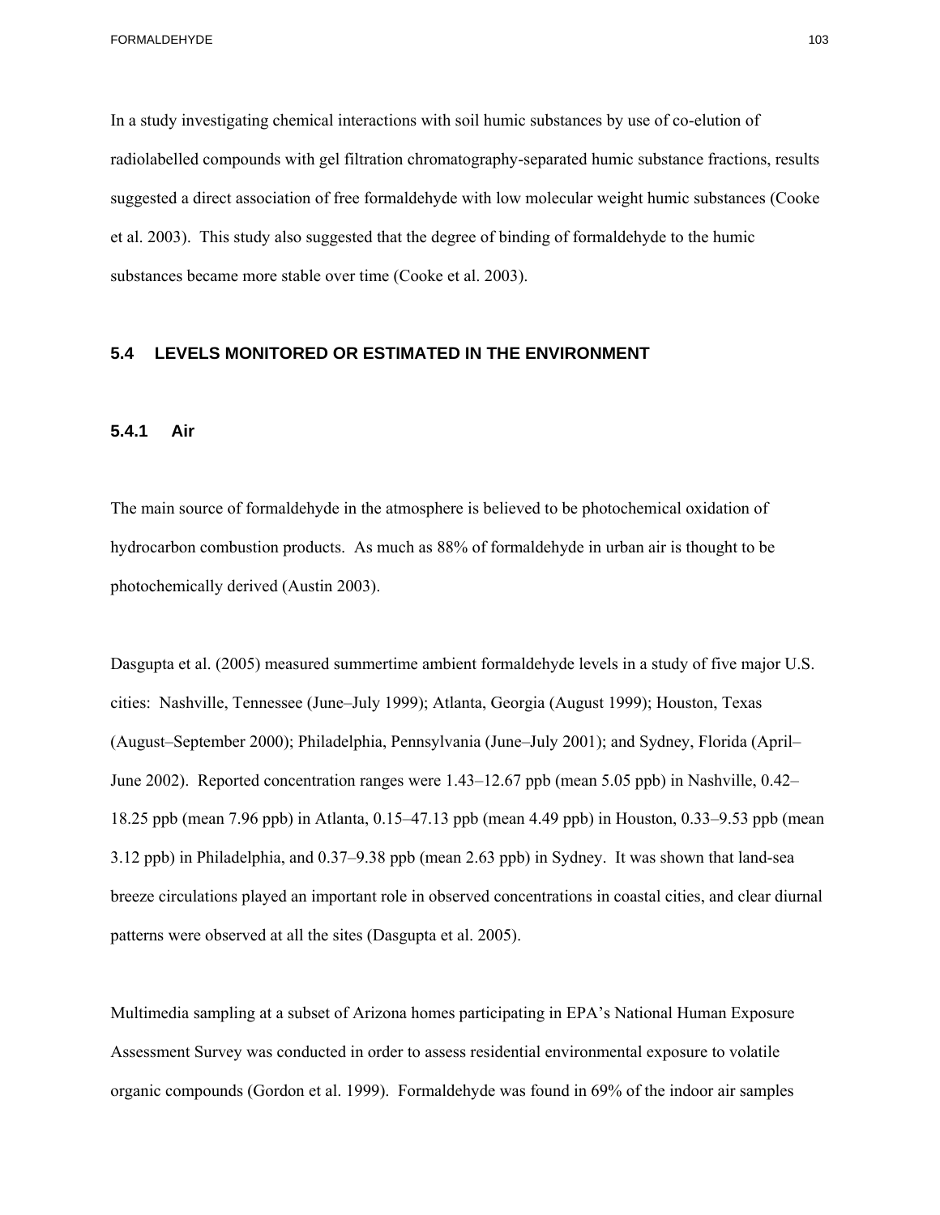In a study investigating chemical interactions with soil humic substances by use of co-elution of radiolabelled compounds with gel filtration chromatography-separated humic substance fractions, results suggested a direct association of free formaldehyde with low molecular weight humic substances (Cooke et al. 2003). This study also suggested that the degree of binding of formaldehyde to the humic substances became more stable over time (Cooke et al. 2003).

## 5.4 LEVELS MONITORED OR ESTIMATED IN THE ENVIRONMENT

### 5.4.1 Air

The main source of formaldehyde in the atmosphere is believed to be photochemical oxidation of hydrocarbon combustion products. As much as 88% of formaldehyde in urban air is thought to be photochemically derived (Austin 2003).

Dasgupta et al. (2005) measured summertime ambient formaldehyde levels in a study of five major U.S. cities: Nashville, Tennessee (June–July 1999); Atlanta, Georgia (August 1999); Houston, Texas (August–September 2000); Philadelphia, Pennsylvania (June–July 2001); and Sydney, Florida (April–June 2002). Reported concentration ranges were 1.43–12.67 ppb (mean 5.05 ppb) in Nashville, 0.42–18.25 ppb (mean 7.96 ppb) in Atlanta, 0.15–47.13 ppb (mean 4.49 ppb) in Houston, 0.33–9.53 ppb (mean 3.12 ppb) in Philadelphia, and 0.37–9.38 ppb (mean 2.63 ppb) in Sydney. It was shown that land-sea breeze circulations played an important role in observed concentrations in coastal cities, and clear diurnal patterns were observed at all the sites (Dasgupta et al. 2005).

Multimedia sampling at a subset of Arizona homes participating in EPA's National Human Exposure Assessment Survey was conducted in order to assess residential environmental exposure to volatile organic compounds (Gordon et al. 1999). Formaldehyde was found in 69% of the indoor air samples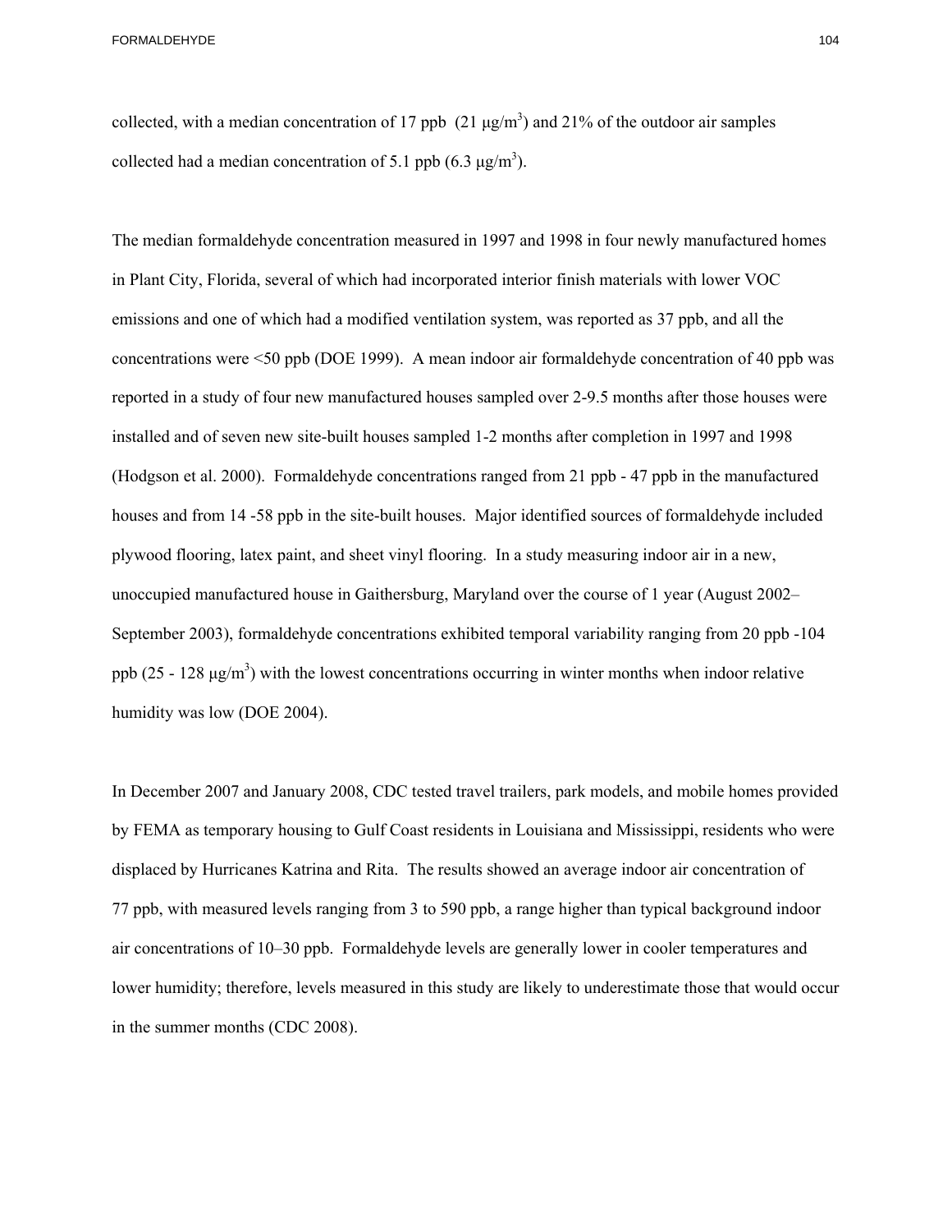collected, with a median concentration of 17 ppb (21 μg/m$^3$) and 21% of the outdoor air samples collected had a median concentration of 5.1 ppb (6.3 μg/m$^3$).

The median formaldehyde concentration measured in 1997 and 1998 in four newly manufactured homes in Plant City, Florida, several of which had incorporated interior finish materials with lower VOC emissions and one of which had a modified ventilation system, was reported as 37 ppb, and all the concentrations were <50 ppb (DOE 1999). A mean indoor air formaldehyde concentration of 40 ppb was reported in a study of four new manufactured houses sampled over 2-9.5 months after those houses were installed and of seven new site-built houses sampled 1-2 months after completion in 1997 and 1998 (Hodgson et al. 2000). Formaldehyde concentrations ranged from 21 ppb - 47 ppb in the manufactured houses and from 14 -58 ppb in the site-built houses. Major identified sources of formaldehyde included plywood flooring, latex paint, and sheet vinyl flooring. In a study measuring indoor air in a new, unoccupied manufactured house in Gaithersburg, Maryland over the course of 1 year (August 2002–September 2003), formaldehyde concentrations exhibited temporal variability ranging from 20 ppb -104 ppb (25 - 128 μg/m$^3$) with the lowest concentrations occurring in winter months when indoor relative humidity was low (DOE 2004).

In December 2007 and January 2008, CDC tested travel trailers, park models, and mobile homes provided by FEMA as temporary housing to Gulf Coast residents in Louisiana and Mississippi, residents who were displaced by Hurricanes Katrina and Rita. The results showed an average indoor air concentration of 77 ppb, with measured levels ranging from 3 to 590 ppb, a range higher than typical background indoor air concentrations of 10–30 ppb. Formaldehyde levels are generally lower in cooler temperatures and lower humidity; therefore, levels measured in this study are likely to underestimate those that would occur in the summer months (CDC 2008).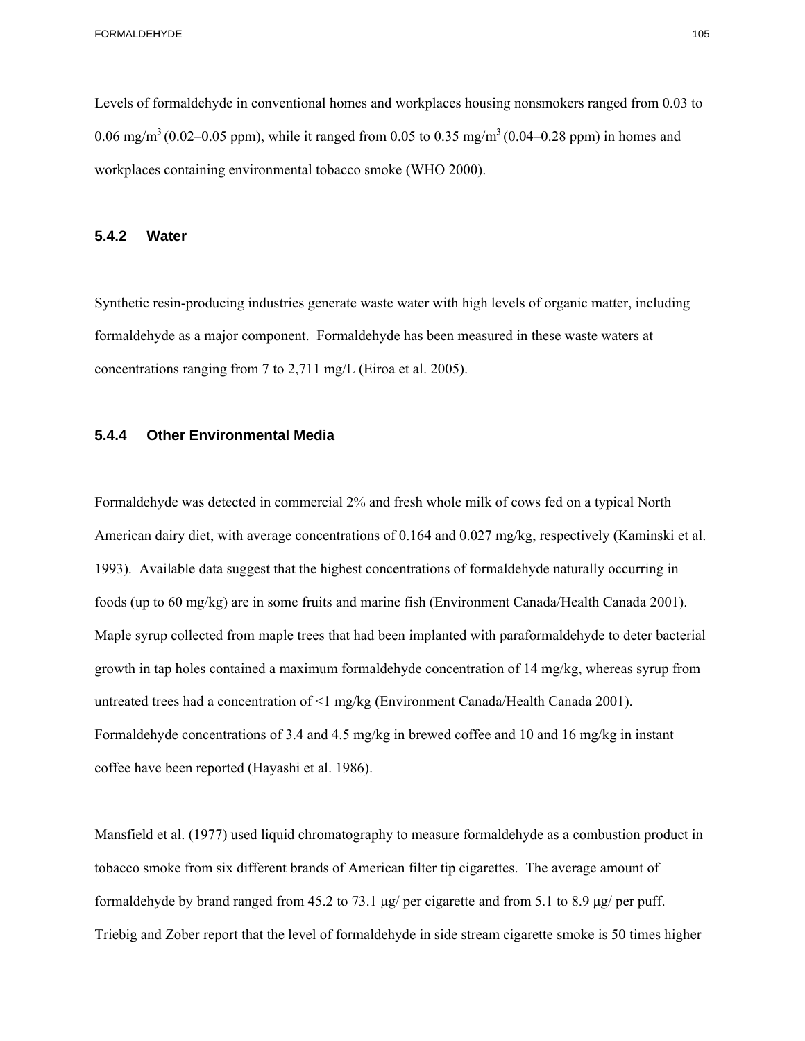Levels of formaldehyde in conventional homes and workplaces housing nonsmokers ranged from 0.03 to 0.06 mg/$m^3$ (0.02–0.05 ppm), while it ranged from 0.05 to 0.35 mg/$m^3$ (0.04–0.28 ppm) in homes and workplaces containing environmental tobacco smoke (WHO 2000).

### 5.4.2 Water

Synthetic resin-producing industries generate waste water with high levels of organic matter, including formaldehyde as a major component. Formaldehyde has been measured in these waste waters at concentrations ranging from 7 to 2,711 mg/L (Eiroa et al. 2005).

### 5.4.4 Other Environmental Media

Formaldehyde was detected in commercial 2% and fresh whole milk of cows fed on a typical North American dairy diet, with average concentrations of 0.164 and 0.027 mg/kg, respectively (Kaminski et al. 1993). Available data suggest that the highest concentrations of formaldehyde naturally occurring in foods (up to 60 mg/kg) are in some fruits and marine fish (Environment Canada/Health Canada 2001). Maple syrup collected from maple trees that had been implanted with paraformaldehyde to deter bacterial growth in tap holes contained a maximum formaldehyde concentration of 14 mg/kg, whereas syrup from untreated trees had a concentration of <1 mg/kg (Environment Canada/Health Canada 2001). Formaldehyde concentrations of 3.4 and 4.5 mg/kg in brewed coffee and 10 and 16 mg/kg in instant coffee have been reported (Hayashi et al. 1986).

Mansfield et al. (1977) used liquid chromatography to measure formaldehyde as a combustion product in tobacco smoke from six different brands of American filter tip cigarettes. The average amount of formaldehyde by brand ranged from 45.2 to 73.1 μg/ per cigarette and from 5.1 to 8.9 μg/ per puff. Triebig and Zober report that the level of formaldehyde in side stream cigarette smoke is 50 times higher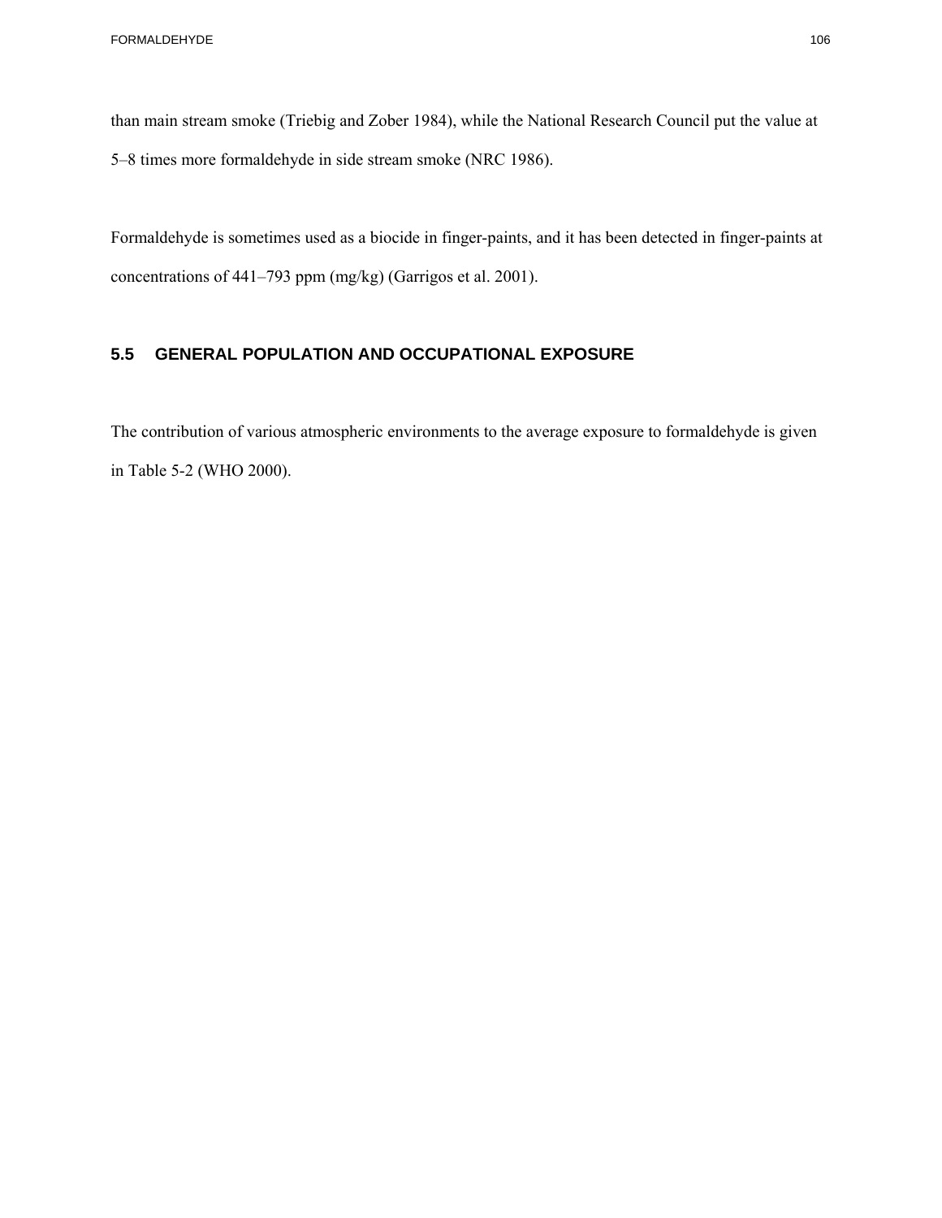than main stream smoke (Triebig and Zober 1984), while the National Research Council put the value at 5–8 times more formaldehyde in side stream smoke (NRC 1986).

Formaldehyde is sometimes used as a biocide in finger-paints, and it has been detected in finger-paints at concentrations of 441–793 ppm (mg/kg) (Garrigos et al. 2001).

## 5.5 GENERAL POPULATION AND OCCUPATIONAL EXPOSURE

The contribution of various atmospheric environments to the average exposure to formaldehyde is given in Table 5-2 (WHO 2000).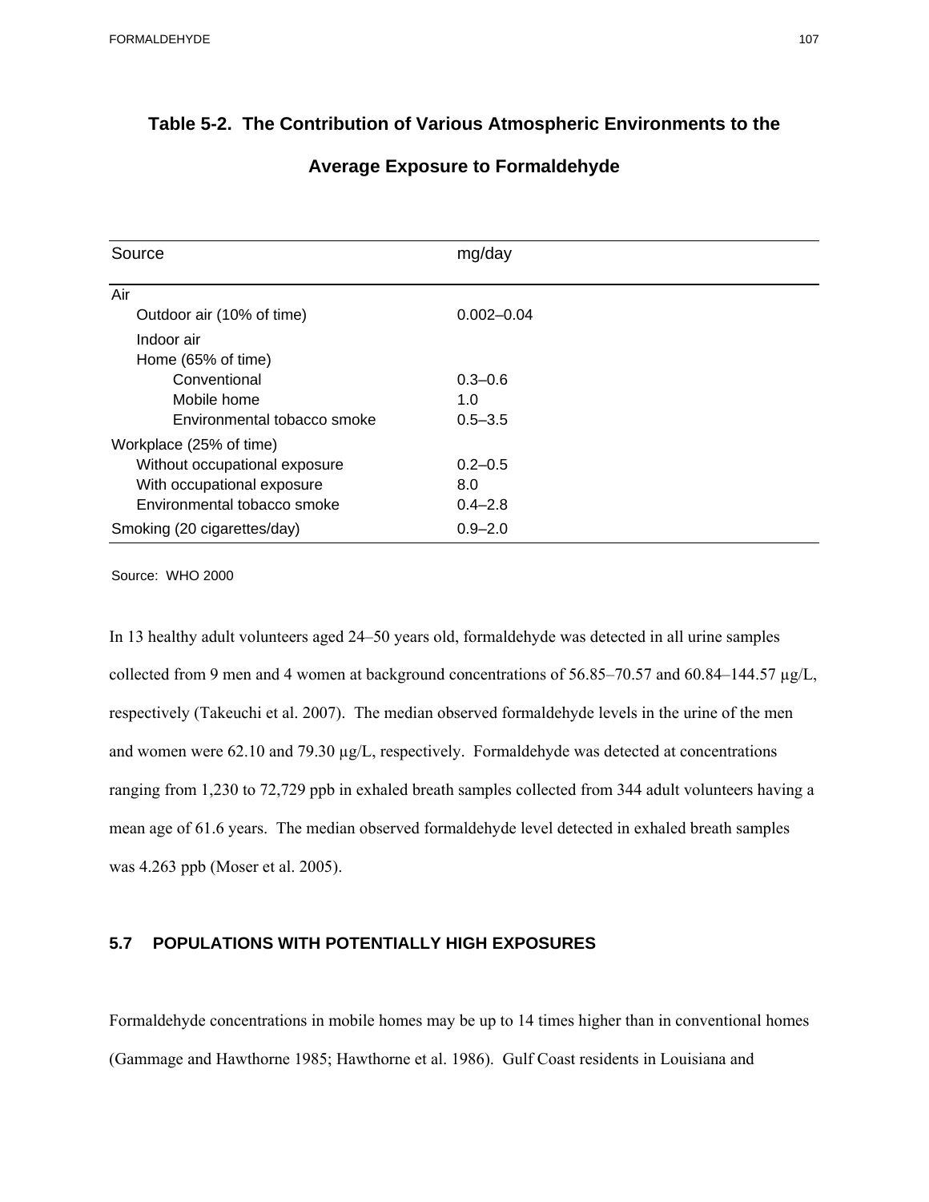**Table 5-2. The Contribution of Various Atmospheric Environments to the Average Exposure to Formaldehyde**

| Source | mg/day |
|---|---|
| Air | |
| Outdoor air (10% of time) | 0.002–0.04 |
| Indoor air | |
| Home (65% of time) | |
| Conventional | 0.3–0.6 |
| Mobile home | 1.0 |
| Environmental tobacco smoke | 0.5–3.5 |
| Workplace (25% of time) | |
| Without occupational exposure | 0.2–0.5 |
| With occupational exposure | 8.0 |
| Environmental tobacco smoke | 0.4–2.8 |
| Smoking (20 cigarettes/day) | 0.9–2.0 |

Source: WHO 2000

In 13 healthy adult volunteers aged 24–50 years old, formaldehyde was detected in all urine samples collected from 9 men and 4 women at background concentrations of 56.85–70.57 and 60.84–144.57 μg/L, respectively (Takeuchi et al. 2007). The median observed formaldehyde levels in the urine of the men and women were 62.10 and 79.30 μg/L, respectively. Formaldehyde was detected at concentrations ranging from 1,230 to 72,729 ppb in exhaled breath samples collected from 344 adult volunteers having a mean age of 61.6 years. The median observed formaldehyde level detected in exhaled breath samples was 4.263 ppb (Moser et al. 2005).

## 5.7 POPULATIONS WITH POTENTIALLY HIGH EXPOSURES

Formaldehyde concentrations in mobile homes may be up to 14 times higher than in conventional homes (Gammage and Hawthorne 1985; Hawthorne et al. 1986). Gulf Coast residents in Louisiana and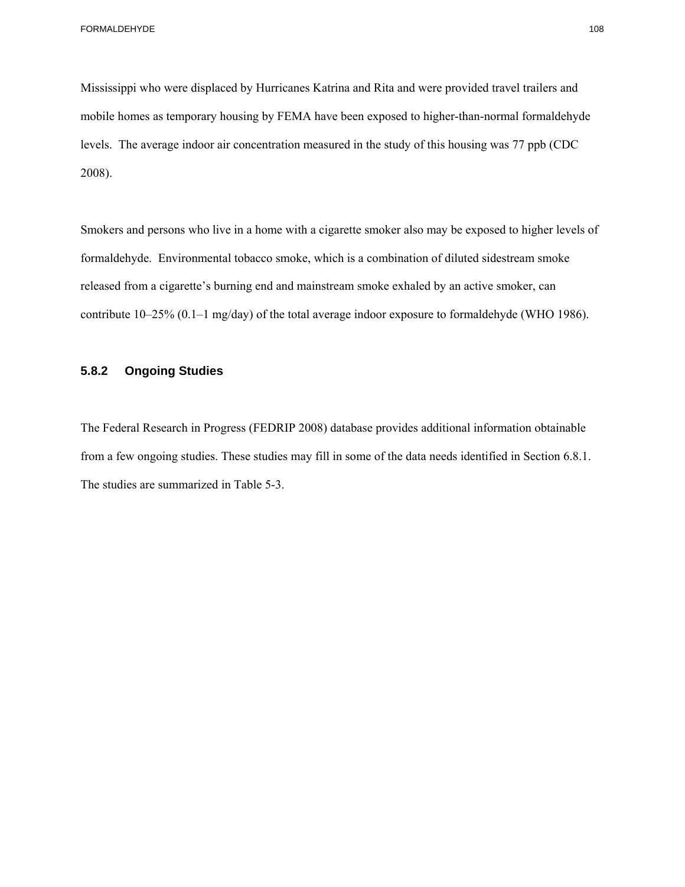Mississippi who were displaced by Hurricanes Katrina and Rita and were provided travel trailers and mobile homes as temporary housing by FEMA have been exposed to higher-than-normal formaldehyde levels. The average indoor air concentration measured in the study of this housing was 77 ppb (CDC 2008).

Smokers and persons who live in a home with a cigarette smoker also may be exposed to higher levels of formaldehyde. Environmental tobacco smoke, which is a combination of diluted sidestream smoke released from a cigarette's burning end and mainstream smoke exhaled by an active smoker, can contribute 10–25% (0.1–1 mg/day) of the total average indoor exposure to formaldehyde (WHO 1986).

### 5.8.2 Ongoing Studies

The Federal Research in Progress (FEDRIP 2008) database provides additional information obtainable from a few ongoing studies. These studies may fill in some of the data needs identified in Section 6.8.1. The studies are summarized in Table 5-3.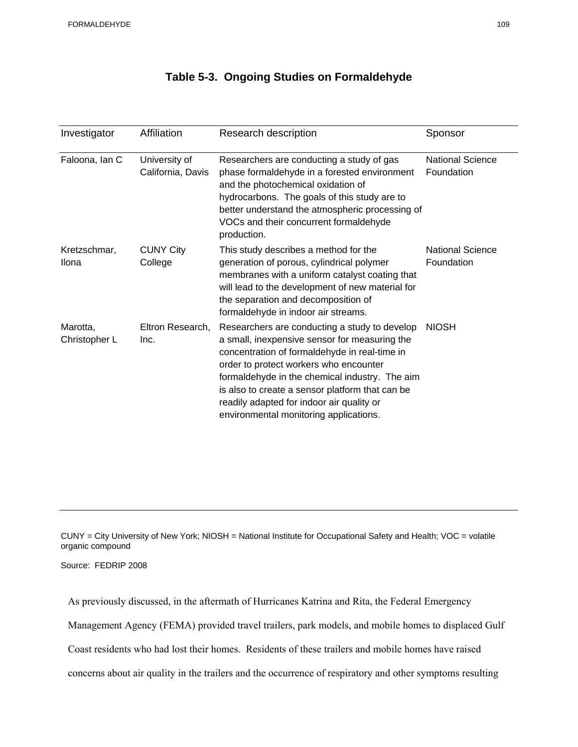**Table 5-3. Ongoing Studies on Formaldehyde**

| Investigator | Affiliation | Research description | Sponsor |
|---|---|---|---|
| Faloona, Ian C | University of California, Davis | Researchers are conducting a study of gas phase formaldehyde in a forested environment and the photochemical oxidation of hydrocarbons. The goals of this study are to better understand the atmospheric processing of VOCs and their concurrent formaldehyde production. | National Science Foundation |
| Kretzschmar, Ilona | CUNY City College | This study describes a method for the generation of porous, cylindrical polymer membranes with a uniform catalyst coating that will lead to the development of new material for the separation and decomposition of formaldehyde in indoor air streams. | National Science Foundation |
| Marotta, Christopher L | Eltron Research, Inc. | Researchers are conducting a study to develop a small, inexpensive sensor for measuring the concentration of formaldehyde in real-time in order to protect workers who encounter formaldehyde in the chemical industry. The aim is also to create a sensor platform that can be readily adapted for indoor air quality or environmental monitoring applications. | NIOSH |

CUNY = City University of New York; NIOSH = National Institute for Occupational Safety and Health; VOC = volatile organic compound

Source: FEDRIP 2008

As previously discussed, in the aftermath of Hurricanes Katrina and Rita, the Federal Emergency Management Agency (FEMA) provided travel trailers, park models, and mobile homes to displaced Gulf Coast residents who had lost their homes. Residents of these trailers and mobile homes have raised concerns about air quality in the trailers and the occurrence of respiratory and other symptoms resulting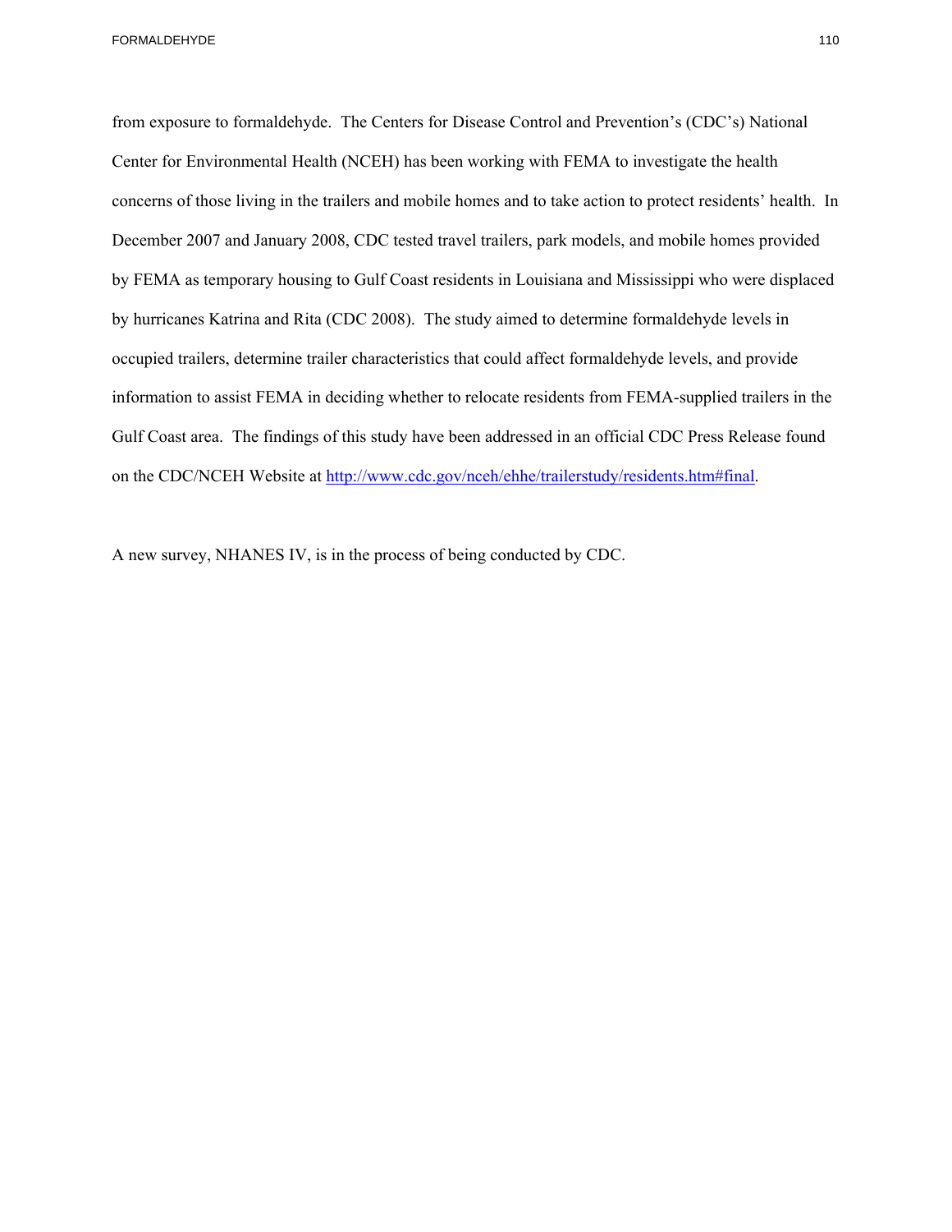from exposure to formaldehyde. The Centers for Disease Control and Prevention's (CDC's) National Center for Environmental Health (NCEH) has been working with FEMA to investigate the health concerns of those living in the trailers and mobile homes and to take action to protect residents' health. In December 2007 and January 2008, CDC tested travel trailers, park models, and mobile homes provided by FEMA as temporary housing to Gulf Coast residents in Louisiana and Mississippi who were displaced by hurricanes Katrina and Rita (CDC 2008). The study aimed to determine formaldehyde levels in occupied trailers, determine trailer characteristics that could affect formaldehyde levels, and provide information to assist FEMA in deciding whether to relocate residents from FEMA-supplied trailers in the Gulf Coast area. The findings of this study have been addressed in an official CDC Press Release found on the CDC/NCEH Website at [http://www.cdc.gov/nceh/ehhe/trailerstudy/residents.htm#final](http://www.cdc.gov/nceh/ehhe/trailerstudy/residents.htm#final).

A new survey, NHANES IV, is in the process of being conducted by CDC.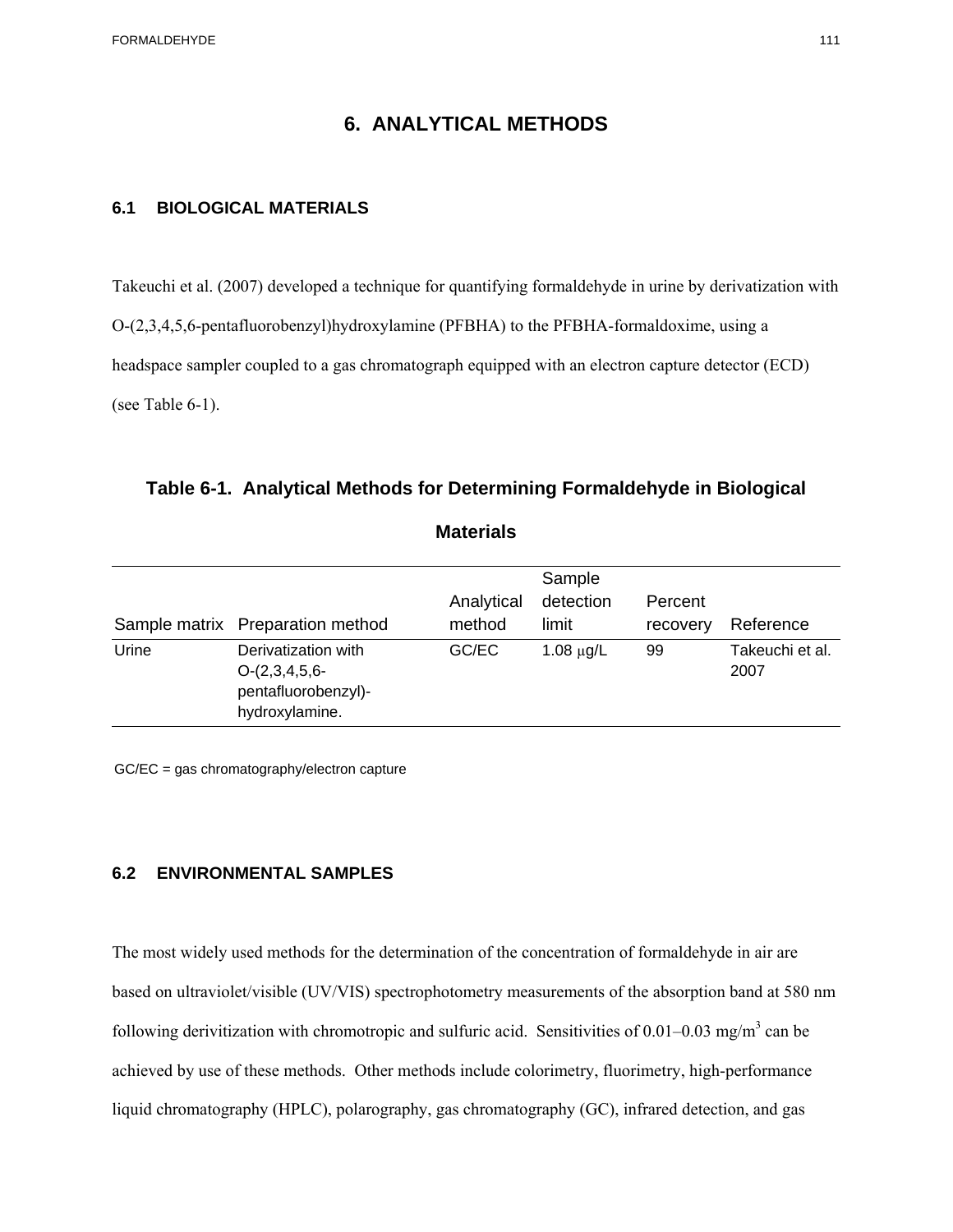# 6. ANALYTICAL METHODS

## 6.1 BIOLOGICAL MATERIALS

Takeuchi et al. (2007) developed a technique for quantifying formaldehyde in urine by derivatization with O-(2,3,4,5,6-pentafluorobenzyl)hydroxylamine (PFBHA) to the PFBHA-formaldoxime, using a headspace sampler coupled to a gas chromatograph equipped with an electron capture detector (ECD) (see Table 6-1).

### Table 6-1. Analytical Methods for Determining Formaldehyde in Biological Materials

| Sample matrix | Preparation method | Analytical method | Sample detection limit | Percent recovery | Reference |
|---|---|---|---|---|---|
| Urine | Derivatization with O-(2,3,4,5,6-pentafluorobenzyl)-hydroxylamine. | GC/EC | 1.08 μg/L | 99 | Takeuchi et al. 2007 |

GC/EC = gas chromatography/electron capture

## 6.2 ENVIRONMENTAL SAMPLES

The most widely used methods for the determination of the concentration of formaldehyde in air are based on ultraviolet/visible (UV/VIS) spectrophotometry measurements of the absorption band at 580 nm following derivitization with chromotropic and sulfuric acid. Sensitivities of 0.01–0.03 mg/$m^3$ can be achieved by use of these methods. Other methods include colorimetry, fluorimetry, high-performance liquid chromatography (HPLC), polarography, gas chromatography (GC), infrared detection, and gas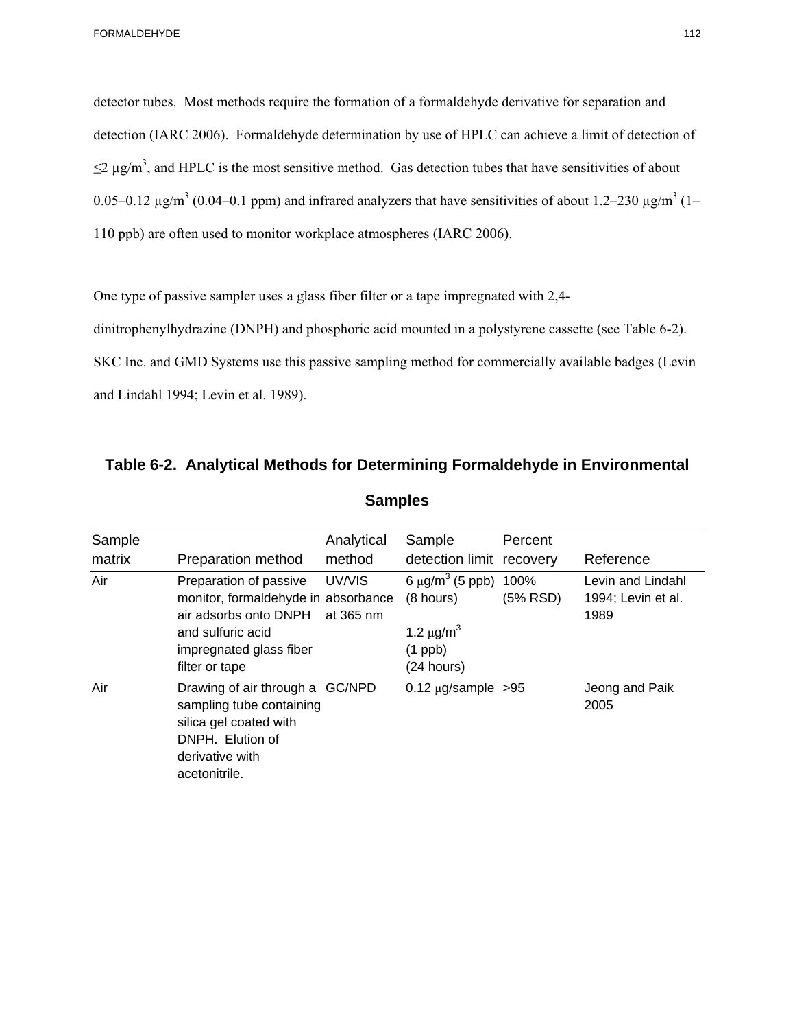detector tubes. Most methods require the formation of a formaldehyde derivative for separation and detection (IARC 2006). Formaldehyde determination by use of HPLC can achieve a limit of detection of ≤2 μg/m$^3$, and HPLC is the most sensitive method. Gas detection tubes that have sensitivities of about 0.05–0.12 μg/m$^3$ (0.04–0.1 ppm) and infrared analyzers that have sensitivities of about 1.2–230 μg/m$^3$ (1–110 ppb) are often used to monitor workplace atmospheres (IARC 2006).

One type of passive sampler uses a glass fiber filter or a tape impregnated with 2,4-dinitrophenylhydrazine (DNPH) and phosphoric acid mounted in a polystyrene cassette (see Table 6-2). SKC Inc. and GMD Systems use this passive sampling method for commercially available badges (Levin and Lindahl 1994; Levin et al. 1989).

## Table 6-2. Analytical Methods for Determining Formaldehyde in Environmental Samples

| Sample matrix | Preparation method | Analytical method | Sample detection limit | Percent recovery | Reference |
|---|---|---|---|---|---|
| Air | Preparation of passive monitor, formaldehyde in air adsorbs onto DNPH and sulfuric acid impregnated glass fiber filter or tape | UV/VIS absorbance at 365 nm | 6 μg/m$^3$ (5 ppb) (8 hours)<br><br>1.2 μg/m$^3$ (1 ppb) (24 hours) | 100% (5% RSD) | Levin and Lindahl 1994; Levin et al. 1989 |
| Air | Drawing of air through a sampling tube containing silica gel coated with DNPH. Elution of derivative with acetonitrile. | GC/NPD | 0.12 μg/sample | >95 | Jeong and Paik 2005 |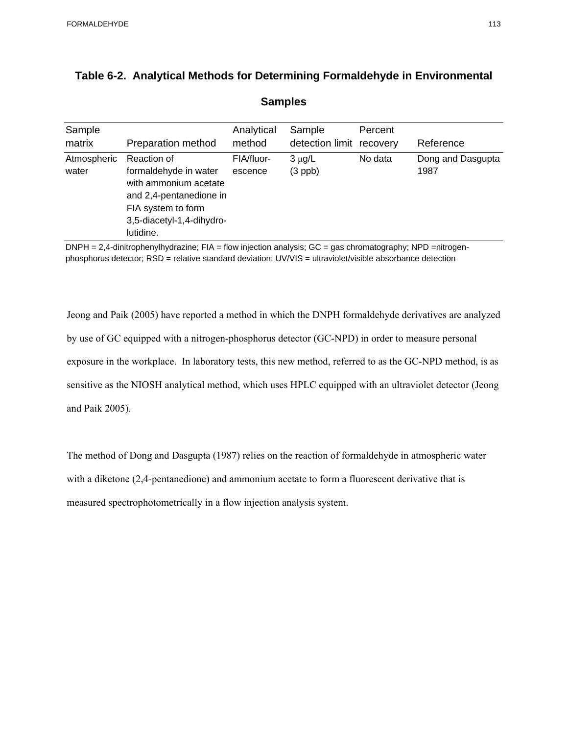**Table 6-2. Analytical Methods for Determining Formaldehyde in Environmental Samples**

| Sample matrix | Preparation method | Analytical method | Sample detection limit | Percent recovery | Reference |
|---|---|---|---|---|---|
| Atmospheric water | Reaction of formaldehyde in water with ammonium acetate and 2,4-pentanedione in FIA system to form 3,5-diacetyl-1,4-dihydro-lutidine. | FIA/fluor-escence | 3 μg/L (3 ppb) | No data | Dong and Dasgupta 1987 |

DNPH = 2,4-dinitrophenylhydrazine; FIA = flow injection analysis; GC = gas chromatography; NPD =nitrogen-phosphorus detector; RSD = relative standard deviation; UV/VIS = ultraviolet/visible absorbance detection

Jeong and Paik (2005) have reported a method in which the DNPH formaldehyde derivatives are analyzed by use of GC equipped with a nitrogen-phosphorus detector (GC-NPD) in order to measure personal exposure in the workplace. In laboratory tests, this new method, referred to as the GC-NPD method, is as sensitive as the NIOSH analytical method, which uses HPLC equipped with an ultraviolet detector (Jeong and Paik 2005).

The method of Dong and Dasgupta (1987) relies on the reaction of formaldehyde in atmospheric water with a diketone (2,4-pentanedione) and ammonium acetate to form a fluorescent derivative that is measured spectrophotometrically in a flow injection analysis system.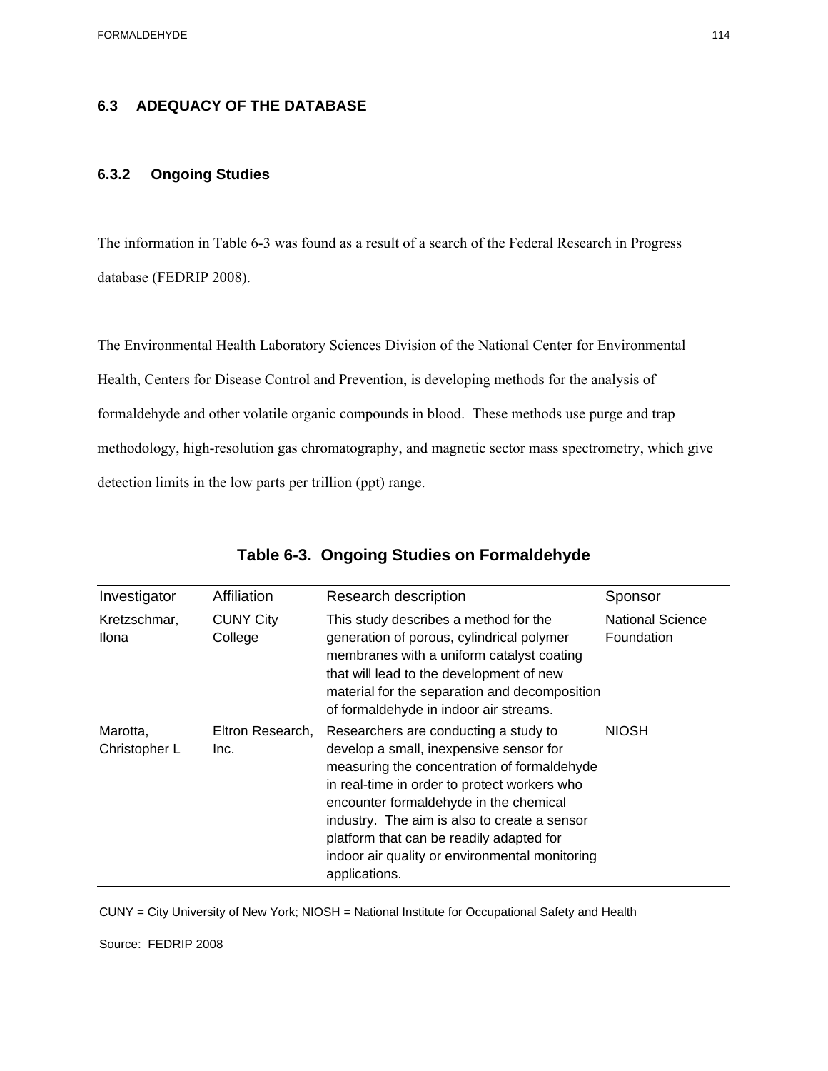## 6.3 ADEQUACY OF THE DATABASE

### 6.3.2 Ongoing Studies

The information in Table 6-3 was found as a result of a search of the Federal Research in Progress database (FEDRIP 2008).

The Environmental Health Laboratory Sciences Division of the National Center for Environmental Health, Centers for Disease Control and Prevention, is developing methods for the analysis of formaldehyde and other volatile organic compounds in blood. These methods use purge and trap methodology, high-resolution gas chromatography, and magnetic sector mass spectrometry, which give detection limits in the low parts per trillion (ppt) range.

**Table 6-3. Ongoing Studies on Formaldehyde**

| Investigator | Affiliation | Research description | Sponsor |
|---|---|---|---|
| Kretzschmar, Ilona | CUNY City College | This study describes a method for the generation of porous, cylindrical polymer membranes with a uniform catalyst coating that will lead to the development of new material for the separation and decomposition of formaldehyde in indoor air streams. | National Science Foundation |
| Marotta, Christopher L | Eltron Research, Inc. | Researchers are conducting a study to develop a small, inexpensive sensor for measuring the concentration of formaldehyde in real-time in order to protect workers who encounter formaldehyde in the chemical industry. The aim is also to create a sensor platform that can be readily adapted for indoor air quality or environmental monitoring applications. | NIOSH |

CUNY = City University of New York; NIOSH = National Institute for Occupational Safety and Health

Source: FEDRIP 2008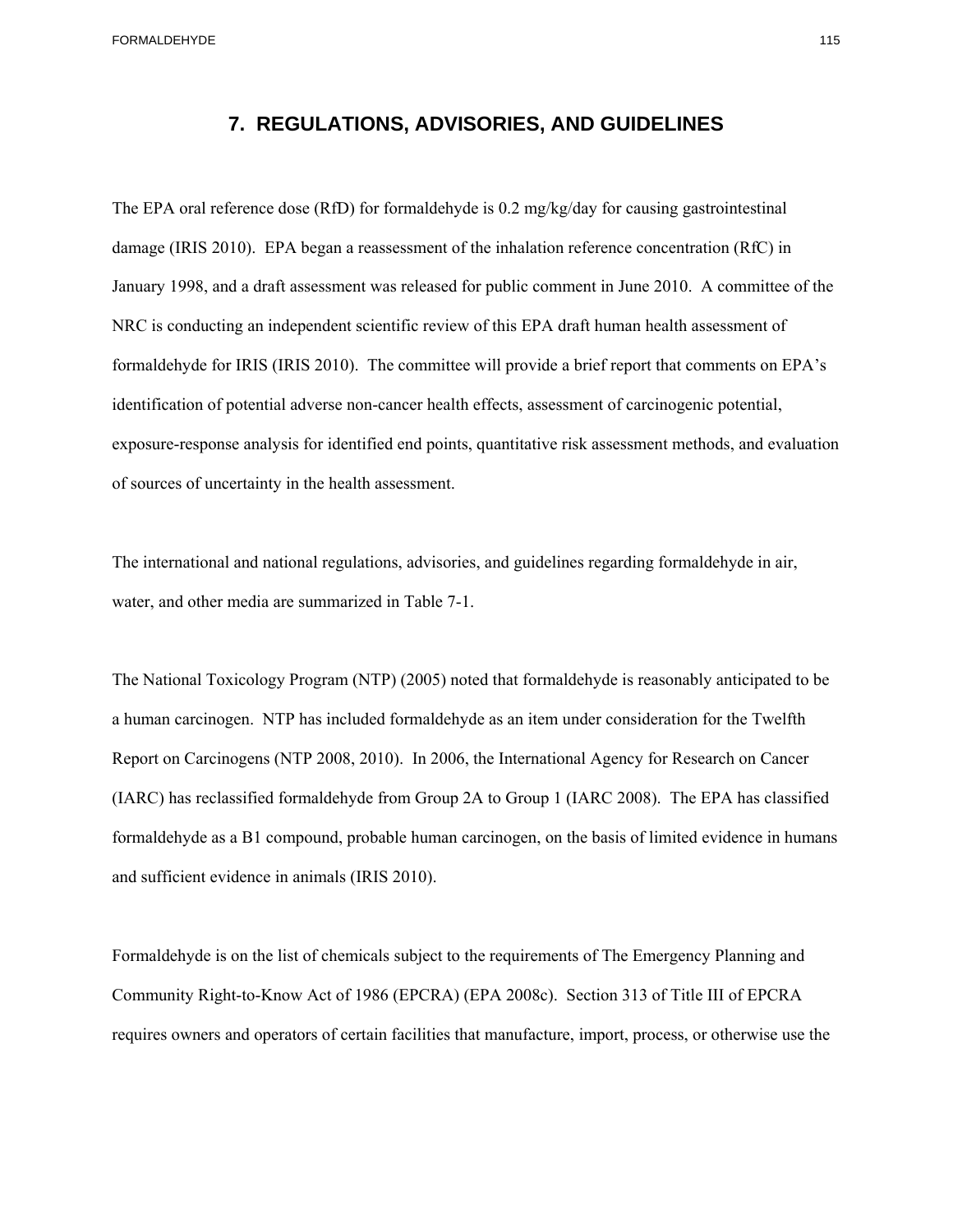# 7. REGULATIONS, ADVISORIES, AND GUIDELINES

The EPA oral reference dose (RfD) for formaldehyde is 0.2 mg/kg/day for causing gastrointestinal damage (IRIS 2010). EPA began a reassessment of the inhalation reference concentration (RfC) in January 1998, and a draft assessment was released for public comment in June 2010. A committee of the NRC is conducting an independent scientific review of this EPA draft human health assessment of formaldehyde for IRIS (IRIS 2010). The committee will provide a brief report that comments on EPA's identification of potential adverse non-cancer health effects, assessment of carcinogenic potential, exposure-response analysis for identified end points, quantitative risk assessment methods, and evaluation of sources of uncertainty in the health assessment.

The international and national regulations, advisories, and guidelines regarding formaldehyde in air, water, and other media are summarized in Table 7-1.

The National Toxicology Program (NTP) (2005) noted that formaldehyde is reasonably anticipated to be a human carcinogen. NTP has included formaldehyde as an item under consideration for the Twelfth Report on Carcinogens (NTP 2008, 2010). In 2006, the International Agency for Research on Cancer (IARC) has reclassified formaldehyde from Group 2A to Group 1 (IARC 2008). The EPA has classified formaldehyde as a B1 compound, probable human carcinogen, on the basis of limited evidence in humans and sufficient evidence in animals (IRIS 2010).

Formaldehyde is on the list of chemicals subject to the requirements of The Emergency Planning and Community Right-to-Know Act of 1986 (EPCRA) (EPA 2008c). Section 313 of Title III of EPCRA requires owners and operators of certain facilities that manufacture, import, process, or otherwise use the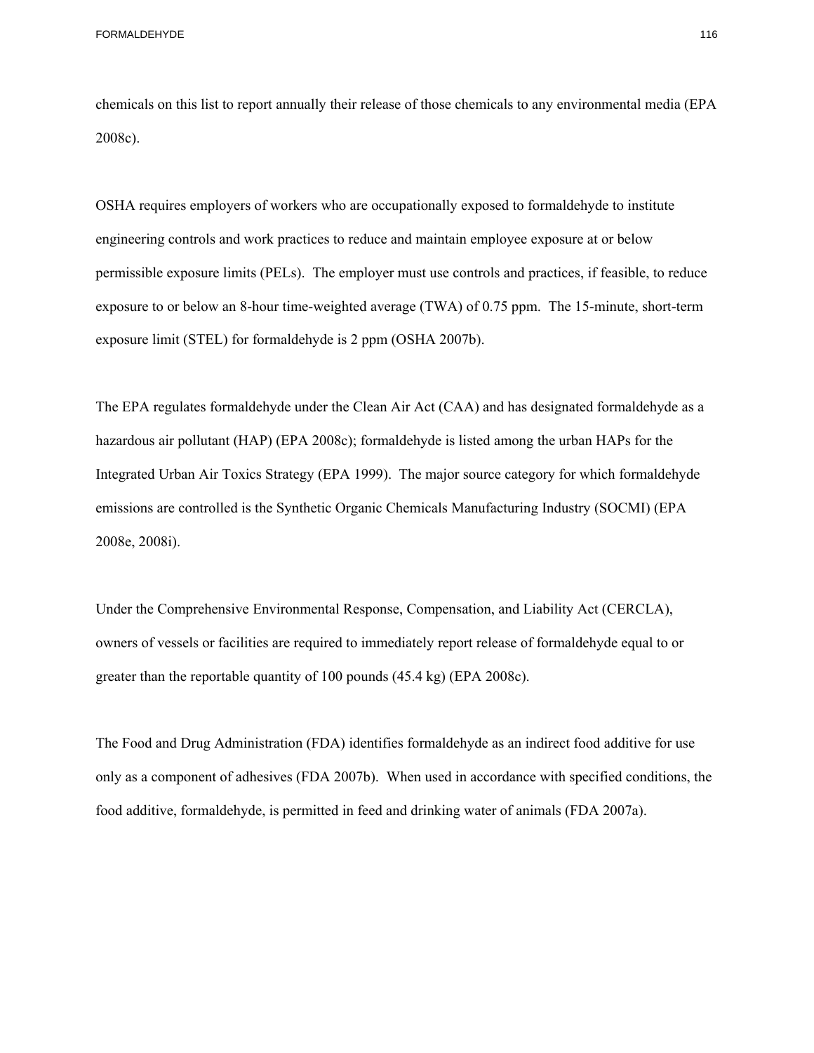chemicals on this list to report annually their release of those chemicals to any environmental media (EPA 2008c).

OSHA requires employers of workers who are occupationally exposed to formaldehyde to institute engineering controls and work practices to reduce and maintain employee exposure at or below permissible exposure limits (PELs). The employer must use controls and practices, if feasible, to reduce exposure to or below an 8-hour time-weighted average (TWA) of 0.75 ppm. The 15-minute, short-term exposure limit (STEL) for formaldehyde is 2 ppm (OSHA 2007b).

The EPA regulates formaldehyde under the Clean Air Act (CAA) and has designated formaldehyde as a hazardous air pollutant (HAP) (EPA 2008c); formaldehyde is listed among the urban HAPs for the Integrated Urban Air Toxics Strategy (EPA 1999). The major source category for which formaldehyde emissions are controlled is the Synthetic Organic Chemicals Manufacturing Industry (SOCMI) (EPA 2008e, 2008i).

Under the Comprehensive Environmental Response, Compensation, and Liability Act (CERCLA), owners of vessels or facilities are required to immediately report release of formaldehyde equal to or greater than the reportable quantity of 100 pounds (45.4 kg) (EPA 2008c).

The Food and Drug Administration (FDA) identifies formaldehyde as an indirect food additive for use only as a component of adhesives (FDA 2007b). When used in accordance with specified conditions, the food additive, formaldehyde, is permitted in feed and drinking water of animals (FDA 2007a).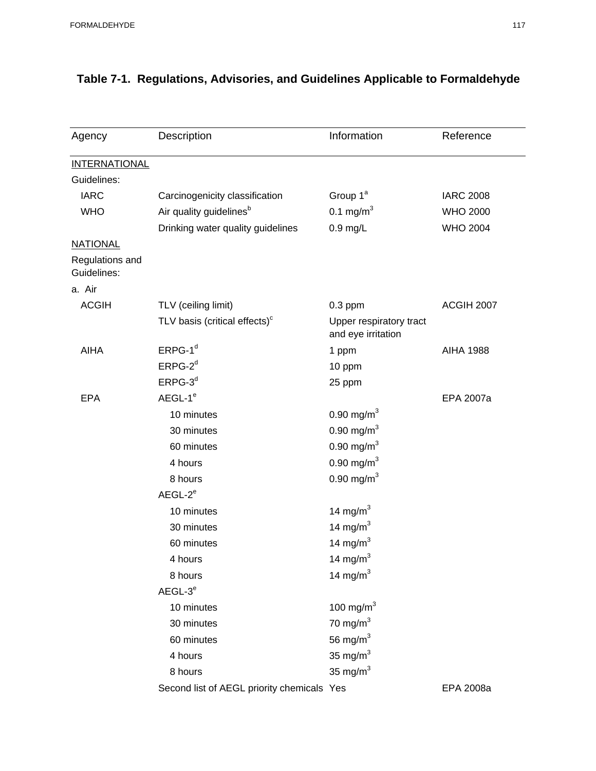**Table 7-1. Regulations, Advisories, and Guidelines Applicable to Formaldehyde**

| Agency | Description | Information | Reference |
|---|---|---|---|
| INTERNATIONAL | | | |
| Guidelines: | | | |
| IARC | Carcinogenicity classification | Group 1[a] | IARC 2008 |
| WHO | Air quality guidelines[b] | 0.1 $mg/m^3$ | WHO 2000 |
| | Drinking water quality guidelines | 0.9 mg/L | WHO 2004 |
| NATIONAL | | | |
| Regulations and Guidelines: | | | |
| a. Air | | | |
| ACGIH | TLV (ceiling limit) | 0.3 ppm | ACGIH 2007 |
| | TLV basis (critical effects)[c] | Upper respiratory tract and eye irritation | |
| AIHA | ERPG-1[d] | 1 ppm | AIHA 1988 |
| | ERPG-2[d] | 10 ppm | |
| | ERPG-3[d] | 25 ppm | |
| EPA | AEGL-1[e] | | EPA 2007a |
| | 10 minutes | 0.90 $mg/m^3$ | |
| | 30 minutes | 0.90 $mg/m^3$ | |
| | 60 minutes | 0.90 $mg/m^3$ | |
| | 4 hours | 0.90 $mg/m^3$ | |
| | 8 hours | 0.90 $mg/m^3$ | |
| | AEGL-2[e] | | |
| | 10 minutes | 14 $mg/m^3$ | |
| | 30 minutes | 14 $mg/m^3$ | |
| | 60 minutes | 14 $mg/m^3$ | |
| | 4 hours | 14 $mg/m^3$ | |
| | 8 hours | 14 $mg/m^3$ | |
| | AEGL-3[e] | | |
| | 10 minutes | 100 $mg/m^3$ | |
| | 30 minutes | 70 $mg/m^3$ | |
| | 60 minutes | 56 $mg/m^3$ | |
| | 4 hours | 35 $mg/m^3$ | |
| | 8 hours | 35 $mg/m^3$ | |
| | Second list of AEGL priority chemicals | Yes | EPA 2008a |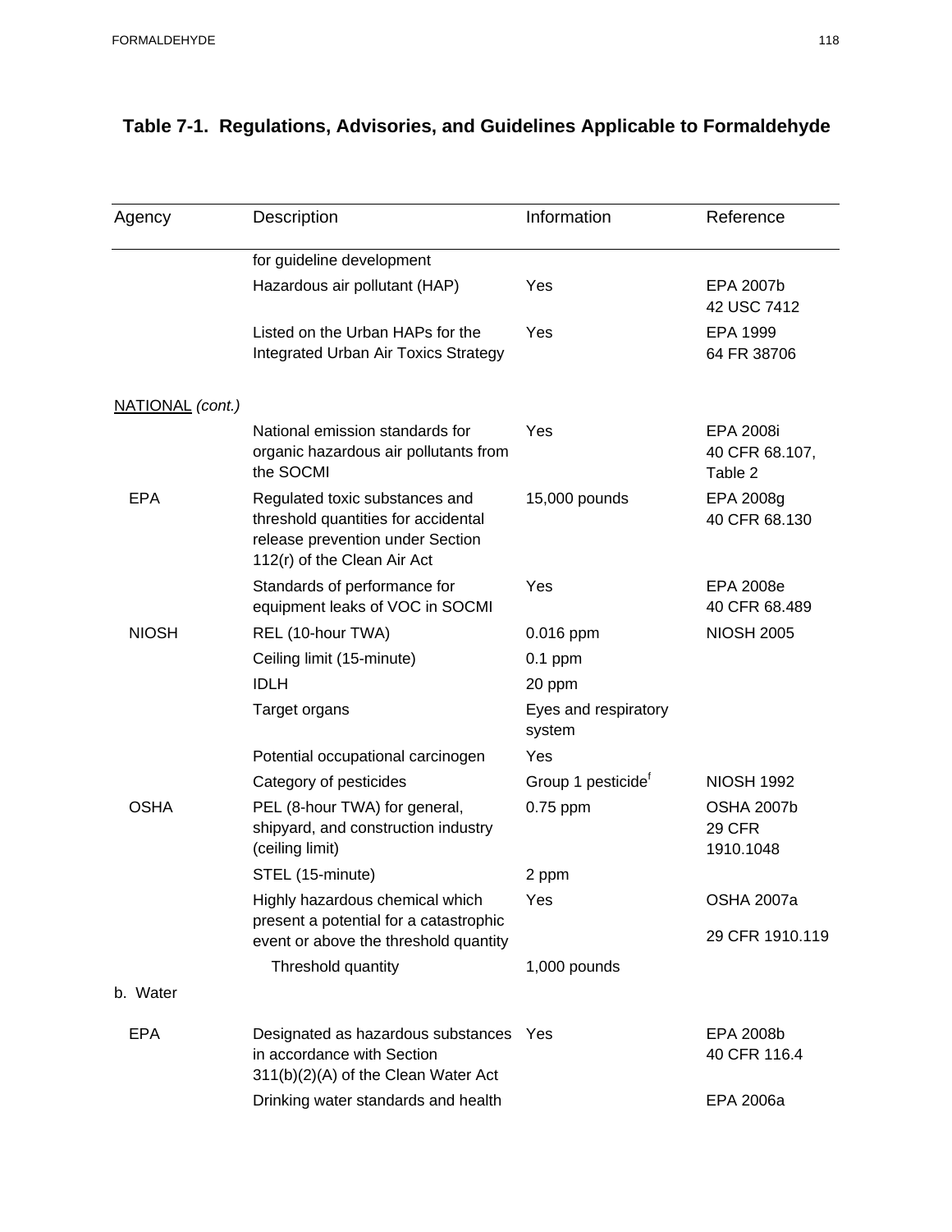# Table 7-1. Regulations, Advisories, and Guidelines Applicable to Formaldehyde

| Agency | Description | Information | Reference |
|---|---|---|---|
| | for guideline development | | |
| | Hazardous air pollutant (HAP) | Yes | EPA 2007b 42 USC 7412 |
| | Listed on the Urban HAPs for the Integrated Urban Air Toxics Strategy | Yes | EPA 1999 64 FR 38706 |
| NATIONAL *(cont.)* | | | |
| | National emission standards for organic hazardous air pollutants from the SOCMI | Yes | EPA 2008i 40 CFR 68.107, Table 2 |
| EPA | Regulated toxic substances and threshold quantities for accidental release prevention under Section 112(r) of the Clean Air Act | 15,000 pounds | EPA 2008g 40 CFR 68.130 |
| | Standards of performance for equipment leaks of VOC in SOCMI | Yes | EPA 2008e 40 CFR 68.489 |
| NIOSH | REL (10-hour TWA) | 0.016 ppm | NIOSH 2005 |
| | Ceiling limit (15-minute) | 0.1 ppm | |
| | IDLH | 20 ppm | |
| | Target organs | Eyes and respiratory system | |
| | Potential occupational carcinogen | Yes | |
| | Category of pesticides | Group 1 pesticide[f] | NIOSH 1992 |
| OSHA | PEL (8-hour TWA) for general, shipyard, and construction industry (ceiling limit) | 0.75 ppm | OSHA 2007b 29 CFR 1910.1048 |
| | STEL (15-minute) | 2 ppm | |
| | Highly hazardous chemical which present a potential for a catastrophic event or above the threshold quantity | Yes | OSHA 2007a 29 CFR 1910.119 |
| | Threshold quantity | 1,000 pounds | |
| b. Water | | | |
| EPA | Designated as hazardous substances in accordance with Section 311(b)(2)(A) of the Clean Water Act | Yes | EPA 2008b 40 CFR 116.4 |
| | Drinking water standards and health | | EPA 2006a |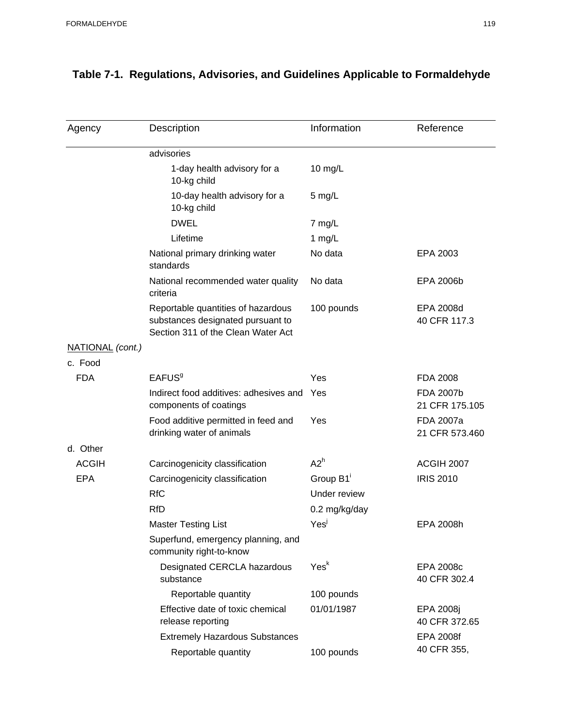**Table 7-1. Regulations, Advisories, and Guidelines Applicable to Formaldehyde**

| Agency | Description | Information | Reference |
|---|---|---|---|
| | advisories | | |
| | 1-day health advisory for a 10-kg child | 10 mg/L | |
| | 10-day health advisory for a 10-kg child | 5 mg/L | |
| | DWEL | 7 mg/L | |
| | Lifetime | 1 mg/L | |
| | National primary drinking water standards | No data | EPA 2003 |
| | National recommended water quality criteria | No data | EPA 2006b |
| | Reportable quantities of hazardous substances designated pursuant to Section 311 of the Clean Water Act | 100 pounds | EPA 2008d 40 CFR 117.3 |
| NATIONAL *(cont.)* | | | |
| c. Food | | | |
| FDA | EAFUS[g] | Yes | FDA 2008 |
| | Indirect food additives: adhesives and components of coatings | Yes | FDA 2007b 21 CFR 175.105 |
| | Food additive permitted in feed and drinking water of animals | Yes | FDA 2007a 21 CFR 573.460 |
| d. Other | | | |
| ACGIH | Carcinogenicity classification | A2[h] | ACGIH 2007 |
| EPA | Carcinogenicity classification | Group B1[i] | IRIS 2010 |
| | RfC | Under review | |
| | RfD | 0.2 mg/kg/day | |
| | Master Testing List | Yes[j] | EPA 2008h |
| | Superfund, emergency planning, and community right-to-know | | |
| | Designated CERCLA hazardous substance | Yes[k] | EPA 2008c 40 CFR 302.4 |
| | Reportable quantity | 100 pounds | |
| | Effective date of toxic chemical release reporting | 01/01/1987 | EPA 2008j 40 CFR 372.65 |
| | Extremely Hazardous Substances | | EPA 2008f 40 CFR 355, |
| | Reportable quantity | 100 pounds | |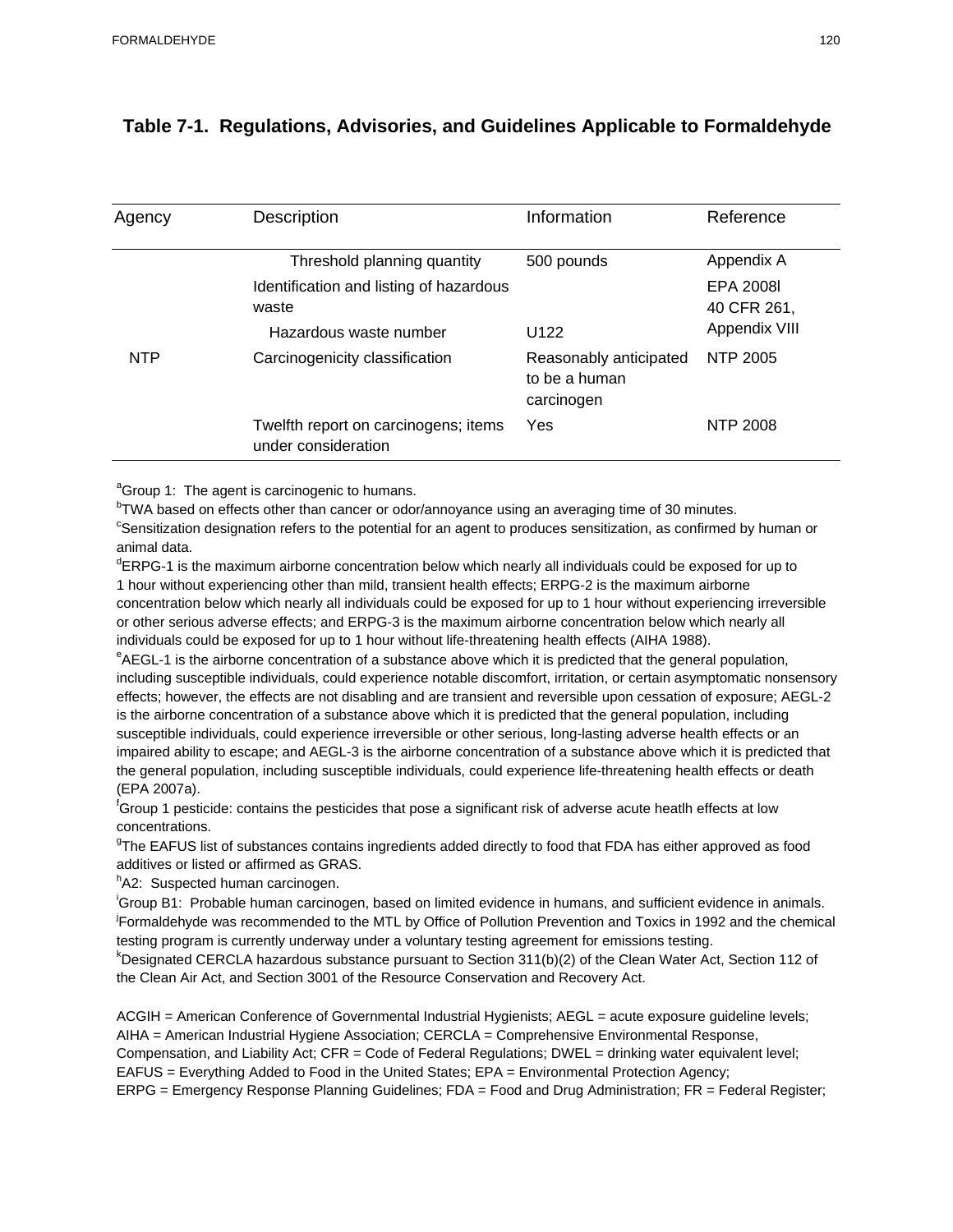# Table 7-1. Regulations, Advisories, and Guidelines Applicable to Formaldehyde

| Agency | Description | Information | Reference |
|---|---|---|---|
| | Threshold planning quantity | 500 pounds | Appendix A |
| | Identification and listing of hazardous waste | | EPA 2008l 40 CFR 261, Appendix VIII |
| | Hazardous waste number | U122 | |
| NTP | Carcinogenicity classification | Reasonably anticipated to be a human carcinogen | NTP 2005 |
| | Twelfth report on carcinogens; items under consideration | Yes | NTP 2008 |

[a]Group 1: The agent is carcinogenic to humans.
[b]TWA based on effects other than cancer or odor/annoyance using an averaging time of 30 minutes.
[c]Sensitization designation refers to the potential for an agent to produces sensitization, as confirmed by human or animal data.
[d]ERPG-1 is the maximum airborne concentration below which nearly all individuals could be exposed for up to 1 hour without experiencing other than mild, transient health effects; ERPG-2 is the maximum airborne concentration below which nearly all individuals could be exposed for up to 1 hour without experiencing irreversible or other serious adverse effects; and ERPG-3 is the maximum airborne concentration below which nearly all individuals could be exposed for up to 1 hour without life-threatening health effects (AIHA 1988).
[e]AEGL-1 is the airborne concentration of a substance above which it is predicted that the general population, including susceptible individuals, could experience notable discomfort, irritation, or certain asymptomatic nonsensory effects; however, the effects are not disabling and are transient and reversible upon cessation of exposure; AEGL-2 is the airborne concentration of a substance above which it is predicted that the general population, including susceptible individuals, could experience irreversible or other serious, long-lasting adverse health effects or an impaired ability to escape; and AEGL-3 is the airborne concentration of a substance above which it is predicted that the general population, including susceptible individuals, could experience life-threatening health effects or death (EPA 2007a).
[f]Group 1 pesticide: contains the pesticides that pose a significant risk of adverse acute heatlh effects at low concentrations.
[g]The EAFUS list of substances contains ingredients added directly to food that FDA has either approved as food additives or listed or affirmed as GRAS.
[h]A2: Suspected human carcinogen.
[i]Group B1: Probable human carcinogen, based on limited evidence in humans, and sufficient evidence in animals.
[j]Formaldehyde was recommended to the MTL by Office of Pollution Prevention and Toxics in 1992 and the chemical testing program is currently underway under a voluntary testing agreement for emissions testing.
[k]Designated CERCLA hazardous substance pursuant to Section 311(b)(2) of the Clean Water Act, Section 112 of the Clean Air Act, and Section 3001 of the Resource Conservation and Recovery Act.

ACGIH = American Conference of Governmental Industrial Hygienists; AEGL = acute exposure guideline levels; AIHA = American Industrial Hygiene Association; CERCLA = Comprehensive Environmental Response, Compensation, and Liability Act; CFR = Code of Federal Regulations; DWEL = drinking water equivalent level; EAFUS = Everything Added to Food in the United States; EPA = Environmental Protection Agency; ERPG = Emergency Response Planning Guidelines; FDA = Food and Drug Administration; FR = Federal Register;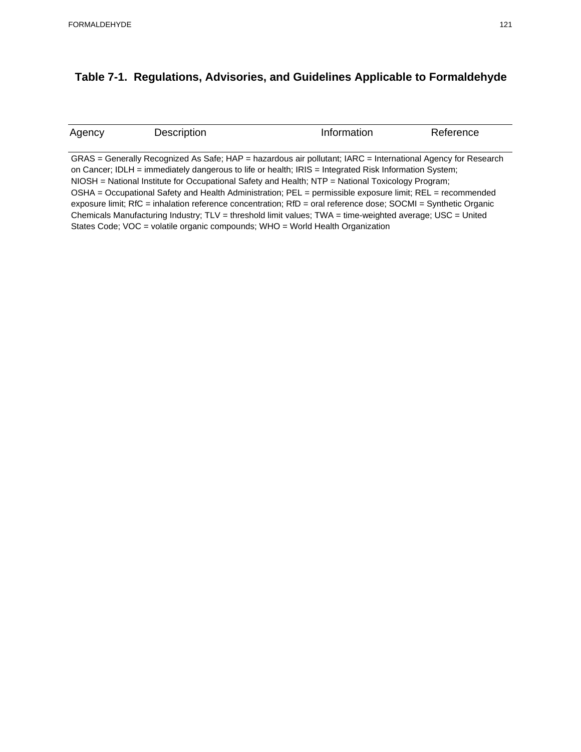**Table 7-1. Regulations, Advisories, and Guidelines Applicable to Formaldehyde**

| Agency | Description | Information | Reference |
|---|---|---|---|

GRAS = Generally Recognized As Safe; HAP = hazardous air pollutant; IARC = International Agency for Research on Cancer; IDLH = immediately dangerous to life or health; IRIS = Integrated Risk Information System; NIOSH = National Institute for Occupational Safety and Health; NTP = National Toxicology Program; OSHA = Occupational Safety and Health Administration; PEL = permissible exposure limit; REL = recommended exposure limit; RfC = inhalation reference concentration; RfD = oral reference dose; SOCMI = Synthetic Organic Chemicals Manufacturing Industry; TLV = threshold limit values; TWA = time-weighted average; USC = United States Code; VOC = volatile organic compounds; WHO = World Health Organization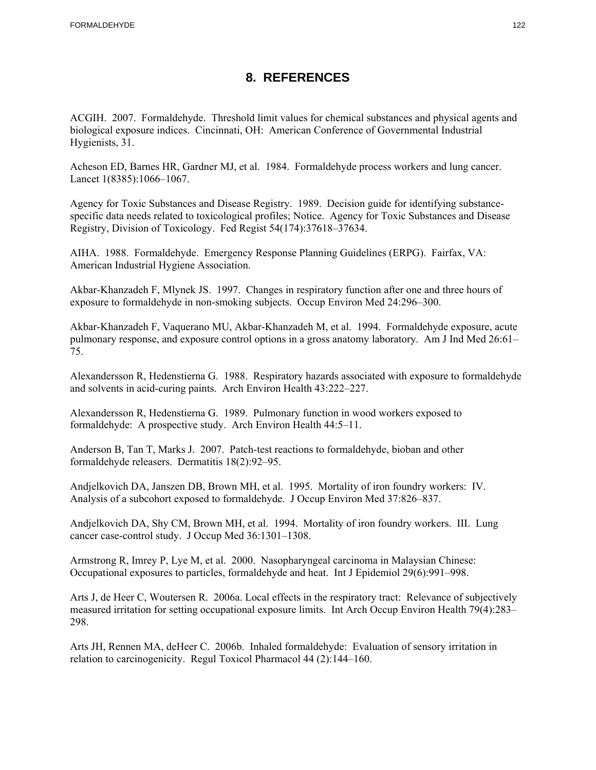# 8. REFERENCES

ACGIH. 2007. Formaldehyde. Threshold limit values for chemical substances and physical agents and biological exposure indices. Cincinnati, OH: American Conference of Governmental Industrial Hygienists, 31.

Acheson ED, Barnes HR, Gardner MJ, et al. 1984. Formaldehyde process workers and lung cancer. Lancet 1(8385):1066–1067.

Agency for Toxic Substances and Disease Registry. 1989. Decision guide for identifying substance-specific data needs related to toxicological profiles; Notice. Agency for Toxic Substances and Disease Registry, Division of Toxicology. Fed Regist 54(174):37618–37634.

AIHA. 1988. Formaldehyde. Emergency Response Planning Guidelines (ERPG). Fairfax, VA: American Industrial Hygiene Association.

Akbar-Khanzadeh F, Mlynek JS. 1997. Changes in respiratory function after one and three hours of exposure to formaldehyde in non-smoking subjects. Occup Environ Med 24:296–300.

Akbar-Khanzadeh F, Vaquerano MU, Akbar-Khanzadeh M, et al. 1994. Formaldehyde exposure, acute pulmonary response, and exposure control options in a gross anatomy laboratory. Am J Ind Med 26:61–75.

Alexandersson R, Hedenstierna G. 1988. Respiratory hazards associated with exposure to formaldehyde and solvents in acid-curing paints. Arch Environ Health 43:222–227.

Alexandersson R, Hedenstierna G. 1989. Pulmonary function in wood workers exposed to formaldehyde: A prospective study. Arch Environ Health 44:5–11.

Anderson B, Tan T, Marks J. 2007. Patch-test reactions to formaldehyde, bioban and other formaldehyde releasers. Dermatitis 18(2):92–95.

Andjelkovich DA, Janszen DB, Brown MH, et al. 1995. Mortality of iron foundry workers: IV. Analysis of a subcohort exposed to formaldehyde. J Occup Environ Med 37:826–837.

Andjelkovich DA, Shy CM, Brown MH, et al. 1994. Mortality of iron foundry workers. III. Lung cancer case-control study. J Occup Med 36:1301–1308.

Armstrong R, Imrey P, Lye M, et al. 2000. Nasopharyngeal carcinoma in Malaysian Chinese: Occupational exposures to particles, formaldehyde and heat. Int J Epidemiol 29(6):991–998.

Arts J, de Heer C, Woutersen R. 2006a. Local effects in the respiratory tract: Relevance of subjectively measured irritation for setting occupational exposure limits. Int Arch Occup Environ Health 79(4):283–298.

Arts JH, Rennen MA, deHeer C. 2006b. Inhaled formaldehyde: Evaluation of sensory irritation in relation to carcinogenicity. Regul Toxicol Pharmacol 44 (2):144–160.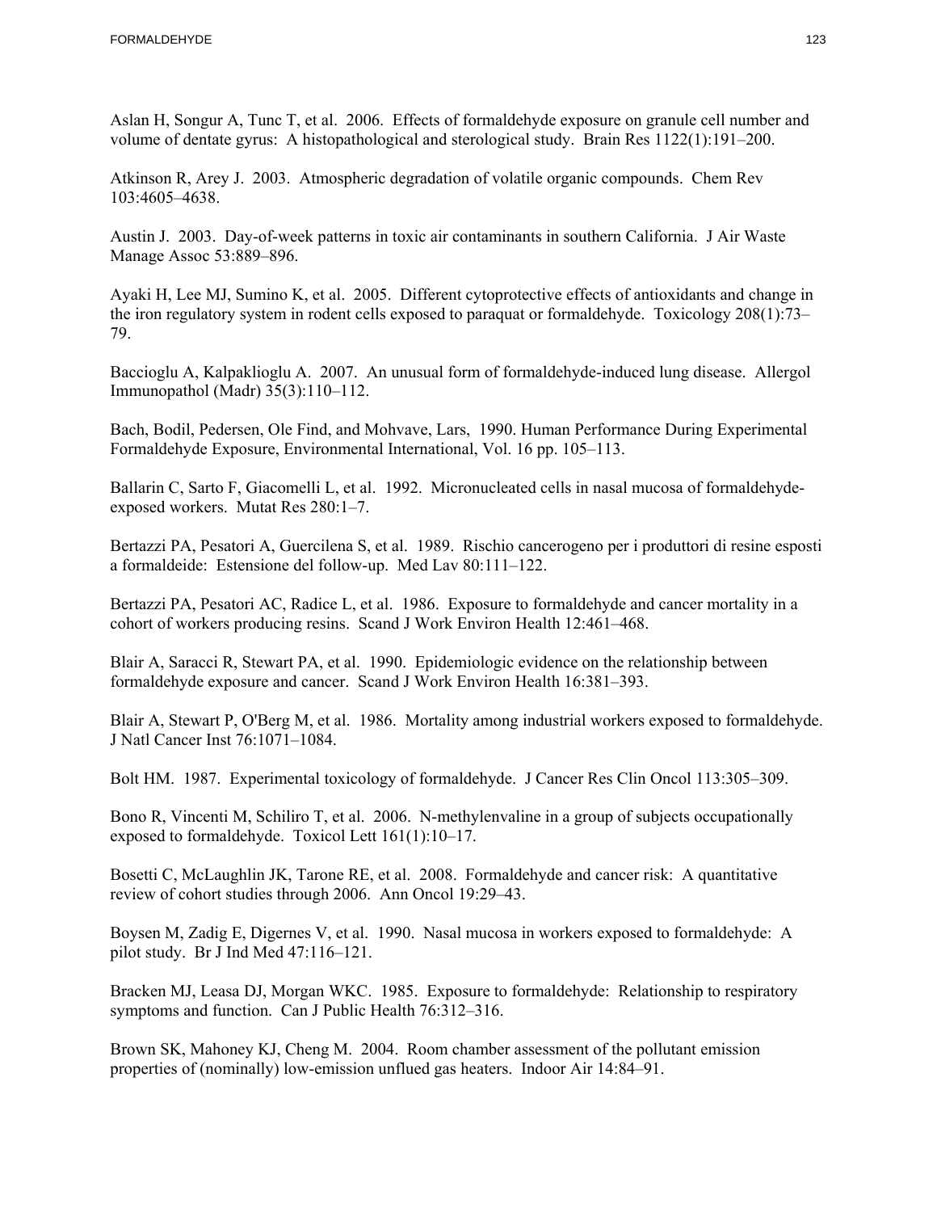Aslan H, Songur A, Tunc T, et al. 2006. Effects of formaldehyde exposure on granule cell number and volume of dentate gyrus: A histopathological and sterological study. Brain Res 1122(1):191–200.

Atkinson R, Arey J. 2003. Atmospheric degradation of volatile organic compounds. Chem Rev 103:4605–4638.

Austin J. 2003. Day-of-week patterns in toxic air contaminants in southern California. J Air Waste Manage Assoc 53:889–896.

Ayaki H, Lee MJ, Sumino K, et al. 2005. Different cytoprotective effects of antioxidants and change in the iron regulatory system in rodent cells exposed to paraquat or formaldehyde. Toxicology 208(1):73–79.

Baccioglu A, Kalpaklioglu A. 2007. An unusual form of formaldehyde-induced lung disease. Allergol Immunopathol (Madr) 35(3):110–112.

Bach, Bodil, Pedersen, Ole Find, and Mohvave, Lars, 1990. Human Performance During Experimental Formaldehyde Exposure, Environmental International, Vol. 16 pp. 105–113.

Ballarin C, Sarto F, Giacomelli L, et al. 1992. Micronucleated cells in nasal mucosa of formaldehyde-exposed workers. Mutat Res 280:1–7.

Bertazzi PA, Pesatori A, Guercilena S, et al. 1989. Rischio cancerogeno per i produttori di resine esposti a formaldeide: Estensione del follow-up. Med Lav 80:111–122.

Bertazzi PA, Pesatori AC, Radice L, et al. 1986. Exposure to formaldehyde and cancer mortality in a cohort of workers producing resins. Scand J Work Environ Health 12:461–468.

Blair A, Saracci R, Stewart PA, et al. 1990. Epidemiologic evidence on the relationship between formaldehyde exposure and cancer. Scand J Work Environ Health 16:381–393.

Blair A, Stewart P, O'Berg M, et al. 1986. Mortality among industrial workers exposed to formaldehyde. J Natl Cancer Inst 76:1071–1084.

Bolt HM. 1987. Experimental toxicology of formaldehyde. J Cancer Res Clin Oncol 113:305–309.

Bono R, Vincenti M, Schiliro T, et al. 2006. N-methylenvaline in a group of subjects occupationally exposed to formaldehyde. Toxicol Lett 161(1):10–17.

Bosetti C, McLaughlin JK, Tarone RE, et al. 2008. Formaldehyde and cancer risk: A quantitative review of cohort studies through 2006. Ann Oncol 19:29–43.

Boysen M, Zadig E, Digernes V, et al. 1990. Nasal mucosa in workers exposed to formaldehyde: A pilot study. Br J Ind Med 47:116–121.

Bracken MJ, Leasa DJ, Morgan WKC. 1985. Exposure to formaldehyde: Relationship to respiratory symptoms and function. Can J Public Health 76:312–316.

Brown SK, Mahoney KJ, Cheng M. 2004. Room chamber assessment of the pollutant emission properties of (nominally) low-emission unflued gas heaters. Indoor Air 14:84–91.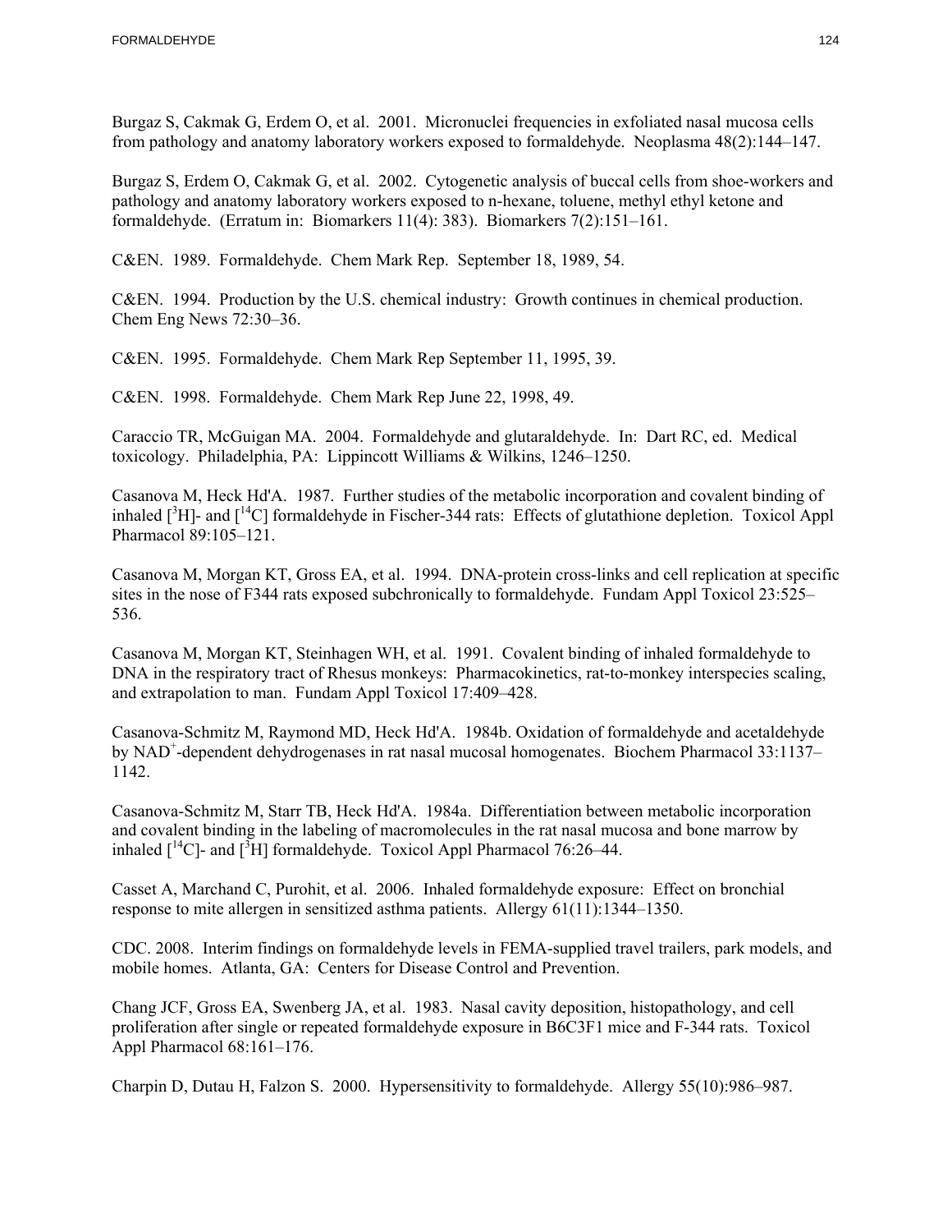Burgaz S, Cakmak G, Erdem O, et al. 2001. Micronuclei frequencies in exfoliated nasal mucosa cells from pathology and anatomy laboratory workers exposed to formaldehyde. Neoplasma 48(2):144–147.

Burgaz S, Erdem O, Cakmak G, et al. 2002. Cytogenetic analysis of buccal cells from shoe-workers and pathology and anatomy laboratory workers exposed to n-hexane, toluene, methyl ethyl ketone and formaldehyde. (Erratum in: Biomarkers 11(4): 383). Biomarkers 7(2):151–161.

C&EN. 1989. Formaldehyde. Chem Mark Rep. September 18, 1989, 54.

C&EN. 1994. Production by the U.S. chemical industry: Growth continues in chemical production. Chem Eng News 72:30–36.

C&EN. 1995. Formaldehyde. Chem Mark Rep September 11, 1995, 39.

C&EN. 1998. Formaldehyde. Chem Mark Rep June 22, 1998, 49.

Caraccio TR, McGuigan MA. 2004. Formaldehyde and glutaraldehyde. In: Dart RC, ed. Medical toxicology. Philadelphia, PA: Lippincott Williams & Wilkins, 1246–1250.

Casanova M, Heck Hd'A. 1987. Further studies of the metabolic incorporation and covalent binding of inhaled [$^{3}$H]- and [$^{14}$C] formaldehyde in Fischer-344 rats: Effects of glutathione depletion. Toxicol Appl Pharmacol 89:105–121.

Casanova M, Morgan KT, Gross EA, et al. 1994. DNA-protein cross-links and cell replication at specific sites in the nose of F344 rats exposed subchronically to formaldehyde. Fundam Appl Toxicol 23:525–536.

Casanova M, Morgan KT, Steinhagen WH, et al. 1991. Covalent binding of inhaled formaldehyde to DNA in the respiratory tract of Rhesus monkeys: Pharmacokinetics, rat-to-monkey interspecies scaling, and extrapolation to man. Fundam Appl Toxicol 17:409–428.

Casanova-Schmitz M, Raymond MD, Heck Hd'A. 1984b. Oxidation of formaldehyde and acetaldehyde by $NAD^{+}$-dependent dehydrogenases in rat nasal mucosal homogenates. Biochem Pharmacol 33:1137–1142.

Casanova-Schmitz M, Starr TB, Heck Hd'A. 1984a. Differentiation between metabolic incorporation and covalent binding in the labeling of macromolecules in the rat nasal mucosa and bone marrow by inhaled [$^{14}$C]- and [$^{3}$H] formaldehyde. Toxicol Appl Pharmacol 76:26–44.

Casset A, Marchand C, Purohit, et al. 2006. Inhaled formaldehyde exposure: Effect on bronchial response to mite allergen in sensitized asthma patients. Allergy 61(11):1344–1350.

CDC. 2008. Interim findings on formaldehyde levels in FEMA-supplied travel trailers, park models, and mobile homes. Atlanta, GA: Centers for Disease Control and Prevention.

Chang JCF, Gross EA, Swenberg JA, et al. 1983. Nasal cavity deposition, histopathology, and cell proliferation after single or repeated formaldehyde exposure in B6C3F1 mice and F-344 rats. Toxicol Appl Pharmacol 68:161–176.

Charpin D, Dutau H, Falzon S. 2000. Hypersensitivity to formaldehyde. Allergy 55(10):986–987.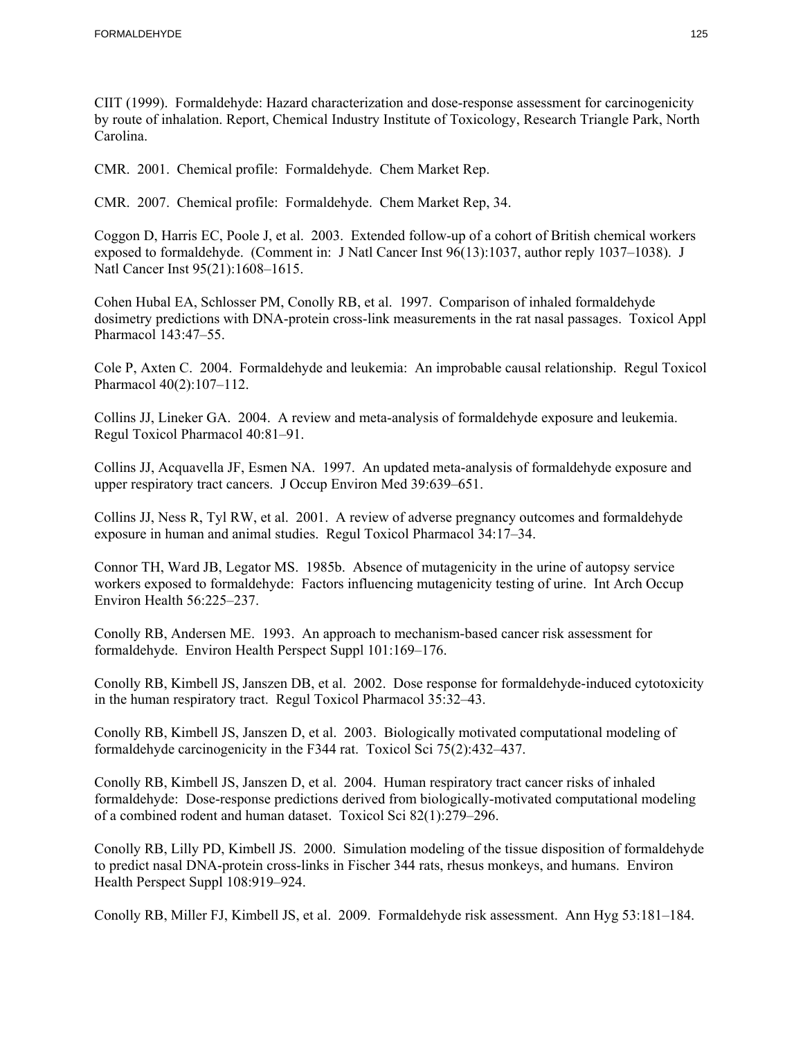CIIT (1999). Formaldehyde: Hazard characterization and dose-response assessment for carcinogenicity by route of inhalation. Report, Chemical Industry Institute of Toxicology, Research Triangle Park, North Carolina.

CMR. 2001. Chemical profile: Formaldehyde. Chem Market Rep.

CMR. 2007. Chemical profile: Formaldehyde. Chem Market Rep, 34.

Coggon D, Harris EC, Poole J, et al. 2003. Extended follow-up of a cohort of British chemical workers exposed to formaldehyde. (Comment in: J Natl Cancer Inst 96(13):1037, author reply 1037–1038). J Natl Cancer Inst 95(21):1608–1615.

Cohen Hubal EA, Schlosser PM, Conolly RB, et al. 1997. Comparison of inhaled formaldehyde dosimetry predictions with DNA-protein cross-link measurements in the rat nasal passages. Toxicol Appl Pharmacol 143:47–55.

Cole P, Axten C. 2004. Formaldehyde and leukemia: An improbable causal relationship. Regul Toxicol Pharmacol 40(2):107–112.

Collins JJ, Lineker GA. 2004. A review and meta-analysis of formaldehyde exposure and leukemia. Regul Toxicol Pharmacol 40:81–91.

Collins JJ, Acquavella JF, Esmen NA. 1997. An updated meta-analysis of formaldehyde exposure and upper respiratory tract cancers. J Occup Environ Med 39:639–651.

Collins JJ, Ness R, Tyl RW, et al. 2001. A review of adverse pregnancy outcomes and formaldehyde exposure in human and animal studies. Regul Toxicol Pharmacol 34:17–34.

Connor TH, Ward JB, Legator MS. 1985b. Absence of mutagenicity in the urine of autopsy service workers exposed to formaldehyde: Factors influencing mutagenicity testing of urine. Int Arch Occup Environ Health 56:225–237.

Conolly RB, Andersen ME. 1993. An approach to mechanism-based cancer risk assessment for formaldehyde. Environ Health Perspect Suppl 101:169–176.

Conolly RB, Kimbell JS, Janszen DB, et al. 2002. Dose response for formaldehyde-induced cytotoxicity in the human respiratory tract. Regul Toxicol Pharmacol 35:32–43.

Conolly RB, Kimbell JS, Janszen D, et al. 2003. Biologically motivated computational modeling of formaldehyde carcinogenicity in the F344 rat. Toxicol Sci 75(2):432–437.

Conolly RB, Kimbell JS, Janszen D, et al. 2004. Human respiratory tract cancer risks of inhaled formaldehyde: Dose-response predictions derived from biologically-motivated computational modeling of a combined rodent and human dataset. Toxicol Sci 82(1):279–296.

Conolly RB, Lilly PD, Kimbell JS. 2000. Simulation modeling of the tissue disposition of formaldehyde to predict nasal DNA-protein cross-links in Fischer 344 rats, rhesus monkeys, and humans. Environ Health Perspect Suppl 108:919–924.

Conolly RB, Miller FJ, Kimbell JS, et al. 2009. Formaldehyde risk assessment. Ann Hyg 53:181–184.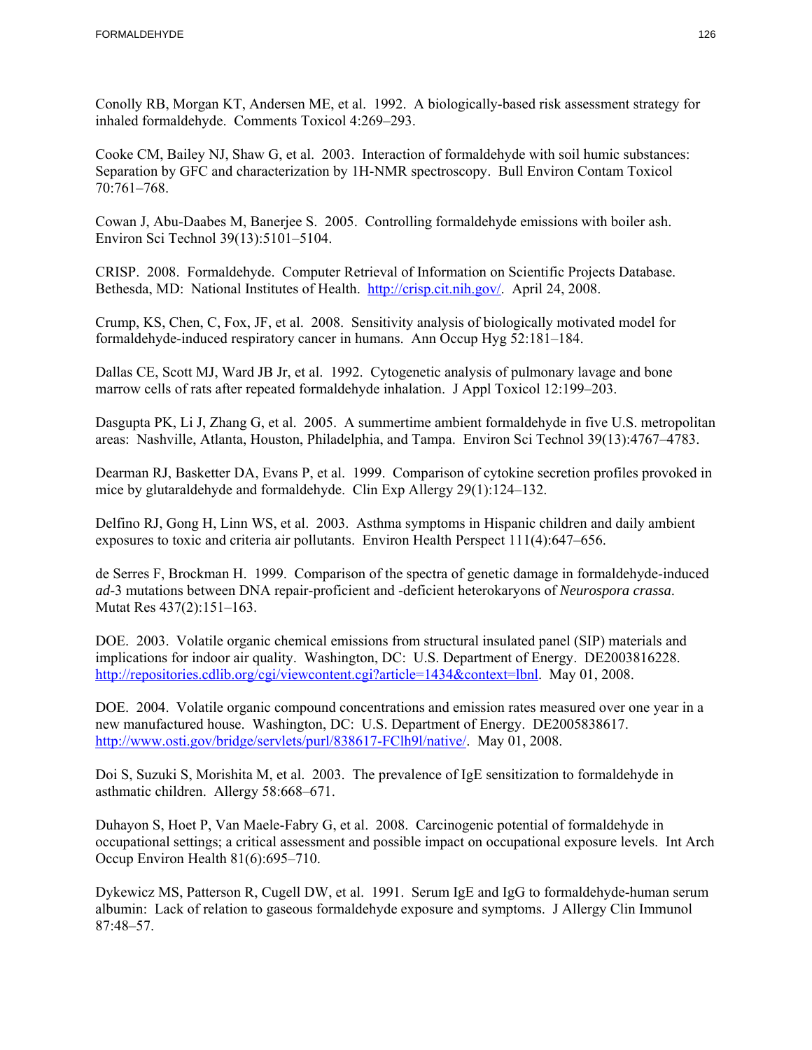Conolly RB, Morgan KT, Andersen ME, et al. 1992. A biologically-based risk assessment strategy for inhaled formaldehyde. Comments Toxicol 4:269–293.

Cooke CM, Bailey NJ, Shaw G, et al. 2003. Interaction of formaldehyde with soil humic substances: Separation by GFC and characterization by 1H-NMR spectroscopy. Bull Environ Contam Toxicol 70:761–768.

Cowan J, Abu-Daabes M, Banerjee S. 2005. Controlling formaldehyde emissions with boiler ash. Environ Sci Technol 39(13):5101–5104.

CRISP. 2008. Formaldehyde. Computer Retrieval of Information on Scientific Projects Database. Bethesda, MD: National Institutes of Health. http://crisp.cit.nih.gov/. April 24, 2008.

Crump, KS, Chen, C, Fox, JF, et al. 2008. Sensitivity analysis of biologically motivated model for formaldehyde-induced respiratory cancer in humans. Ann Occup Hyg 52:181–184.

Dallas CE, Scott MJ, Ward JB Jr, et al. 1992. Cytogenetic analysis of pulmonary lavage and bone marrow cells of rats after repeated formaldehyde inhalation. J Appl Toxicol 12:199–203.

Dasgupta PK, Li J, Zhang G, et al. 2005. A summertime ambient formaldehyde in five U.S. metropolitan areas: Nashville, Atlanta, Houston, Philadelphia, and Tampa. Environ Sci Technol 39(13):4767–4783.

Dearman RJ, Basketter DA, Evans P, et al. 1999. Comparison of cytokine secretion profiles provoked in mice by glutaraldehyde and formaldehyde. Clin Exp Allergy 29(1):124–132.

Delfino RJ, Gong H, Linn WS, et al. 2003. Asthma symptoms in Hispanic children and daily ambient exposures to toxic and criteria air pollutants. Environ Health Perspect 111(4):647–656.

de Serres F, Brockman H. 1999. Comparison of the spectra of genetic damage in formaldehyde-induced *ad*-3 mutations between DNA repair-proficient and -deficient heterokaryons of *Neurospora crassa*. Mutat Res 437(2):151–163.

DOE. 2003. Volatile organic chemical emissions from structural insulated panel (SIP) materials and implications for indoor air quality. Washington, DC: U.S. Department of Energy. DE2003816228. http://repositories.cdlib.org/cgi/viewcontent.cgi?article=1434&context=lbnl. May 01, 2008.

DOE. 2004. Volatile organic compound concentrations and emission rates measured over one year in a new manufactured house. Washington, DC: U.S. Department of Energy. DE2005838617. http://www.osti.gov/bridge/servlets/purl/838617-FClh9l/native/. May 01, 2008.

Doi S, Suzuki S, Morishita M, et al. 2003. The prevalence of IgE sensitization to formaldehyde in asthmatic children. Allergy 58:668–671.

Duhayon S, Hoet P, Van Maele-Fabry G, et al. 2008. Carcinogenic potential of formaldehyde in occupational settings; a critical assessment and possible impact on occupational exposure levels. Int Arch Occup Environ Health 81(6):695–710.

Dykewicz MS, Patterson R, Cugell DW, et al. 1991. Serum IgE and IgG to formaldehyde-human serum albumin: Lack of relation to gaseous formaldehyde exposure and symptoms. J Allergy Clin Immunol 87:48–57.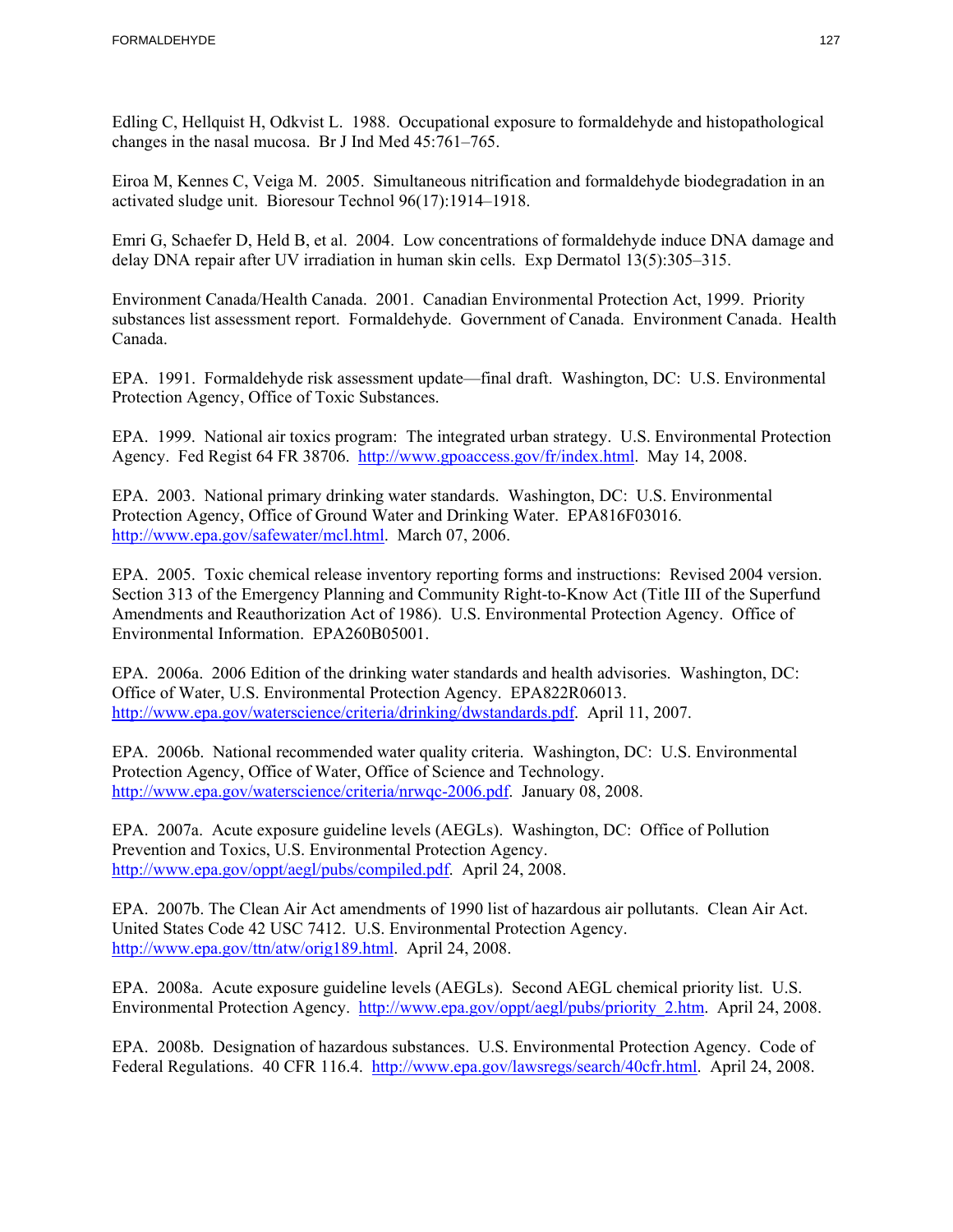Edling C, Hellquist H, Odkvist L. 1988. Occupational exposure to formaldehyde and histopathological changes in the nasal mucosa. Br J Ind Med 45:761–765.

Eiroa M, Kennes C, Veiga M. 2005. Simultaneous nitrification and formaldehyde biodegradation in an activated sludge unit. Bioresour Technol 96(17):1914–1918.

Emri G, Schaefer D, Held B, et al. 2004. Low concentrations of formaldehyde induce DNA damage and delay DNA repair after UV irradiation in human skin cells. Exp Dermatol 13(5):305–315.

Environment Canada/Health Canada. 2001. Canadian Environmental Protection Act, 1999. Priority substances list assessment report. Formaldehyde. Government of Canada. Environment Canada. Health Canada.

EPA. 1991. Formaldehyde risk assessment update—final draft. Washington, DC: U.S. Environmental Protection Agency, Office of Toxic Substances.

EPA. 1999. National air toxics program: The integrated urban strategy. U.S. Environmental Protection Agency. Fed Regist 64 FR 38706. http://www.gpoaccess.gov/fr/index.html. May 14, 2008.

EPA. 2003. National primary drinking water standards. Washington, DC: U.S. Environmental Protection Agency, Office of Ground Water and Drinking Water. EPA816F03016. http://www.epa.gov/safewater/mcl.html. March 07, 2006.

EPA. 2005. Toxic chemical release inventory reporting forms and instructions: Revised 2004 version. Section 313 of the Emergency Planning and Community Right-to-Know Act (Title III of the Superfund Amendments and Reauthorization Act of 1986). U.S. Environmental Protection Agency. Office of Environmental Information. EPA260B05001.

EPA. 2006a. 2006 Edition of the drinking water standards and health advisories. Washington, DC: Office of Water, U.S. Environmental Protection Agency. EPA822R06013. http://www.epa.gov/waterscience/criteria/drinking/dwstandards.pdf. April 11, 2007.

EPA. 2006b. National recommended water quality criteria. Washington, DC: U.S. Environmental Protection Agency, Office of Water, Office of Science and Technology. http://www.epa.gov/waterscience/criteria/nrwqc-2006.pdf. January 08, 2008.

EPA. 2007a. Acute exposure guideline levels (AEGLs). Washington, DC: Office of Pollution Prevention and Toxics, U.S. Environmental Protection Agency. http://www.epa.gov/oppt/aegl/pubs/compiled.pdf. April 24, 2008.

EPA. 2007b. The Clean Air Act amendments of 1990 list of hazardous air pollutants. Clean Air Act. United States Code 42 USC 7412. U.S. Environmental Protection Agency. http://www.epa.gov/ttn/atw/orig189.html. April 24, 2008.

EPA. 2008a. Acute exposure guideline levels (AEGLs). Second AEGL chemical priority list. U.S. Environmental Protection Agency. http://www.epa.gov/oppt/aegl/pubs/priority_2.htm. April 24, 2008.

EPA. 2008b. Designation of hazardous substances. U.S. Environmental Protection Agency. Code of Federal Regulations. 40 CFR 116.4. http://www.epa.gov/lawsregs/search/40cfr.html. April 24, 2008.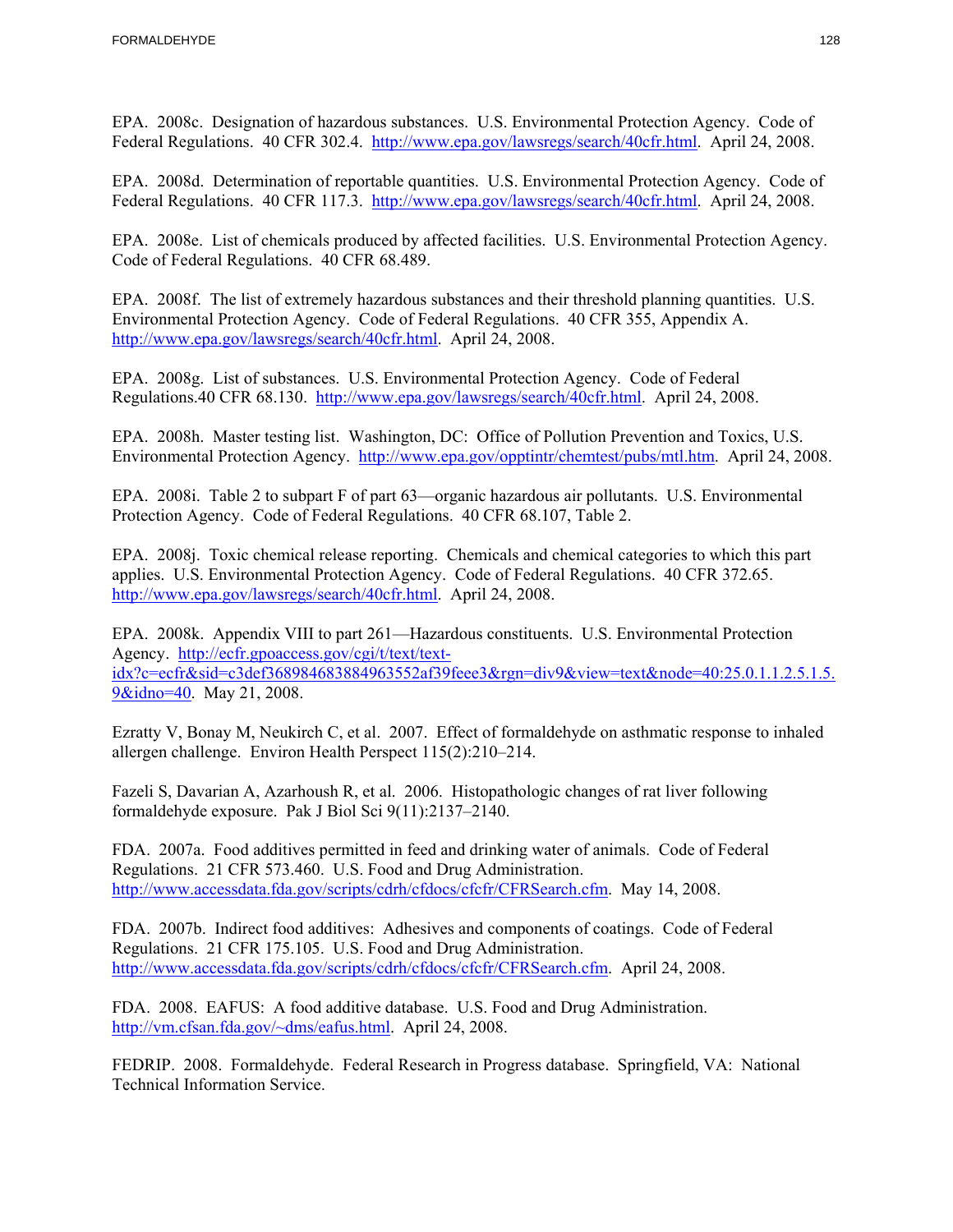EPA. 2008c. Designation of hazardous substances. U.S. Environmental Protection Agency. Code of Federal Regulations. 40 CFR 302.4. http://www.epa.gov/lawsregs/search/40cfr.html. April 24, 2008.

EPA. 2008d. Determination of reportable quantities. U.S. Environmental Protection Agency. Code of Federal Regulations. 40 CFR 117.3. http://www.epa.gov/lawsregs/search/40cfr.html. April 24, 2008.

EPA. 2008e. List of chemicals produced by affected facilities. U.S. Environmental Protection Agency. Code of Federal Regulations. 40 CFR 68.489.

EPA. 2008f. The list of extremely hazardous substances and their threshold planning quantities. U.S. Environmental Protection Agency. Code of Federal Regulations. 40 CFR 355, Appendix A. http://www.epa.gov/lawsregs/search/40cfr.html. April 24, 2008.

EPA. 2008g. List of substances. U.S. Environmental Protection Agency. Code of Federal Regulations.40 CFR 68.130. http://www.epa.gov/lawsregs/search/40cfr.html. April 24, 2008.

EPA. 2008h. Master testing list. Washington, DC: Office of Pollution Prevention and Toxics, U.S. Environmental Protection Agency. http://www.epa.gov/opptintr/chemtest/pubs/mtl.htm. April 24, 2008.

EPA. 2008i. Table 2 to subpart F of part 63—organic hazardous air pollutants. U.S. Environmental Protection Agency. Code of Federal Regulations. 40 CFR 68.107, Table 2.

EPA. 2008j. Toxic chemical release reporting. Chemicals and chemical categories to which this part applies. U.S. Environmental Protection Agency. Code of Federal Regulations. 40 CFR 372.65. http://www.epa.gov/lawsregs/search/40cfr.html. April 24, 2008.

EPA. 2008k. Appendix VIII to part 261—Hazardous constituents. U.S. Environmental Protection Agency. http://ecfr.gpoaccess.gov/cgi/t/text/text-idx?c=ecfr&sid=c3def368984683884963552af39feee3&rgn=div9&view=text&node=40:25.0.1.1.2.5.1.5.9&idno=40. May 21, 2008.

Ezratty V, Bonay M, Neukirch C, et al. 2007. Effect of formaldehyde on asthmatic response to inhaled allergen challenge. Environ Health Perspect 115(2):210–214.

Fazeli S, Davarian A, Azarhoush R, et al. 2006. Histopathologic changes of rat liver following formaldehyde exposure. Pak J Biol Sci 9(11):2137–2140.

FDA. 2007a. Food additives permitted in feed and drinking water of animals. Code of Federal Regulations. 21 CFR 573.460. U.S. Food and Drug Administration. http://www.accessdata.fda.gov/scripts/cdrh/cfdocs/cfcfr/CFRSearch.cfm. May 14, 2008.

FDA. 2007b. Indirect food additives: Adhesives and components of coatings. Code of Federal Regulations. 21 CFR 175.105. U.S. Food and Drug Administration. http://www.accessdata.fda.gov/scripts/cdrh/cfdocs/cfcfr/CFRSearch.cfm. April 24, 2008.

FDA. 2008. EAFUS: A food additive database. U.S. Food and Drug Administration. http://vm.cfsan.fda.gov/~dms/eafus.html. April 24, 2008.

FEDRIP. 2008. Formaldehyde. Federal Research in Progress database. Springfield, VA: National Technical Information Service.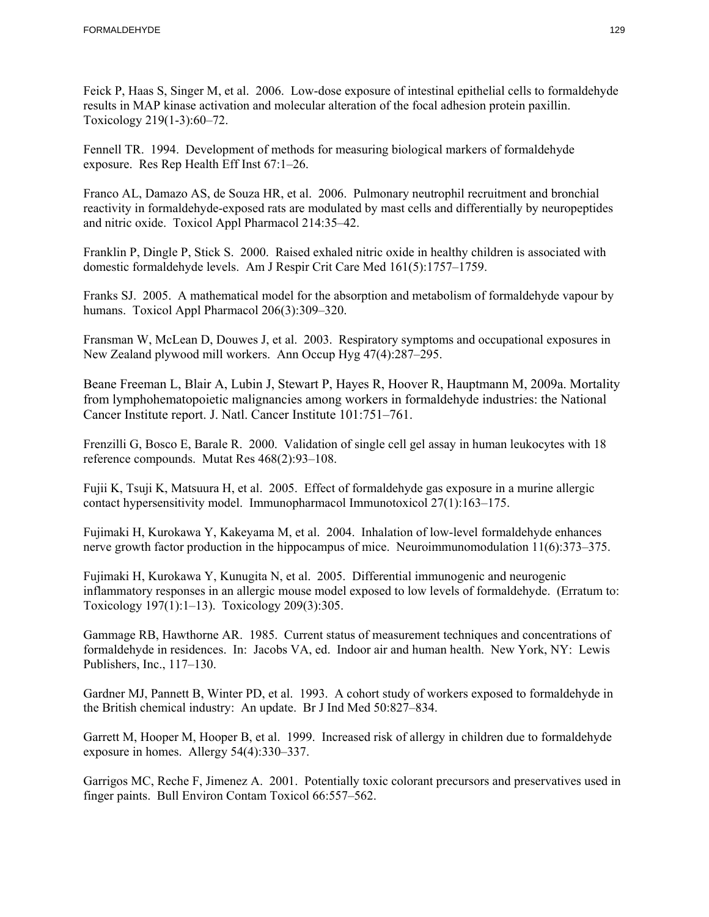Feick P, Haas S, Singer M, et al. 2006. Low-dose exposure of intestinal epithelial cells to formaldehyde results in MAP kinase activation and molecular alteration of the focal adhesion protein paxillin. Toxicology 219(1-3):60–72.

Fennell TR. 1994. Development of methods for measuring biological markers of formaldehyde exposure. Res Rep Health Eff Inst 67:1–26.

Franco AL, Damazo AS, de Souza HR, et al. 2006. Pulmonary neutrophil recruitment and bronchial reactivity in formaldehyde-exposed rats are modulated by mast cells and differentially by neuropeptides and nitric oxide. Toxicol Appl Pharmacol 214:35–42.

Franklin P, Dingle P, Stick S. 2000. Raised exhaled nitric oxide in healthy children is associated with domestic formaldehyde levels. Am J Respir Crit Care Med 161(5):1757–1759.

Franks SJ. 2005. A mathematical model for the absorption and metabolism of formaldehyde vapour by humans. Toxicol Appl Pharmacol 206(3):309–320.

Fransman W, McLean D, Douwes J, et al. 2003. Respiratory symptoms and occupational exposures in New Zealand plywood mill workers. Ann Occup Hyg 47(4):287–295.

Beane Freeman L, Blair A, Lubin J, Stewart P, Hayes R, Hoover R, Hauptmann M, 2009a. Mortality from lymphohematopoietic malignancies among workers in formaldehyde industries: the National Cancer Institute report. J. Natl. Cancer Institute 101:751–761.

Frenzilli G, Bosco E, Barale R. 2000. Validation of single cell gel assay in human leukocytes with 18 reference compounds. Mutat Res 468(2):93–108.

Fujii K, Tsuji K, Matsuura H, et al. 2005. Effect of formaldehyde gas exposure in a murine allergic contact hypersensitivity model. Immunopharmacol Immunotoxicol 27(1):163–175.

Fujimaki H, Kurokawa Y, Kakeyama M, et al. 2004. Inhalation of low-level formaldehyde enhances nerve growth factor production in the hippocampus of mice. Neuroimmunomodulation 11(6):373–375.

Fujimaki H, Kurokawa Y, Kunugita N, et al. 2005. Differential immunogenic and neurogenic inflammatory responses in an allergic mouse model exposed to low levels of formaldehyde. (Erratum to: Toxicology 197(1):1–13). Toxicology 209(3):305.

Gammage RB, Hawthorne AR. 1985. Current status of measurement techniques and concentrations of formaldehyde in residences. In: Jacobs VA, ed. Indoor air and human health. New York, NY: Lewis Publishers, Inc., 117–130.

Gardner MJ, Pannett B, Winter PD, et al. 1993. A cohort study of workers exposed to formaldehyde in the British chemical industry: An update. Br J Ind Med 50:827–834.

Garrett M, Hooper M, Hooper B, et al. 1999. Increased risk of allergy in children due to formaldehyde exposure in homes. Allergy 54(4):330–337.

Garrigos MC, Reche F, Jimenez A. 2001. Potentially toxic colorant precursors and preservatives used in finger paints. Bull Environ Contam Toxicol 66:557–562.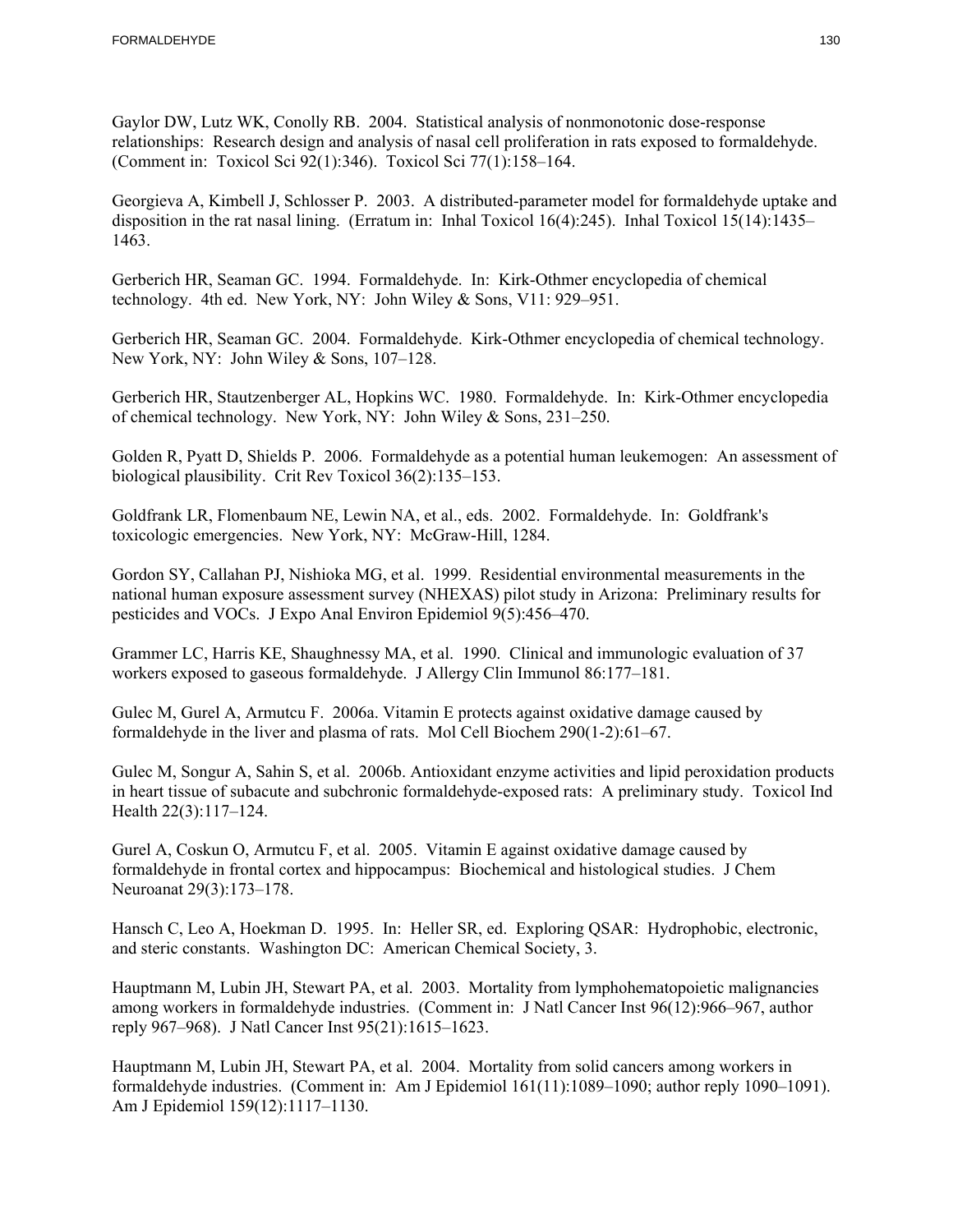Gaylor DW, Lutz WK, Conolly RB. 2004. Statistical analysis of nonmonotonic dose-response relationships: Research design and analysis of nasal cell proliferation in rats exposed to formaldehyde. (Comment in: Toxicol Sci 92(1):346). Toxicol Sci 77(1):158–164.

Georgieva A, Kimbell J, Schlosser P. 2003. A distributed-parameter model for formaldehyde uptake and disposition in the rat nasal lining. (Erratum in: Inhal Toxicol 16(4):245). Inhal Toxicol 15(14):1435–1463.

Gerberich HR, Seaman GC. 1994. Formaldehyde. In: Kirk-Othmer encyclopedia of chemical technology. 4th ed. New York, NY: John Wiley & Sons, V11: 929–951.

Gerberich HR, Seaman GC. 2004. Formaldehyde. Kirk-Othmer encyclopedia of chemical technology. New York, NY: John Wiley & Sons, 107–128.

Gerberich HR, Stautzenberger AL, Hopkins WC. 1980. Formaldehyde. In: Kirk-Othmer encyclopedia of chemical technology. New York, NY: John Wiley & Sons, 231–250.

Golden R, Pyatt D, Shields P. 2006. Formaldehyde as a potential human leukemogen: An assessment of biological plausibility. Crit Rev Toxicol 36(2):135–153.

Goldfrank LR, Flomenbaum NE, Lewin NA, et al., eds. 2002. Formaldehyde. In: Goldfrank's toxicologic emergencies. New York, NY: McGraw-Hill, 1284.

Gordon SY, Callahan PJ, Nishioka MG, et al. 1999. Residential environmental measurements in the national human exposure assessment survey (NHEXAS) pilot study in Arizona: Preliminary results for pesticides and VOCs. J Expo Anal Environ Epidemiol 9(5):456–470.

Grammer LC, Harris KE, Shaughnessy MA, et al. 1990. Clinical and immunologic evaluation of 37 workers exposed to gaseous formaldehyde. J Allergy Clin Immunol 86:177–181.

Gulec M, Gurel A, Armutcu F. 2006a. Vitamin E protects against oxidative damage caused by formaldehyde in the liver and plasma of rats. Mol Cell Biochem 290(1-2):61–67.

Gulec M, Songur A, Sahin S, et al. 2006b. Antioxidant enzyme activities and lipid peroxidation products in heart tissue of subacute and subchronic formaldehyde-exposed rats: A preliminary study. Toxicol Ind Health 22(3):117–124.

Gurel A, Coskun O, Armutcu F, et al. 2005. Vitamin E against oxidative damage caused by formaldehyde in frontal cortex and hippocampus: Biochemical and histological studies. J Chem Neuroanat 29(3):173–178.

Hansch C, Leo A, Hoekman D. 1995. In: Heller SR, ed. Exploring QSAR: Hydrophobic, electronic, and steric constants. Washington DC: American Chemical Society, 3.

Hauptmann M, Lubin JH, Stewart PA, et al. 2003. Mortality from lymphohematopoietic malignancies among workers in formaldehyde industries. (Comment in: J Natl Cancer Inst 96(12):966–967, author reply 967–968). J Natl Cancer Inst 95(21):1615–1623.

Hauptmann M, Lubin JH, Stewart PA, et al. 2004. Mortality from solid cancers among workers in formaldehyde industries. (Comment in: Am J Epidemiol 161(11):1089–1090; author reply 1090–1091). Am J Epidemiol 159(12):1117–1130.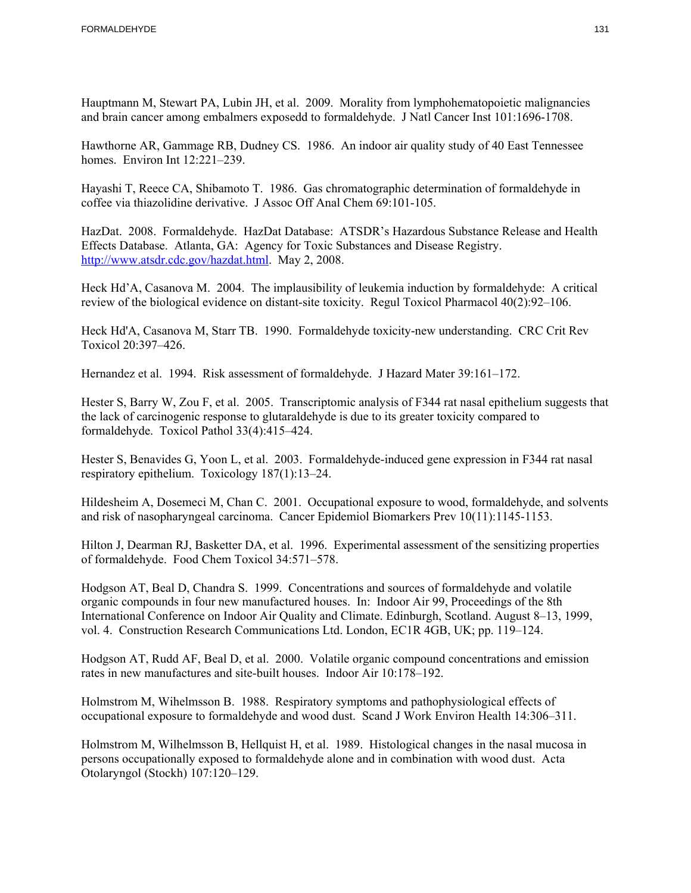Hauptmann M, Stewart PA, Lubin JH, et al. 2009. Morality from lymphohematopoietic malignancies and brain cancer among embalmers exposedd to formaldehyde. J Natl Cancer Inst 101:1696-1708.

Hawthorne AR, Gammage RB, Dudney CS. 1986. An indoor air quality study of 40 East Tennessee homes. Environ Int 12:221–239.

Hayashi T, Reece CA, Shibamoto T. 1986. Gas chromatographic determination of formaldehyde in coffee via thiazolidine derivative. J Assoc Off Anal Chem 69:101-105.

HazDat. 2008. Formaldehyde. HazDat Database: ATSDR's Hazardous Substance Release and Health Effects Database. Atlanta, GA: Agency for Toxic Substances and Disease Registry. http://www.atsdr.cdc.gov/hazdat.html. May 2, 2008.

Heck Hd'A, Casanova M. 2004. The implausibility of leukemia induction by formaldehyde: A critical review of the biological evidence on distant-site toxicity. Regul Toxicol Pharmacol 40(2):92–106.

Heck Hd'A, Casanova M, Starr TB. 1990. Formaldehyde toxicity-new understanding. CRC Crit Rev Toxicol 20:397–426.

Hernandez et al. 1994. Risk assessment of formaldehyde. J Hazard Mater 39:161–172.

Hester S, Barry W, Zou F, et al. 2005. Transcriptomic analysis of F344 rat nasal epithelium suggests that the lack of carcinogenic response to glutaraldehyde is due to its greater toxicity compared to formaldehyde. Toxicol Pathol 33(4):415–424.

Hester S, Benavides G, Yoon L, et al. 2003. Formaldehyde-induced gene expression in F344 rat nasal respiratory epithelium. Toxicology 187(1):13–24.

Hildesheim A, Dosemeci M, Chan C. 2001. Occupational exposure to wood, formaldehyde, and solvents and risk of nasopharyngeal carcinoma. Cancer Epidemiol Biomarkers Prev 10(11):1145-1153.

Hilton J, Dearman RJ, Basketter DA, et al. 1996. Experimental assessment of the sensitizing properties of formaldehyde. Food Chem Toxicol 34:571–578.

Hodgson AT, Beal D, Chandra S. 1999. Concentrations and sources of formaldehyde and volatile organic compounds in four new manufactured houses. In: Indoor Air 99, Proceedings of the 8th International Conference on Indoor Air Quality and Climate. Edinburgh, Scotland. August 8–13, 1999, vol. 4. Construction Research Communications Ltd. London, EC1R 4GB, UK; pp. 119–124.

Hodgson AT, Rudd AF, Beal D, et al. 2000. Volatile organic compound concentrations and emission rates in new manufactures and site-built houses. Indoor Air 10:178–192.

Holmstrom M, Wihelmsson B. 1988. Respiratory symptoms and pathophysiological effects of occupational exposure to formaldehyde and wood dust. Scand J Work Environ Health 14:306–311.

Holmstrom M, Wilhelmsson B, Hellquist H, et al. 1989. Histological changes in the nasal mucosa in persons occupationally exposed to formaldehyde alone and in combination with wood dust. Acta Otolaryngol (Stockh) 107:120–129.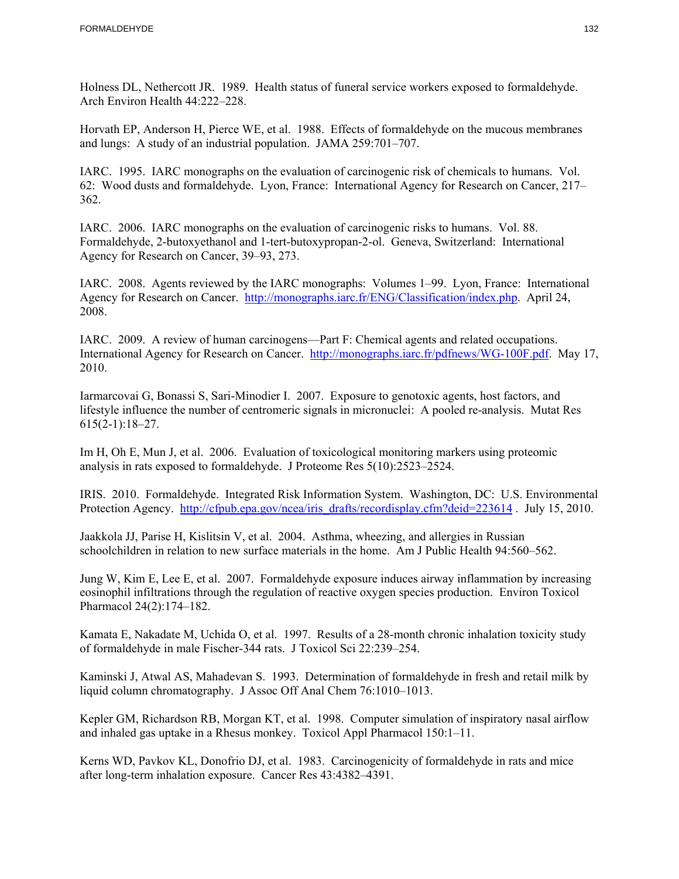Holness DL, Nethercott JR. 1989. Health status of funeral service workers exposed to formaldehyde. Arch Environ Health 44:222–228.

Horvath EP, Anderson H, Pierce WE, et al. 1988. Effects of formaldehyde on the mucous membranes and lungs: A study of an industrial population. JAMA 259:701–707.

IARC. 1995. IARC monographs on the evaluation of carcinogenic risk of chemicals to humans. Vol. 62: Wood dusts and formaldehyde. Lyon, France: International Agency for Research on Cancer, 217–362.

IARC. 2006. IARC monographs on the evaluation of carcinogenic risks to humans. Vol. 88. Formaldehyde, 2-butoxyethanol and 1-tert-butoxypropan-2-ol. Geneva, Switzerland: International Agency for Research on Cancer, 39–93, 273.

IARC. 2008. Agents reviewed by the IARC monographs: Volumes 1–99. Lyon, France: International Agency for Research on Cancer. http://monographs.iarc.fr/ENG/Classification/index.php. April 24, 2008.

IARC. 2009. A review of human carcinogens—Part F: Chemical agents and related occupations. International Agency for Research on Cancer. http://monographs.iarc.fr/pdfnews/WG-100F.pdf. May 17, 2010.

Iarmarcovai G, Bonassi S, Sari-Minodier I. 2007. Exposure to genotoxic agents, host factors, and lifestyle influence the number of centromeric signals in micronuclei: A pooled re-analysis. Mutat Res 615(2-1):18–27.

Im H, Oh E, Mun J, et al. 2006. Evaluation of toxicological monitoring markers using proteomic analysis in rats exposed to formaldehyde. J Proteome Res 5(10):2523–2524.

IRIS. 2010. Formaldehyde. Integrated Risk Information System. Washington, DC: U.S. Environmental Protection Agency. http://cfpub.epa.gov/ncea/iris_drafts/recordisplay.cfm?deid=223614 . July 15, 2010.

Jaakkola JJ, Parise H, Kislitsin V, et al. 2004. Asthma, wheezing, and allergies in Russian schoolchildren in relation to new surface materials in the home. Am J Public Health 94:560–562.

Jung W, Kim E, Lee E, et al. 2007. Formaldehyde exposure induces airway inflammation by increasing eosinophil infiltrations through the regulation of reactive oxygen species production. Environ Toxicol Pharmacol 24(2):174–182.

Kamata E, Nakadate M, Uchida O, et al. 1997. Results of a 28-month chronic inhalation toxicity study of formaldehyde in male Fischer-344 rats. J Toxicol Sci 22:239–254.

Kaminski J, Atwal AS, Mahadevan S. 1993. Determination of formaldehyde in fresh and retail milk by liquid column chromatography. J Assoc Off Anal Chem 76:1010–1013.

Kepler GM, Richardson RB, Morgan KT, et al. 1998. Computer simulation of inspiratory nasal airflow and inhaled gas uptake in a Rhesus monkey. Toxicol Appl Pharmacol 150:1–11.

Kerns WD, Pavkov KL, Donofrio DJ, et al. 1983. Carcinogenicity of formaldehyde in rats and mice after long-term inhalation exposure. Cancer Res 43:4382–4391.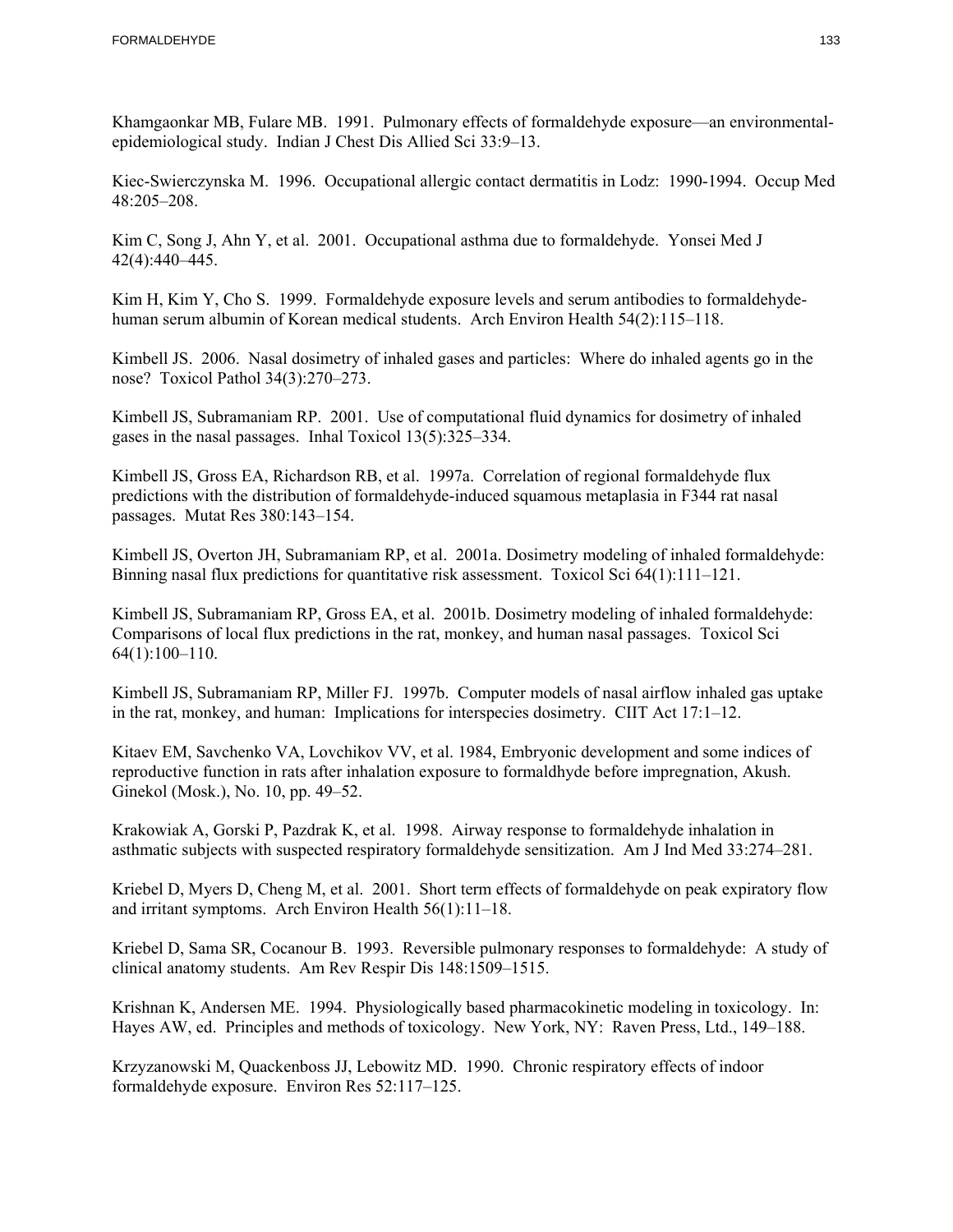Khamgaonkar MB, Fulare MB. 1991. Pulmonary effects of formaldehyde exposure—an environmental-epidemiological study. Indian J Chest Dis Allied Sci 33:9–13.

Kiec-Swierczynska M. 1996. Occupational allergic contact dermatitis in Lodz: 1990-1994. Occup Med 48:205–208.

Kim C, Song J, Ahn Y, et al. 2001. Occupational asthma due to formaldehyde. Yonsei Med J 42(4):440–445.

Kim H, Kim Y, Cho S. 1999. Formaldehyde exposure levels and serum antibodies to formaldehyde-human serum albumin of Korean medical students. Arch Environ Health 54(2):115–118.

Kimbell JS. 2006. Nasal dosimetry of inhaled gases and particles: Where do inhaled agents go in the nose? Toxicol Pathol 34(3):270–273.

Kimbell JS, Subramaniam RP. 2001. Use of computational fluid dynamics for dosimetry of inhaled gases in the nasal passages. Inhal Toxicol 13(5):325–334.

Kimbell JS, Gross EA, Richardson RB, et al. 1997a. Correlation of regional formaldehyde flux predictions with the distribution of formaldehyde-induced squamous metaplasia in F344 rat nasal passages. Mutat Res 380:143–154.

Kimbell JS, Overton JH, Subramaniam RP, et al. 2001a. Dosimetry modeling of inhaled formaldehyde: Binning nasal flux predictions for quantitative risk assessment. Toxicol Sci 64(1):111–121.

Kimbell JS, Subramaniam RP, Gross EA, et al. 2001b. Dosimetry modeling of inhaled formaldehyde: Comparisons of local flux predictions in the rat, monkey, and human nasal passages. Toxicol Sci 64(1):100–110.

Kimbell JS, Subramaniam RP, Miller FJ. 1997b. Computer models of nasal airflow inhaled gas uptake in the rat, monkey, and human: Implications for interspecies dosimetry. CIIT Act 17:1–12.

Kitaev EM, Savchenko VA, Lovchikov VV, et al. 1984, Embryonic development and some indices of reproductive function in rats after inhalation exposure to formaldhyde before impregnation, Akush. Ginekol (Mosk.), No. 10, pp. 49–52.

Krakowiak A, Gorski P, Pazdrak K, et al. 1998. Airway response to formaldehyde inhalation in asthmatic subjects with suspected respiratory formaldehyde sensitization. Am J Ind Med 33:274–281.

Kriebel D, Myers D, Cheng M, et al. 2001. Short term effects of formaldehyde on peak expiratory flow and irritant symptoms. Arch Environ Health 56(1):11–18.

Kriebel D, Sama SR, Cocanour B. 1993. Reversible pulmonary responses to formaldehyde: A study of clinical anatomy students. Am Rev Respir Dis 148:1509–1515.

Krishnan K, Andersen ME. 1994. Physiologically based pharmacokinetic modeling in toxicology. In: Hayes AW, ed. Principles and methods of toxicology. New York, NY: Raven Press, Ltd., 149–188.

Krzyzanowski M, Quackenboss JJ, Lebowitz MD. 1990. Chronic respiratory effects of indoor formaldehyde exposure. Environ Res 52:117–125.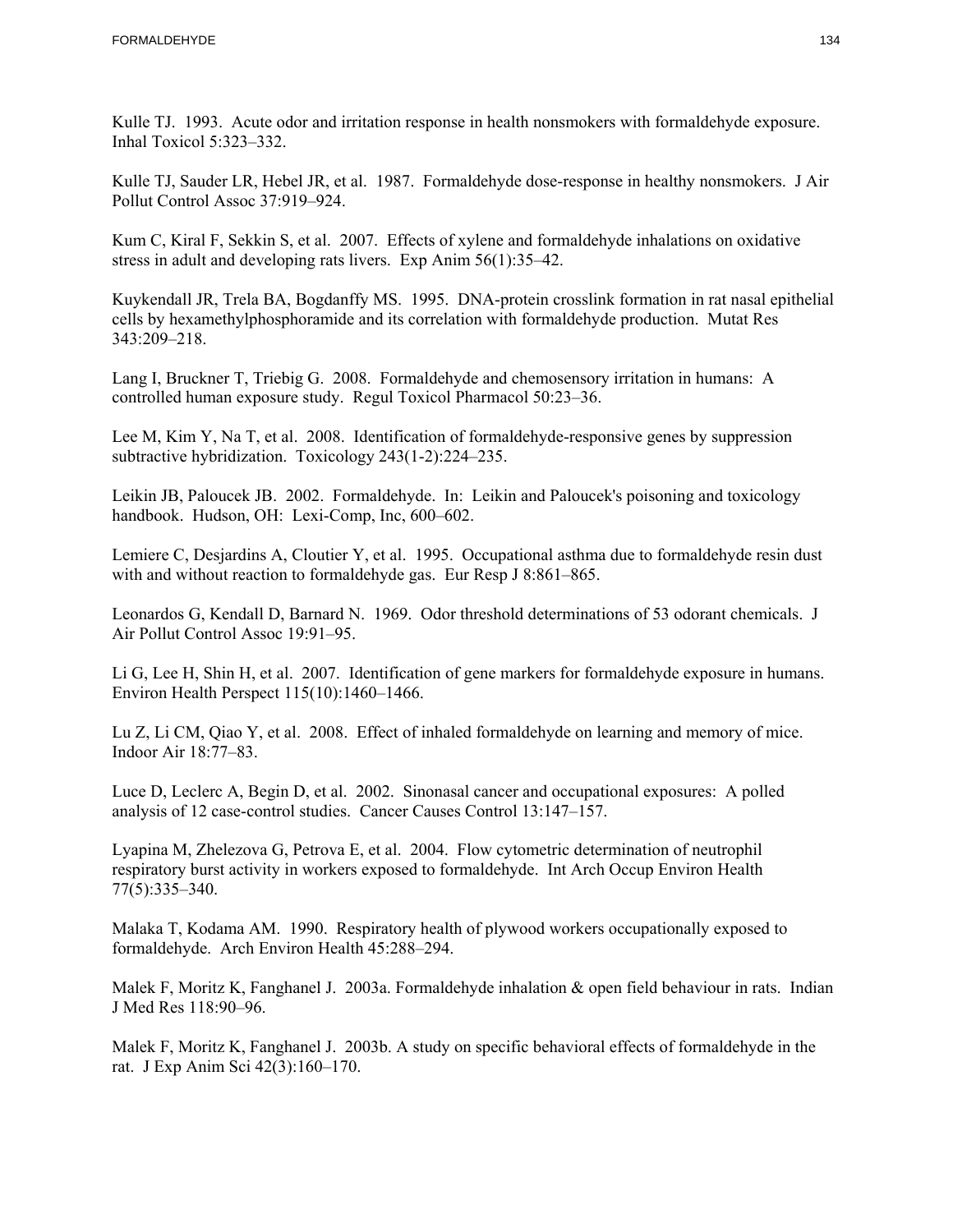Kulle TJ. 1993. Acute odor and irritation response in health nonsmokers with formaldehyde exposure. Inhal Toxicol 5:323–332.

Kulle TJ, Sauder LR, Hebel JR, et al. 1987. Formaldehyde dose-response in healthy nonsmokers. J Air Pollut Control Assoc 37:919–924.

Kum C, Kiral F, Sekkin S, et al. 2007. Effects of xylene and formaldehyde inhalations on oxidative stress in adult and developing rats livers. Exp Anim 56(1):35–42.

Kuykendall JR, Trela BA, Bogdanffy MS. 1995. DNA-protein crosslink formation in rat nasal epithelial cells by hexamethylphosphoramide and its correlation with formaldehyde production. Mutat Res 343:209–218.

Lang I, Bruckner T, Triebig G. 2008. Formaldehyde and chemosensory irritation in humans: A controlled human exposure study. Regul Toxicol Pharmacol 50:23–36.

Lee M, Kim Y, Na T, et al. 2008. Identification of formaldehyde-responsive genes by suppression subtractive hybridization. Toxicology 243(1-2):224–235.

Leikin JB, Paloucek JB. 2002. Formaldehyde. In: Leikin and Paloucek's poisoning and toxicology handbook. Hudson, OH: Lexi-Comp, Inc, 600–602.

Lemiere C, Desjardins A, Cloutier Y, et al. 1995. Occupational asthma due to formaldehyde resin dust with and without reaction to formaldehyde gas. Eur Resp J 8:861–865.

Leonardos G, Kendall D, Barnard N. 1969. Odor threshold determinations of 53 odorant chemicals. J Air Pollut Control Assoc 19:91–95.

Li G, Lee H, Shin H, et al. 2007. Identification of gene markers for formaldehyde exposure in humans. Environ Health Perspect 115(10):1460–1466.

Lu Z, Li CM, Qiao Y, et al. 2008. Effect of inhaled formaldehyde on learning and memory of mice. Indoor Air 18:77–83.

Luce D, Leclerc A, Begin D, et al. 2002. Sinonasal cancer and occupational exposures: A polled analysis of 12 case-control studies. Cancer Causes Control 13:147–157.

Lyapina M, Zhelezova G, Petrova E, et al. 2004. Flow cytometric determination of neutrophil respiratory burst activity in workers exposed to formaldehyde. Int Arch Occup Environ Health 77(5):335–340.

Malaka T, Kodama AM. 1990. Respiratory health of plywood workers occupationally exposed to formaldehyde. Arch Environ Health 45:288–294.

Malek F, Moritz K, Fanghanel J. 2003a. Formaldehyde inhalation & open field behaviour in rats. Indian J Med Res 118:90–96.

Malek F, Moritz K, Fanghanel J. 2003b. A study on specific behavioral effects of formaldehyde in the rat. J Exp Anim Sci 42(3):160–170.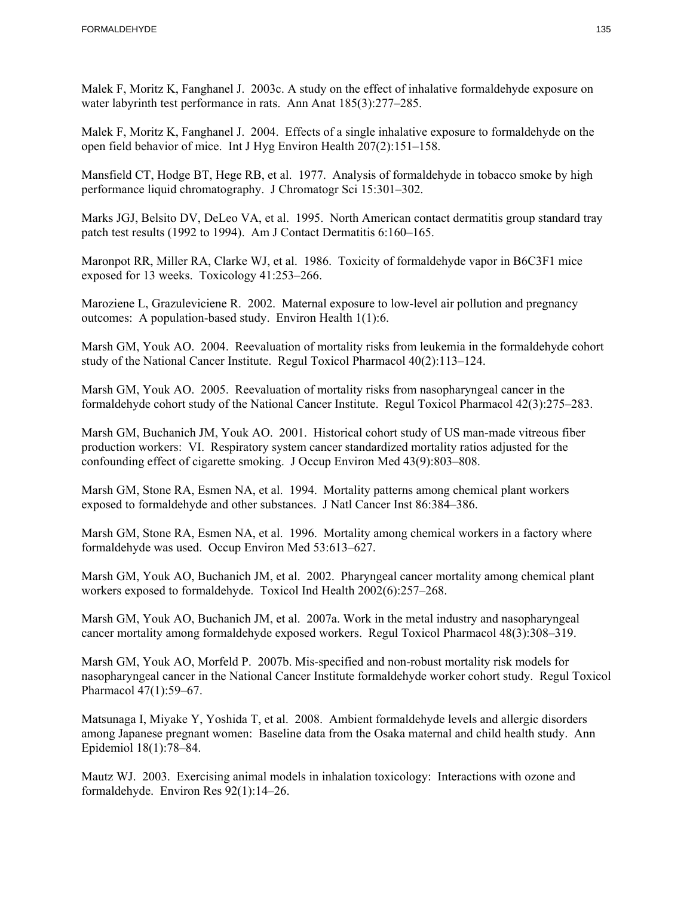Malek F, Moritz K, Fanghanel J. 2003c. A study on the effect of inhalative formaldehyde exposure on water labyrinth test performance in rats. Ann Anat 185(3):277–285.

Malek F, Moritz K, Fanghanel J. 2004. Effects of a single inhalative exposure to formaldehyde on the open field behavior of mice. Int J Hyg Environ Health 207(2):151–158.

Mansfield CT, Hodge BT, Hege RB, et al. 1977. Analysis of formaldehyde in tobacco smoke by high performance liquid chromatography. J Chromatogr Sci 15:301–302.

Marks JGJ, Belsito DV, DeLeo VA, et al. 1995. North American contact dermatitis group standard tray patch test results (1992 to 1994). Am J Contact Dermatitis 6:160–165.

Maronpot RR, Miller RA, Clarke WJ, et al. 1986. Toxicity of formaldehyde vapor in B6C3F1 mice exposed for 13 weeks. Toxicology 41:253–266.

Maroziene L, Grazuleviciene R. 2002. Maternal exposure to low-level air pollution and pregnancy outcomes: A population-based study. Environ Health 1(1):6.

Marsh GM, Youk AO. 2004. Reevaluation of mortality risks from leukemia in the formaldehyde cohort study of the National Cancer Institute. Regul Toxicol Pharmacol 40(2):113–124.

Marsh GM, Youk AO. 2005. Reevaluation of mortality risks from nasopharyngeal cancer in the formaldehyde cohort study of the National Cancer Institute. Regul Toxicol Pharmacol 42(3):275–283.

Marsh GM, Buchanich JM, Youk AO. 2001. Historical cohort study of US man-made vitreous fiber production workers: VI. Respiratory system cancer standardized mortality ratios adjusted for the confounding effect of cigarette smoking. J Occup Environ Med 43(9):803–808.

Marsh GM, Stone RA, Esmen NA, et al. 1994. Mortality patterns among chemical plant workers exposed to formaldehyde and other substances. J Natl Cancer Inst 86:384–386.

Marsh GM, Stone RA, Esmen NA, et al. 1996. Mortality among chemical workers in a factory where formaldehyde was used. Occup Environ Med 53:613–627.

Marsh GM, Youk AO, Buchanich JM, et al. 2002. Pharyngeal cancer mortality among chemical plant workers exposed to formaldehyde. Toxicol Ind Health 2002(6):257–268.

Marsh GM, Youk AO, Buchanich JM, et al. 2007a. Work in the metal industry and nasopharyngeal cancer mortality among formaldehyde exposed workers. Regul Toxicol Pharmacol 48(3):308–319.

Marsh GM, Youk AO, Morfeld P. 2007b. Mis-specified and non-robust mortality risk models for nasopharyngeal cancer in the National Cancer Institute formaldehyde worker cohort study. Regul Toxicol Pharmacol 47(1):59–67.

Matsunaga I, Miyake Y, Yoshida T, et al. 2008. Ambient formaldehyde levels and allergic disorders among Japanese pregnant women: Baseline data from the Osaka maternal and child health study. Ann Epidemiol 18(1):78–84.

Mautz WJ. 2003. Exercising animal models in inhalation toxicology: Interactions with ozone and formaldehyde. Environ Res 92(1):14–26.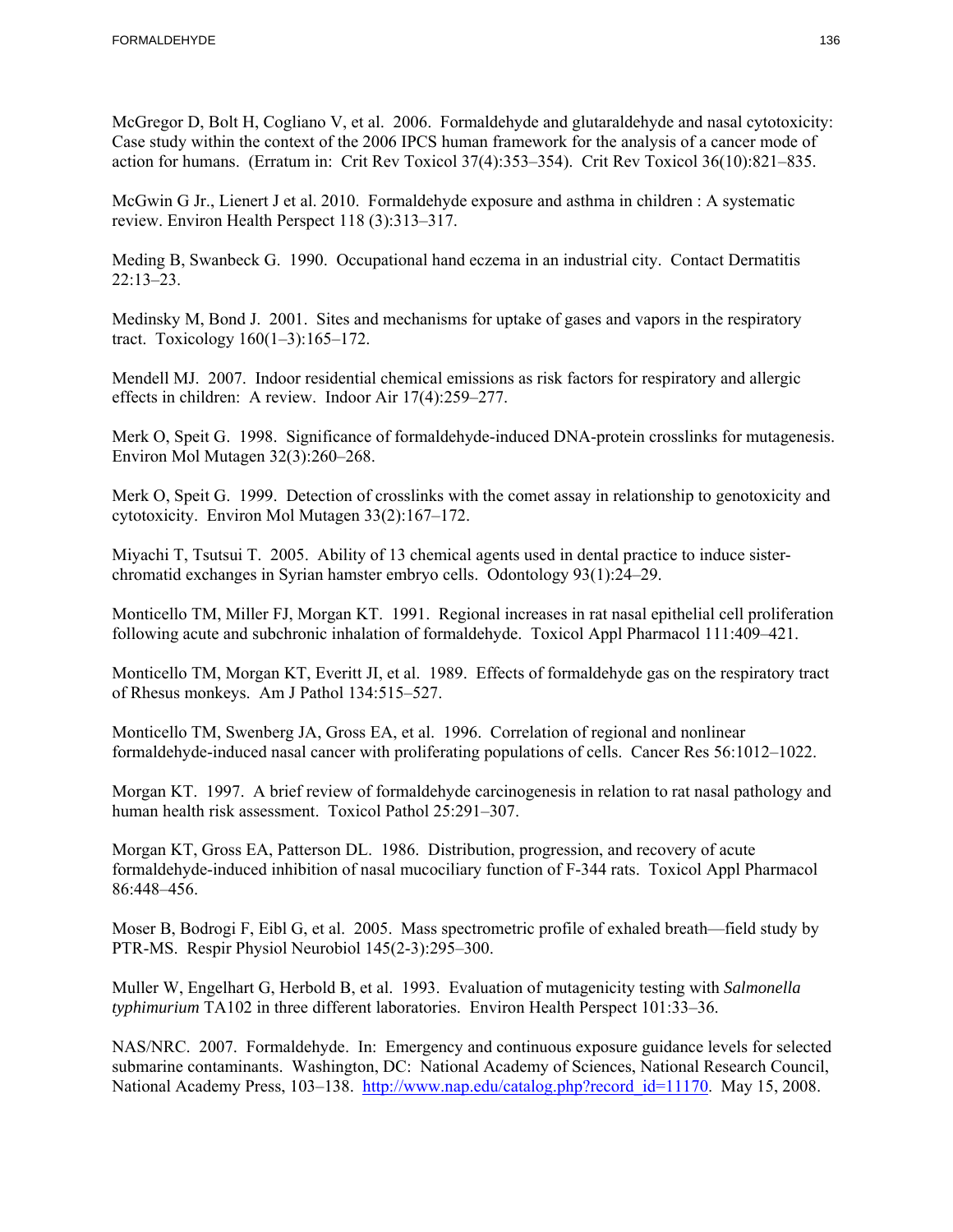McGregor D, Bolt H, Cogliano V, et al. 2006. Formaldehyde and glutaraldehyde and nasal cytotoxicity: Case study within the context of the 2006 IPCS human framework for the analysis of a cancer mode of action for humans. (Erratum in: Crit Rev Toxicol 37(4):353–354). Crit Rev Toxicol 36(10):821–835.

McGwin G Jr., Lienert J et al. 2010. Formaldehyde exposure and asthma in children : A systematic review. Environ Health Perspect 118 (3):313–317.

Meding B, Swanbeck G. 1990. Occupational hand eczema in an industrial city. Contact Dermatitis 22:13–23.

Medinsky M, Bond J. 2001. Sites and mechanisms for uptake of gases and vapors in the respiratory tract. Toxicology 160(1–3):165–172.

Mendell MJ. 2007. Indoor residential chemical emissions as risk factors for respiratory and allergic effects in children: A review. Indoor Air 17(4):259–277.

Merk O, Speit G. 1998. Significance of formaldehyde-induced DNA-protein crosslinks for mutagenesis. Environ Mol Mutagen 32(3):260–268.

Merk O, Speit G. 1999. Detection of crosslinks with the comet assay in relationship to genotoxicity and cytotoxicity. Environ Mol Mutagen 33(2):167–172.

Miyachi T, Tsutsui T. 2005. Ability of 13 chemical agents used in dental practice to induce sister-chromatid exchanges in Syrian hamster embryo cells. Odontology 93(1):24–29.

Monticello TM, Miller FJ, Morgan KT. 1991. Regional increases in rat nasal epithelial cell proliferation following acute and subchronic inhalation of formaldehyde. Toxicol Appl Pharmacol 111:409–421.

Monticello TM, Morgan KT, Everitt JI, et al. 1989. Effects of formaldehyde gas on the respiratory tract of Rhesus monkeys. Am J Pathol 134:515–527.

Monticello TM, Swenberg JA, Gross EA, et al. 1996. Correlation of regional and nonlinear formaldehyde-induced nasal cancer with proliferating populations of cells. Cancer Res 56:1012–1022.

Morgan KT. 1997. A brief review of formaldehyde carcinogenesis in relation to rat nasal pathology and human health risk assessment. Toxicol Pathol 25:291–307.

Morgan KT, Gross EA, Patterson DL. 1986. Distribution, progression, and recovery of acute formaldehyde-induced inhibition of nasal mucociliary function of F-344 rats. Toxicol Appl Pharmacol 86:448–456.

Moser B, Bodrogi F, Eibl G, et al. 2005. Mass spectrometric profile of exhaled breath—field study by PTR-MS. Respir Physiol Neurobiol 145(2-3):295–300.

Muller W, Engelhart G, Herbold B, et al. 1993. Evaluation of mutagenicity testing with *Salmonella typhimurium* TA102 in three different laboratories. Environ Health Perspect 101:33–36.

NAS/NRC. 2007. Formaldehyde. In: Emergency and continuous exposure guidance levels for selected submarine contaminants. Washington, DC: National Academy of Sciences, National Research Council, National Academy Press, 103–138. http://www.nap.edu/catalog.php?record_id=11170. May 15, 2008.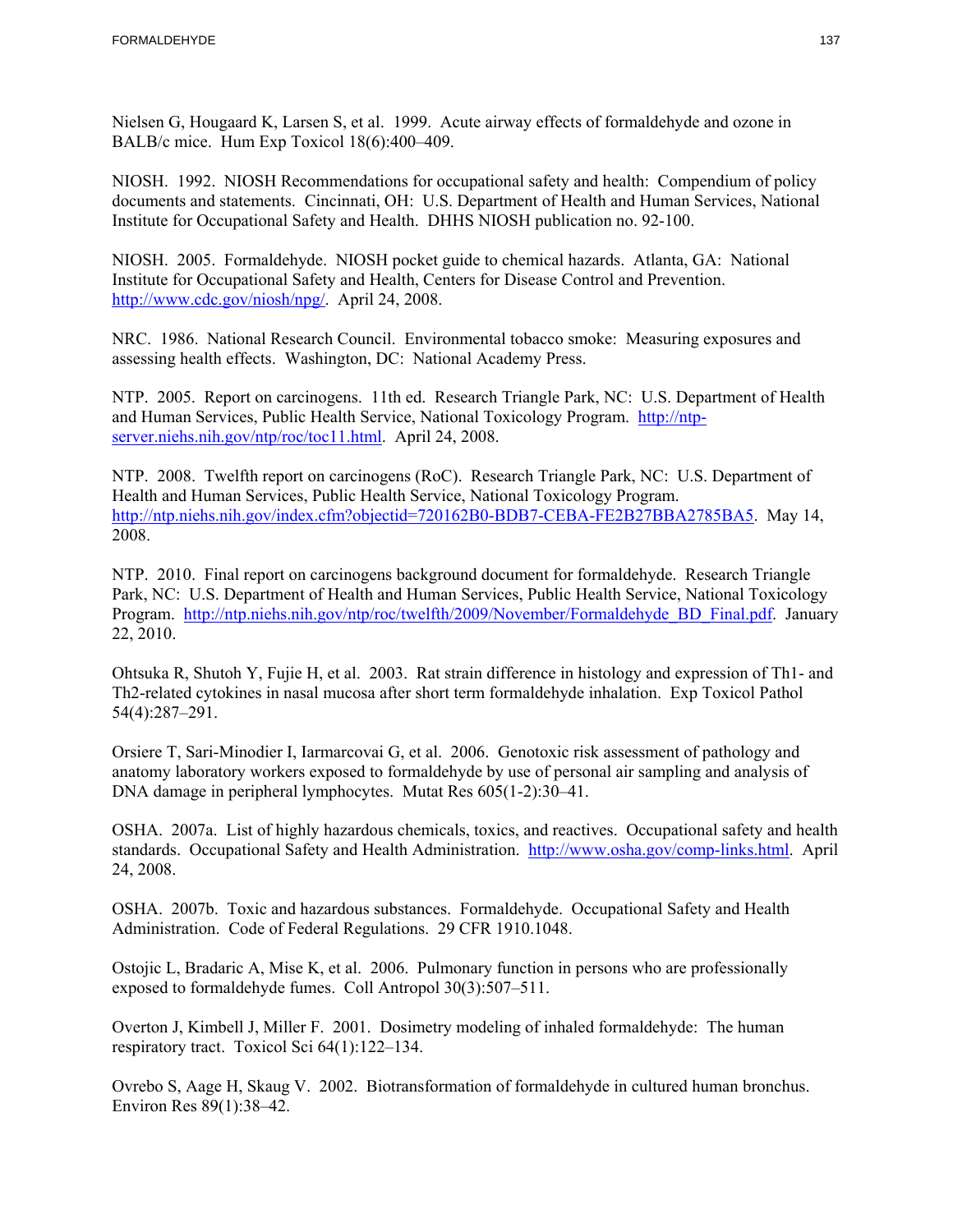Nielsen G, Hougaard K, Larsen S, et al. 1999. Acute airway effects of formaldehyde and ozone in BALB/c mice. Hum Exp Toxicol 18(6):400–409.

NIOSH. 1992. NIOSH Recommendations for occupational safety and health: Compendium of policy documents and statements. Cincinnati, OH: U.S. Department of Health and Human Services, National Institute for Occupational Safety and Health. DHHS NIOSH publication no. 92-100.

NIOSH. 2005. Formaldehyde. NIOSH pocket guide to chemical hazards. Atlanta, GA: National Institute for Occupational Safety and Health, Centers for Disease Control and Prevention. http://www.cdc.gov/niosh/npg/. April 24, 2008.

NRC. 1986. National Research Council. Environmental tobacco smoke: Measuring exposures and assessing health effects. Washington, DC: National Academy Press.

NTP. 2005. Report on carcinogens. 11th ed. Research Triangle Park, NC: U.S. Department of Health and Human Services, Public Health Service, National Toxicology Program. http://ntp-server.niehs.nih.gov/ntp/roc/toc11.html. April 24, 2008.

NTP. 2008. Twelfth report on carcinogens (RoC). Research Triangle Park, NC: U.S. Department of Health and Human Services, Public Health Service, National Toxicology Program. http://ntp.niehs.nih.gov/index.cfm?objectid=720162B0-BDB7-CEBA-FE2B27BBA2785BA5. May 14, 2008.

NTP. 2010. Final report on carcinogens background document for formaldehyde. Research Triangle Park, NC: U.S. Department of Health and Human Services, Public Health Service, National Toxicology Program. http://ntp.niehs.nih.gov/ntp/roc/twelfth/2009/November/Formaldehyde_BD_Final.pdf. January 22, 2010.

Ohtsuka R, Shutoh Y, Fujie H, et al. 2003. Rat strain difference in histology and expression of Th1- and Th2-related cytokines in nasal mucosa after short term formaldehyde inhalation. Exp Toxicol Pathol 54(4):287–291.

Orsiere T, Sari-Minodier I, Iarmarcovai G, et al. 2006. Genotoxic risk assessment of pathology and anatomy laboratory workers exposed to formaldehyde by use of personal air sampling and analysis of DNA damage in peripheral lymphocytes. Mutat Res 605(1-2):30–41.

OSHA. 2007a. List of highly hazardous chemicals, toxics, and reactives. Occupational safety and health standards. Occupational Safety and Health Administration. http://www.osha.gov/comp-links.html. April 24, 2008.

OSHA. 2007b. Toxic and hazardous substances. Formaldehyde. Occupational Safety and Health Administration. Code of Federal Regulations. 29 CFR 1910.1048.

Ostojic L, Bradaric A, Mise K, et al. 2006. Pulmonary function in persons who are professionally exposed to formaldehyde fumes. Coll Antropol 30(3):507–511.

Overton J, Kimbell J, Miller F. 2001. Dosimetry modeling of inhaled formaldehyde: The human respiratory tract. Toxicol Sci 64(1):122–134.

Ovrebo S, Aage H, Skaug V. 2002. Biotransformation of formaldehyde in cultured human bronchus. Environ Res 89(1):38–42.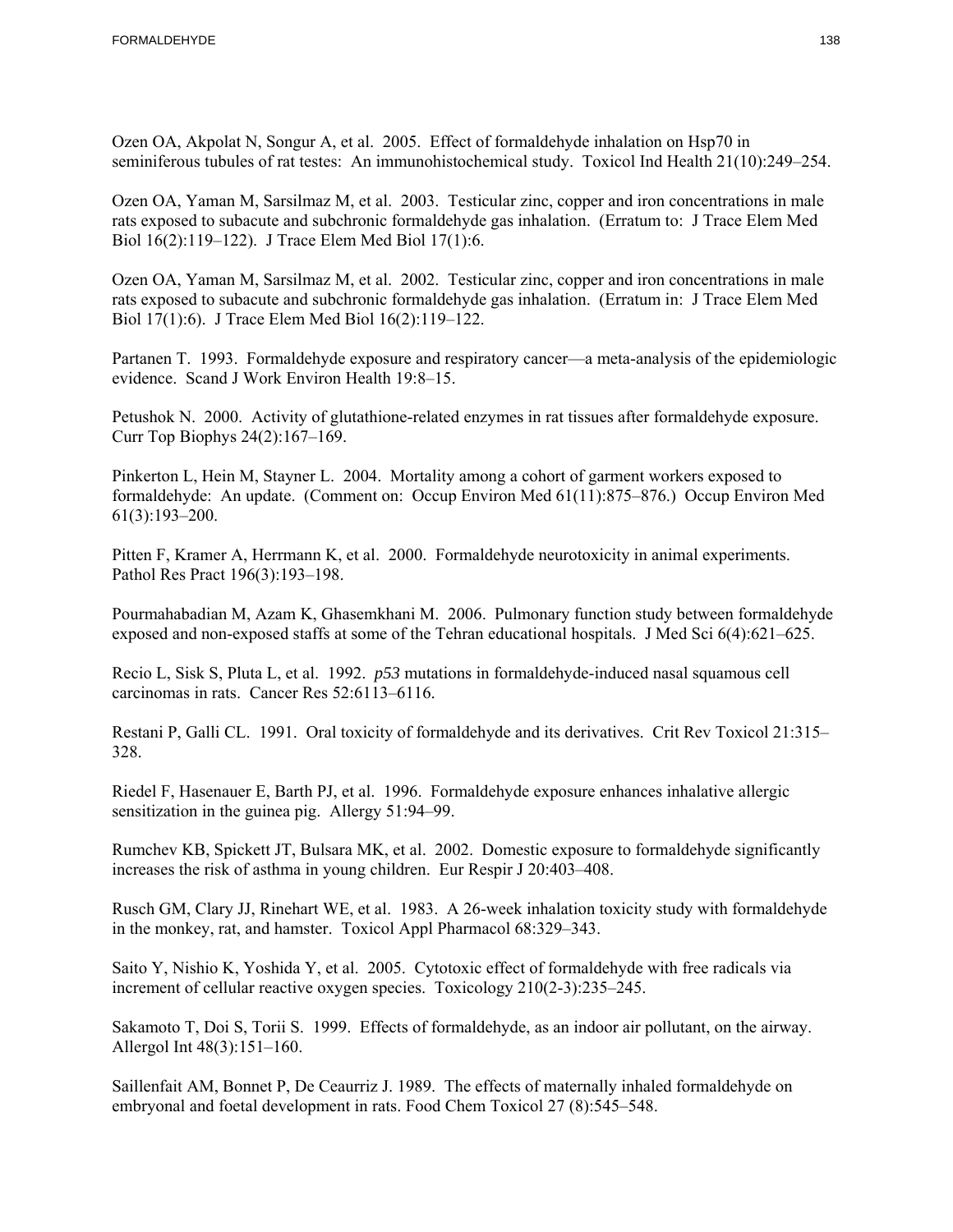Ozen OA, Akpolat N, Songur A, et al. 2005. Effect of formaldehyde inhalation on Hsp70 in seminiferous tubules of rat testes: An immunohistochemical study. Toxicol Ind Health 21(10):249–254.

Ozen OA, Yaman M, Sarsilmaz M, et al. 2003. Testicular zinc, copper and iron concentrations in male rats exposed to subacute and subchronic formaldehyde gas inhalation. (Erratum to: J Trace Elem Med Biol 16(2):119–122). J Trace Elem Med Biol 17(1):6.

Ozen OA, Yaman M, Sarsilmaz M, et al. 2002. Testicular zinc, copper and iron concentrations in male rats exposed to subacute and subchronic formaldehyde gas inhalation. (Erratum in: J Trace Elem Med Biol 17(1):6). J Trace Elem Med Biol 16(2):119–122.

Partanen T. 1993. Formaldehyde exposure and respiratory cancer—a meta-analysis of the epidemiologic evidence. Scand J Work Environ Health 19:8–15.

Petushok N. 2000. Activity of glutathione-related enzymes in rat tissues after formaldehyde exposure. Curr Top Biophys 24(2):167–169.

Pinkerton L, Hein M, Stayner L. 2004. Mortality among a cohort of garment workers exposed to formaldehyde: An update. (Comment on: Occup Environ Med 61(11):875–876.) Occup Environ Med 61(3):193–200.

Pitten F, Kramer A, Herrmann K, et al. 2000. Formaldehyde neurotoxicity in animal experiments. Pathol Res Pract 196(3):193–198.

Pourmahabadian M, Azam K, Ghasemkhani M. 2006. Pulmonary function study between formaldehyde exposed and non-exposed staffs at some of the Tehran educational hospitals. J Med Sci 6(4):621–625.

Recio L, Sisk S, Pluta L, et al. 1992. *p53* mutations in formaldehyde-induced nasal squamous cell carcinomas in rats. Cancer Res 52:6113–6116.

Restani P, Galli CL. 1991. Oral toxicity of formaldehyde and its derivatives. Crit Rev Toxicol 21:315–328.

Riedel F, Hasenauer E, Barth PJ, et al. 1996. Formaldehyde exposure enhances inhalative allergic sensitization in the guinea pig. Allergy 51:94–99.

Rumchev KB, Spickett JT, Bulsara MK, et al. 2002. Domestic exposure to formaldehyde significantly increases the risk of asthma in young children. Eur Respir J 20:403–408.

Rusch GM, Clary JJ, Rinehart WE, et al. 1983. A 26-week inhalation toxicity study with formaldehyde in the monkey, rat, and hamster. Toxicol Appl Pharmacol 68:329–343.

Saito Y, Nishio K, Yoshida Y, et al. 2005. Cytotoxic effect of formaldehyde with free radicals via increment of cellular reactive oxygen species. Toxicology 210(2-3):235–245.

Sakamoto T, Doi S, Torii S. 1999. Effects of formaldehyde, as an indoor air pollutant, on the airway. Allergol Int 48(3):151–160.

Saillenfait AM, Bonnet P, De Ceaurriz J. 1989. The effects of maternally inhaled formaldehyde on embryonal and foetal development in rats. Food Chem Toxicol 27 (8):545–548.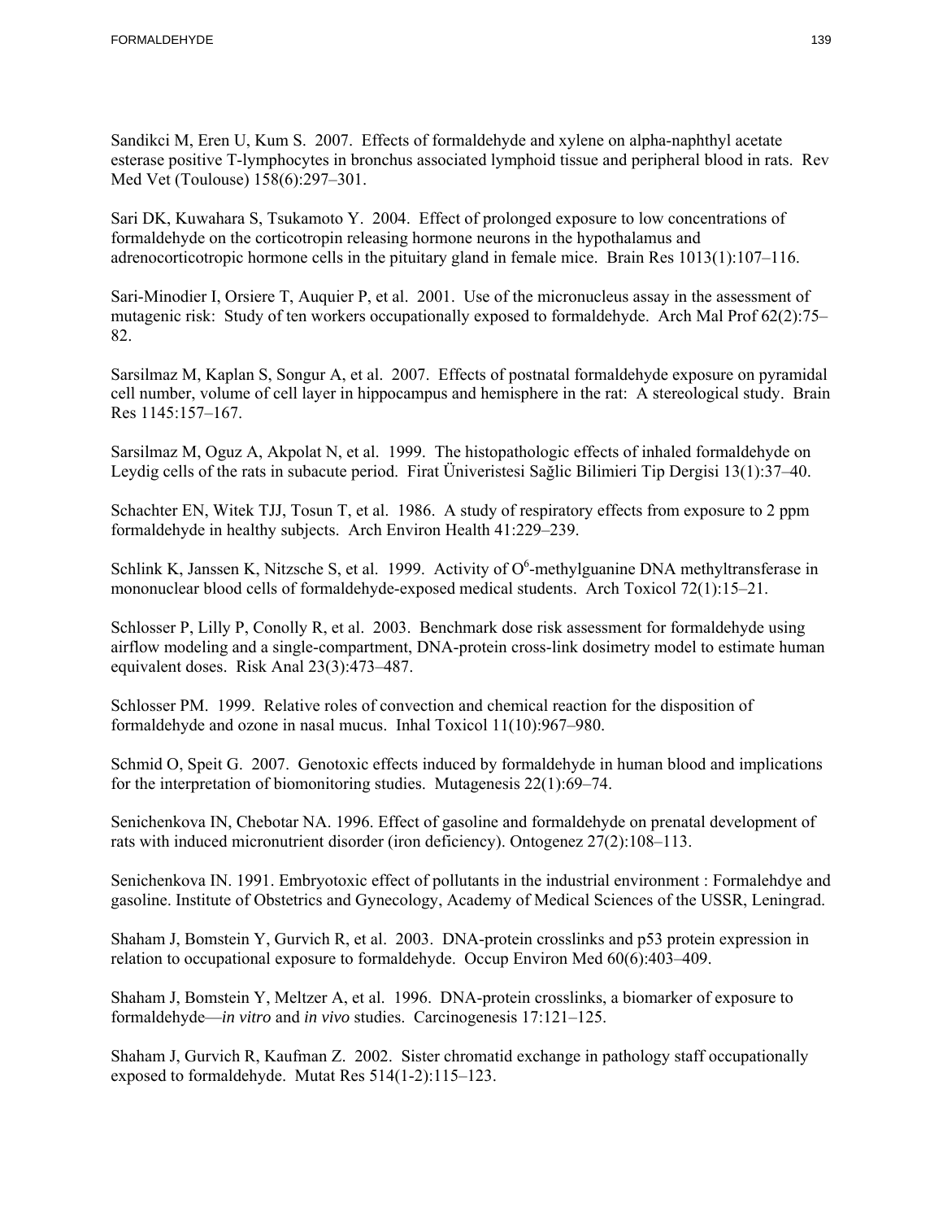Sandikci M, Eren U, Kum S. 2007. Effects of formaldehyde and xylene on alpha-naphthyl acetate esterase positive T-lymphocytes in bronchus associated lymphoid tissue and peripheral blood in rats. Rev Med Vet (Toulouse) 158(6):297–301.

Sari DK, Kuwahara S, Tsukamoto Y. 2004. Effect of prolonged exposure to low concentrations of formaldehyde on the corticotropin releasing hormone neurons in the hypothalamus and adrenocorticotropic hormone cells in the pituitary gland in female mice. Brain Res 1013(1):107–116.

Sari-Minodier I, Orsiere T, Auquier P, et al. 2001. Use of the micronucleus assay in the assessment of mutagenic risk: Study of ten workers occupationally exposed to formaldehyde. Arch Mal Prof 62(2):75–82.

Sarsilmaz M, Kaplan S, Songur A, et al. 2007. Effects of postnatal formaldehyde exposure on pyramidal cell number, volume of cell layer in hippocampus and hemisphere in the rat: A stereological study. Brain Res 1145:157–167.

Sarsilmaz M, Oguz A, Akpolat N, et al. 1999. The histopathologic effects of inhaled formaldehyde on Leydig cells of the rats in subacute period. Firat Üniveristesi Sağlic Bilimieri Tip Dergisi 13(1):37–40.

Schachter EN, Witek TJJ, Tosun T, et al. 1986. A study of respiratory effects from exposure to 2 ppm formaldehyde in healthy subjects. Arch Environ Health 41:229–239.

Schlink K, Janssen K, Nitzsche S, et al. 1999. Activity of $O^6$-methylguanine DNA methyltransferase in mononuclear blood cells of formaldehyde-exposed medical students. Arch Toxicol 72(1):15–21.

Schlosser P, Lilly P, Conolly R, et al. 2003. Benchmark dose risk assessment for formaldehyde using airflow modeling and a single-compartment, DNA-protein cross-link dosimetry model to estimate human equivalent doses. Risk Anal 23(3):473–487.

Schlosser PM. 1999. Relative roles of convection and chemical reaction for the disposition of formaldehyde and ozone in nasal mucus. Inhal Toxicol 11(10):967–980.

Schmid O, Speit G. 2007. Genotoxic effects induced by formaldehyde in human blood and implications for the interpretation of biomonitoring studies. Mutagenesis 22(1):69–74.

Senichenkova IN, Chebotar NA. 1996. Effect of gasoline and formaldehyde on prenatal development of rats with induced micronutrient disorder (iron deficiency). Ontogenez 27(2):108–113.

Senichenkova IN. 1991. Embryotoxic effect of pollutants in the industrial environment : Formalehdye and gasoline. Institute of Obstetrics and Gynecology, Academy of Medical Sciences of the USSR, Leningrad.

Shaham J, Bomstein Y, Gurvich R, et al. 2003. DNA-protein crosslinks and p53 protein expression in relation to occupational exposure to formaldehyde. Occup Environ Med 60(6):403–409.

Shaham J, Bomstein Y, Meltzer A, et al. 1996. DNA-protein crosslinks, a biomarker of exposure to formaldehyde—*in vitro* and *in vivo* studies. Carcinogenesis 17:121–125.

Shaham J, Gurvich R, Kaufman Z. 2002. Sister chromatid exchange in pathology staff occupationally exposed to formaldehyde. Mutat Res 514(1-2):115–123.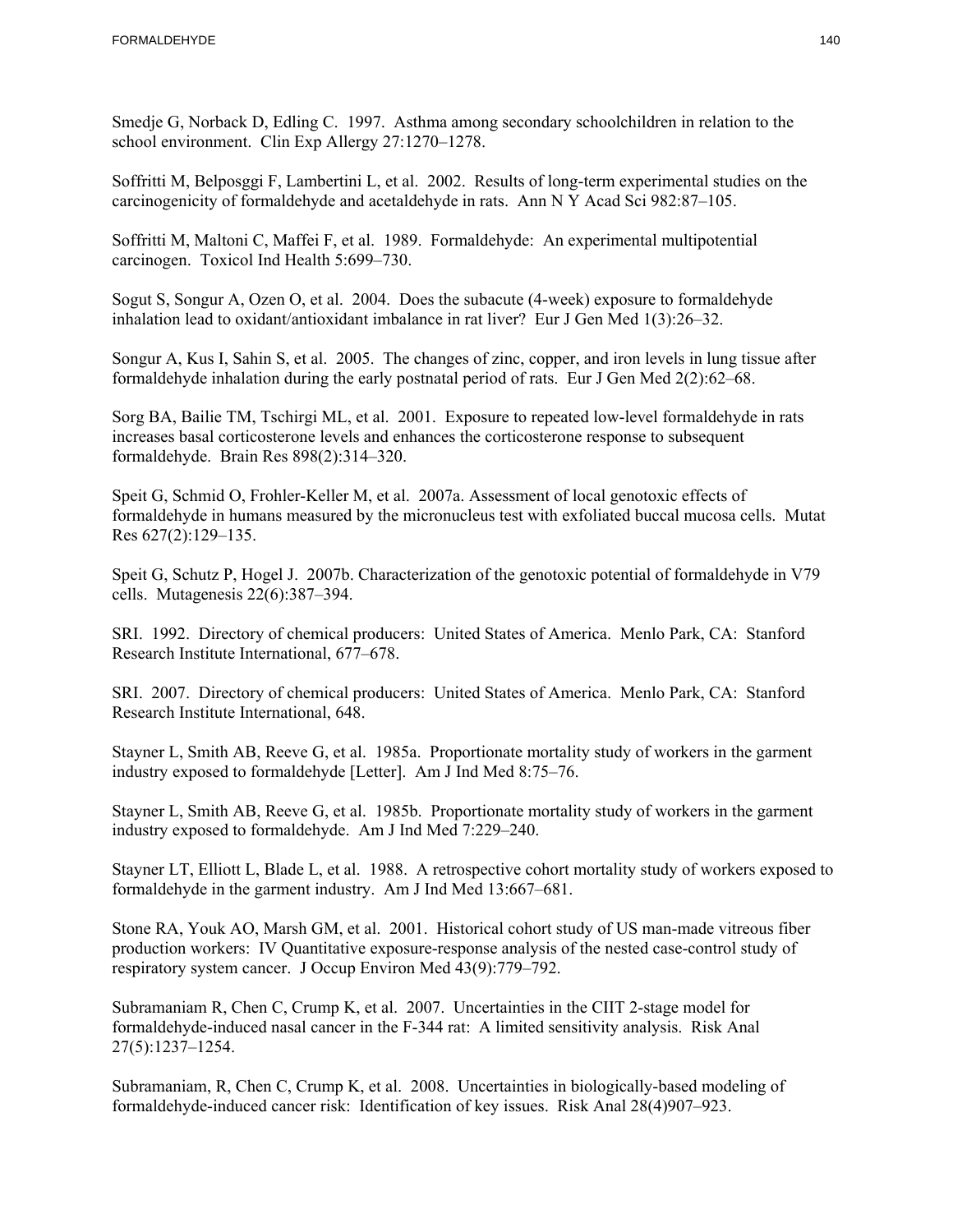Smedje G, Norback D, Edling C. 1997. Asthma among secondary schoolchildren in relation to the school environment. Clin Exp Allergy 27:1270–1278.

Soffritti M, Belposggi F, Lambertini L, et al. 2002. Results of long-term experimental studies on the carcinogenicity of formaldehyde and acetaldehyde in rats. Ann N Y Acad Sci 982:87–105.

Soffritti M, Maltoni C, Maffei F, et al. 1989. Formaldehyde: An experimental multipotential carcinogen. Toxicol Ind Health 5:699–730.

Sogut S, Songur A, Ozen O, et al. 2004. Does the subacute (4-week) exposure to formaldehyde inhalation lead to oxidant/antioxidant imbalance in rat liver? Eur J Gen Med 1(3):26–32.

Songur A, Kus I, Sahin S, et al. 2005. The changes of zinc, copper, and iron levels in lung tissue after formaldehyde inhalation during the early postnatal period of rats. Eur J Gen Med 2(2):62–68.

Sorg BA, Bailie TM, Tschirgi ML, et al. 2001. Exposure to repeated low-level formaldehyde in rats increases basal corticosterone levels and enhances the corticosterone response to subsequent formaldehyde. Brain Res 898(2):314–320.

Speit G, Schmid O, Frohler-Keller M, et al. 2007a. Assessment of local genotoxic effects of formaldehyde in humans measured by the micronucleus test with exfoliated buccal mucosa cells. Mutat Res 627(2):129–135.

Speit G, Schutz P, Hogel J. 2007b. Characterization of the genotoxic potential of formaldehyde in V79 cells. Mutagenesis 22(6):387–394.

SRI. 1992. Directory of chemical producers: United States of America. Menlo Park, CA: Stanford Research Institute International, 677–678.

SRI. 2007. Directory of chemical producers: United States of America. Menlo Park, CA: Stanford Research Institute International, 648.

Stayner L, Smith AB, Reeve G, et al. 1985a. Proportionate mortality study of workers in the garment industry exposed to formaldehyde [Letter]. Am J Ind Med 8:75–76.

Stayner L, Smith AB, Reeve G, et al. 1985b. Proportionate mortality study of workers in the garment industry exposed to formaldehyde. Am J Ind Med 7:229–240.

Stayner LT, Elliott L, Blade L, et al. 1988. A retrospective cohort mortality study of workers exposed to formaldehyde in the garment industry. Am J Ind Med 13:667–681.

Stone RA, Youk AO, Marsh GM, et al. 2001. Historical cohort study of US man-made vitreous fiber production workers: IV Quantitative exposure-response analysis of the nested case-control study of respiratory system cancer. J Occup Environ Med 43(9):779–792.

Subramaniam R, Chen C, Crump K, et al. 2007. Uncertainties in the CIIT 2-stage model for formaldehyde-induced nasal cancer in the F-344 rat: A limited sensitivity analysis. Risk Anal 27(5):1237–1254.

Subramaniam, R, Chen C, Crump K, et al. 2008. Uncertainties in biologically-based modeling of formaldehyde-induced cancer risk: Identification of key issues. Risk Anal 28(4)907–923.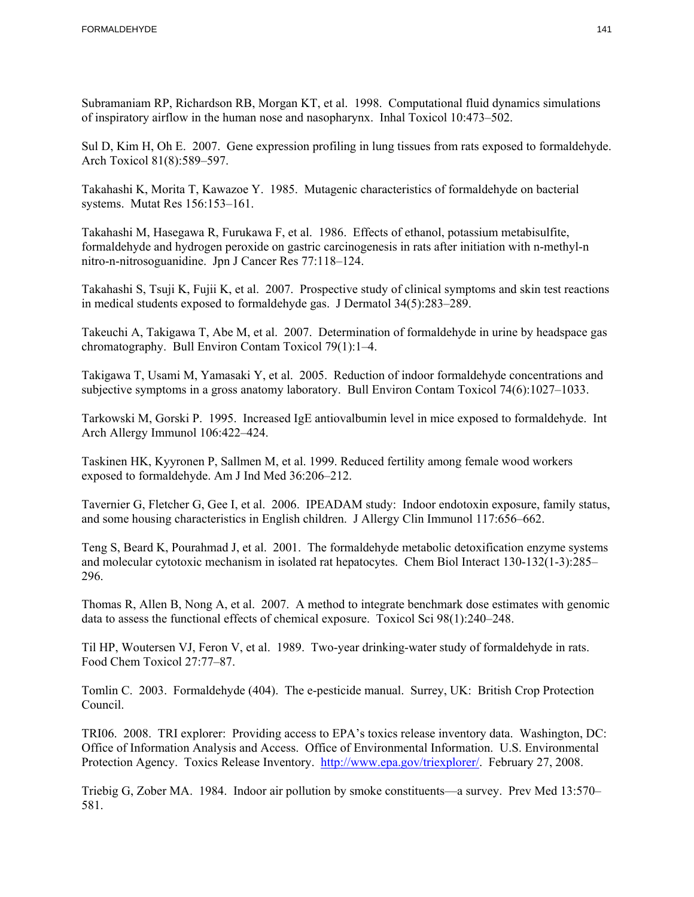Subramaniam RP, Richardson RB, Morgan KT, et al. 1998. Computational fluid dynamics simulations of inspiratory airflow in the human nose and nasopharynx. Inhal Toxicol 10:473–502.

Sul D, Kim H, Oh E. 2007. Gene expression profiling in lung tissues from rats exposed to formaldehyde. Arch Toxicol 81(8):589–597.

Takahashi K, Morita T, Kawazoe Y. 1985. Mutagenic characteristics of formaldehyde on bacterial systems. Mutat Res 156:153–161.

Takahashi M, Hasegawa R, Furukawa F, et al. 1986. Effects of ethanol, potassium metabisulfite, formaldehyde and hydrogen peroxide on gastric carcinogenesis in rats after initiation with n-methyl-n nitro-n-nitrosoguanidine. Jpn J Cancer Res 77:118–124.

Takahashi S, Tsuji K, Fujii K, et al. 2007. Prospective study of clinical symptoms and skin test reactions in medical students exposed to formaldehyde gas. J Dermatol 34(5):283–289.

Takeuchi A, Takigawa T, Abe M, et al. 2007. Determination of formaldehyde in urine by headspace gas chromatography. Bull Environ Contam Toxicol 79(1):1–4.

Takigawa T, Usami M, Yamasaki Y, et al. 2005. Reduction of indoor formaldehyde concentrations and subjective symptoms in a gross anatomy laboratory. Bull Environ Contam Toxicol 74(6):1027–1033.

Tarkowski M, Gorski P. 1995. Increased IgE antiovalbumin level in mice exposed to formaldehyde. Int Arch Allergy Immunol 106:422–424.

Taskinen HK, Kyyronen P, Sallmen M, et al. 1999. Reduced fertility among female wood workers exposed to formaldehyde. Am J Ind Med 36:206–212.

Tavernier G, Fletcher G, Gee I, et al. 2006. IPEADAM study: Indoor endotoxin exposure, family status, and some housing characteristics in English children. J Allergy Clin Immunol 117:656–662.

Teng S, Beard K, Pourahmad J, et al. 2001. The formaldehyde metabolic detoxification enzyme systems and molecular cytotoxic mechanism in isolated rat hepatocytes. Chem Biol Interact 130-132(1-3):285–296.

Thomas R, Allen B, Nong A, et al. 2007. A method to integrate benchmark dose estimates with genomic data to assess the functional effects of chemical exposure. Toxicol Sci 98(1):240–248.

Til HP, Woutersen VJ, Feron V, et al. 1989. Two-year drinking-water study of formaldehyde in rats. Food Chem Toxicol 27:77–87.

Tomlin C. 2003. Formaldehyde (404). The e-pesticide manual. Surrey, UK: British Crop Protection Council.

TRI06. 2008. TRI explorer: Providing access to EPA's toxics release inventory data. Washington, DC: Office of Information Analysis and Access. Office of Environmental Information. U.S. Environmental Protection Agency. Toxics Release Inventory. http://www.epa.gov/triexplorer/. February 27, 2008.

Triebig G, Zober MA. 1984. Indoor air pollution by smoke constituents—a survey. Prev Med 13:570–581.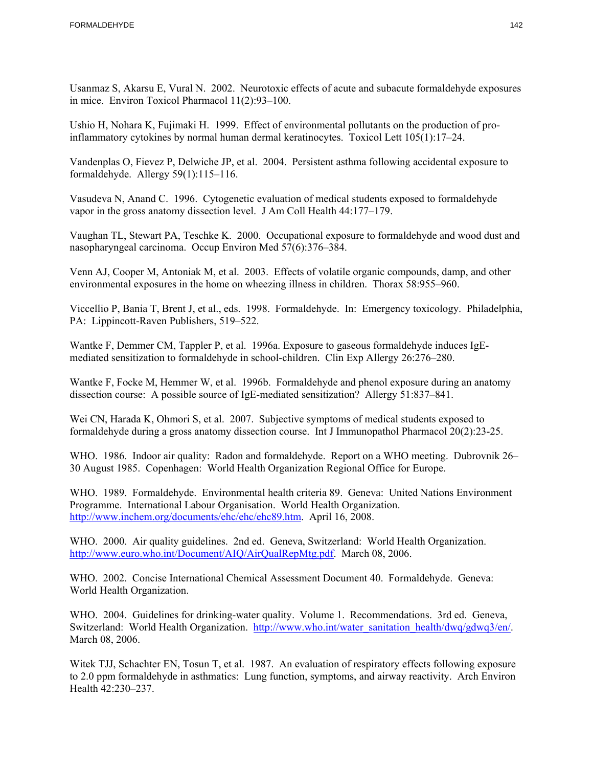Usanmaz S, Akarsu E, Vural N. 2002. Neurotoxic effects of acute and subacute formaldehyde exposures in mice. Environ Toxicol Pharmacol 11(2):93–100.

Ushio H, Nohara K, Fujimaki H. 1999. Effect of environmental pollutants on the production of pro-inflammatory cytokines by normal human dermal keratinocytes. Toxicol Lett 105(1):17–24.

Vandenplas O, Fievez P, Delwiche JP, et al. 2004. Persistent asthma following accidental exposure to formaldehyde. Allergy 59(1):115–116.

Vasudeva N, Anand C. 1996. Cytogenetic evaluation of medical students exposed to formaldehyde vapor in the gross anatomy dissection level. J Am Coll Health 44:177–179.

Vaughan TL, Stewart PA, Teschke K. 2000. Occupational exposure to formaldehyde and wood dust and nasopharyngeal carcinoma. Occup Environ Med 57(6):376–384.

Venn AJ, Cooper M, Antoniak M, et al. 2003. Effects of volatile organic compounds, damp, and other environmental exposures in the home on wheezing illness in children. Thorax 58:955–960.

Viccellio P, Bania T, Brent J, et al., eds. 1998. Formaldehyde. In: Emergency toxicology. Philadelphia, PA: Lippincott-Raven Publishers, 519–522.

Wantke F, Demmer CM, Tappler P, et al. 1996a. Exposure to gaseous formaldehyde induces IgE-mediated sensitization to formaldehyde in school-children. Clin Exp Allergy 26:276–280.

Wantke F, Focke M, Hemmer W, et al. 1996b. Formaldehyde and phenol exposure during an anatomy dissection course: A possible source of IgE-mediated sensitization? Allergy 51:837–841.

Wei CN, Harada K, Ohmori S, et al. 2007. Subjective symptoms of medical students exposed to formaldehyde during a gross anatomy dissection course. Int J Immunopathol Pharmacol 20(2):23-25.

WHO. 1986. Indoor air quality: Radon and formaldehyde. Report on a WHO meeting. Dubrovnik 26–30 August 1985. Copenhagen: World Health Organization Regional Office for Europe.

WHO. 1989. Formaldehyde. Environmental health criteria 89. Geneva: United Nations Environment Programme. International Labour Organisation. World Health Organization. http://www.inchem.org/documents/ehc/ehc/ehc89.htm. April 16, 2008.

WHO. 2000. Air quality guidelines. 2nd ed. Geneva, Switzerland: World Health Organization. http://www.euro.who.int/Document/AIQ/AirQualRepMtg.pdf. March 08, 2006.

WHO. 2002. Concise International Chemical Assessment Document 40. Formaldehyde. Geneva: World Health Organization.

WHO. 2004. Guidelines for drinking-water quality. Volume 1. Recommendations. 3rd ed. Geneva, Switzerland: World Health Organization. http://www.who.int/water_sanitation_health/dwq/gdwq3/en/. March 08, 2006.

Witek TJJ, Schachter EN, Tosun T, et al. 1987. An evaluation of respiratory effects following exposure to 2.0 ppm formaldehyde in asthmatics: Lung function, symptoms, and airway reactivity. Arch Environ Health 42:230–237.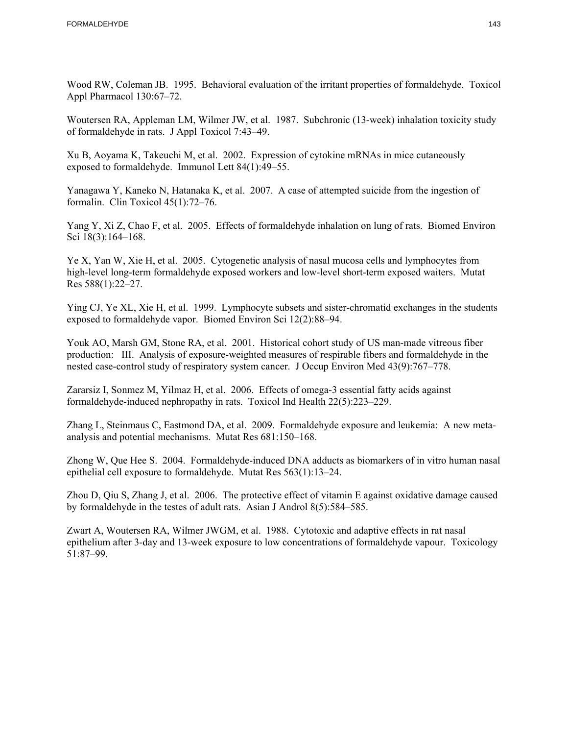Wood RW, Coleman JB. 1995. Behavioral evaluation of the irritant properties of formaldehyde. Toxicol Appl Pharmacol 130:67–72.

Woutersen RA, Appleman LM, Wilmer JW, et al. 1987. Subchronic (13-week) inhalation toxicity study of formaldehyde in rats. J Appl Toxicol 7:43–49.

Xu B, Aoyama K, Takeuchi M, et al. 2002. Expression of cytokine mRNAs in mice cutaneously exposed to formaldehyde. Immunol Lett 84(1):49–55.

Yanagawa Y, Kaneko N, Hatanaka K, et al. 2007. A case of attempted suicide from the ingestion of formalin. Clin Toxicol 45(1):72–76.

Yang Y, Xi Z, Chao F, et al. 2005. Effects of formaldehyde inhalation on lung of rats. Biomed Environ Sci 18(3):164–168.

Ye X, Yan W, Xie H, et al. 2005. Cytogenetic analysis of nasal mucosa cells and lymphocytes from high-level long-term formaldehyde exposed workers and low-level short-term exposed waiters. Mutat Res 588(1):22–27.

Ying CJ, Ye XL, Xie H, et al. 1999. Lymphocyte subsets and sister-chromatid exchanges in the students exposed to formaldehyde vapor. Biomed Environ Sci 12(2):88–94.

Youk AO, Marsh GM, Stone RA, et al. 2001. Historical cohort study of US man-made vitreous fiber production: III. Analysis of exposure-weighted measures of respirable fibers and formaldehyde in the nested case-control study of respiratory system cancer. J Occup Environ Med 43(9):767–778.

Zararsiz I, Sonmez M, Yilmaz H, et al. 2006. Effects of omega-3 essential fatty acids against formaldehyde-induced nephropathy in rats. Toxicol Ind Health 22(5):223–229.

Zhang L, Steinmaus C, Eastmond DA, et al. 2009. Formaldehyde exposure and leukemia: A new meta-analysis and potential mechanisms. Mutat Res 681:150–168.

Zhong W, Que Hee S. 2004. Formaldehyde-induced DNA adducts as biomarkers of in vitro human nasal epithelial cell exposure to formaldehyde. Mutat Res 563(1):13–24.

Zhou D, Qiu S, Zhang J, et al. 2006. The protective effect of vitamin E against oxidative damage caused by formaldehyde in the testes of adult rats. Asian J Androl 8(5):584–585.

Zwart A, Woutersen RA, Wilmer JWGM, et al. 1988. Cytotoxic and adaptive effects in rat nasal epithelium after 3-day and 13-week exposure to low concentrations of formaldehyde vapour. Toxicology 51:87–99.